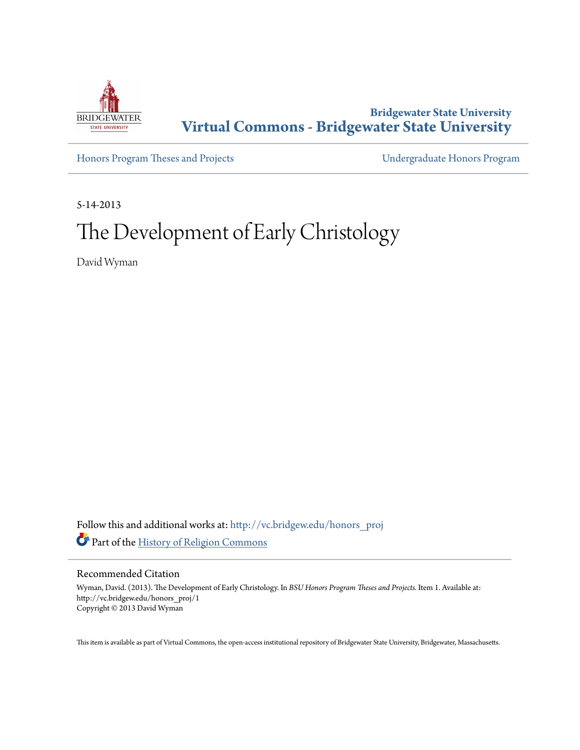Bridgewater State University

# Virtual Commons - Bridgewater State University

Honors Program Theses and Projects

Undergraduate Honors Program

5-14-2013

# The Development of Early Christology

David Wyman

Follow this and additional works at: http://vc.bridgew.edu/honors_proj

Part of the History of Religion Commons

## Recommended Citation

Wyman, David. (2013). The Development of Early Christology. In *BSU Honors Program Theses and Projects.* Item 1. Available at: http://vc.bridgew.edu/honors_proj/1

Copyright © 2013 David Wyman

This item is available as part of Virtual Commons, the open-access institutional repository of Bridgewater State University, Bridgewater, Massachusetts.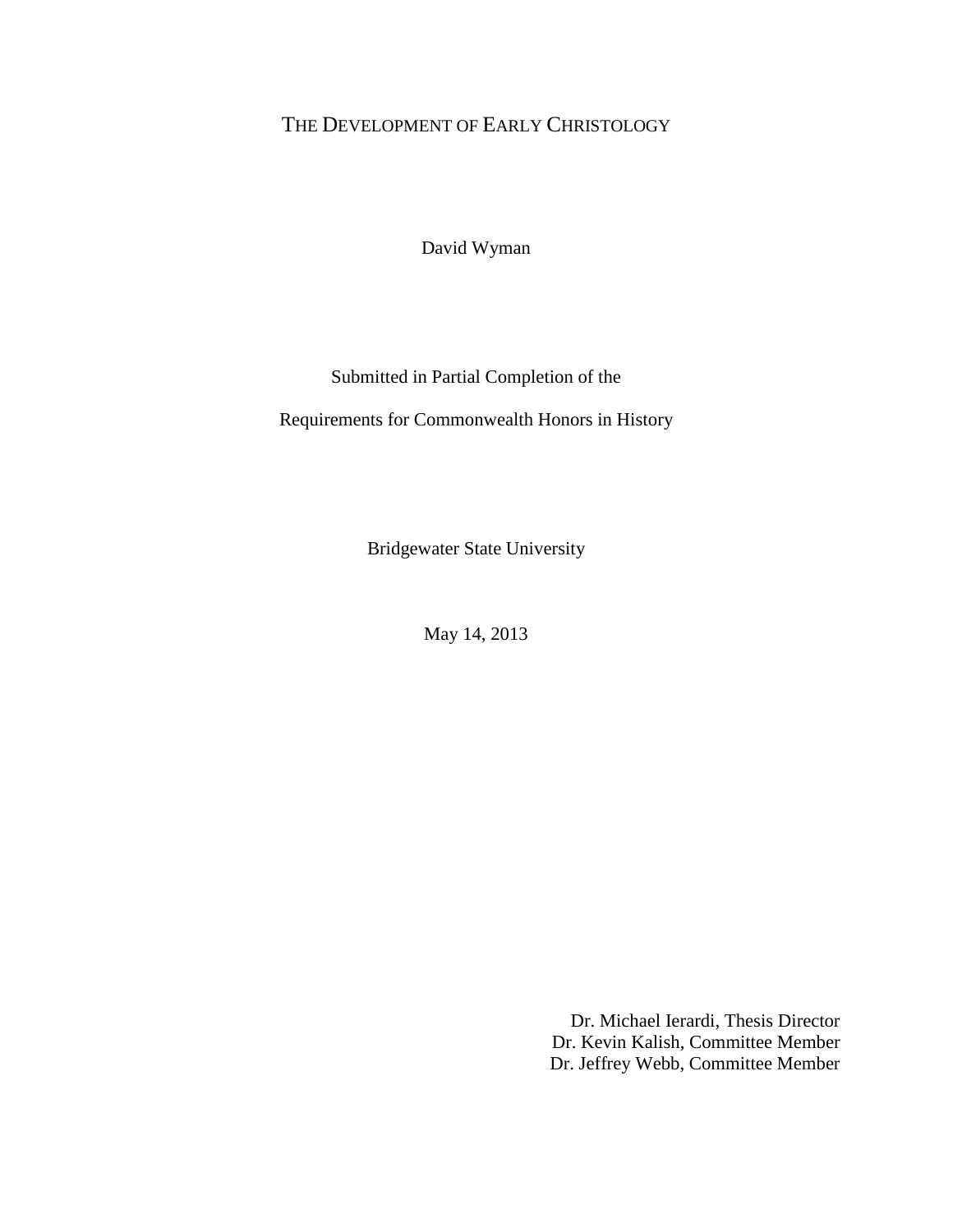# THE DEVELOPMENT OF EARLY CHRISTOLOGY

David Wyman

Submitted in Partial Completion of the

Requirements for Commonwealth Honors in History

Bridgewater State University

May 14, 2013

Dr. Michael Ierardi, Thesis Director
Dr. Kevin Kalish, Committee Member
Dr. Jeffrey Webb, Committee Member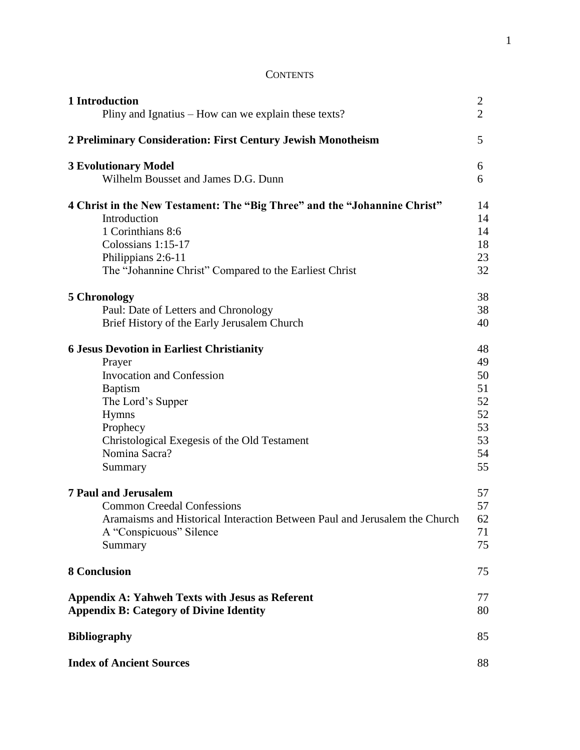# CONTENTS

| | |
|---|---|
| **1 Introduction** | 2 |
| Pliny and Ignatius – How can we explain these texts? | 2 |
| **2 Preliminary Consideration: First Century Jewish Monotheism** | 5 |
| **3 Evolutionary Model** | 6 |
| Wilhelm Bousset and James D.G. Dunn | 6 |
| **4 Christ in the New Testament: The "Big Three" and the "Johannine Christ"** | 14 |
| Introduction | 14 |
| 1 Corinthians 8:6 | 14 |
| Colossians 1:15-17 | 18 |
| Philippians 2:6-11 | 23 |
| The "Johannine Christ" Compared to the Earliest Christ | 32 |
| **5 Chronology** | 38 |
| Paul: Date of Letters and Chronology | 38 |
| Brief History of the Early Jerusalem Church | 40 |
| **6 Jesus Devotion in Earliest Christianity** | 48 |
| Prayer | 49 |
| Invocation and Confession | 50 |
| Baptism | 51 |
| The Lord's Supper | 52 |
| Hymns | 52 |
| Prophecy | 53 |
| Christological Exegesis of the Old Testament | 53 |
| Nomina Sacra? | 54 |
| Summary | 55 |
| **7 Paul and Jerusalem** | 57 |
| Common Creedal Confessions | 57 |
| Aramaisms and Historical Interaction Between Paul and Jerusalem the Church | 62 |
| A "Conspicuous" Silence | 71 |
| Summary | 75 |
| **8 Conclusion** | 75 |
| **Appendix A: Yahweh Texts with Jesus as Referent** | 77 |
| **Appendix B: Category of Divine Identity** | 80 |
| **Bibliography** | 85 |
| **Index of Ancient Sources** | 88 |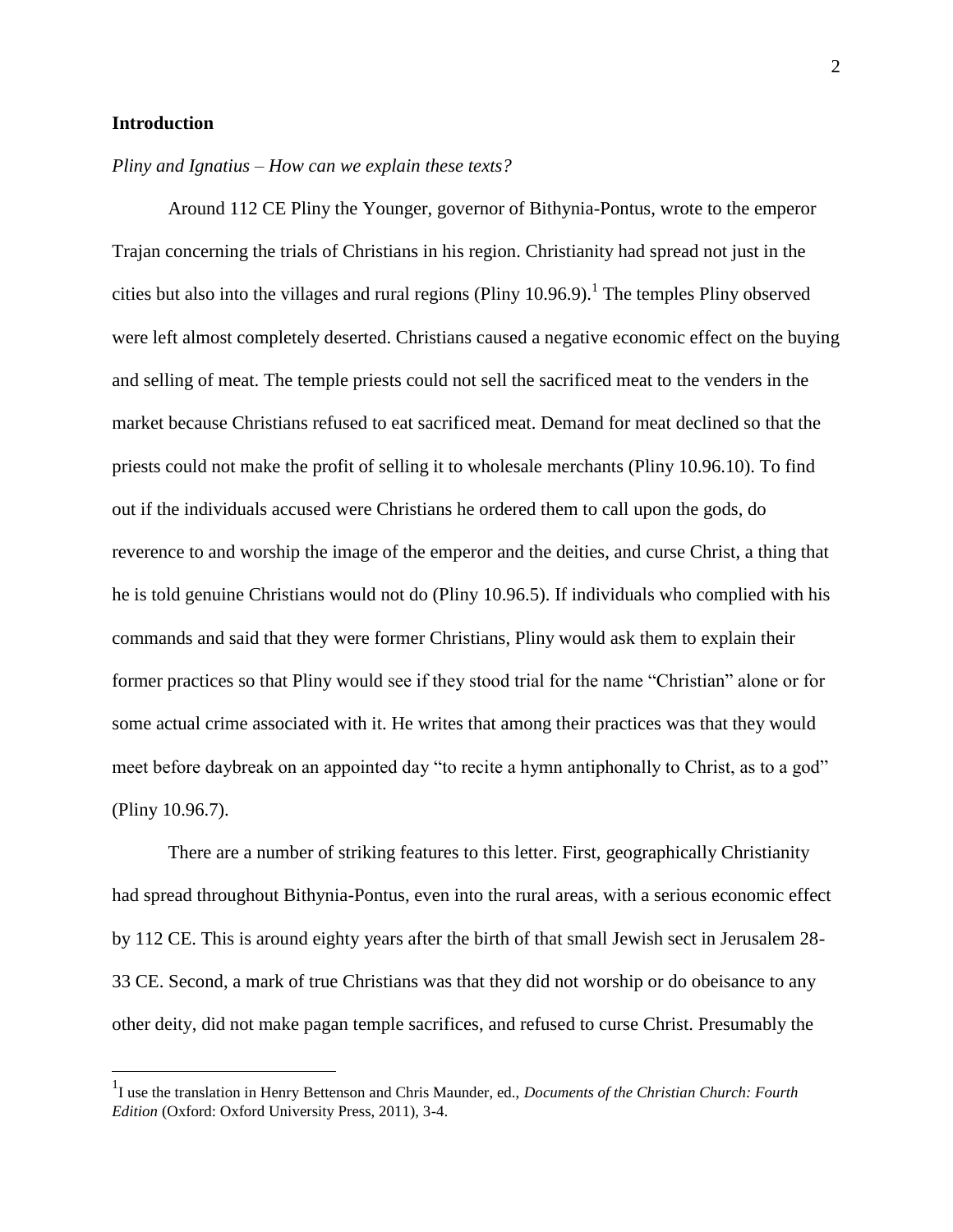## Introduction

*Pliny and Ignatius – How can we explain these texts?*

Around 112 CE Pliny the Younger, governor of Bithynia-Pontus, wrote to the emperor Trajan concerning the trials of Christians in his region. Christianity had spread not just in the cities but also into the villages and rural regions (Pliny 10.96.9).[1] The temples Pliny observed were left almost completely deserted. Christians caused a negative economic effect on the buying and selling of meat. The temple priests could not sell the sacrificed meat to the venders in the market because Christians refused to eat sacrificed meat. Demand for meat declined so that the priests could not make the profit of selling it to wholesale merchants (Pliny 10.96.10). To find out if the individuals accused were Christians he ordered them to call upon the gods, do reverence to and worship the image of the emperor and the deities, and curse Christ, a thing that he is told genuine Christians would not do (Pliny 10.96.5). If individuals who complied with his commands and said that they were former Christians, Pliny would ask them to explain their former practices so that Pliny would see if they stood trial for the name "Christian" alone or for some actual crime associated with it. He writes that among their practices was that they would meet before daybreak on an appointed day "to recite a hymn antiphonally to Christ, as to a god" (Pliny 10.96.7).

There are a number of striking features to this letter. First, geographically Christianity had spread throughout Bithynia-Pontus, even into the rural areas, with a serious economic effect by 112 CE. This is around eighty years after the birth of that small Jewish sect in Jerusalem 28-33 CE. Second, a mark of true Christians was that they did not worship or do obeisance to any other deity, did not make pagan temple sacrifices, and refused to curse Christ. Presumably the

[1] I use the translation in Henry Bettenson and Chris Maunder, ed., *Documents of the Christian Church: Fourth Edition* (Oxford: Oxford University Press, 2011), 3-4.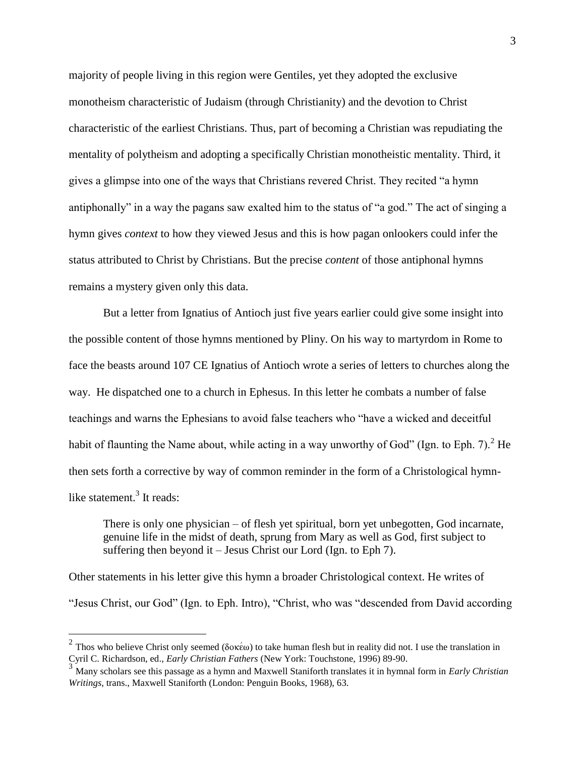majority of people living in this region were Gentiles, yet they adopted the exclusive monotheism characteristic of Judaism (through Christianity) and the devotion to Christ characteristic of the earliest Christians. Thus, part of becoming a Christian was repudiating the mentality of polytheism and adopting a specifically Christian monotheistic mentality. Third, it gives a glimpse into one of the ways that Christians revered Christ. They recited "a hymn antiphonally" in a way the pagans saw exalted him to the status of "a god." The act of singing a hymn gives *context* to how they viewed Jesus and this is how pagan onlookers could infer the status attributed to Christ by Christians. But the precise *content* of those antiphonal hymns remains a mystery given only this data.

But a letter from Ignatius of Antioch just five years earlier could give some insight into the possible content of those hymns mentioned by Pliny. On his way to martyrdom in Rome to face the beasts around 107 CE Ignatius of Antioch wrote a series of letters to churches along the way. He dispatched one to a church in Ephesus. In this letter he combats a number of false teachings and warns the Ephesians to avoid false teachers who "have a wicked and deceitful habit of flaunting the Name about, while acting in a way unworthy of God" (Ign. to Eph. 7).[2] He then sets forth a corrective by way of common reminder in the form of a Christological hymn-like statement.[3] It reads:

> There is only one physician – of flesh yet spiritual, born yet unbegotten, God incarnate, genuine life in the midst of death, sprung from Mary as well as God, first subject to suffering then beyond it – Jesus Christ our Lord (Ign. to Eph 7).

Other statements in his letter give this hymn a broader Christological context. He writes of "Jesus Christ, our God" (Ign. to Eph. Intro), "Christ, who was "descended from David according

---

[2] Thos who believe Christ only seemed (δοκέω) to take human flesh but in reality did not. I use the translation in Cyril C. Richardson, ed., *Early Christian Fathers* (New York: Touchstone, 1996) 89-90.

[3] Many scholars see this passage as a hymn and Maxwell Staniforth translates it in hymnal form in *Early Christian Writings*, trans., Maxwell Staniforth (London: Penguin Books, 1968), 63.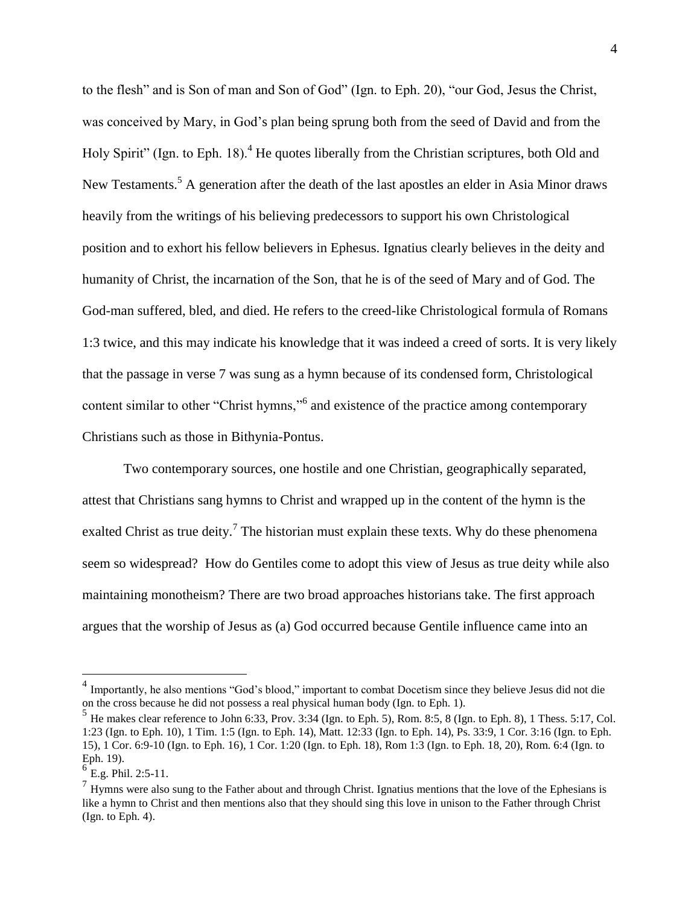to the flesh" and is Son of man and Son of God" (Ign. to Eph. 20), "our God, Jesus the Christ, was conceived by Mary, in God's plan being sprung both from the seed of David and from the Holy Spirit" (Ign. to Eph. 18).[4] He quotes liberally from the Christian scriptures, both Old and New Testaments.[5] A generation after the death of the last apostles an elder in Asia Minor draws heavily from the writings of his believing predecessors to support his own Christological position and to exhort his fellow believers in Ephesus. Ignatius clearly believes in the deity and humanity of Christ, the incarnation of the Son, that he is of the seed of Mary and of God. The God-man suffered, bled, and died. He refers to the creed-like Christological formula of Romans 1:3 twice, and this may indicate his knowledge that it was indeed a creed of sorts. It is very likely that the passage in verse 7 was sung as a hymn because of its condensed form, Christological content similar to other "Christ hymns,"[6] and existence of the practice among contemporary Christians such as those in Bithynia-Pontus.

Two contemporary sources, one hostile and one Christian, geographically separated, attest that Christians sang hymns to Christ and wrapped up in the content of the hymn is the exalted Christ as true deity.[7] The historian must explain these texts. Why do these phenomena seem so widespread? How do Gentiles come to adopt this view of Jesus as true deity while also maintaining monotheism? There are two broad approaches historians take. The first approach argues that the worship of Jesus as (a) God occurred because Gentile influence came into an

---

[4] Importantly, he also mentions "God's blood," important to combat Docetism since they believe Jesus did not die on the cross because he did not possess a real physical human body (Ign. to Eph. 1).

[5] He makes clear reference to John 6:33, Prov. 3:34 (Ign. to Eph. 5), Rom. 8:5, 8 (Ign. to Eph. 8), 1 Thess. 5:17, Col. 1:23 (Ign. to Eph. 10), 1 Tim. 1:5 (Ign. to Eph. 14), Matt. 12:33 (Ign. to Eph. 14), Ps. 33:9, 1 Cor. 3:16 (Ign. to Eph. 15), 1 Cor. 6:9-10 (Ign. to Eph. 16), 1 Cor. 1:20 (Ign. to Eph. 18), Rom 1:3 (Ign. to Eph. 18, 20), Rom. 6:4 (Ign. to Eph. 19).

[6] E.g. Phil. 2:5-11.

[7] Hymns were also sung to the Father about and through Christ. Ignatius mentions that the love of the Ephesians is like a hymn to Christ and then mentions also that they should sing this love in unison to the Father through Christ (Ign. to Eph. 4).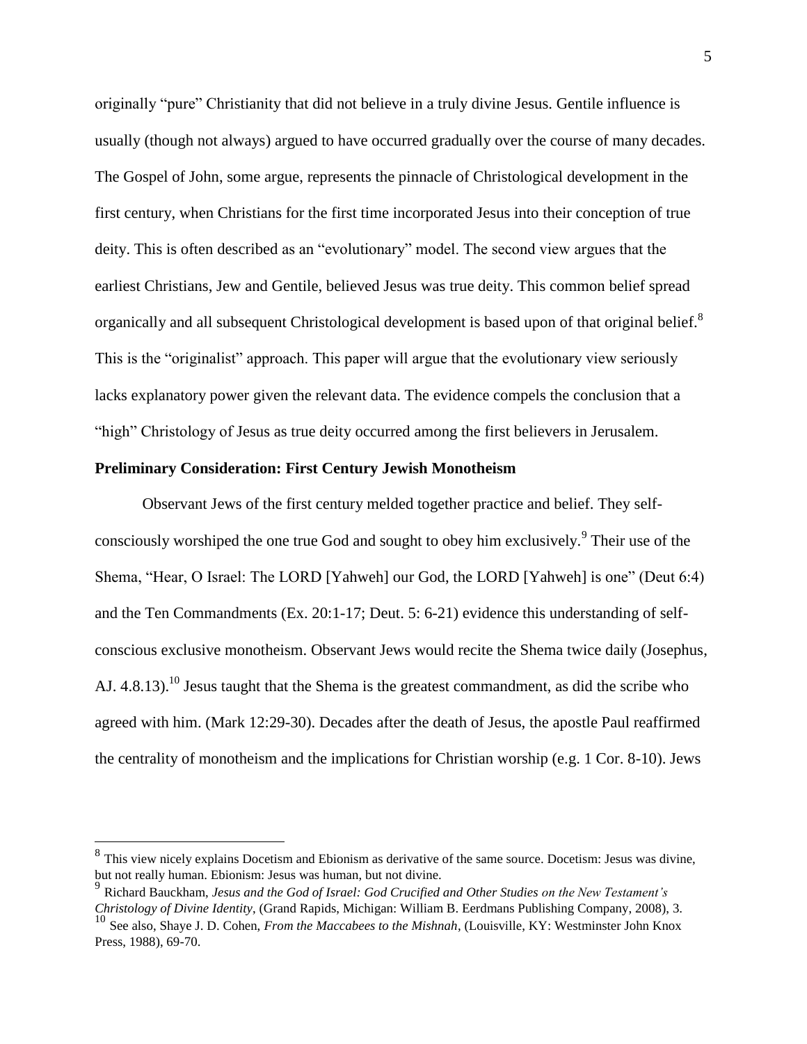originally "pure" Christianity that did not believe in a truly divine Jesus. Gentile influence is usually (though not always) argued to have occurred gradually over the course of many decades. The Gospel of John, some argue, represents the pinnacle of Christological development in the first century, when Christians for the first time incorporated Jesus into their conception of true deity. This is often described as an "evolutionary" model. The second view argues that the earliest Christians, Jew and Gentile, believed Jesus was true deity. This common belief spread organically and all subsequent Christological development is based upon of that original belief.[8] This is the "originalist" approach. This paper will argue that the evolutionary view seriously lacks explanatory power given the relevant data. The evidence compels the conclusion that a "high" Christology of Jesus as true deity occurred among the first believers in Jerusalem.

**Preliminary Consideration: First Century Jewish Monotheism**

Observant Jews of the first century melded together practice and belief. They self-consciously worshiped the one true God and sought to obey him exclusively.[9] Their use of the Shema, "Hear, O Israel: The LORD [Yahweh] our God, the LORD [Yahweh] is one" (Deut 6:4) and the Ten Commandments (Ex. 20:1-17; Deut. 5: 6-21) evidence this understanding of self-conscious exclusive monotheism. Observant Jews would recite the Shema twice daily (Josephus, AJ. 4.8.13).[10] Jesus taught that the Shema is the greatest commandment, as did the scribe who agreed with him. (Mark 12:29-30). Decades after the death of Jesus, the apostle Paul reaffirmed the centrality of monotheism and the implications for Christian worship (e.g. 1 Cor. 8-10). Jews

---

[8] This view nicely explains Docetism and Ebionism as derivative of the same source. Docetism: Jesus was divine, but not really human. Ebionism: Jesus was human, but not divine.

[9] Richard Bauckham, *Jesus and the God of Israel: God Crucified and Other Studies on the New Testament's Christology of Divine Identity*, (Grand Rapids, Michigan: William B. Eerdmans Publishing Company, 2008), 3.

[10] See also, Shaye J. D. Cohen, *From the Maccabees to the Mishnah*, (Louisville, KY: Westminster John Knox Press, 1988), 69-70.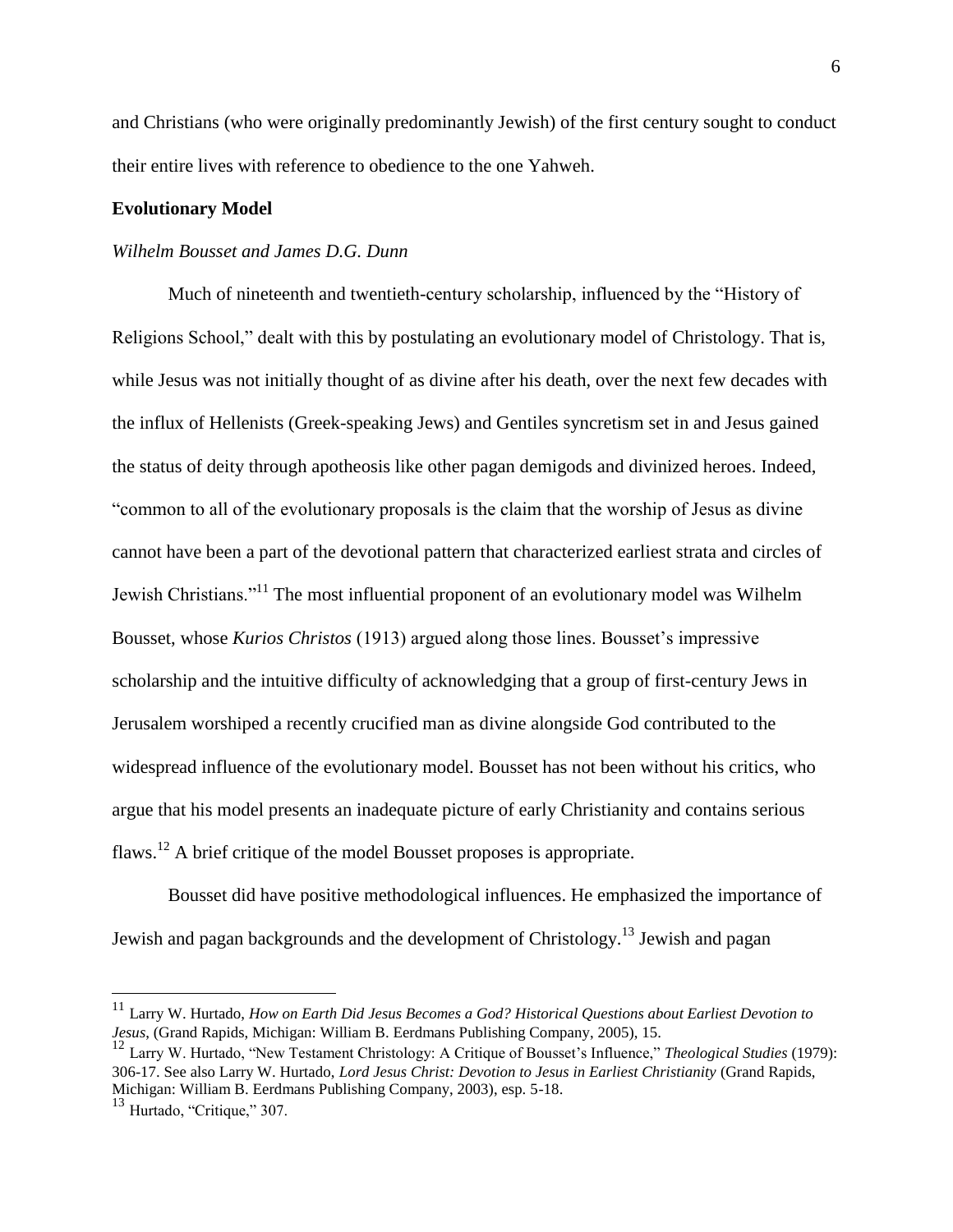and Christians (who were originally predominantly Jewish) of the first century sought to conduct their entire lives with reference to obedience to the one Yahweh.

### Evolutionary Model

#### *Wilhelm Bousset and James D.G. Dunn*

Much of nineteenth and twentieth-century scholarship, influenced by the "History of Religions School," dealt with this by postulating an evolutionary model of Christology. That is, while Jesus was not initially thought of as divine after his death, over the next few decades with the influx of Hellenists (Greek-speaking Jews) and Gentiles syncretism set in and Jesus gained the status of deity through apotheosis like other pagan demigods and divinized heroes. Indeed, "common to all of the evolutionary proposals is the claim that the worship of Jesus as divine cannot have been a part of the devotional pattern that characterized earliest strata and circles of Jewish Christians."[11] The most influential proponent of an evolutionary model was Wilhelm Bousset, whose *Kurios Christos* (1913) argued along those lines. Bousset's impressive scholarship and the intuitive difficulty of acknowledging that a group of first-century Jews in Jerusalem worshiped a recently crucified man as divine alongside God contributed to the widespread influence of the evolutionary model. Bousset has not been without his critics, who argue that his model presents an inadequate picture of early Christianity and contains serious flaws.[12] A brief critique of the model Bousset proposes is appropriate.

Bousset did have positive methodological influences. He emphasized the importance of Jewish and pagan backgrounds and the development of Christology.[13] Jewish and pagan

---

[11] Larry W. Hurtado, *How on Earth Did Jesus Becomes a God? Historical Questions about Earliest Devotion to Jesus*, (Grand Rapids, Michigan: William B. Eerdmans Publishing Company, 2005), 15.

[12] Larry W. Hurtado, "New Testament Christology: A Critique of Bousset's Influence," *Theological Studies* (1979): 306-17. See also Larry W. Hurtado, *Lord Jesus Christ: Devotion to Jesus in Earliest Christianity* (Grand Rapids, Michigan: William B. Eerdmans Publishing Company, 2003), esp. 5-18.

[13] Hurtado, "Critique," 307.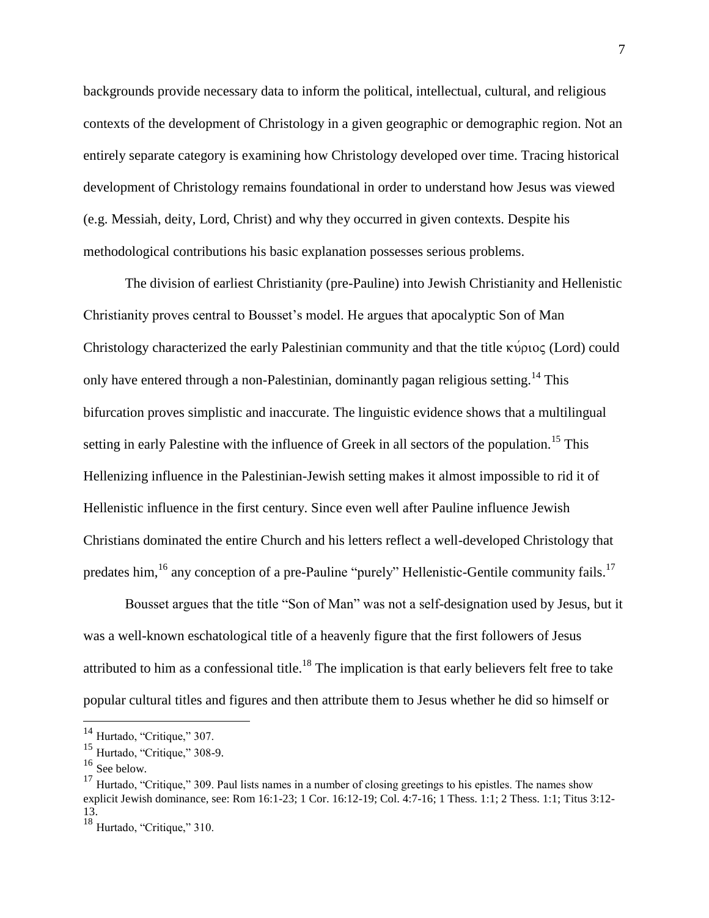backgrounds provide necessary data to inform the political, intellectual, cultural, and religious contexts of the development of Christology in a given geographic or demographic region. Not an entirely separate category is examining how Christology developed over time. Tracing historical development of Christology remains foundational in order to understand how Jesus was viewed (e.g. Messiah, deity, Lord, Christ) and why they occurred in given contexts. Despite his methodological contributions his basic explanation possesses serious problems.

The division of earliest Christianity (pre-Pauline) into Jewish Christianity and Hellenistic Christianity proves central to Bousset's model. He argues that apocalyptic Son of Man Christology characterized the early Palestinian community and that the title κύριος (Lord) could only have entered through a non-Palestinian, dominantly pagan religious setting.[14] This bifurcation proves simplistic and inaccurate. The linguistic evidence shows that a multilingual setting in early Palestine with the influence of Greek in all sectors of the population.[15] This Hellenizing influence in the Palestinian-Jewish setting makes it almost impossible to rid it of Hellenistic influence in the first century. Since even well after Pauline influence Jewish Christians dominated the entire Church and his letters reflect a well-developed Christology that predates him,[16] any conception of a pre-Pauline "purely" Hellenistic-Gentile community fails.[17]

Bousset argues that the title "Son of Man" was not a self-designation used by Jesus, but it was a well-known eschatological title of a heavenly figure that the first followers of Jesus attributed to him as a confessional title.[18] The implication is that early believers felt free to take popular cultural titles and figures and then attribute them to Jesus whether he did so himself or

---

[14] Hurtado, "Critique," 307.

[15] Hurtado, "Critique," 308-9.

[16] See below.

[17] Hurtado, "Critique," 309. Paul lists names in a number of closing greetings to his epistles. The names show explicit Jewish dominance, see: Rom 16:1-23; 1 Cor. 16:12-19; Col. 4:7-16; 1 Thess. 1:1; 2 Thess. 1:1; Titus 3:12-13.

[18] Hurtado, "Critique," 310.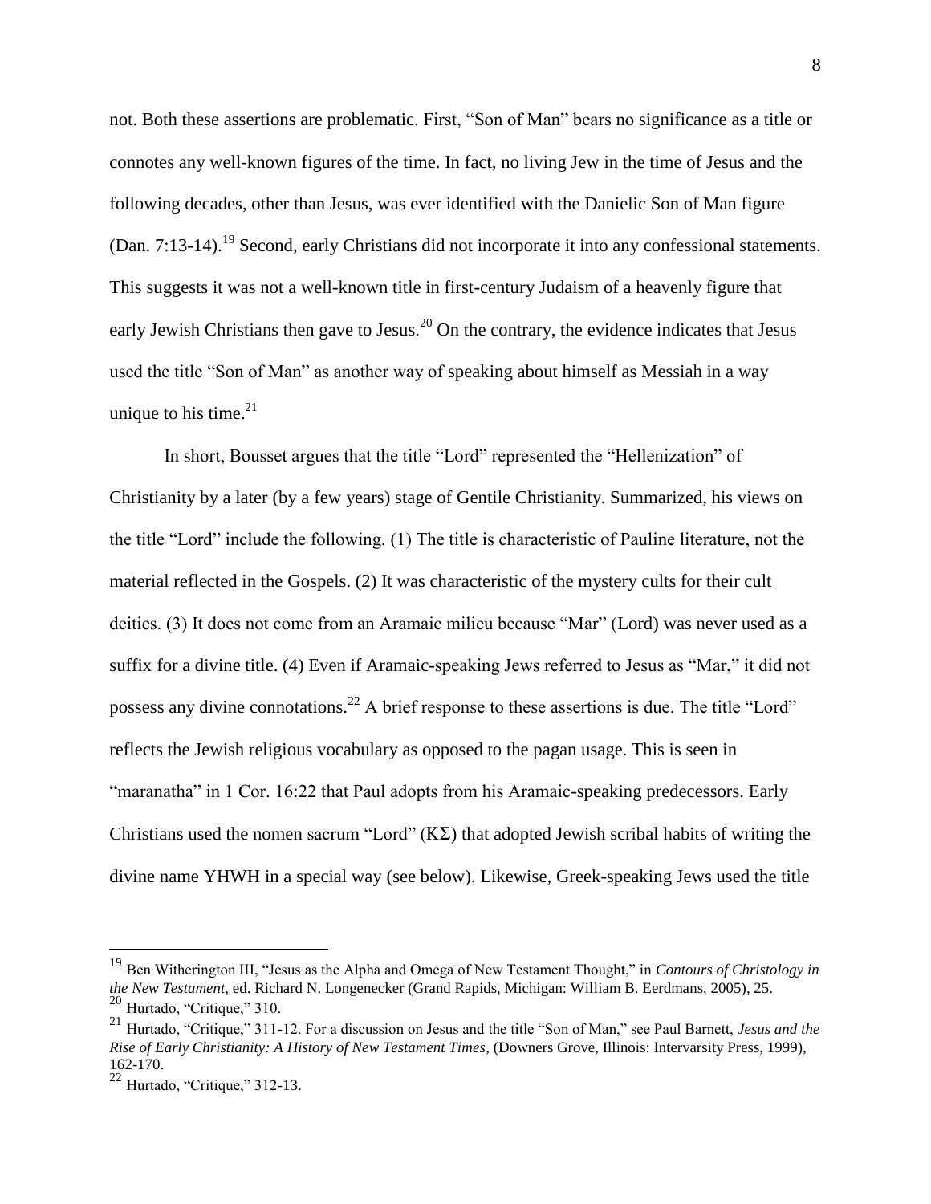not. Both these assertions are problematic. First, "Son of Man" bears no significance as a title or connotes any well-known figures of the time. In fact, no living Jew in the time of Jesus and the following decades, other than Jesus, was ever identified with the Danielic Son of Man figure (Dan. 7:13-14).[19] Second, early Christians did not incorporate it into any confessional statements. This suggests it was not a well-known title in first-century Judaism of a heavenly figure that early Jewish Christians then gave to Jesus.[20] On the contrary, the evidence indicates that Jesus used the title "Son of Man" as another way of speaking about himself as Messiah in a way unique to his time.[21]

In short, Bousset argues that the title "Lord" represented the "Hellenization" of Christianity by a later (by a few years) stage of Gentile Christianity. Summarized, his views on the title "Lord" include the following. (1) The title is characteristic of Pauline literature, not the material reflected in the Gospels. (2) It was characteristic of the mystery cults for their cult deities. (3) It does not come from an Aramaic milieu because "Mar" (Lord) was never used as a suffix for a divine title. (4) Even if Aramaic-speaking Jews referred to Jesus as "Mar," it did not possess any divine connotations.[22] A brief response to these assertions is due. The title "Lord" reflects the Jewish religious vocabulary as opposed to the pagan usage. This is seen in "maranatha" in 1 Cor. 16:22 that Paul adopts from his Aramaic-speaking predecessors. Early Christians used the nomen sacrum "Lord" (ΚΣ) that adopted Jewish scribal habits of writing the divine name YHWH in a special way (see below). Likewise, Greek-speaking Jews used the title

---

[19] Ben Witherington III, "Jesus as the Alpha and Omega of New Testament Thought," in *Contours of Christology in the New Testament*, ed. Richard N. Longenecker (Grand Rapids, Michigan: William B. Eerdmans, 2005), 25.

[20] Hurtado, "Critique," 310.

[21] Hurtado, "Critique," 311-12. For a discussion on Jesus and the title "Son of Man," see Paul Barnett, *Jesus and the Rise of Early Christianity: A History of New Testament Times*, (Downers Grove, Illinois: Intervarsity Press, 1999), 162-170.

[22] Hurtado, "Critique," 312-13.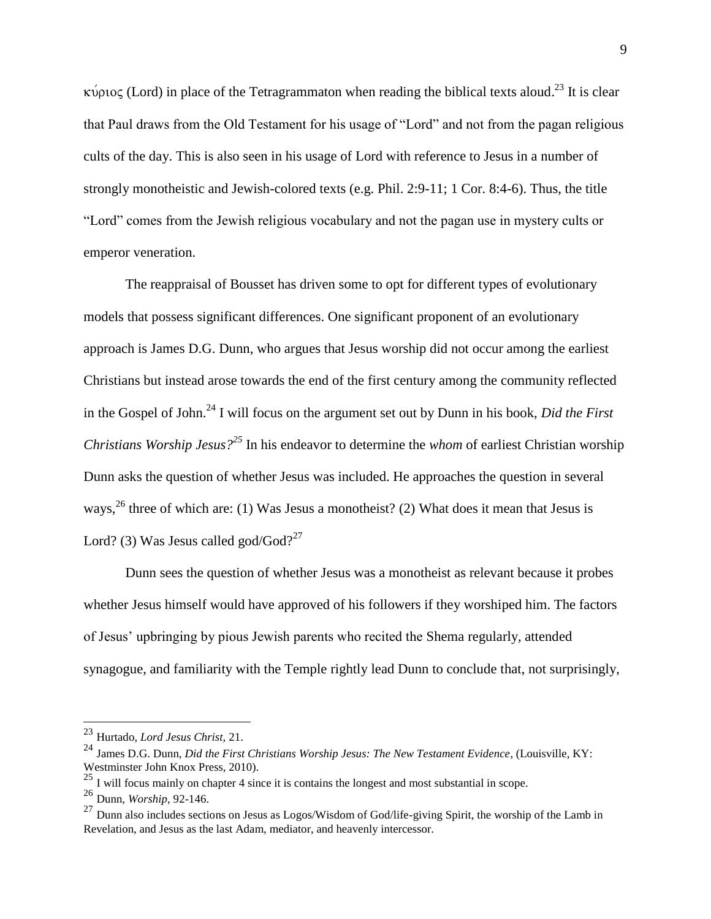κύριος (Lord) in place of the Tetragrammaton when reading the biblical texts aloud.[23] It is clear that Paul draws from the Old Testament for his usage of "Lord" and not from the pagan religious cults of the day. This is also seen in his usage of Lord with reference to Jesus in a number of strongly monotheistic and Jewish-colored texts (e.g. Phil. 2:9-11; 1 Cor. 8:4-6). Thus, the title "Lord" comes from the Jewish religious vocabulary and not the pagan use in mystery cults or emperor veneration.

The reappraisal of Bousset has driven some to opt for different types of evolutionary models that possess significant differences. One significant proponent of an evolutionary approach is James D.G. Dunn, who argues that Jesus worship did not occur among the earliest Christians but instead arose towards the end of the first century among the community reflected in the Gospel of John.[24] I will focus on the argument set out by Dunn in his book, *Did the First Christians Worship Jesus?*[25] In his endeavor to determine the *whom* of earliest Christian worship Dunn asks the question of whether Jesus was included. He approaches the question in several ways,[26] three of which are: (1) Was Jesus a monotheist? (2) What does it mean that Jesus is Lord? (3) Was Jesus called god/God?[27]

Dunn sees the question of whether Jesus was a monotheist as relevant because it probes whether Jesus himself would have approved of his followers if they worshiped him. The factors of Jesus' upbringing by pious Jewish parents who recited the Shema regularly, attended synagogue, and familiarity with the Temple rightly lead Dunn to conclude that, not surprisingly,

---

[23] Hurtado, *Lord Jesus Christ*, 21.

[24] James D.G. Dunn, *Did the First Christians Worship Jesus: The New Testament Evidence*, (Louisville, KY: Westminster John Knox Press, 2010).

[25] I will focus mainly on chapter 4 since it is contains the longest and most substantial in scope.

[26] Dunn, *Worship*, 92-146.

[27] Dunn also includes sections on Jesus as Logos/Wisdom of God/life-giving Spirit, the worship of the Lamb in Revelation, and Jesus as the last Adam, mediator, and heavenly intercessor.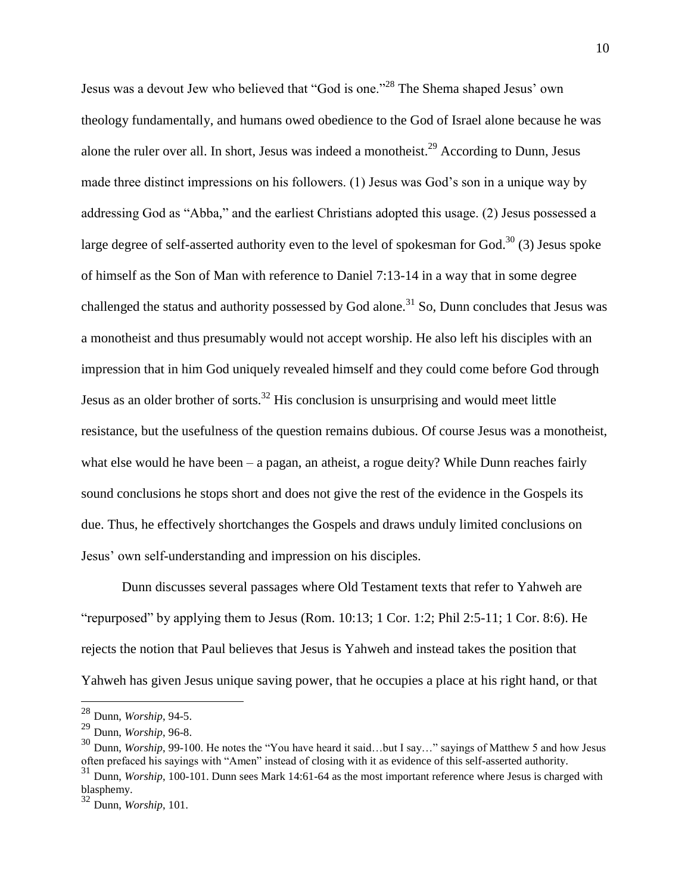Jesus was a devout Jew who believed that "God is one."[28] The Shema shaped Jesus' own theology fundamentally, and humans owed obedience to the God of Israel alone because he was alone the ruler over all. In short, Jesus was indeed a monotheist.[29] According to Dunn, Jesus made three distinct impressions on his followers. (1) Jesus was God's son in a unique way by addressing God as "Abba," and the earliest Christians adopted this usage. (2) Jesus possessed a large degree of self-asserted authority even to the level of spokesman for God.[30] (3) Jesus spoke of himself as the Son of Man with reference to Daniel 7:13-14 in a way that in some degree challenged the status and authority possessed by God alone.[31] So, Dunn concludes that Jesus was a monotheist and thus presumably would not accept worship. He also left his disciples with an impression that in him God uniquely revealed himself and they could come before God through Jesus as an older brother of sorts.[32] His conclusion is unsurprising and would meet little resistance, but the usefulness of the question remains dubious. Of course Jesus was a monotheist, what else would he have been – a pagan, an atheist, a rogue deity? While Dunn reaches fairly sound conclusions he stops short and does not give the rest of the evidence in the Gospels its due. Thus, he effectively shortchanges the Gospels and draws unduly limited conclusions on Jesus' own self-understanding and impression on his disciples.

Dunn discusses several passages where Old Testament texts that refer to Yahweh are "repurposed" by applying them to Jesus (Rom. 10:13; 1 Cor. 1:2; Phil 2:5-11; 1 Cor. 8:6). He rejects the notion that Paul believes that Jesus is Yahweh and instead takes the position that Yahweh has given Jesus unique saving power, that he occupies a place at his right hand, or that

---

[28] Dunn, *Worship*, 94-5.

[29] Dunn, *Worship*, 96-8.

[30] Dunn, *Worship*, 99-100. He notes the "You have heard it said…but I say…" sayings of Matthew 5 and how Jesus often prefaced his sayings with "Amen" instead of closing with it as evidence of this self-asserted authority.

[31] Dunn, *Worship*, 100-101. Dunn sees Mark 14:61-64 as the most important reference where Jesus is charged with blasphemy.

[32] Dunn, *Worship*, 101.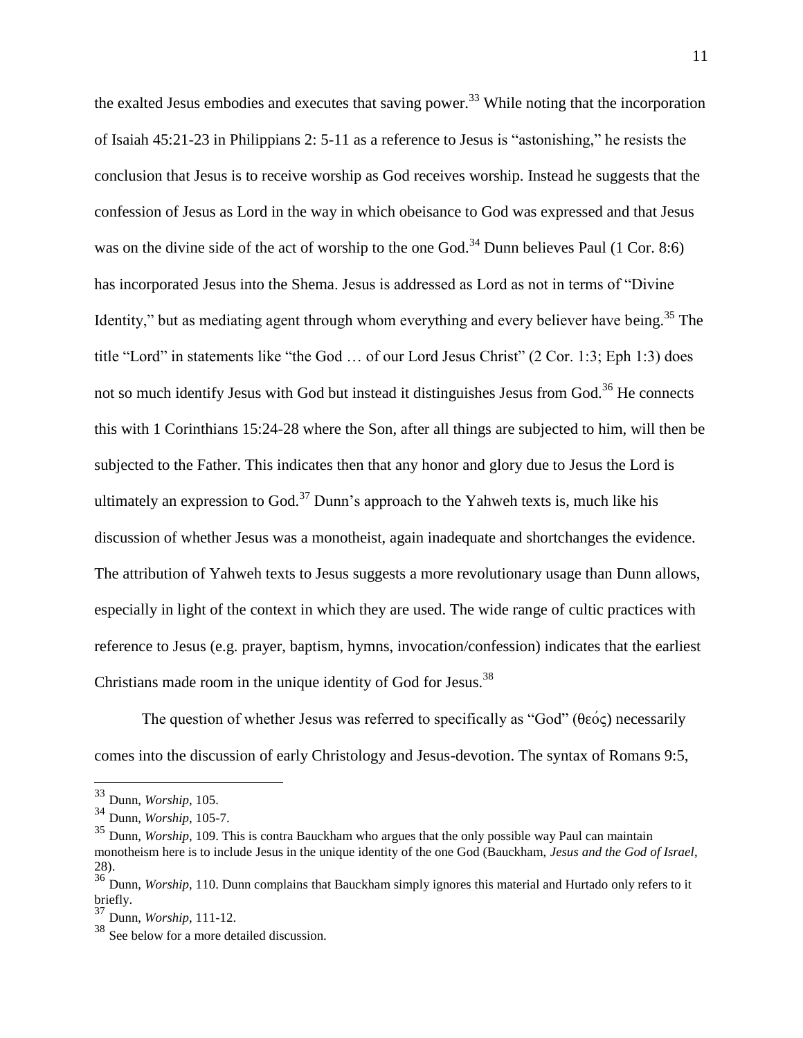the exalted Jesus embodies and executes that saving power.[33] While noting that the incorporation of Isaiah 45:21-23 in Philippians 2: 5-11 as a reference to Jesus is "astonishing," he resists the conclusion that Jesus is to receive worship as God receives worship. Instead he suggests that the confession of Jesus as Lord in the way in which obeisance to God was expressed and that Jesus was on the divine side of the act of worship to the one God.[34] Dunn believes Paul (1 Cor. 8:6) has incorporated Jesus into the Shema. Jesus is addressed as Lord as not in terms of "Divine Identity," but as mediating agent through whom everything and every believer have being.[35] The title "Lord" in statements like "the God … of our Lord Jesus Christ" (2 Cor. 1:3; Eph 1:3) does not so much identify Jesus with God but instead it distinguishes Jesus from God.[36] He connects this with 1 Corinthians 15:24-28 where the Son, after all things are subjected to him, will then be subjected to the Father. This indicates then that any honor and glory due to Jesus the Lord is ultimately an expression to God.[37] Dunn's approach to the Yahweh texts is, much like his discussion of whether Jesus was a monotheist, again inadequate and shortchanges the evidence. The attribution of Yahweh texts to Jesus suggests a more revolutionary usage than Dunn allows, especially in light of the context in which they are used. The wide range of cultic practices with reference to Jesus (e.g. prayer, baptism, hymns, invocation/confession) indicates that the earliest Christians made room in the unique identity of God for Jesus.[38]

The question of whether Jesus was referred to specifically as "God" (θεός) necessarily comes into the discussion of early Christology and Jesus-devotion. The syntax of Romans 9:5,

---

[33] Dunn, *Worship*, 105.

[34] Dunn, *Worship*, 105-7.

[35] Dunn, *Worship*, 109. This is contra Bauckham who argues that the only possible way Paul can maintain monotheism here is to include Jesus in the unique identity of the one God (Bauckham, *Jesus and the God of Israel*, 28).

[36] Dunn, *Worship*, 110. Dunn complains that Bauckham simply ignores this material and Hurtado only refers to it briefly.

[37] Dunn, *Worship*, 111-12.

[38] See below for a more detailed discussion.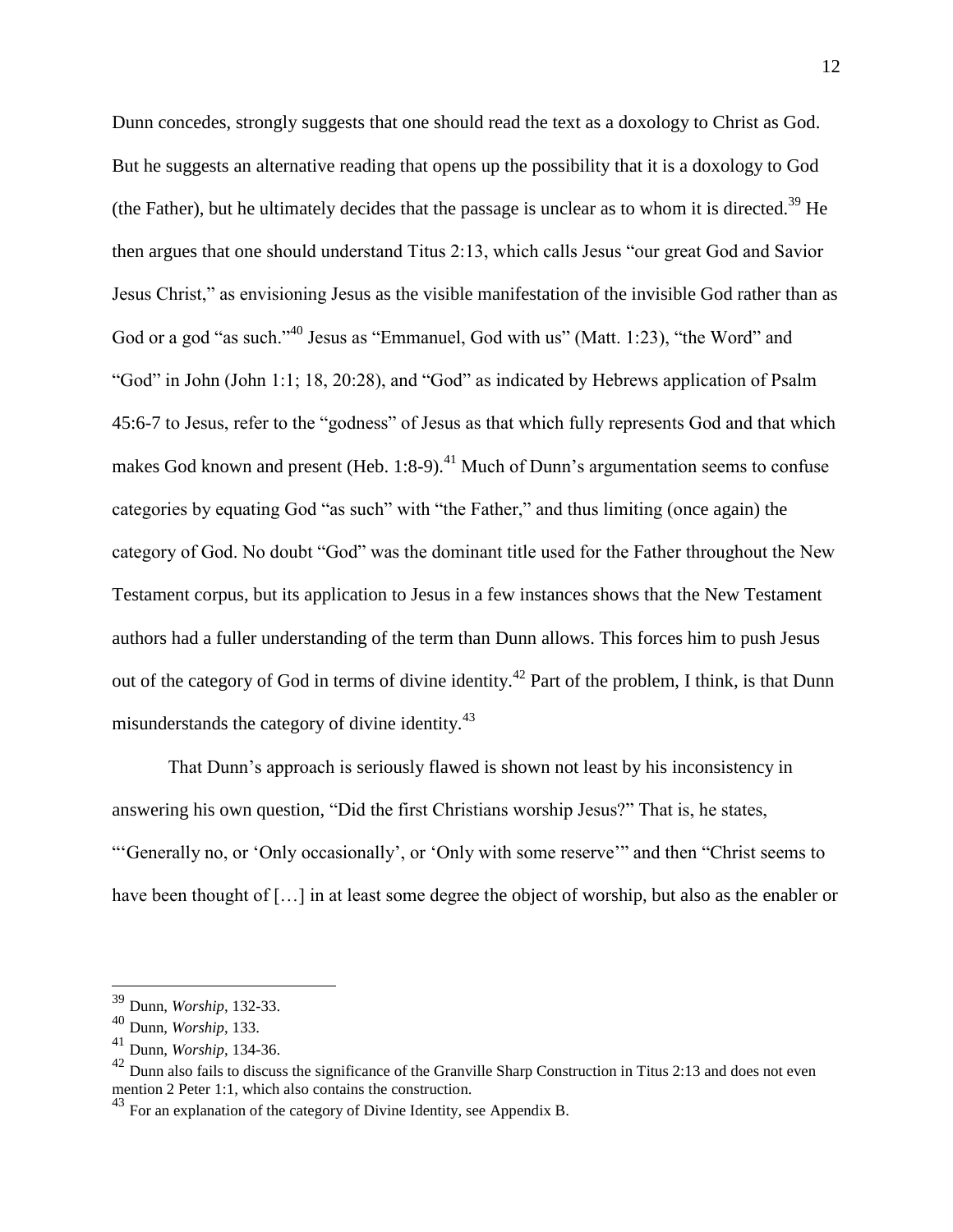Dunn concedes, strongly suggests that one should read the text as a doxology to Christ as God. But he suggests an alternative reading that opens up the possibility that it is a doxology to God (the Father), but he ultimately decides that the passage is unclear as to whom it is directed.[39] He then argues that one should understand Titus 2:13, which calls Jesus "our great God and Savior Jesus Christ," as envisioning Jesus as the visible manifestation of the invisible God rather than as God or a god "as such."[40] Jesus as "Emmanuel, God with us" (Matt. 1:23), "the Word" and "God" in John (John 1:1; 18, 20:28), and "God" as indicated by Hebrews application of Psalm 45:6-7 to Jesus, refer to the "godness" of Jesus as that which fully represents God and that which makes God known and present (Heb. 1:8-9).[41] Much of Dunn's argumentation seems to confuse categories by equating God "as such" with "the Father," and thus limiting (once again) the category of God. No doubt "God" was the dominant title used for the Father throughout the New Testament corpus, but its application to Jesus in a few instances shows that the New Testament authors had a fuller understanding of the term than Dunn allows. This forces him to push Jesus out of the category of God in terms of divine identity.[42] Part of the problem, I think, is that Dunn misunderstands the category of divine identity.[43]

That Dunn's approach is seriously flawed is shown not least by his inconsistency in answering his own question, "Did the first Christians worship Jesus?" That is, he states, "'Generally no, or 'Only occasionally', or 'Only with some reserve'" and then "Christ seems to have been thought of […] in at least some degree the object of worship, but also as the enabler or

---

[39] Dunn, *Worship*, 132-33.

[40] Dunn, *Worship*, 133.

[41] Dunn, *Worship*, 134-36.

[42] Dunn also fails to discuss the significance of the Granville Sharp Construction in Titus 2:13 and does not even mention 2 Peter 1:1, which also contains the construction.

[43] For an explanation of the category of Divine Identity, see Appendix B.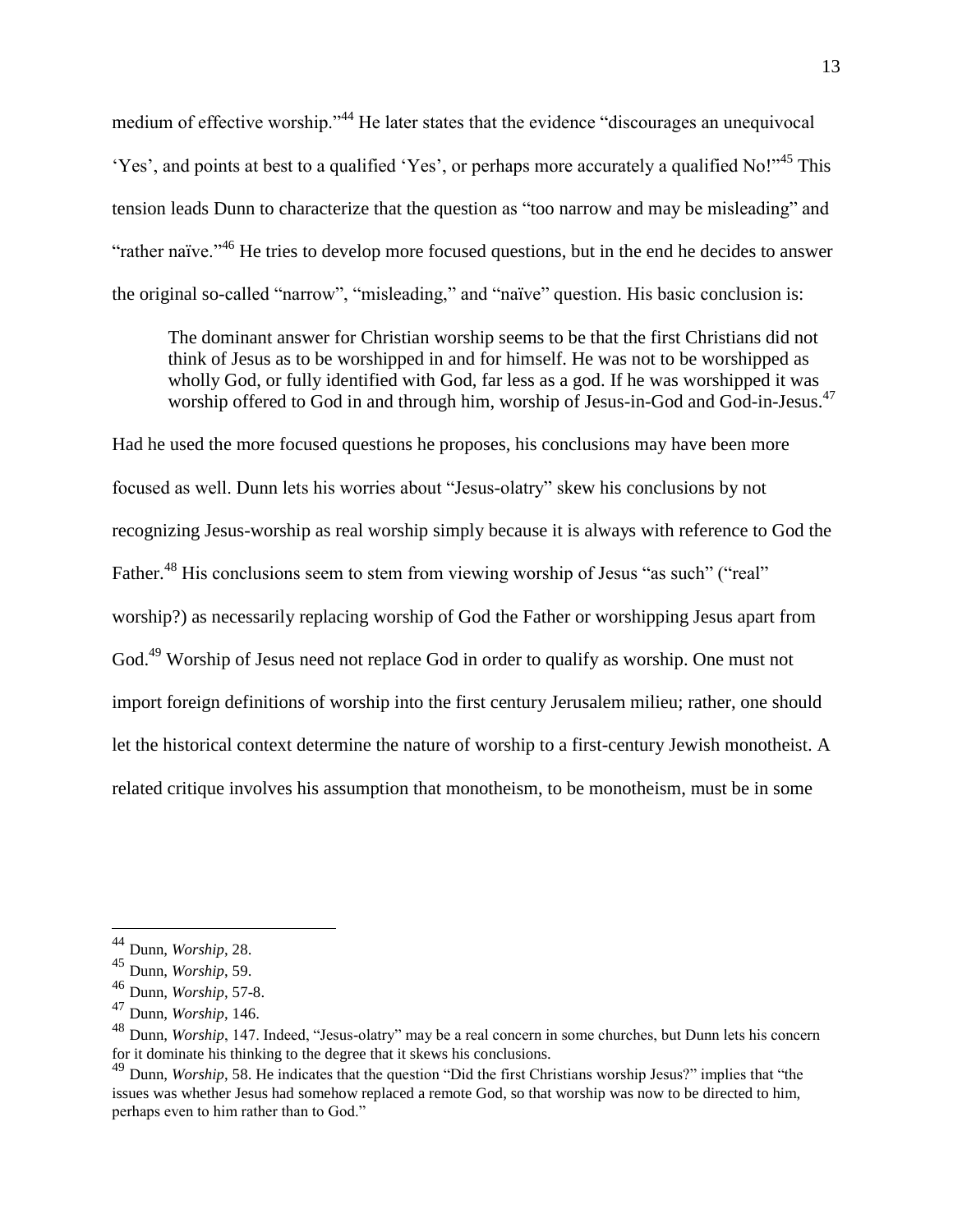medium of effective worship."[44] He later states that the evidence "discourages an unequivocal 'Yes', and points at best to a qualified 'Yes', or perhaps more accurately a qualified No!"[45] This tension leads Dunn to characterize that the question as "too narrow and may be misleading" and "rather naïve."[46] He tries to develop more focused questions, but in the end he decides to answer the original so-called "narrow", "misleading," and "naïve" question. His basic conclusion is:

> The dominant answer for Christian worship seems to be that the first Christians did not think of Jesus as to be worshipped in and for himself. He was not to be worshipped as wholly God, or fully identified with God, far less as a god. If he was worshipped it was worship offered to God in and through him, worship of Jesus-in-God and God-in-Jesus.[47]

Had he used the more focused questions he proposes, his conclusions may have been more focused as well. Dunn lets his worries about "Jesus-olatry" skew his conclusions by not recognizing Jesus-worship as real worship simply because it is always with reference to God the Father.[48] His conclusions seem to stem from viewing worship of Jesus "as such" ("real" worship?) as necessarily replacing worship of God the Father or worshipping Jesus apart from God.[49] Worship of Jesus need not replace God in order to qualify as worship. One must not import foreign definitions of worship into the first century Jerusalem milieu; rather, one should let the historical context determine the nature of worship to a first-century Jewish monotheist. A related critique involves his assumption that monotheism, to be monotheism, must be in some

---

[44] Dunn, *Worship*, 28.

[45] Dunn, *Worship*, 59.

[46] Dunn, *Worship*, 57-8.

[47] Dunn, *Worship*, 146.

[48] Dunn, *Worship*, 147. Indeed, "Jesus-olatry" may be a real concern in some churches, but Dunn lets his concern for it dominate his thinking to the degree that it skews his conclusions.

[49] Dunn, *Worship*, 58. He indicates that the question "Did the first Christians worship Jesus?" implies that "the issues was whether Jesus had somehow replaced a remote God, so that worship was now to be directed to him, perhaps even to him rather than to God."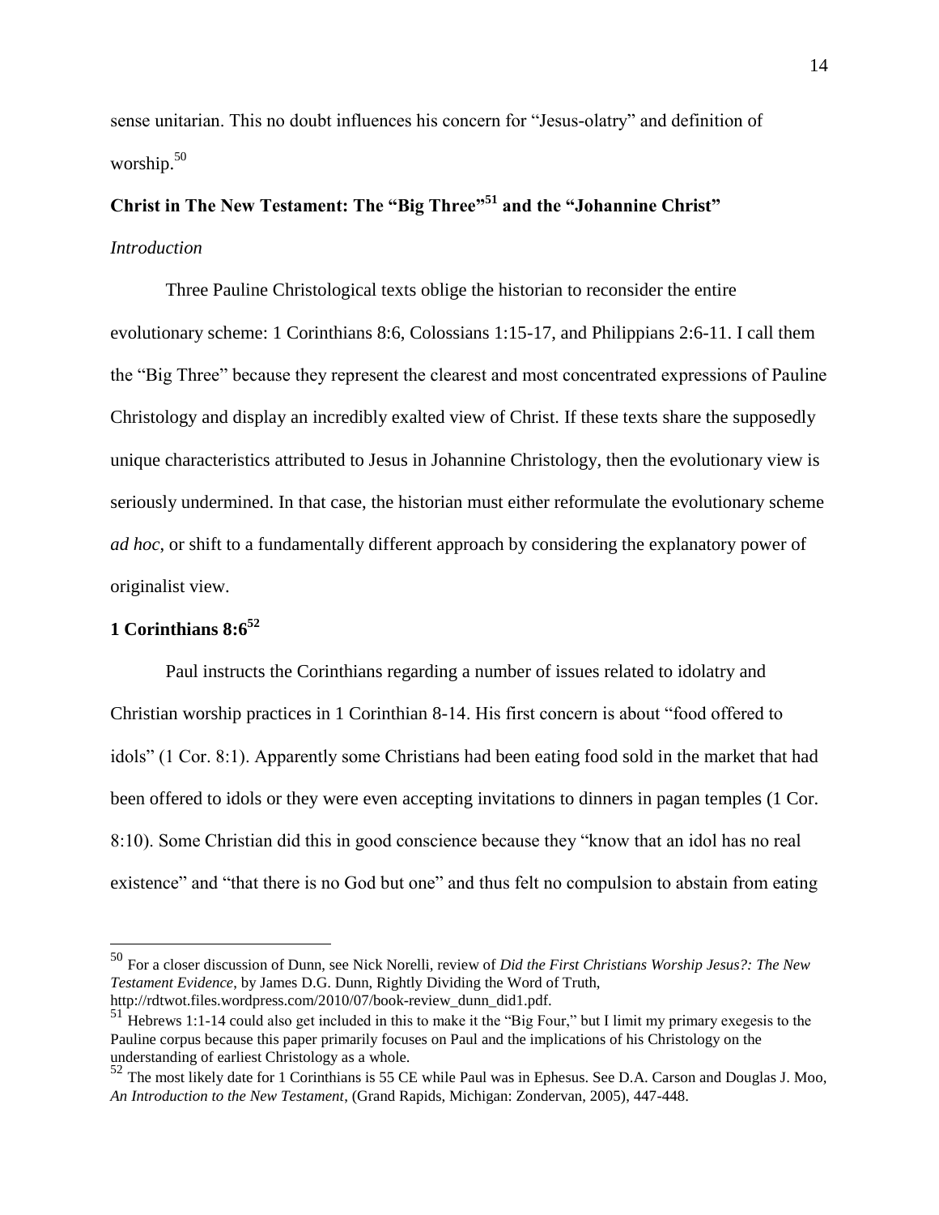sense unitarian. This no doubt influences his concern for "Jesus-olatry" and definition of worship.[50]

## Christ in The New Testament: The "Big Three"[51] and the "Johannine Christ"

*Introduction*

Three Pauline Christological texts oblige the historian to reconsider the entire evolutionary scheme: 1 Corinthians 8:6, Colossians 1:15-17, and Philippians 2:6-11. I call them the "Big Three" because they represent the clearest and most concentrated expressions of Pauline Christology and display an incredibly exalted view of Christ. If these texts share the supposedly unique characteristics attributed to Jesus in Johannine Christology, then the evolutionary view is seriously undermined. In that case, the historian must either reformulate the evolutionary scheme *ad hoc*, or shift to a fundamentally different approach by considering the explanatory power of originalist view.

## 1 Corinthians 8:6[52]

Paul instructs the Corinthians regarding a number of issues related to idolatry and Christian worship practices in 1 Corinthian 8-14. His first concern is about "food offered to idols" (1 Cor. 8:1). Apparently some Christians had been eating food sold in the market that had been offered to idols or they were even accepting invitations to dinners in pagan temples (1 Cor. 8:10). Some Christian did this in good conscience because they "know that an idol has no real existence" and "that there is no God but one" and thus felt no compulsion to abstain from eating

---

[50] For a closer discussion of Dunn, see Nick Norelli, review of *Did the First Christians Worship Jesus?: The New Testament Evidence*, by James D.G. Dunn, Rightly Dividing the Word of Truth, http://rdtwot.files.wordpress.com/2010/07/book-review_dunn_did1.pdf.

[51] Hebrews 1:1-14 could also get included in this to make it the "Big Four," but I limit my primary exegesis to the Pauline corpus because this paper primarily focuses on Paul and the implications of his Christology on the understanding of earliest Christology as a whole.

[52] The most likely date for 1 Corinthians is 55 CE while Paul was in Ephesus. See D.A. Carson and Douglas J. Moo, *An Introduction to the New Testament*, (Grand Rapids, Michigan: Zondervan, 2005), 447-448.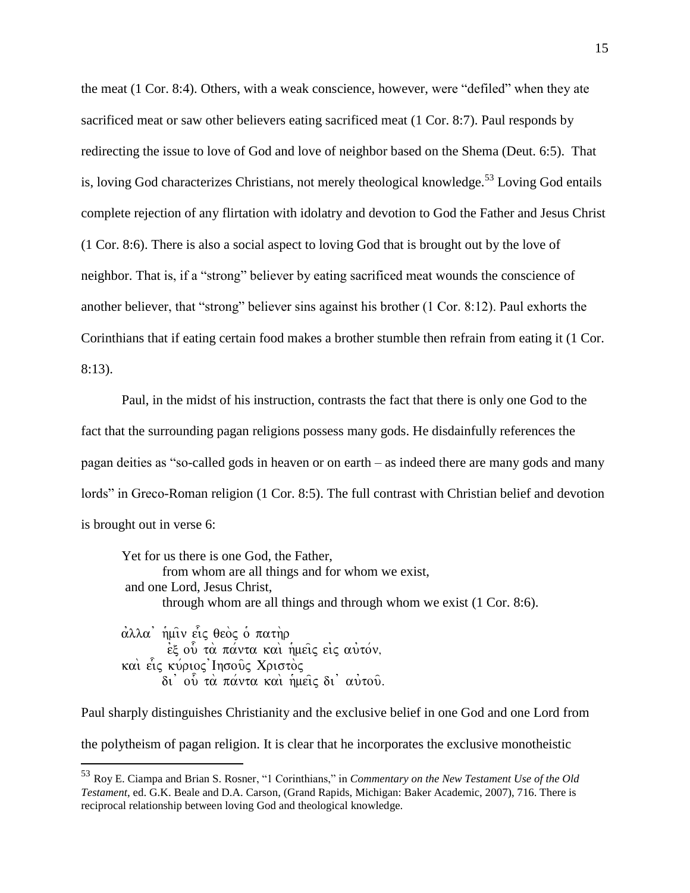the meat (1 Cor. 8:4). Others, with a weak conscience, however, were "defiled" when they ate sacrificed meat or saw other believers eating sacrificed meat (1 Cor. 8:7). Paul responds by redirecting the issue to love of God and love of neighbor based on the Shema (Deut. 6:5). That is, loving God characterizes Christians, not merely theological knowledge.[53] Loving God entails complete rejection of any flirtation with idolatry and devotion to God the Father and Jesus Christ (1 Cor. 8:6). There is also a social aspect to loving God that is brought out by the love of neighbor. That is, if a "strong" believer by eating sacrificed meat wounds the conscience of another believer, that "strong" believer sins against his brother (1 Cor. 8:12). Paul exhorts the Corinthians that if eating certain food makes a brother stumble then refrain from eating it (1 Cor. 8:13).

Paul, in the midst of his instruction, contrasts the fact that there is only one God to the fact that the surrounding pagan religions possess many gods. He disdainfully references the pagan deities as "so-called gods in heaven or on earth – as indeed there are many gods and many lords" in Greco-Roman religion (1 Cor. 8:5). The full contrast with Christian belief and devotion is brought out in verse 6:

> Yet for us there is one God, the Father,
> from whom are all things and for whom we exist,
> and one Lord, Jesus Christ,
> through whom are all things and through whom we exist (1 Cor. 8:6).
>
> ἀλλα᾽ ἡμῖν εἷς θεὸς ὁ πατὴρ
> ἐξ οὗ τὰ πάντα καὶ ἡμεῖς εἰς αὐτόν,
> καὶ εἷς κύριος Ἰησοῦς Χριστὸς
> δι᾽ οὗ τὰ πάντα καὶ ἡμεῖς δι᾽ αὐτοῦ.

Paul sharply distinguishes Christianity and the exclusive belief in one God and one Lord from the polytheism of pagan religion. It is clear that he incorporates the exclusive monotheistic

[53] Roy E. Ciampa and Brian S. Rosner, "1 Corinthians," in *Commentary on the New Testament Use of the Old Testament*, ed. G.K. Beale and D.A. Carson, (Grand Rapids, Michigan: Baker Academic, 2007), 716. There is reciprocal relationship between loving God and theological knowledge.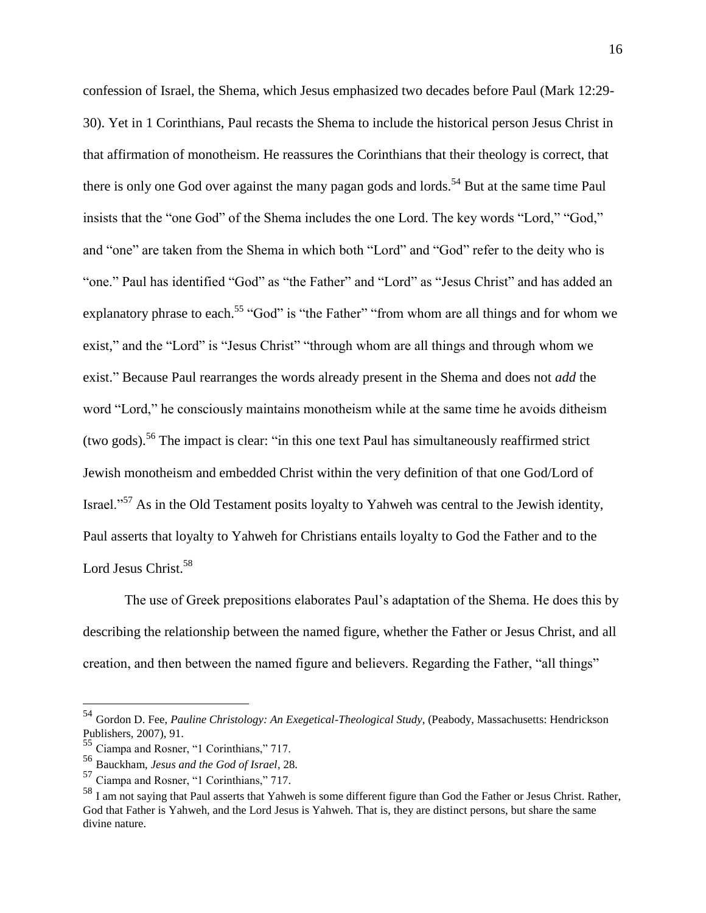confession of Israel, the Shema, which Jesus emphasized two decades before Paul (Mark 12:29-30). Yet in 1 Corinthians, Paul recasts the Shema to include the historical person Jesus Christ in that affirmation of monotheism. He reassures the Corinthians that their theology is correct, that there is only one God over against the many pagan gods and lords.[54] But at the same time Paul insists that the "one God" of the Shema includes the one Lord. The key words "Lord," "God," and "one" are taken from the Shema in which both "Lord" and "God" refer to the deity who is "one." Paul has identified "God" as "the Father" and "Lord" as "Jesus Christ" and has added an explanatory phrase to each.[55] "God" is "the Father" "from whom are all things and for whom we exist," and the "Lord" is "Jesus Christ" "through whom are all things and through whom we exist." Because Paul rearranges the words already present in the Shema and does not *add* the word "Lord," he consciously maintains monotheism while at the same time he avoids ditheism (two gods).[56] The impact is clear: "in this one text Paul has simultaneously reaffirmed strict Jewish monotheism and embedded Christ within the very definition of that one God/Lord of Israel."[57] As in the Old Testament posits loyalty to Yahweh was central to the Jewish identity, Paul asserts that loyalty to Yahweh for Christians entails loyalty to God the Father and to the Lord Jesus Christ.[58]

The use of Greek prepositions elaborates Paul's adaptation of the Shema. He does this by describing the relationship between the named figure, whether the Father or Jesus Christ, and all creation, and then between the named figure and believers. Regarding the Father, "all things"

---

[54] Gordon D. Fee, *Pauline Christology: An Exegetical-Theological Study*, (Peabody, Massachusetts: Hendrickson Publishers, 2007), 91.

[55] Ciampa and Rosner, "1 Corinthians," 717.

[56] Bauckham, *Jesus and the God of Israel*, 28.

[57] Ciampa and Rosner, "1 Corinthians," 717.

[58] I am not saying that Paul asserts that Yahweh is some different figure than God the Father or Jesus Christ. Rather, God that Father is Yahweh, and the Lord Jesus is Yahweh. That is, they are distinct persons, but share the same divine nature.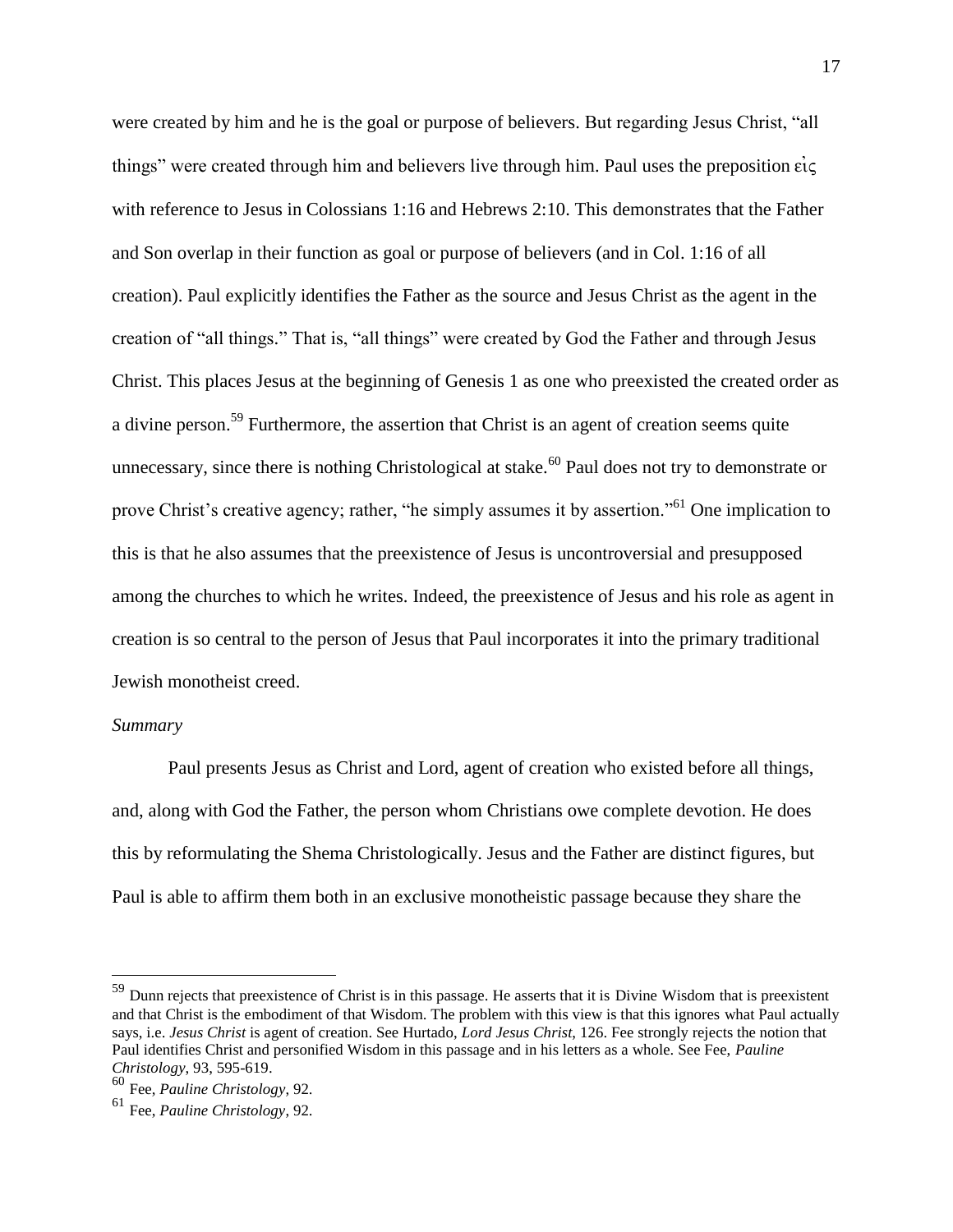were created by him and he is the goal or purpose of believers. But regarding Jesus Christ, "all things" were created through him and believers live through him. Paul uses the preposition εἰς with reference to Jesus in Colossians 1:16 and Hebrews 2:10. This demonstrates that the Father and Son overlap in their function as goal or purpose of believers (and in Col. 1:16 of all creation). Paul explicitly identifies the Father as the source and Jesus Christ as the agent in the creation of "all things." That is, "all things" were created by God the Father and through Jesus Christ. This places Jesus at the beginning of Genesis 1 as one who preexisted the created order as a divine person.[59] Furthermore, the assertion that Christ is an agent of creation seems quite unnecessary, since there is nothing Christological at stake.[60] Paul does not try to demonstrate or prove Christ's creative agency; rather, "he simply assumes it by assertion."[61] One implication to this is that he also assumes that the preexistence of Jesus is uncontroversial and presupposed among the churches to which he writes. Indeed, the preexistence of Jesus and his role as agent in creation is so central to the person of Jesus that Paul incorporates it into the primary traditional Jewish monotheist creed.

*Summary*

Paul presents Jesus as Christ and Lord, agent of creation who existed before all things, and, along with God the Father, the person whom Christians owe complete devotion. He does this by reformulating the Shema Christologically. Jesus and the Father are distinct figures, but Paul is able to affirm them both in an exclusive monotheistic passage because they share the

---

[59] Dunn rejects that preexistence of Christ is in this passage. He asserts that it is Divine Wisdom that is preexistent and that Christ is the embodiment of that Wisdom. The problem with this view is that this ignores what Paul actually says, i.e. *Jesus Christ* is agent of creation. See Hurtado, *Lord Jesus Christ*, 126. Fee strongly rejects the notion that Paul identifies Christ and personified Wisdom in this passage and in his letters as a whole. See Fee, *Pauline Christology*, 93, 595-619.

[60] Fee, *Pauline Christology*, 92.

[61] Fee, *Pauline Christology*, 92.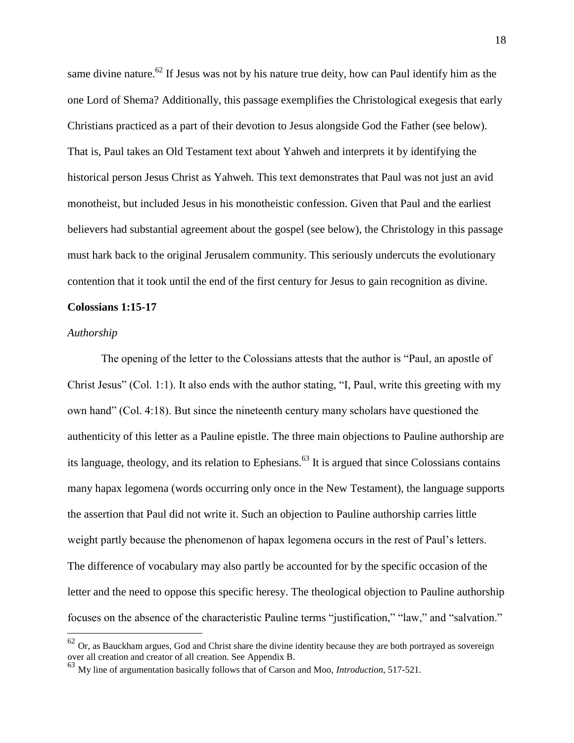same divine nature.[62] If Jesus was not by his nature true deity, how can Paul identify him as the one Lord of Shema? Additionally, this passage exemplifies the Christological exegesis that early Christians practiced as a part of their devotion to Jesus alongside God the Father (see below). That is, Paul takes an Old Testament text about Yahweh and interprets it by identifying the historical person Jesus Christ as Yahweh. This text demonstrates that Paul was not just an avid monotheist, but included Jesus in his monotheistic confession. Given that Paul and the earliest believers had substantial agreement about the gospel (see below), the Christology in this passage must hark back to the original Jerusalem community. This seriously undercuts the evolutionary contention that it took until the end of the first century for Jesus to gain recognition as divine.

**Colossians 1:15-17**

*Authorship*

The opening of the letter to the Colossians attests that the author is "Paul, an apostle of Christ Jesus" (Col. 1:1). It also ends with the author stating, "I, Paul, write this greeting with my own hand" (Col. 4:18). But since the nineteenth century many scholars have questioned the authenticity of this letter as a Pauline epistle. The three main objections to Pauline authorship are its language, theology, and its relation to Ephesians.[63] It is argued that since Colossians contains many hapax legomena (words occurring only once in the New Testament), the language supports the assertion that Paul did not write it. Such an objection to Pauline authorship carries little weight partly because the phenomenon of hapax legomena occurs in the rest of Paul's letters. The difference of vocabulary may also partly be accounted for by the specific occasion of the letter and the need to oppose this specific heresy. The theological objection to Pauline authorship focuses on the absence of the characteristic Pauline terms "justification," "law," and "salvation."

---

[62] Or, as Bauckham argues, God and Christ share the divine identity because they are both portrayed as sovereign over all creation and creator of all creation. See Appendix B.

[63] My line of argumentation basically follows that of Carson and Moo, *Introduction*, 517-521.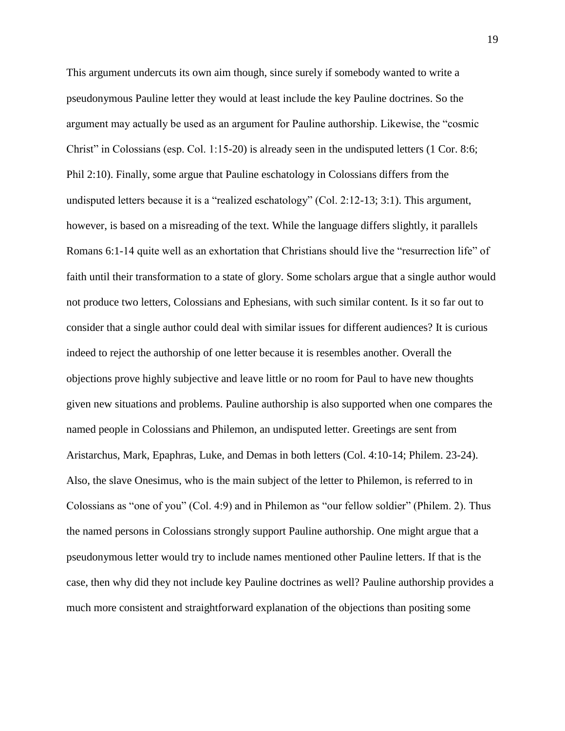This argument undercuts its own aim though, since surely if somebody wanted to write a pseudonymous Pauline letter they would at least include the key Pauline doctrines. So the argument may actually be used as an argument for Pauline authorship. Likewise, the "cosmic Christ" in Colossians (esp. Col. 1:15-20) is already seen in the undisputed letters (1 Cor. 8:6; Phil 2:10). Finally, some argue that Pauline eschatology in Colossians differs from the undisputed letters because it is a "realized eschatology" (Col. 2:12-13; 3:1). This argument, however, is based on a misreading of the text. While the language differs slightly, it parallels Romans 6:1-14 quite well as an exhortation that Christians should live the "resurrection life" of faith until their transformation to a state of glory. Some scholars argue that a single author would not produce two letters, Colossians and Ephesians, with such similar content. Is it so far out to consider that a single author could deal with similar issues for different audiences? It is curious indeed to reject the authorship of one letter because it is resembles another. Overall the objections prove highly subjective and leave little or no room for Paul to have new thoughts given new situations and problems. Pauline authorship is also supported when one compares the named people in Colossians and Philemon, an undisputed letter. Greetings are sent from Aristarchus, Mark, Epaphras, Luke, and Demas in both letters (Col. 4:10-14; Philem. 23-24). Also, the slave Onesimus, who is the main subject of the letter to Philemon, is referred to in Colossians as "one of you" (Col. 4:9) and in Philemon as "our fellow soldier" (Philem. 2). Thus the named persons in Colossians strongly support Pauline authorship. One might argue that a pseudonymous letter would try to include names mentioned other Pauline letters. If that is the case, then why did they not include key Pauline doctrines as well? Pauline authorship provides a much more consistent and straightforward explanation of the objections than positing some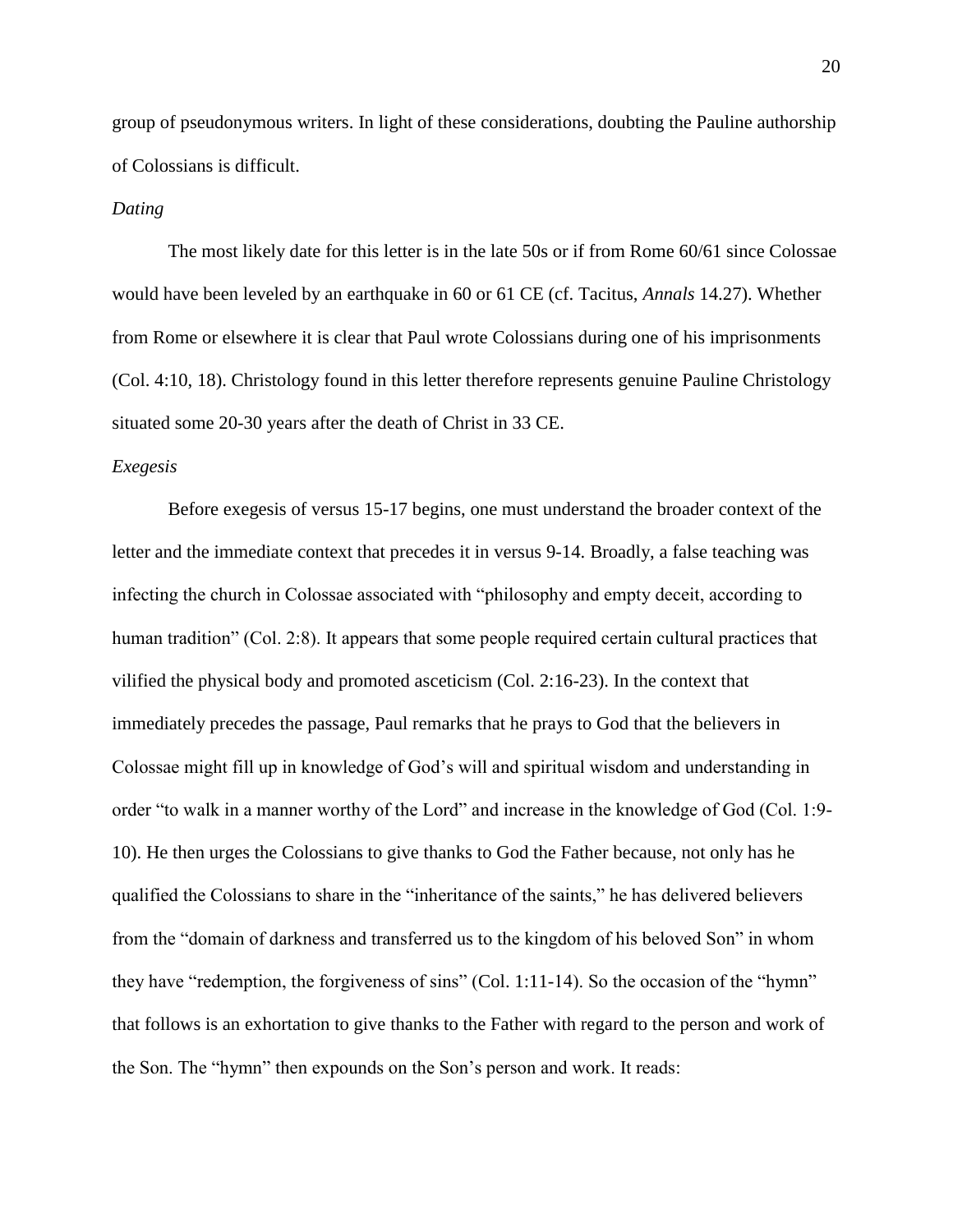group of pseudonymous writers. In light of these considerations, doubting the Pauline authorship of Colossians is difficult.

### *Dating*

The most likely date for this letter is in the late 50s or if from Rome 60/61 since Colossae would have been leveled by an earthquake in 60 or 61 CE (cf. Tacitus, *Annals* 14.27). Whether from Rome or elsewhere it is clear that Paul wrote Colossians during one of his imprisonments (Col. 4:10, 18). Christology found in this letter therefore represents genuine Pauline Christology situated some 20-30 years after the death of Christ in 33 CE.

### *Exegesis*

Before exegesis of versus 15-17 begins, one must understand the broader context of the letter and the immediate context that precedes it in versus 9-14. Broadly, a false teaching was infecting the church in Colossae associated with "philosophy and empty deceit, according to human tradition" (Col. 2:8). It appears that some people required certain cultural practices that vilified the physical body and promoted asceticism (Col. 2:16-23). In the context that immediately precedes the passage, Paul remarks that he prays to God that the believers in Colossae might fill up in knowledge of God's will and spiritual wisdom and understanding in order "to walk in a manner worthy of the Lord" and increase in the knowledge of God (Col. 1:9-10). He then urges the Colossians to give thanks to God the Father because, not only has he qualified the Colossians to share in the "inheritance of the saints," he has delivered believers from the "domain of darkness and transferred us to the kingdom of his beloved Son" in whom they have "redemption, the forgiveness of sins" (Col. 1:11-14). So the occasion of the "hymn" that follows is an exhortation to give thanks to the Father with regard to the person and work of the Son. The "hymn" then expounds on the Son's person and work. It reads: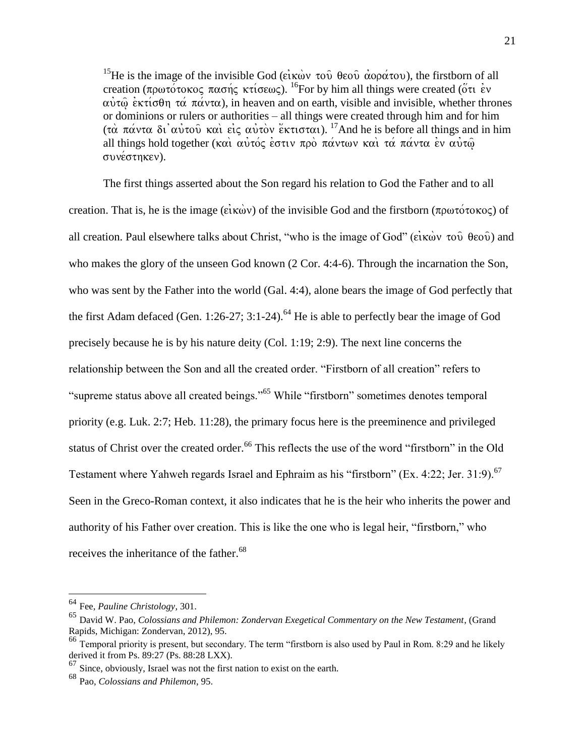[15]He is the image of the invisible God (εἰκὼν τοῦ θεοῦ ἀοράτου), the firstborn of all creation (πρωτότοκος πασής κτίσεως). [16]For by him all things were created (ὅτι ἐν αὐτῷ ἐκτίσθη τά πάντα), in heaven and on earth, visible and invisible, whether thrones or dominions or rulers or authorities – all things were created through him and for him (τὰ πάντα δι᾽αὐτοῦ καὶ εἰς αὐτὸν ἔκτισται). [17]And he is before all things and in him all things hold together (καὶ αὐτός ἐστιν πρὸ πάντων καὶ τά πάντα ἐν αὐτῷ συνέστηκεν).

The first things asserted about the Son regard his relation to God the Father and to all creation. That is, he is the image (εἰκὼν) of the invisible God and the firstborn (πρωτότοκος) of all creation. Paul elsewhere talks about Christ, "who is the image of God" (εἰκὼν τοῦ θεοῦ) and who makes the glory of the unseen God known (2 Cor. 4:4-6). Through the incarnation the Son, who was sent by the Father into the world (Gal. 4:4), alone bears the image of God perfectly that the first Adam defaced (Gen. 1:26-27; 3:1-24).[64] He is able to perfectly bear the image of God precisely because he is by his nature deity (Col. 1:19; 2:9). The next line concerns the relationship between the Son and all the created order. "Firstborn of all creation" refers to "supreme status above all created beings."[65] While "firstborn" sometimes denotes temporal priority (e.g. Luk. 2:7; Heb. 11:28), the primary focus here is the preeminence and privileged status of Christ over the created order.[66] This reflects the use of the word "firstborn" in the Old Testament where Yahweh regards Israel and Ephraim as his "firstborn" (Ex. 4:22; Jer. 31:9).[67] Seen in the Greco-Roman context, it also indicates that he is the heir who inherits the power and authority of his Father over creation. This is like the one who is legal heir, "firstborn," who receives the inheritance of the father.[68]

---

[64] Fee, *Pauline Christology*, 301.

[65] David W. Pao, *Colossians and Philemon: Zondervan Exegetical Commentary on the New Testament*, (Grand Rapids, Michigan: Zondervan, 2012), 95.

[66] Temporal priority is present, but secondary. The term "firstborn is also used by Paul in Rom. 8:29 and he likely derived it from Ps. 89:27 (Ps. 88:28 LXX).

[67] Since, obviously, Israel was not the first nation to exist on the earth.

[68] Pao, *Colossians and Philemon*, 95.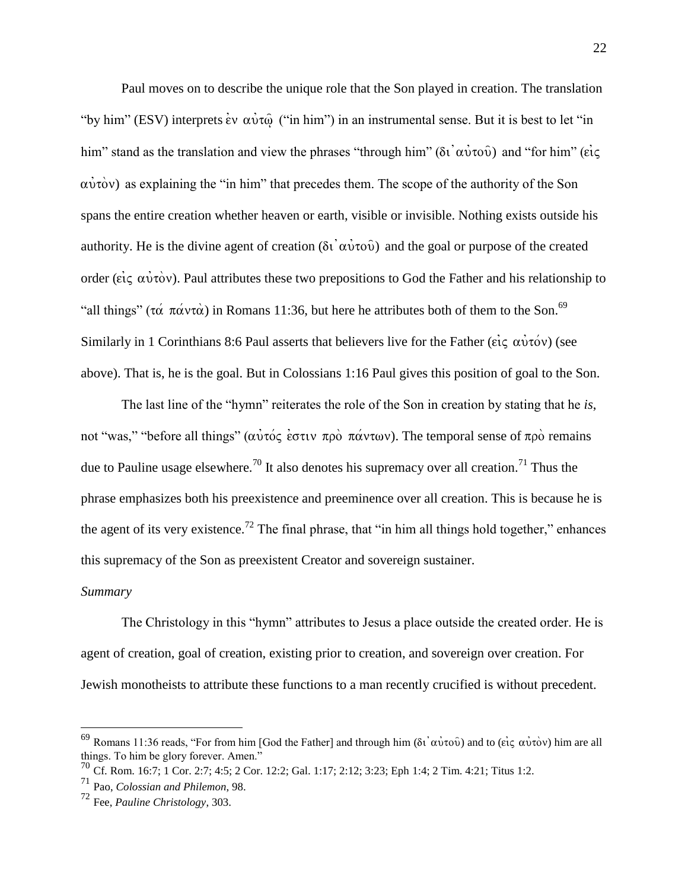Paul moves on to describe the unique role that the Son played in creation. The translation "by him" (ESV) interprets ἐν αὐτῷ ("in him") in an instrumental sense. But it is best to let "in him" stand as the translation and view the phrases "through him" (δι᾽ αὐτοῦ) and "for him" (εἰς αὐτὸν) as explaining the "in him" that precedes them. The scope of the authority of the Son spans the entire creation whether heaven or earth, visible or invisible. Nothing exists outside his authority. He is the divine agent of creation (δι᾽ αὐτοῦ) and the goal or purpose of the created order (εἰς αὐτὸν). Paul attributes these two prepositions to God the Father and his relationship to "all things" (τά πάντὰ) in Romans 11:36, but here he attributes both of them to the Son.[69] Similarly in 1 Corinthians 8:6 Paul asserts that believers live for the Father (εἰς αὐτόν) (see above). That is, he is the goal. But in Colossians 1:16 Paul gives this position of goal to the Son.

The last line of the "hymn" reiterates the role of the Son in creation by stating that he *is*, not "was," "before all things" (αὐτός ἐστιν πρὸ πάντων). The temporal sense of πρὸ remains due to Pauline usage elsewhere.[70] It also denotes his supremacy over all creation.[71] Thus the phrase emphasizes both his preexistence and preeminence over all creation. This is because he is the agent of its very existence.[72] The final phrase, that "in him all things hold together," enhances this supremacy of the Son as preexistent Creator and sovereign sustainer.

*Summary*

The Christology in this "hymn" attributes to Jesus a place outside the created order. He is agent of creation, goal of creation, existing prior to creation, and sovereign over creation. For Jewish monotheists to attribute these functions to a man recently crucified is without precedent.

---

[69] Romans 11:36 reads, "For from him [God the Father] and through him (δι᾽ αὐτοῦ) and to (εἰς αὐτὸν) him are all things. To him be glory forever. Amen."

[70] Cf. Rom. 16:7; 1 Cor. 2:7; 4:5; 2 Cor. 12:2; Gal. 1:17; 2:12; 3:23; Eph 1:4; 2 Tim. 4:21; Titus 1:2.

[71] Pao, *Colossian and Philemon*, 98.

[72] Fee, *Pauline Christology*, 303.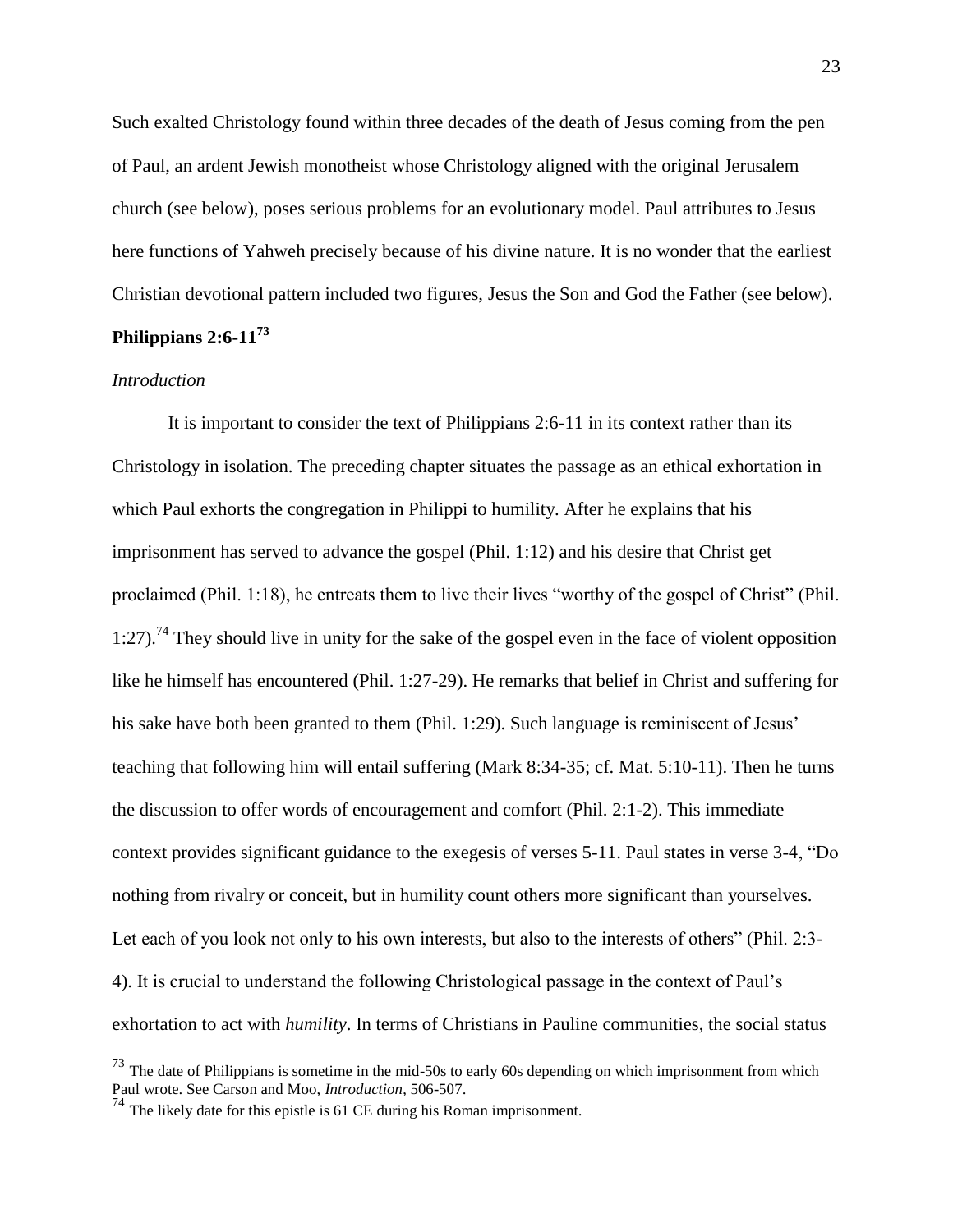Such exalted Christology found within three decades of the death of Jesus coming from the pen of Paul, an ardent Jewish monotheist whose Christology aligned with the original Jerusalem church (see below), poses serious problems for an evolutionary model. Paul attributes to Jesus here functions of Yahweh precisely because of his divine nature. It is no wonder that the earliest Christian devotional pattern included two figures, Jesus the Son and God the Father (see below).

## Philippians 2:6-11[73]

### *Introduction*

It is important to consider the text of Philippians 2:6-11 in its context rather than its Christology in isolation. The preceding chapter situates the passage as an ethical exhortation in which Paul exhorts the congregation in Philippi to humility. After he explains that his imprisonment has served to advance the gospel (Phil. 1:12) and his desire that Christ get proclaimed (Phil. 1:18), he entreats them to live their lives "worthy of the gospel of Christ" (Phil. 1:27).[74] They should live in unity for the sake of the gospel even in the face of violent opposition like he himself has encountered (Phil. 1:27-29). He remarks that belief in Christ and suffering for his sake have both been granted to them (Phil. 1:29). Such language is reminiscent of Jesus' teaching that following him will entail suffering (Mark 8:34-35; cf. Mat. 5:10-11). Then he turns the discussion to offer words of encouragement and comfort (Phil. 2:1-2). This immediate context provides significant guidance to the exegesis of verses 5-11. Paul states in verse 3-4, "Do nothing from rivalry or conceit, but in humility count others more significant than yourselves. Let each of you look not only to his own interests, but also to the interests of others" (Phil. 2:3-4). It is crucial to understand the following Christological passage in the context of Paul's exhortation to act with *humility*. In terms of Christians in Pauline communities, the social status

---

[73] The date of Philippians is sometime in the mid-50s to early 60s depending on which imprisonment from which Paul wrote. See Carson and Moo, *Introduction*, 506-507.

[74] The likely date for this epistle is 61 CE during his Roman imprisonment.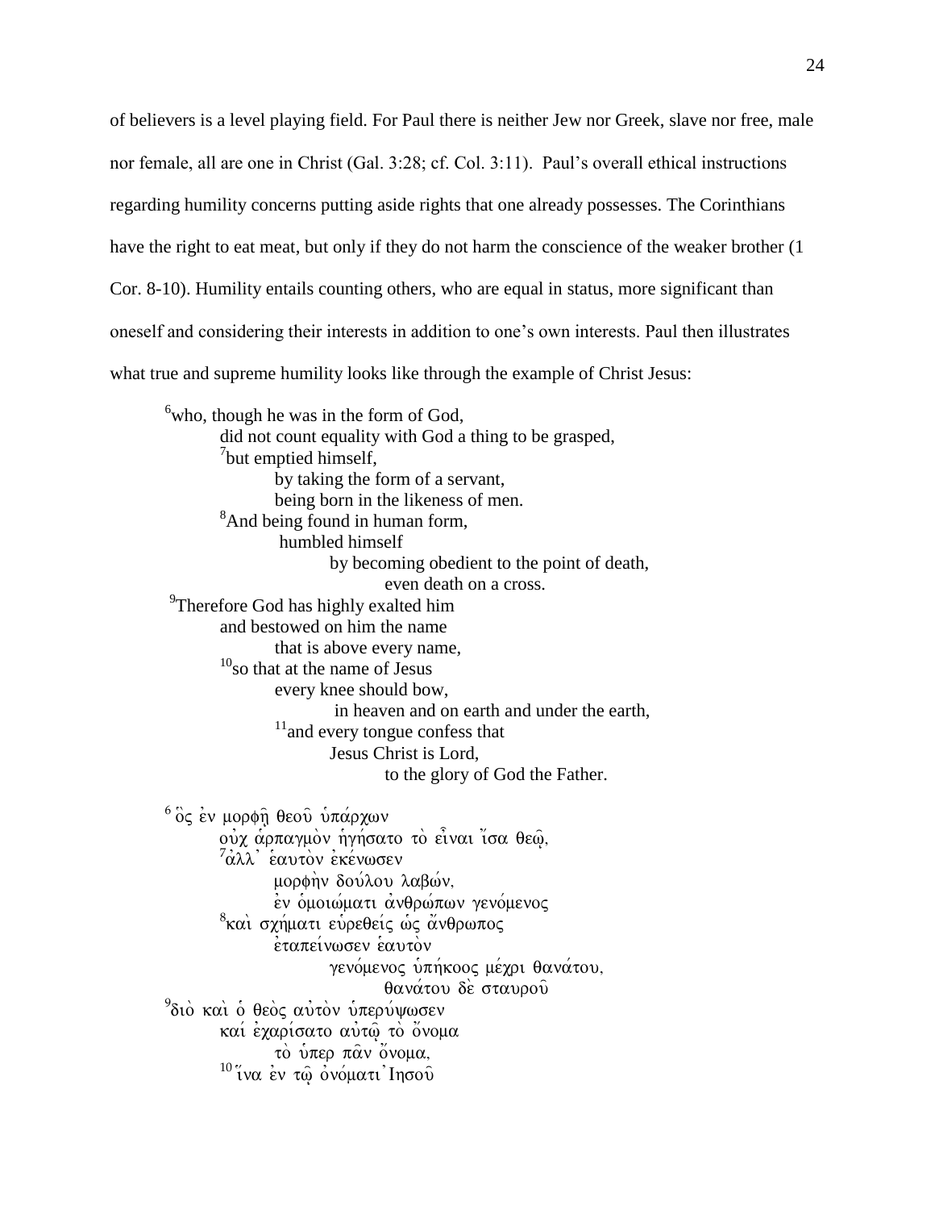of believers is a level playing field. For Paul there is neither Jew nor Greek, slave nor free, male nor female, all are one in Christ (Gal. 3:28; cf. Col. 3:11). Paul's overall ethical instructions regarding humility concerns putting aside rights that one already possesses. The Corinthians have the right to eat meat, but only if they do not harm the conscience of the weaker brother (1 Cor. 8-10). Humility entails counting others, who are equal in status, more significant than oneself and considering their interests in addition to one's own interests. Paul then illustrates what true and supreme humility looks like through the example of Christ Jesus:

> [6]who, though he was in the form of God,
> did not count equality with God a thing to be grasped,
> [7]but emptied himself,
> by taking the form of a servant,
> being born in the likeness of men.
> [8]And being found in human form,
> humbled himself
> by becoming obedient to the point of death,
> even death on a cross.
> [9]Therefore God has highly exalted him
> and bestowed on him the name
> that is above every name,
> [10]so that at the name of Jesus
> every knee should bow,
> in heaven and on earth and under the earth,
> [11]and every tongue confess that
> Jesus Christ is Lord,
> to the glory of God the Father.

> [6] ὃς ἐν μορφῇ θεοῦ ὑπάρχων
> οὐχ ἁρπαγμὸν ἡγήσατο τὸ εἶναι ἴσα θεῷ,
> [7]ἀλλ᾽ ἑαυτὸν ἐκένωσεν
> μορφὴν δούλου λαβών,
> ἐν ὁμοιώματι ἀνθρώπων γενόμενος
> [8]καὶ σχήματι εὑρεθεὶς ὡς ἄνθρωπος
> ἐταπείνωσεν ἑαυτὸν
> γενόμενος ὑπήκοος μέχρι θανάτου,
> θανάτου δὲ σταυροῦ
> [9]διὸ καὶ ὁ θεὸς αὐτὸν ὑπερύψωσεν
> καί ἐχαρίσατο αὐτῷ τὸ ὄνομα
> τὸ ὑπερ πᾶν ὄνομα,
> [10] ἵνα ἐν τῷ ὀνόματι Ἰησοῦ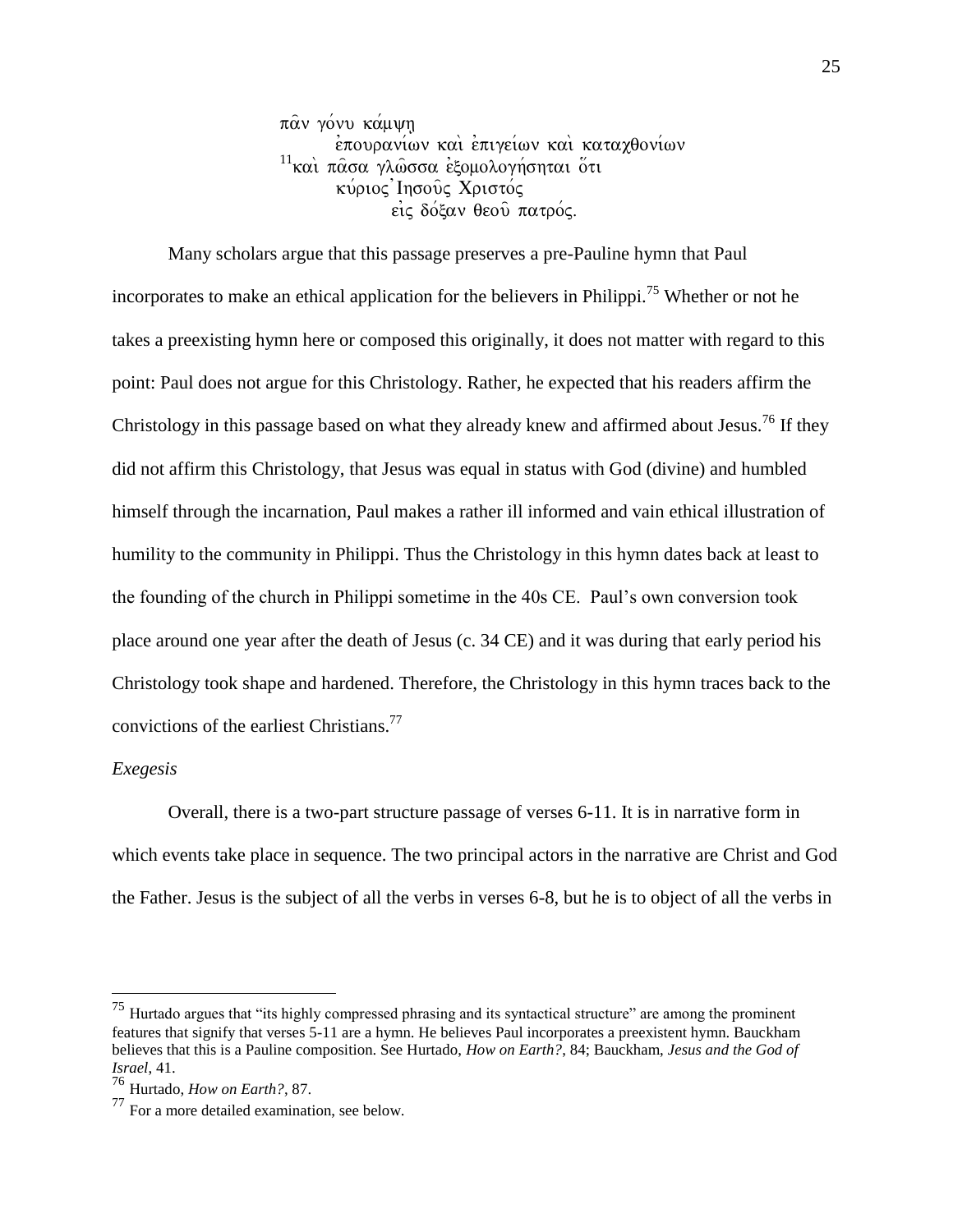πᾶν γόνυ κάμψῃ
    ἐπουρανίων καὶ ἐπιγείων καὶ καταχθονίων
[11]καὶ πᾶσα γλῶσσα ἐξομολογήσηται ὅτι
    κύριος Ἰησοῦς Χριστός
        εἰς δόξαν θεοῦ πατρός.

Many scholars argue that this passage preserves a pre-Pauline hymn that Paul incorporates to make an ethical application for the believers in Philippi.[75] Whether or not he takes a preexisting hymn here or composed this originally, it does not matter with regard to this point: Paul does not argue for this Christology. Rather, he expected that his readers affirm the Christology in this passage based on what they already knew and affirmed about Jesus.[76] If they did not affirm this Christology, that Jesus was equal in status with God (divine) and humbled himself through the incarnation, Paul makes a rather ill informed and vain ethical illustration of humility to the community in Philippi. Thus the Christology in this hymn dates back at least to the founding of the church in Philippi sometime in the 40s CE. Paul's own conversion took place around one year after the death of Jesus (c. 34 CE) and it was during that early period his Christology took shape and hardened. Therefore, the Christology in this hymn traces back to the convictions of the earliest Christians.[77]

*Exegesis*

Overall, there is a two-part structure passage of verses 6-11. It is in narrative form in which events take place in sequence. The two principal actors in the narrative are Christ and God the Father. Jesus is the subject of all the verbs in verses 6-8, but he is to object of all the verbs in

---

[75] Hurtado argues that "its highly compressed phrasing and its syntactical structure" are among the prominent features that signify that verses 5-11 are a hymn. He believes Paul incorporates a preexistent hymn. Bauckham believes that this is a Pauline composition. See Hurtado, *How on Earth?*, 84; Bauckham, *Jesus and the God of Israel*, 41.

[76] Hurtado, *How on Earth?*, 87.

[77] For a more detailed examination, see below.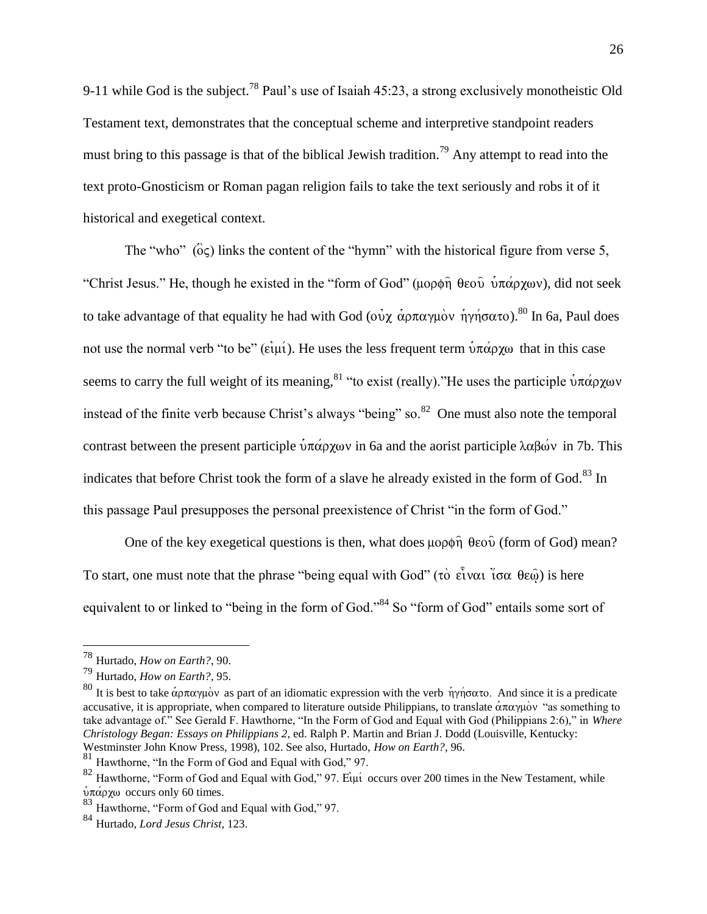9-11 while God is the subject.[78] Paul's use of Isaiah 45:23, a strong exclusively monotheistic Old Testament text, demonstrates that the conceptual scheme and interpretive standpoint readers must bring to this passage is that of the biblical Jewish tradition.[79] Any attempt to read into the text proto-Gnosticism or Roman pagan religion fails to take the text seriously and robs it of it historical and exegetical context.

The "who" (ὃς) links the content of the "hymn" with the historical figure from verse 5, "Christ Jesus." He, though he existed in the "form of God" (μορφῇ θεοῦ ὑπάρχων), did not seek to take advantage of that equality he had with God (οὐχ ἁρπαγμὸν ἡγήσατο).[80] In 6a, Paul does not use the normal verb "to be" (εἰμί). He uses the less frequent term ὑπάρχω that in this case seems to carry the full weight of its meaning,[81] "to exist (really)."He uses the participle ὑπάρχων instead of the finite verb because Christ's always "being" so.[82] One must also note the temporal contrast between the present participle ὑπάρχων in 6a and the aorist participle λαβών in 7b. This indicates that before Christ took the form of a slave he already existed in the form of God.[83] In this passage Paul presupposes the personal preexistence of Christ "in the form of God."

One of the key exegetical questions is then, what does μορφῇ θεοῦ (form of God) mean? To start, one must note that the phrase "being equal with God" (τὸ εἶναι ἴσα θεῷ) is here equivalent to or linked to "being in the form of God."[84] So "form of God" entails some sort of

---

[78] Hurtado, *How on Earth?*, 90.

[79] Hurtado, *How on Earth?*, 95.

[80] It is best to take ἁρπαγμὸν as part of an idiomatic expression with the verb ἡγήσατο. And since it is a predicate accusative, it is appropriate, when compared to literature outside Philippians, to translate ἁπαγμὸν "as something to take advantage of." See Gerald F. Hawthorne, "In the Form of God and Equal with God (Philippians 2:6)," in *Where Christology Began: Essays on Philippians 2*, ed. Ralph P. Martin and Brian J. Dodd (Louisville, Kentucky: Westminster John Know Press, 1998), 102. See also, Hurtado, *How on Earth?*, 96.

[81] Hawthorne, "In the Form of God and Equal with God," 97.

[82] Hawthorne, "Form of God and Equal with God," 97. Εἰμί occurs over 200 times in the New Testament, while ὑπάρχω occurs only 60 times.

[83] Hawthorne, "Form of God and Equal with God," 97.

[84] Hurtado, *Lord Jesus Christ*, 123.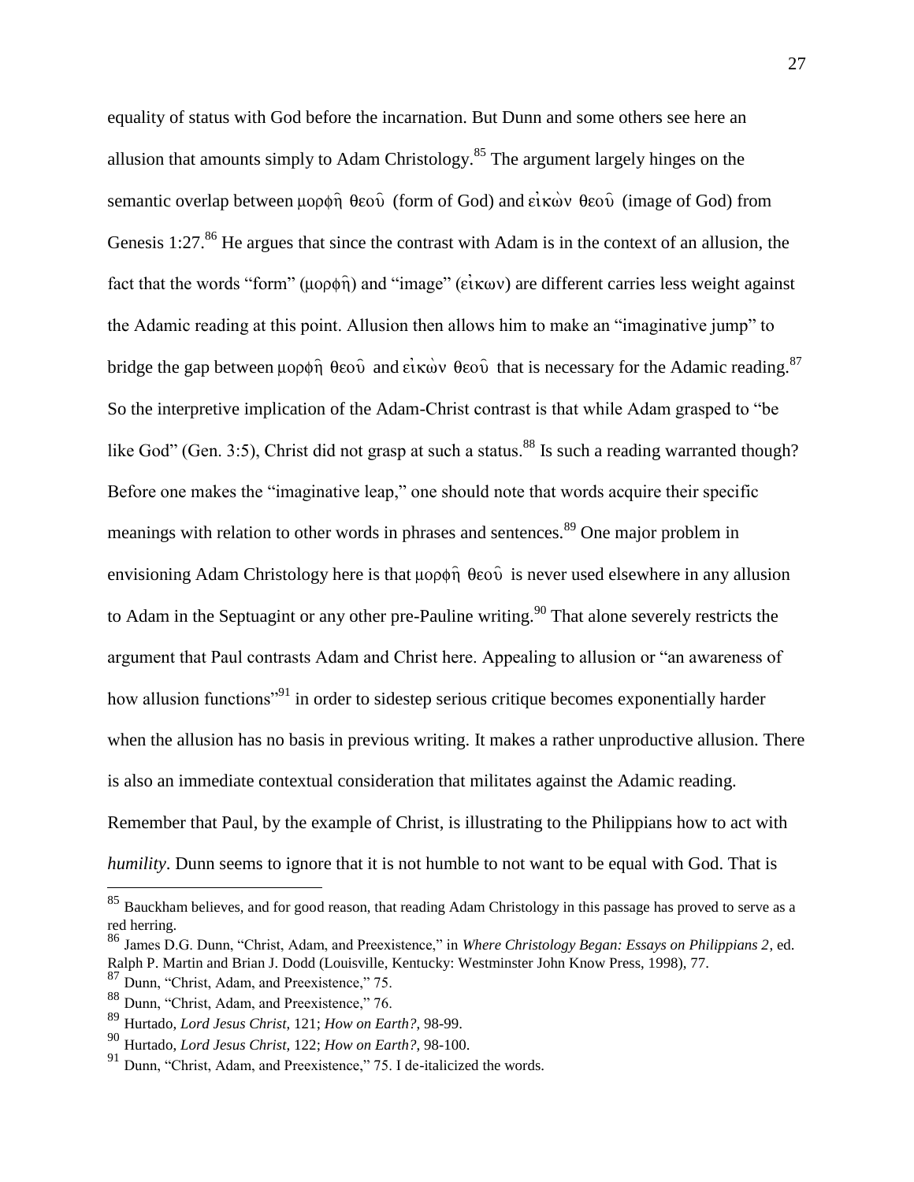equality of status with God before the incarnation. But Dunn and some others see here an allusion that amounts simply to Adam Christology.[85] The argument largely hinges on the semantic overlap between μορφῇ θεοῦ (form of God) and εἰκὼν θεοῦ (image of God) from Genesis 1:27.[86] He argues that since the contrast with Adam is in the context of an allusion, the fact that the words "form" (μορφῇ) and "image" (εἰκων) are different carries less weight against the Adamic reading at this point. Allusion then allows him to make an "imaginative jump" to bridge the gap between μορφῇ θεοῦ and εἰκὼν θεοῦ that is necessary for the Adamic reading.[87] So the interpretive implication of the Adam-Christ contrast is that while Adam grasped to "be like God" (Gen. 3:5), Christ did not grasp at such a status.[88] Is such a reading warranted though? Before one makes the "imaginative leap," one should note that words acquire their specific meanings with relation to other words in phrases and sentences.[89] One major problem in envisioning Adam Christology here is that μορφῇ θεοῦ is never used elsewhere in any allusion to Adam in the Septuagint or any other pre-Pauline writing.[90] That alone severely restricts the argument that Paul contrasts Adam and Christ here. Appealing to allusion or "an awareness of how allusion functions"[91] in order to sidestep serious critique becomes exponentially harder when the allusion has no basis in previous writing. It makes a rather unproductive allusion. There is also an immediate contextual consideration that militates against the Adamic reading. Remember that Paul, by the example of Christ, is illustrating to the Philippians how to act with *humility*. Dunn seems to ignore that it is not humble to not want to be equal with God. That is

---

[85] Bauckham believes, and for good reason, that reading Adam Christology in this passage has proved to serve as a red herring.

[86] James D.G. Dunn, "Christ, Adam, and Preexistence," in *Where Christology Began: Essays on Philippians 2*, ed. Ralph P. Martin and Brian J. Dodd (Louisville, Kentucky: Westminster John Know Press, 1998), 77.

[87] Dunn, "Christ, Adam, and Preexistence," 75.

[88] Dunn, "Christ, Adam, and Preexistence," 76.

[89] Hurtado, *Lord Jesus Christ*, 121; *How on Earth?*, 98-99.

[90] Hurtado, *Lord Jesus Christ*, 122; *How on Earth?*, 98-100.

[91] Dunn, "Christ, Adam, and Preexistence," 75. I de-italicized the words.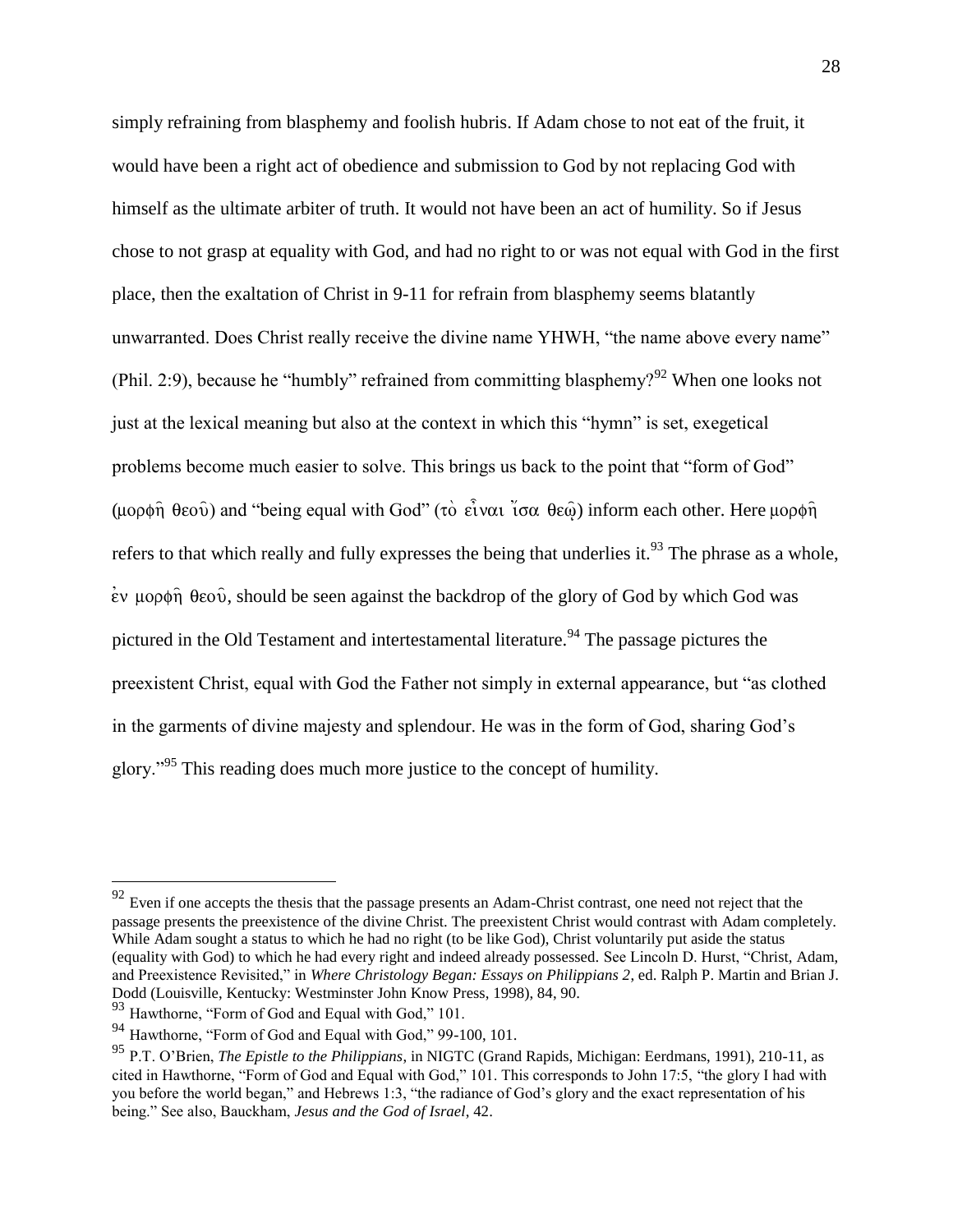simply refraining from blasphemy and foolish hubris. If Adam chose to not eat of the fruit, it would have been a right act of obedience and submission to God by not replacing God with himself as the ultimate arbiter of truth. It would not have been an act of humility. So if Jesus chose to not grasp at equality with God, and had no right to or was not equal with God in the first place, then the exaltation of Christ in 9-11 for refrain from blasphemy seems blatantly unwarranted. Does Christ really receive the divine name YHWH, "the name above every name" (Phil. 2:9), because he "humbly" refrained from committing blasphemy?[92] When one looks not just at the lexical meaning but also at the context in which this "hymn" is set, exegetical problems become much easier to solve. This brings us back to the point that "form of God" (μορφῇ θεοῦ) and "being equal with God" (τὸ εἶναι ἴσα θεῷ) inform each other. Here μορφῇ refers to that which really and fully expresses the being that underlies it.[93] The phrase as a whole, ἐν μορφῇ θεοῦ, should be seen against the backdrop of the glory of God by which God was pictured in the Old Testament and intertestamental literature.[94] The passage pictures the preexistent Christ, equal with God the Father not simply in external appearance, but "as clothed in the garments of divine majesty and splendour. He was in the form of God, sharing God's glory."[95] This reading does much more justice to the concept of humility.

---

[92] Even if one accepts the thesis that the passage presents an Adam-Christ contrast, one need not reject that the passage presents the preexistence of the divine Christ. The preexistent Christ would contrast with Adam completely. While Adam sought a status to which he had no right (to be like God), Christ voluntarily put aside the status (equality with God) to which he had every right and indeed already possessed. See Lincoln D. Hurst, "Christ, Adam, and Preexistence Revisited," in *Where Christology Began: Essays on Philippians 2*, ed. Ralph P. Martin and Brian J. Dodd (Louisville, Kentucky: Westminster John Know Press, 1998), 84, 90.

[93] Hawthorne, "Form of God and Equal with God," 101.

[94] Hawthorne, "Form of God and Equal with God," 99-100, 101.

[95] P.T. O'Brien, *The Epistle to the Philippians*, in NIGTC (Grand Rapids, Michigan: Eerdmans, 1991), 210-11, as cited in Hawthorne, "Form of God and Equal with God," 101. This corresponds to John 17:5, "the glory I had with you before the world began," and Hebrews 1:3, "the radiance of God's glory and the exact representation of his being." See also, Bauckham, *Jesus and the God of Israel*, 42.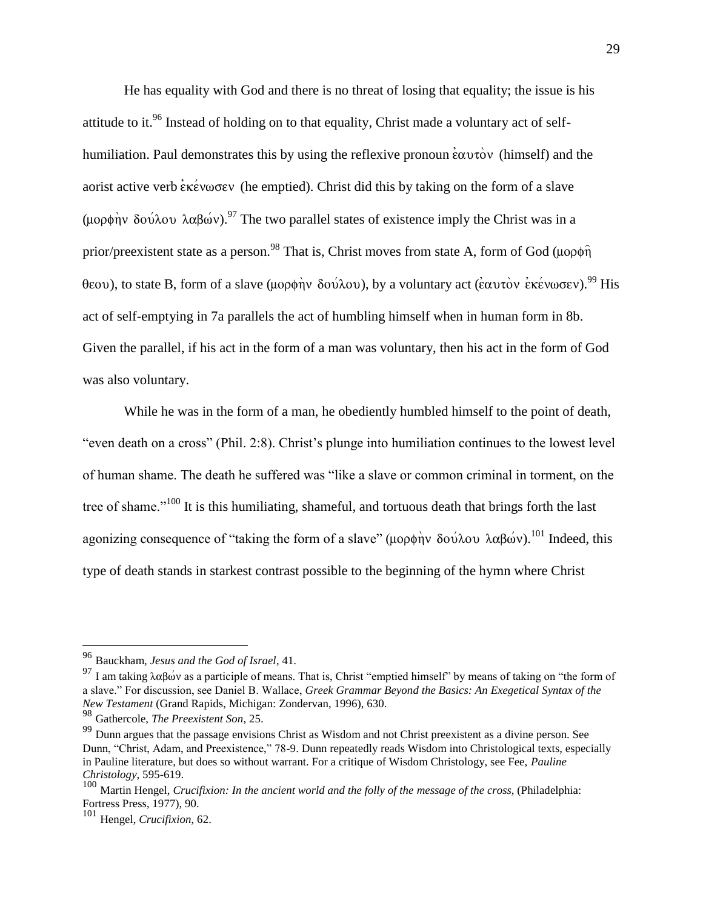He has equality with God and there is no threat of losing that equality; the issue is his attitude to it.[96] Instead of holding on to that equality, Christ made a voluntary act of self-humiliation. Paul demonstrates this by using the reflexive pronoun ἑαυτὸν (himself) and the aorist active verb ἐκένωσεν (he emptied). Christ did this by taking on the form of a slave (μορφὴν δούλου λαβών).[97] The two parallel states of existence imply the Christ was in a prior/preexistent state as a person.[98] That is, Christ moves from state A, form of God (μορφῇ θεου), to state B, form of a slave (μορφὴν δούλου), by a voluntary act (ἑαυτὸν ἐκένωσεν).[99] His act of self-emptying in 7a parallels the act of humbling himself when in human form in 8b. Given the parallel, if his act in the form of a man was voluntary, then his act in the form of God was also voluntary.

While he was in the form of a man, he obediently humbled himself to the point of death, "even death on a cross" (Phil. 2:8). Christ's plunge into humiliation continues to the lowest level of human shame. The death he suffered was "like a slave or common criminal in torment, on the tree of shame."[100] It is this humiliating, shameful, and tortuous death that brings forth the last agonizing consequence of "taking the form of a slave" (μορφὴν δούλου λαβών).[101] Indeed, this type of death stands in starkest contrast possible to the beginning of the hymn where Christ

---

[96] Bauckham, *Jesus and the God of Israel*, 41.

[97] I am taking λαβών as a participle of means. That is, Christ "emptied himself" by means of taking on "the form of a slave." For discussion, see Daniel B. Wallace, *Greek Grammar Beyond the Basics: An Exegetical Syntax of the New Testament* (Grand Rapids, Michigan: Zondervan, 1996), 630.

[98] Gathercole, *The Preexistent Son*, 25.

[99] Dunn argues that the passage envisions Christ as Wisdom and not Christ preexistent as a divine person. See Dunn, "Christ, Adam, and Preexistence," 78-9. Dunn repeatedly reads Wisdom into Christological texts, especially in Pauline literature, but does so without warrant. For a critique of Wisdom Christology, see Fee, *Pauline Christology*, 595-619.

[100] Martin Hengel, *Crucifixion: In the ancient world and the folly of the message of the cross*, (Philadelphia: Fortress Press, 1977), 90.

[101] Hengel, *Crucifixion*, 62.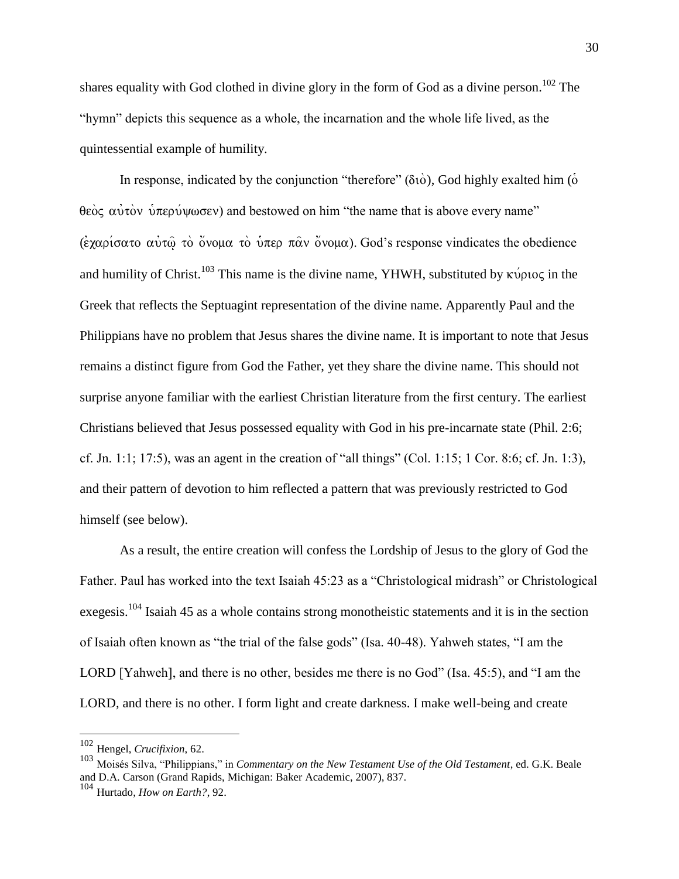shares equality with God clothed in divine glory in the form of God as a divine person.[102] The "hymn" depicts this sequence as a whole, the incarnation and the whole life lived, as the quintessential example of humility.

In response, indicated by the conjunction "therefore" (διὸ), God highly exalted him (ὁ θεὸς αὐτὸν ὑπερύψωσεν) and bestowed on him "the name that is above every name" (ἐχαρίσατο αὐτῷ τὸ ὄνομα τὸ ὑπερ πᾶν ὄνομα). God's response vindicates the obedience and humility of Christ.[103] This name is the divine name, YHWH, substituted by κύριος in the Greek that reflects the Septuagint representation of the divine name. Apparently Paul and the Philippians have no problem that Jesus shares the divine name. It is important to note that Jesus remains a distinct figure from God the Father, yet they share the divine name. This should not surprise anyone familiar with the earliest Christian literature from the first century. The earliest Christians believed that Jesus possessed equality with God in his pre-incarnate state (Phil. 2:6; cf. Jn. 1:1; 17:5), was an agent in the creation of "all things" (Col. 1:15; 1 Cor. 8:6; cf. Jn. 1:3), and their pattern of devotion to him reflected a pattern that was previously restricted to God himself (see below).

As a result, the entire creation will confess the Lordship of Jesus to the glory of God the Father. Paul has worked into the text Isaiah 45:23 as a "Christological midrash" or Christological exegesis.[104] Isaiah 45 as a whole contains strong monotheistic statements and it is in the section of Isaiah often known as "the trial of the false gods" (Isa. 40-48). Yahweh states, "I am the LORD [Yahweh], and there is no other, besides me there is no God" (Isa. 45:5), and "I am the LORD, and there is no other. I form light and create darkness. I make well-being and create

---

[102] Hengel, *Crucifixion*, 62.

[103] Moisés Silva, "Philippians," in *Commentary on the New Testament Use of the Old Testament*, ed. G.K. Beale and D.A. Carson (Grand Rapids, Michigan: Baker Academic, 2007), 837.

[104] Hurtado, *How on Earth?*, 92.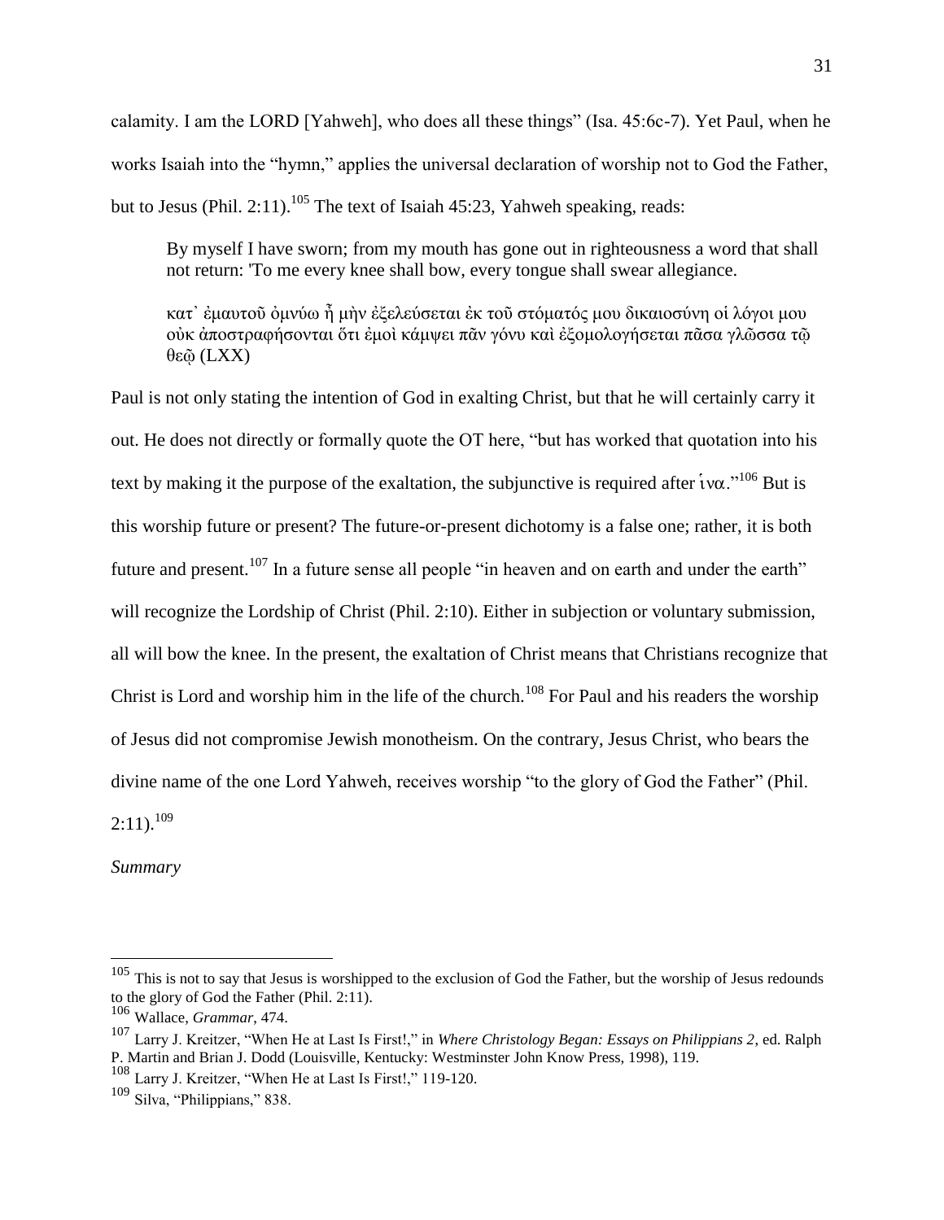calamity. I am the LORD [Yahweh], who does all these things" (Isa. 45:6c-7). Yet Paul, when he works Isaiah into the "hymn," applies the universal declaration of worship not to God the Father, but to Jesus (Phil. 2:11).[105] The text of Isaiah 45:23, Yahweh speaking, reads:

> By myself I have sworn; from my mouth has gone out in righteousness a word that shall not return: 'To me every knee shall bow, every tongue shall swear allegiance.
>
> κατ᾿ ἐμαυτοῦ ὀμνύω ἦ μὴν ἐξελεύσεται ἐκ τοῦ στόματός μου δικαιοσύνη οἱ λόγοι μου οὐκ ἀποστραφήσονται ὅτι ἐμοὶ κάμψει πᾶν γόνυ καὶ ἐξομολογήσεται πᾶσα γλῶσσα τῷ θεῷ (LXX)

Paul is not only stating the intention of God in exalting Christ, but that he will certainly carry it out. He does not directly or formally quote the OT here, "but has worked that quotation into his text by making it the purpose of the exaltation, the subjunctive is required after ἵνα."[106] But is this worship future or present? The future-or-present dichotomy is a false one; rather, it is both future and present.[107] In a future sense all people "in heaven and on earth and under the earth" will recognize the Lordship of Christ (Phil. 2:10). Either in subjection or voluntary submission, all will bow the knee. In the present, the exaltation of Christ means that Christians recognize that Christ is Lord and worship him in the life of the church.[108] For Paul and his readers the worship of Jesus did not compromise Jewish monotheism. On the contrary, Jesus Christ, who bears the divine name of the one Lord Yahweh, receives worship "to the glory of God the Father" (Phil. 2:11).[109]

*Summary*

---

[105] This is not to say that Jesus is worshipped to the exclusion of God the Father, but the worship of Jesus redounds to the glory of God the Father (Phil. 2:11).

[106] Wallace, *Grammar*, 474.

[107] Larry J. Kreitzer, "When He at Last Is First!," in *Where Christology Began: Essays on Philippians 2*, ed. Ralph P. Martin and Brian J. Dodd (Louisville, Kentucky: Westminster John Know Press, 1998), 119.

[108] Larry J. Kreitzer, "When He at Last Is First!," 119-120.

[109] Silva, "Philippians," 838.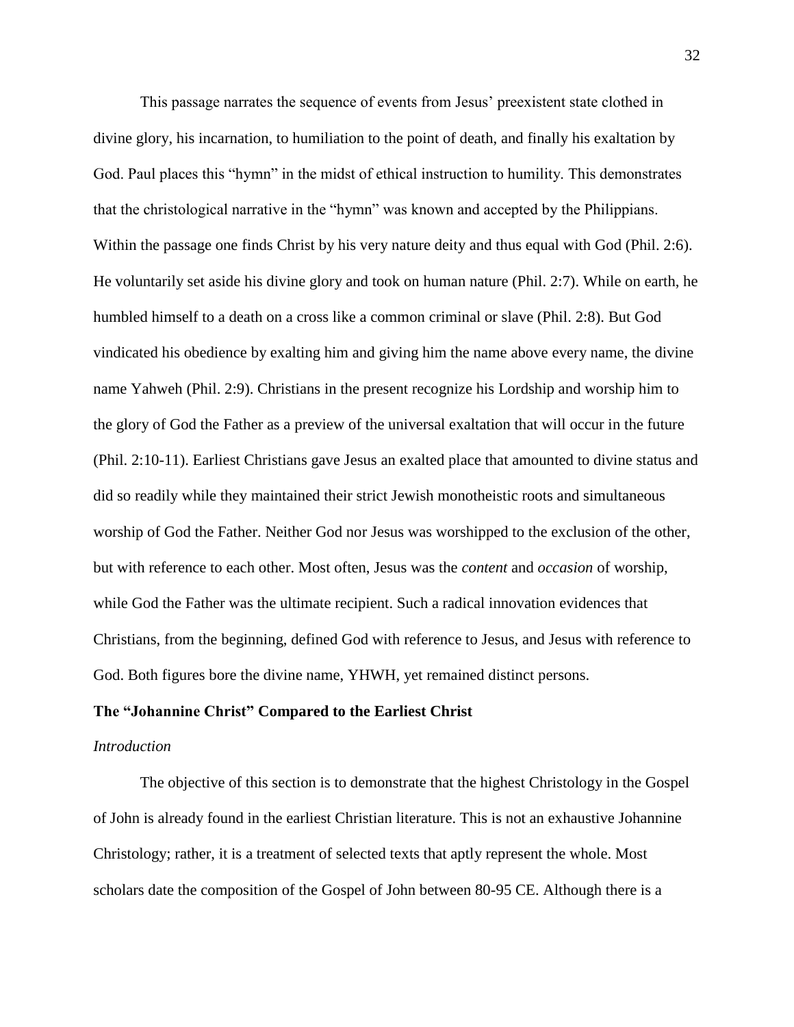This passage narrates the sequence of events from Jesus' preexistent state clothed in divine glory, his incarnation, to humiliation to the point of death, and finally his exaltation by God. Paul places this "hymn" in the midst of ethical instruction to humility. This demonstrates that the christological narrative in the "hymn" was known and accepted by the Philippians. Within the passage one finds Christ by his very nature deity and thus equal with God (Phil. 2:6). He voluntarily set aside his divine glory and took on human nature (Phil. 2:7). While on earth, he humbled himself to a death on a cross like a common criminal or slave (Phil. 2:8). But God vindicated his obedience by exalting him and giving him the name above every name, the divine name Yahweh (Phil. 2:9). Christians in the present recognize his Lordship and worship him to the glory of God the Father as a preview of the universal exaltation that will occur in the future (Phil. 2:10-11). Earliest Christians gave Jesus an exalted place that amounted to divine status and did so readily while they maintained their strict Jewish monotheistic roots and simultaneous worship of God the Father. Neither God nor Jesus was worshipped to the exclusion of the other, but with reference to each other. Most often, Jesus was the *content* and *occasion* of worship, while God the Father was the ultimate recipient. Such a radical innovation evidences that Christians, from the beginning, defined God with reference to Jesus, and Jesus with reference to God. Both figures bore the divine name, YHWH, yet remained distinct persons.

## The "Johannine Christ" Compared to the Earliest Christ

### *Introduction*

The objective of this section is to demonstrate that the highest Christology in the Gospel of John is already found in the earliest Christian literature. This is not an exhaustive Johannine Christology; rather, it is a treatment of selected texts that aptly represent the whole. Most scholars date the composition of the Gospel of John between 80-95 CE. Although there is a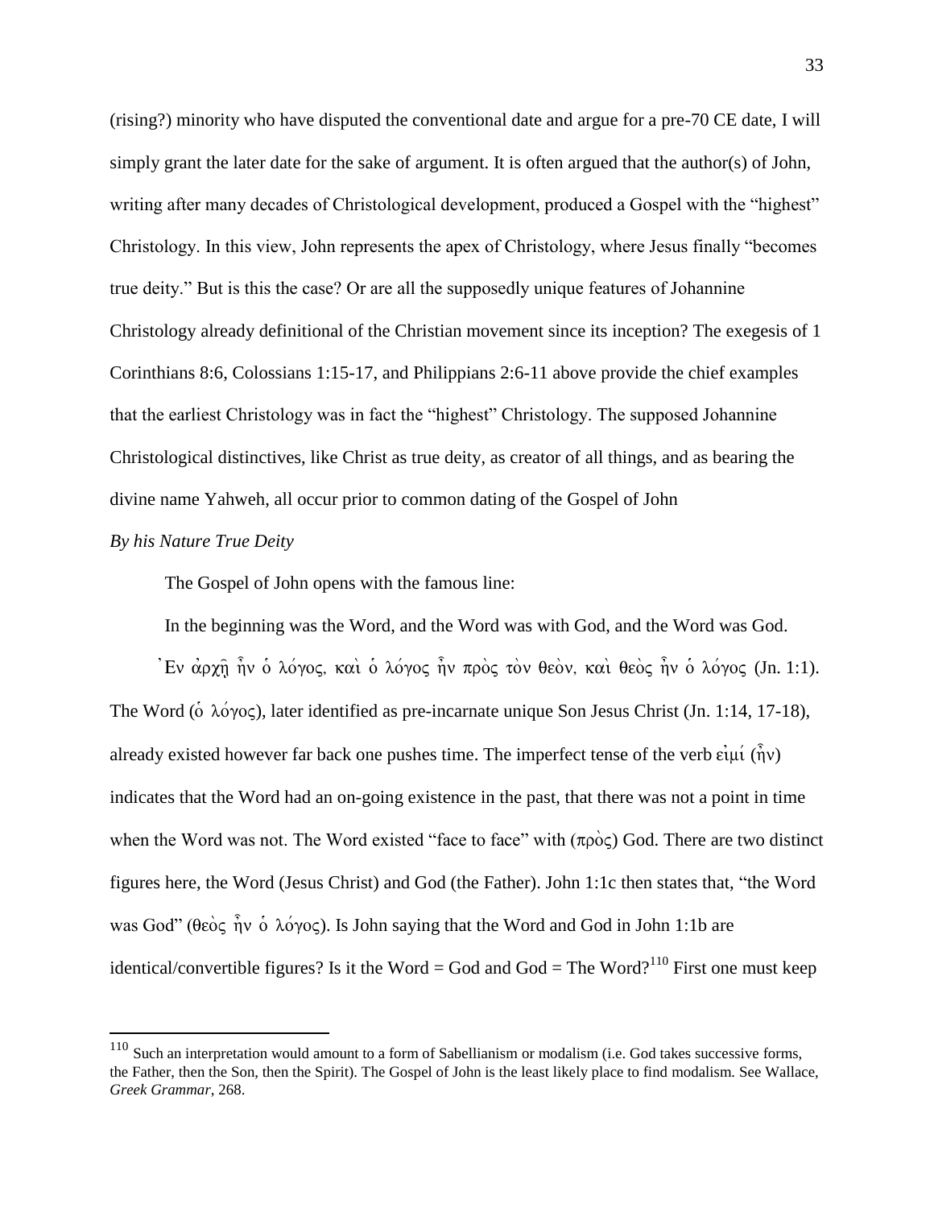(rising?) minority who have disputed the conventional date and argue for a pre-70 CE date, I will simply grant the later date for the sake of argument. It is often argued that the author(s) of John, writing after many decades of Christological development, produced a Gospel with the "highest" Christology. In this view, John represents the apex of Christology, where Jesus finally "becomes true deity." But is this the case? Or are all the supposedly unique features of Johannine Christology already definitional of the Christian movement since its inception? The exegesis of 1 Corinthians 8:6, Colossians 1:15-17, and Philippians 2:6-11 above provide the chief examples that the earliest Christology was in fact the "highest" Christology. The supposed Johannine Christological distinctives, like Christ as true deity, as creator of all things, and as bearing the divine name Yahweh, all occur prior to common dating of the Gospel of John

*By his Nature True Deity*

The Gospel of John opens with the famous line:

In the beginning was the Word, and the Word was with God, and the Word was God.

Ἐν ἀρχῇ ἦν ὁ λόγος, καὶ ὁ λόγος ἦν πρὸς τὸν θεόν, καὶ θεὸς ἦν ὁ λόγος (Jn. 1:1).

The Word (ὁ λόγος), later identified as pre-incarnate unique Son Jesus Christ (Jn. 1:14, 17-18), already existed however far back one pushes time. The imperfect tense of the verb εἰμί (ἦν) indicates that the Word had an on-going existence in the past, that there was not a point in time when the Word was not. The Word existed "face to face" with (πρὸς) God. There are two distinct figures here, the Word (Jesus Christ) and God (the Father). John 1:1c then states that, "the Word was God" (θεὸς ἦν ὁ λόγος). Is John saying that the Word and God in John 1:1b are identical/convertible figures? Is it the Word = God and God = The Word?[110] First one must keep

---

[110] Such an interpretation would amount to a form of Sabellianism or modalism (i.e. God takes successive forms, the Father, then the Son, then the Spirit). The Gospel of John is the least likely place to find modalism. See Wallace, *Greek Grammar*, 268.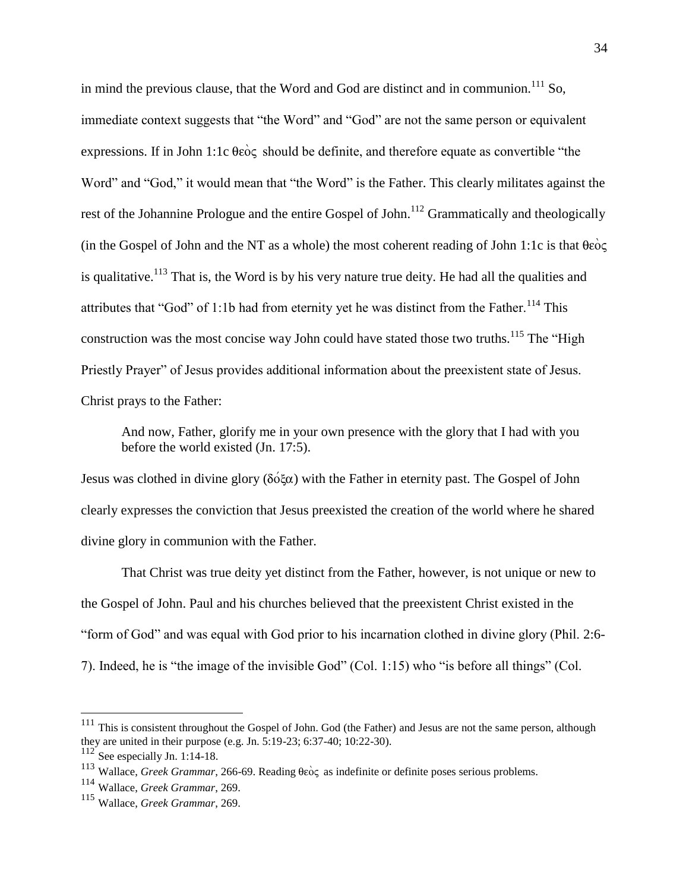in mind the previous clause, that the Word and God are distinct and in communion.[111] So, immediate context suggests that "the Word" and "God" are not the same person or equivalent expressions. If in John 1:1c θεὸς should be definite, and therefore equate as convertible "the Word" and "God," it would mean that "the Word" is the Father. This clearly militates against the rest of the Johannine Prologue and the entire Gospel of John.[112] Grammatically and theologically (in the Gospel of John and the NT as a whole) the most coherent reading of John 1:1c is that θεὸς is qualitative.[113] That is, the Word is by his very nature true deity. He had all the qualities and attributes that "God" of 1:1b had from eternity yet he was distinct from the Father.[114] This construction was the most concise way John could have stated those two truths.[115] The "High Priestly Prayer" of Jesus provides additional information about the preexistent state of Jesus. Christ prays to the Father:

> And now, Father, glorify me in your own presence with the glory that I had with you before the world existed (Jn. 17:5).

Jesus was clothed in divine glory (δόξα) with the Father in eternity past. The Gospel of John clearly expresses the conviction that Jesus preexisted the creation of the world where he shared divine glory in communion with the Father.

That Christ was true deity yet distinct from the Father, however, is not unique or new to the Gospel of John. Paul and his churches believed that the preexistent Christ existed in the "form of God" and was equal with God prior to his incarnation clothed in divine glory (Phil. 2:6-7). Indeed, he is "the image of the invisible God" (Col. 1:15) who "is before all things" (Col.

---

[111] This is consistent throughout the Gospel of John. God (the Father) and Jesus are not the same person, although they are united in their purpose (e.g. Jn. 5:19-23; 6:37-40; 10:22-30).

[112] See especially Jn. 1:14-18.

[113] Wallace, *Greek Grammar*, 266-69. Reading θεὸς as indefinite or definite poses serious problems.

[114] Wallace, *Greek Grammar*, 269.

[115] Wallace, *Greek Grammar*, 269.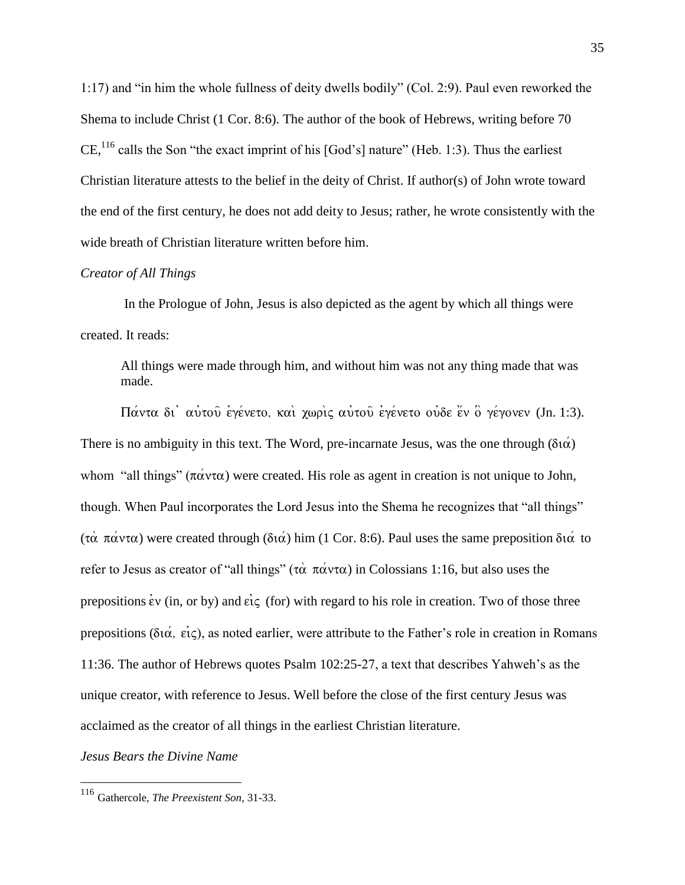1:17) and "in him the whole fullness of deity dwells bodily" (Col. 2:9). Paul even reworked the Shema to include Christ (1 Cor. 8:6). The author of the book of Hebrews, writing before 70 CE,[116] calls the Son "the exact imprint of his [God's] nature" (Heb. 1:3). Thus the earliest Christian literature attests to the belief in the deity of Christ. If author(s) of John wrote toward the end of the first century, he does not add deity to Jesus; rather, he wrote consistently with the wide breath of Christian literature written before him.

*Creator of All Things*

In the Prologue of John, Jesus is also depicted as the agent by which all things were created. It reads:

> All things were made through him, and without him was not any thing made that was made.

Πάντα δι᾿ αὐτοῦ ἐγένετο, καὶ χωρὶς αὐτοῦ ἐγένετο οὐδὲ ἕν ὃ γέγονεν (Jn. 1:3). There is no ambiguity in this text. The Word, pre-incarnate Jesus, was the one through (διά) whom "all things" (πάντα) were created. His role as agent in creation is not unique to John, though. When Paul incorporates the Lord Jesus into the Shema he recognizes that "all things" (τὰ πάντα) were created through (διά) him (1 Cor. 8:6). Paul uses the same preposition διά to refer to Jesus as creator of "all things" (τὰ πάντα) in Colossians 1:16, but also uses the prepositions ἐν (in, or by) and εἰς (for) with regard to his role in creation. Two of those three prepositions (διά, εἰς), as noted earlier, were attribute to the Father's role in creation in Romans 11:36. The author of Hebrews quotes Psalm 102:25-27, a text that describes Yahweh's as the unique creator, with reference to Jesus. Well before the close of the first century Jesus was acclaimed as the creator of all things in the earliest Christian literature.

*Jesus Bears the Divine Name*

---

[116] Gathercole, *The Preexistent Son*, 31-33.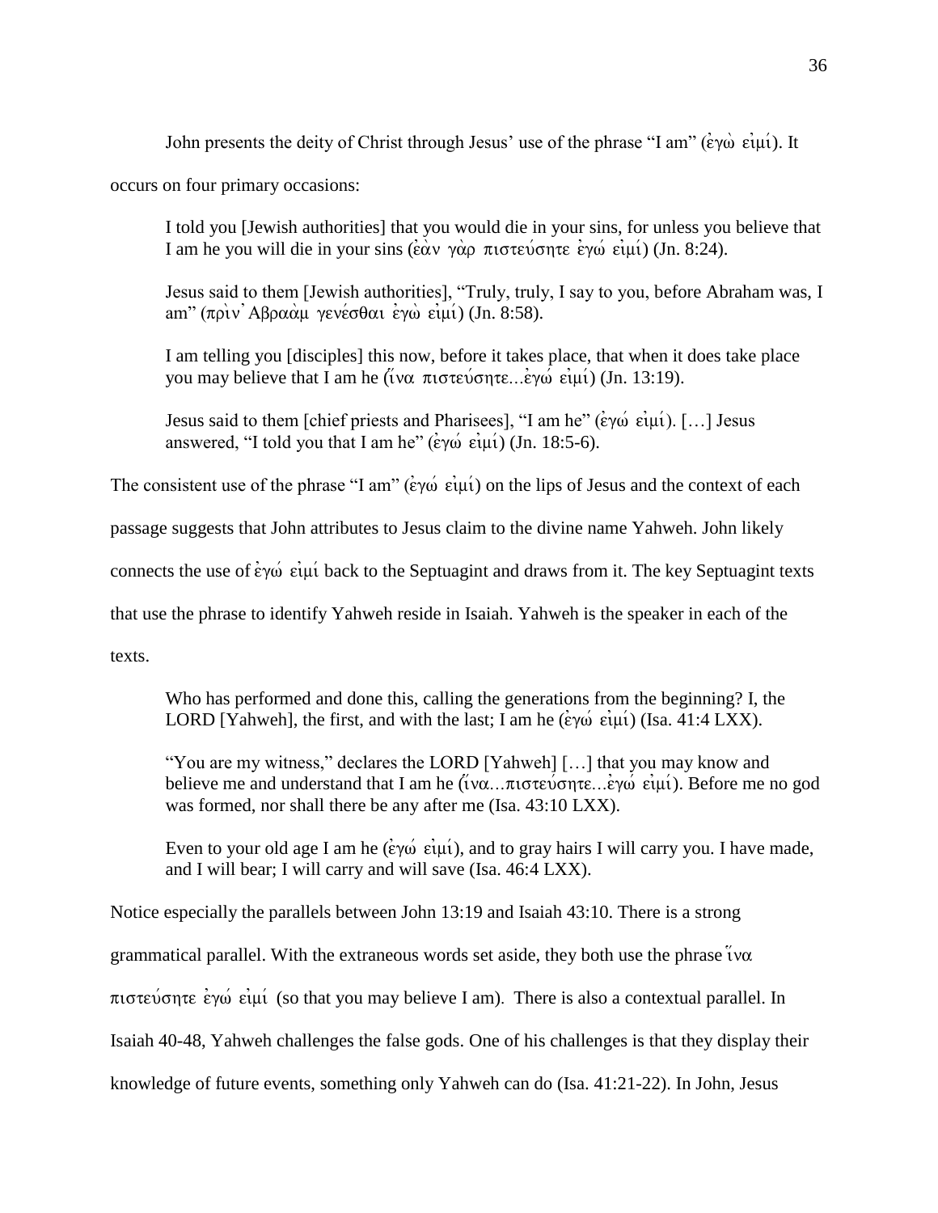John presents the deity of Christ through Jesus' use of the phrase "I am" (ἐγὼ εἰμί). It occurs on four primary occasions:

> I told you [Jewish authorities] that you would die in your sins, for unless you believe that I am he you will die in your sins (ἐὰν γὰρ πιστεύσητε ἐγώ εἰμί) (Jn. 8:24).
>
> Jesus said to them [Jewish authorities], "Truly, truly, I say to you, before Abraham was, I am" (πρὶν Ἀβραὰμ γενέσθαι ἐγὼ εἰμί) (Jn. 8:58).
>
> I am telling you [disciples] this now, before it takes place, that when it does take place you may believe that I am he (ἵνα πιστεύσητε...ἐγώ εἰμί) (Jn. 13:19).
>
> Jesus said to them [chief priests and Pharisees], "I am he" (ἐγώ εἰμί). […] Jesus answered, "I told you that I am he" (ἐγώ εἰμί) (Jn. 18:5-6).

The consistent use of the phrase "I am" (ἐγώ εἰμί) on the lips of Jesus and the context of each passage suggests that John attributes to Jesus claim to the divine name Yahweh. John likely connects the use of ἐγώ εἰμί back to the Septuagint and draws from it. The key Septuagint texts that use the phrase to identify Yahweh reside in Isaiah. Yahweh is the speaker in each of the texts.

> Who has performed and done this, calling the generations from the beginning? I, the LORD [Yahweh], the first, and with the last; I am he (ἐγώ εἰμί) (Isa. 41:4 LXX).
>
> "You are my witness," declares the LORD [Yahweh] […] that you may know and believe me and understand that I am he (ἵνα...πιστεύσητε...ἐγώ εἰμί). Before me no god was formed, nor shall there be any after me (Isa. 43:10 LXX).
>
> Even to your old age I am he (ἐγώ εἰμί), and to gray hairs I will carry you. I have made, and I will bear; I will carry and will save (Isa. 46:4 LXX).

Notice especially the parallels between John 13:19 and Isaiah 43:10. There is a strong grammatical parallel. With the extraneous words set aside, they both use the phrase ἵνα πιστεύσητε ἐγώ εἰμί (so that you may believe I am). There is also a contextual parallel. In Isaiah 40-48, Yahweh challenges the false gods. One of his challenges is that they display their knowledge of future events, something only Yahweh can do (Isa. 41:21-22). In John, Jesus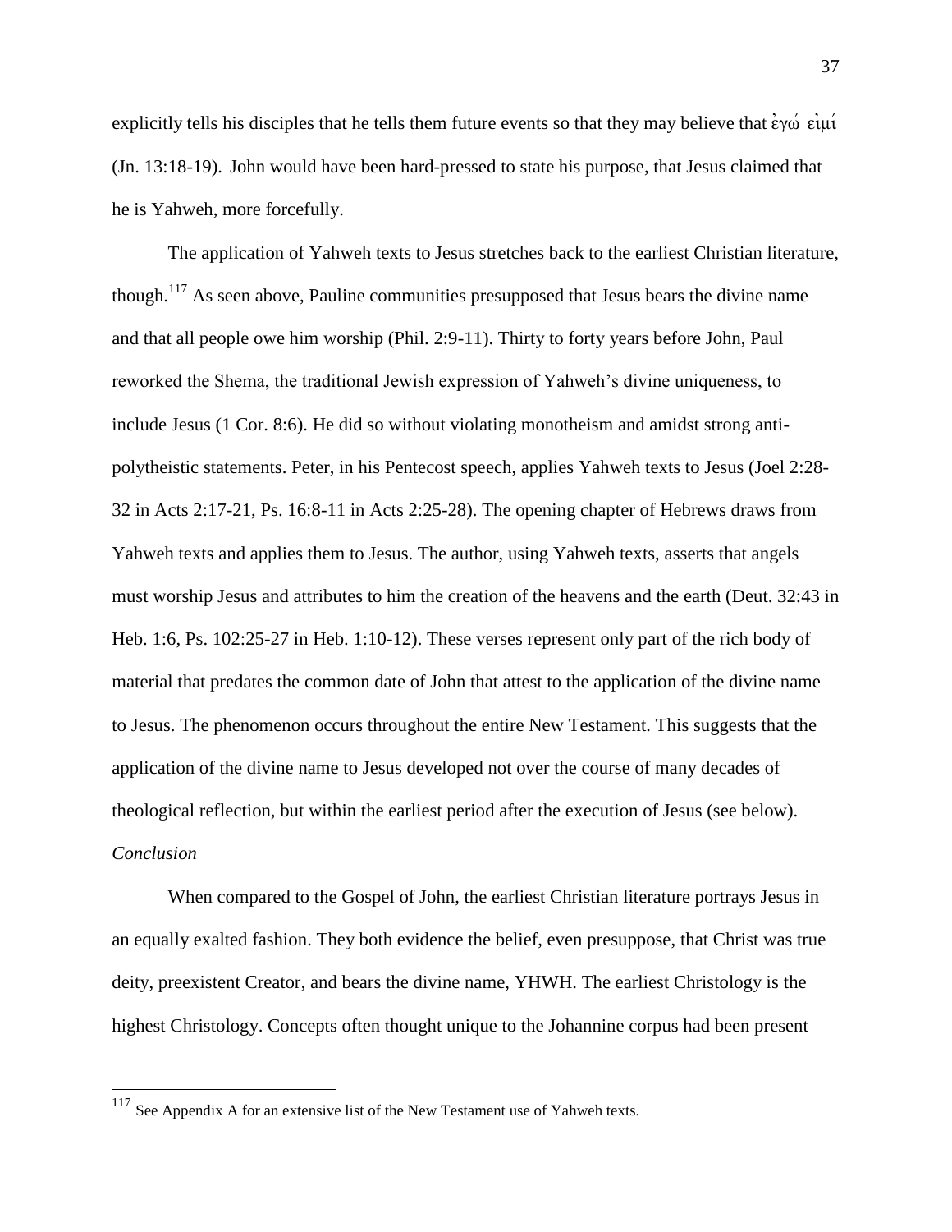explicitly tells his disciples that he tells them future events so that they may believe that ἐγώ εἰμί (Jn. 13:18-19). John would have been hard-pressed to state his purpose, that Jesus claimed that he is Yahweh, more forcefully.

The application of Yahweh texts to Jesus stretches back to the earliest Christian literature, though.[117] As seen above, Pauline communities presupposed that Jesus bears the divine name and that all people owe him worship (Phil. 2:9-11). Thirty to forty years before John, Paul reworked the Shema, the traditional Jewish expression of Yahweh's divine uniqueness, to include Jesus (1 Cor. 8:6). He did so without violating monotheism and amidst strong anti-polytheistic statements. Peter, in his Pentecost speech, applies Yahweh texts to Jesus (Joel 2:28-32 in Acts 2:17-21, Ps. 16:8-11 in Acts 2:25-28). The opening chapter of Hebrews draws from Yahweh texts and applies them to Jesus. The author, using Yahweh texts, asserts that angels must worship Jesus and attributes to him the creation of the heavens and the earth (Deut. 32:43 in Heb. 1:6, Ps. 102:25-27 in Heb. 1:10-12). These verses represent only part of the rich body of material that predates the common date of John that attest to the application of the divine name to Jesus. The phenomenon occurs throughout the entire New Testament. This suggests that the application of the divine name to Jesus developed not over the course of many decades of theological reflection, but within the earliest period after the execution of Jesus (see below).

*Conclusion*

When compared to the Gospel of John, the earliest Christian literature portrays Jesus in an equally exalted fashion. They both evidence the belief, even presuppose, that Christ was true deity, preexistent Creator, and bears the divine name, YHWH. The earliest Christology is the highest Christology. Concepts often thought unique to the Johannine corpus had been present

[117] See Appendix A for an extensive list of the New Testament use of Yahweh texts.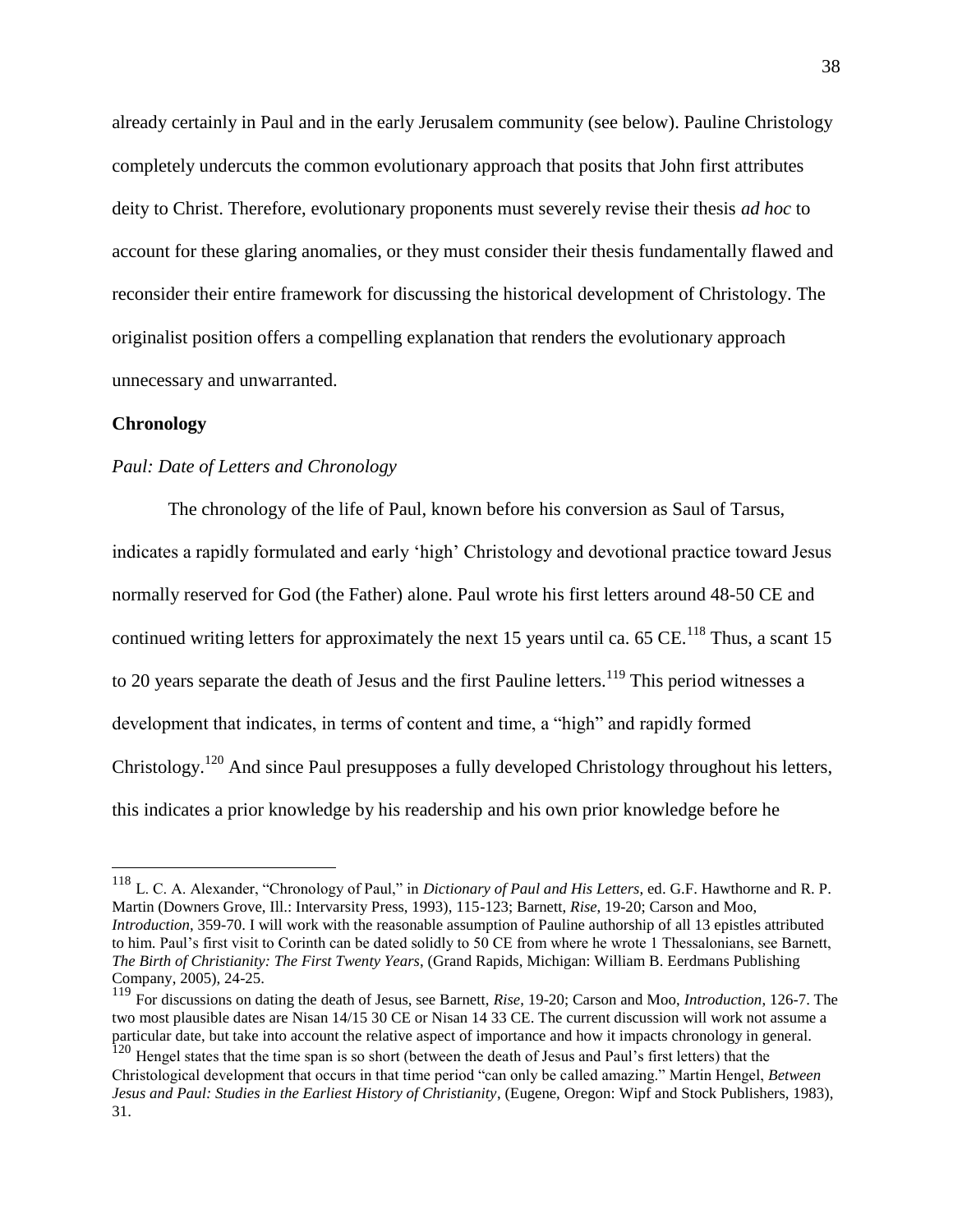already certainly in Paul and in the early Jerusalem community (see below). Pauline Christology completely undercuts the common evolutionary approach that posits that John first attributes deity to Christ. Therefore, evolutionary proponents must severely revise their thesis *ad hoc* to account for these glaring anomalies, or they must consider their thesis fundamentally flawed and reconsider their entire framework for discussing the historical development of Christology. The originalist position offers a compelling explanation that renders the evolutionary approach unnecessary and unwarranted.

## Chronology

### *Paul: Date of Letters and Chronology*

The chronology of the life of Paul, known before his conversion as Saul of Tarsus, indicates a rapidly formulated and early 'high' Christology and devotional practice toward Jesus normally reserved for God (the Father) alone. Paul wrote his first letters around 48-50 CE and continued writing letters for approximately the next 15 years until ca. 65 CE.[118] Thus, a scant 15 to 20 years separate the death of Jesus and the first Pauline letters.[119] This period witnesses a development that indicates, in terms of content and time, a "high" and rapidly formed Christology.[120] And since Paul presupposes a fully developed Christology throughout his letters, this indicates a prior knowledge by his readership and his own prior knowledge before he

---

[118] L. C. A. Alexander, "Chronology of Paul," in *Dictionary of Paul and His Letters*, ed. G.F. Hawthorne and R. P. Martin (Downers Grove, Ill.: Intervarsity Press, 1993), 115-123; Barnett, *Rise*, 19-20; Carson and Moo, *Introduction*, 359-70. I will work with the reasonable assumption of Pauline authorship of all 13 epistles attributed to him. Paul's first visit to Corinth can be dated solidly to 50 CE from where he wrote 1 Thessalonians, see Barnett, *The Birth of Christianity: The First Twenty Years*, (Grand Rapids, Michigan: William B. Eerdmans Publishing Company, 2005), 24-25.

[119] For discussions on dating the death of Jesus, see Barnett, *Rise*, 19-20; Carson and Moo, *Introduction*, 126-7. The two most plausible dates are Nisan 14/15 30 CE or Nisan 14 33 CE. The current discussion will work not assume a particular date, but take into account the relative aspect of importance and how it impacts chronology in general.

[120] Hengel states that the time span is so short (between the death of Jesus and Paul's first letters) that the Christological development that occurs in that time period "can only be called amazing." Martin Hengel, *Between Jesus and Paul: Studies in the Earliest History of Christianity*, (Eugene, Oregon: Wipf and Stock Publishers, 1983), 31.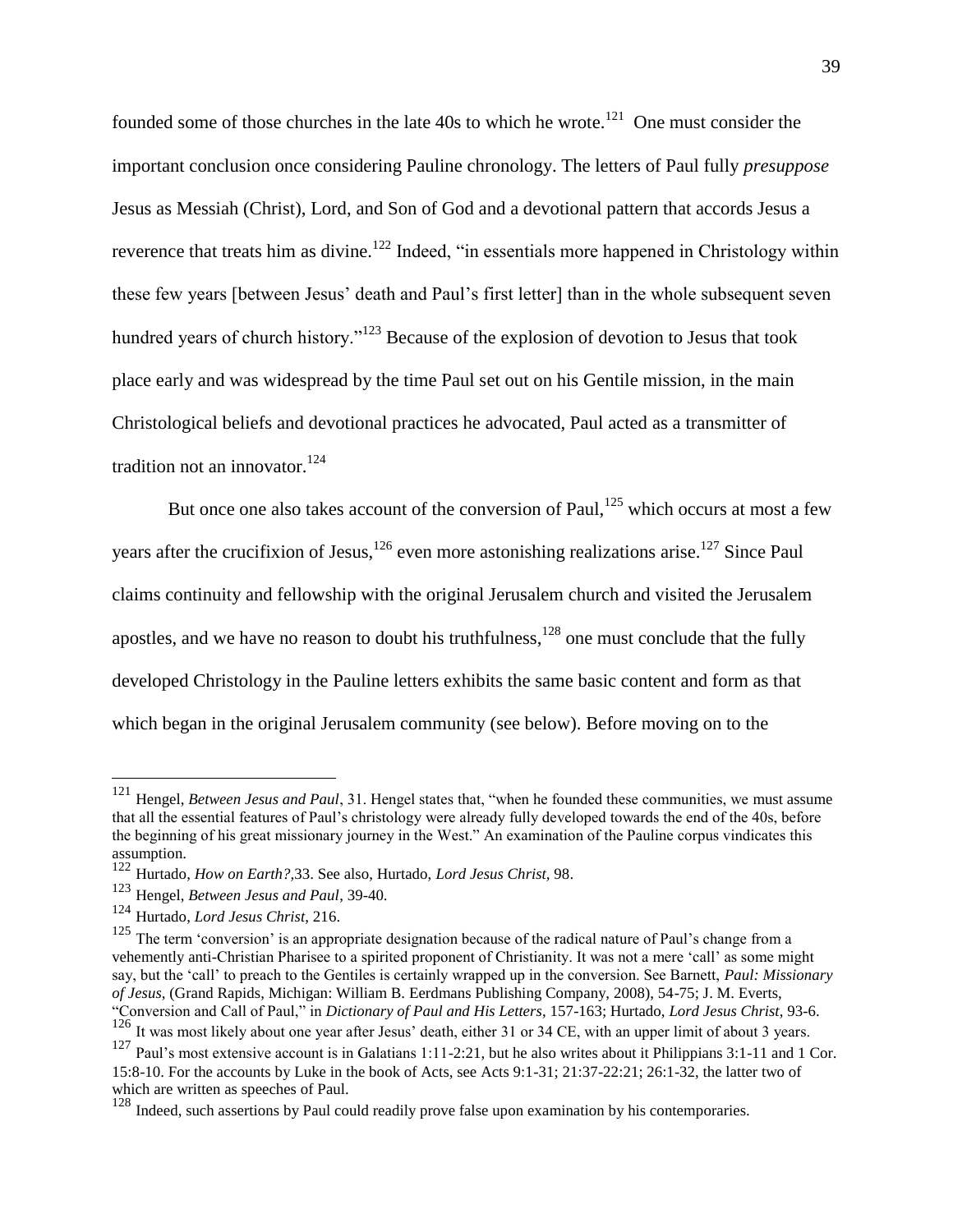founded some of those churches in the late 40s to which he wrote.[121] One must consider the important conclusion once considering Pauline chronology. The letters of Paul fully *presuppose* Jesus as Messiah (Christ), Lord, and Son of God and a devotional pattern that accords Jesus a reverence that treats him as divine.[122] Indeed, "in essentials more happened in Christology within these few years [between Jesus' death and Paul's first letter] than in the whole subsequent seven hundred years of church history."[123] Because of the explosion of devotion to Jesus that took place early and was widespread by the time Paul set out on his Gentile mission, in the main Christological beliefs and devotional practices he advocated, Paul acted as a transmitter of tradition not an innovator.[124]

But once one also takes account of the conversion of Paul,[125] which occurs at most a few years after the crucifixion of Jesus,[126] even more astonishing realizations arise.[127] Since Paul claims continuity and fellowship with the original Jerusalem church and visited the Jerusalem apostles, and we have no reason to doubt his truthfulness,[128] one must conclude that the fully developed Christology in the Pauline letters exhibits the same basic content and form as that which began in the original Jerusalem community (see below). Before moving on to the

---

[121] Hengel, *Between Jesus and Paul*, 31. Hengel states that, "when he founded these communities, we must assume that all the essential features of Paul's christology were already fully developed towards the end of the 40s, before the beginning of his great missionary journey in the West." An examination of the Pauline corpus vindicates this assumption.

[122] Hurtado, *How on Earth?*,33. See also, Hurtado, *Lord Jesus Christ*, 98.

[123] Hengel, *Between Jesus and Paul*, 39-40.

[124] Hurtado, *Lord Jesus Christ*, 216.

[125] The term 'conversion' is an appropriate designation because of the radical nature of Paul's change from a vehemently anti-Christian Pharisee to a spirited proponent of Christianity. It was not a mere 'call' as some might say, but the 'call' to preach to the Gentiles is certainly wrapped up in the conversion. See Barnett, *Paul: Missionary of Jesus*, (Grand Rapids, Michigan: William B. Eerdmans Publishing Company, 2008), 54-75; J. M. Everts, "Conversion and Call of Paul," in *Dictionary of Paul and His Letters*, 157-163; Hurtado, *Lord Jesus Christ*, 93-6.

[126] It was most likely about one year after Jesus' death, either 31 or 34 CE, with an upper limit of about 3 years.

[127] Paul's most extensive account is in Galatians 1:11-2:21, but he also writes about it Philippians 3:1-11 and 1 Cor. 15:8-10. For the accounts by Luke in the book of Acts, see Acts 9:1-31; 21:37-22:21; 26:1-32, the latter two of which are written as speeches of Paul.

[128] Indeed, such assertions by Paul could readily prove false upon examination by his contemporaries.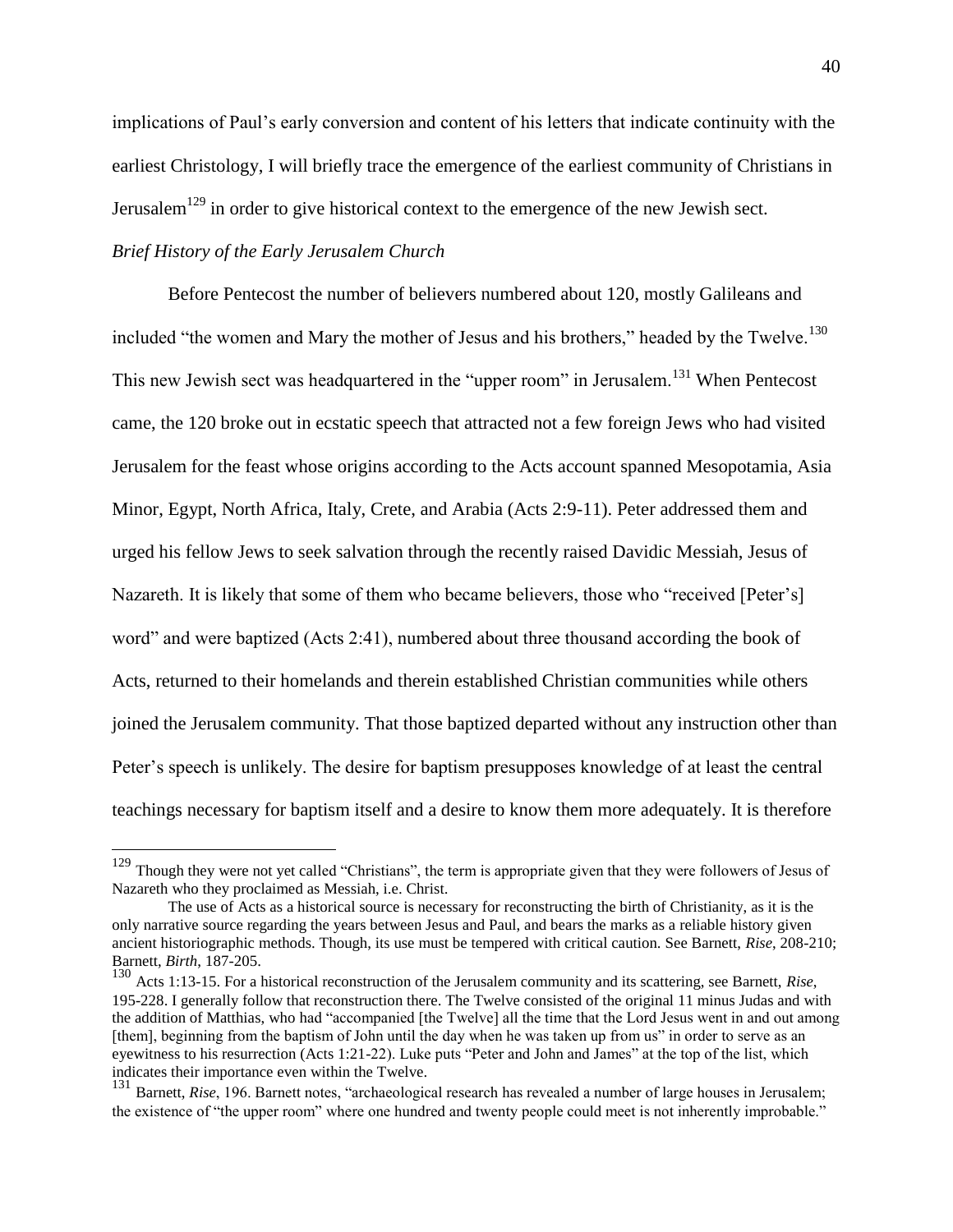implications of Paul's early conversion and content of his letters that indicate continuity with the earliest Christology, I will briefly trace the emergence of the earliest community of Christians in Jerusalem[129] in order to give historical context to the emergence of the new Jewish sect.

*Brief History of the Early Jerusalem Church*

Before Pentecost the number of believers numbered about 120, mostly Galileans and included "the women and Mary the mother of Jesus and his brothers," headed by the Twelve.[130] This new Jewish sect was headquartered in the "upper room" in Jerusalem.[131] When Pentecost came, the 120 broke out in ecstatic speech that attracted not a few foreign Jews who had visited Jerusalem for the feast whose origins according to the Acts account spanned Mesopotamia, Asia Minor, Egypt, North Africa, Italy, Crete, and Arabia (Acts 2:9-11). Peter addressed them and urged his fellow Jews to seek salvation through the recently raised Davidic Messiah, Jesus of Nazareth. It is likely that some of them who became believers, those who "received [Peter's] word" and were baptized (Acts 2:41), numbered about three thousand according the book of Acts, returned to their homelands and therein established Christian communities while others joined the Jerusalem community. That those baptized departed without any instruction other than Peter's speech is unlikely. The desire for baptism presupposes knowledge of at least the central teachings necessary for baptism itself and a desire to know them more adequately. It is therefore

---

[129] Though they were not yet called "Christians", the term is appropriate given that they were followers of Jesus of Nazareth who they proclaimed as Messiah, i.e. Christ.

The use of Acts as a historical source is necessary for reconstructing the birth of Christianity, as it is the only narrative source regarding the years between Jesus and Paul, and bears the marks as a reliable history given ancient historiographic methods. Though, its use must be tempered with critical caution. See Barnett, *Rise*, 208-210; Barnett, *Birth*, 187-205.

[130] Acts 1:13-15. For a historical reconstruction of the Jerusalem community and its scattering, see Barnett, *Rise*, 195-228. I generally follow that reconstruction there. The Twelve consisted of the original 11 minus Judas and with the addition of Matthias, who had "accompanied [the Twelve] all the time that the Lord Jesus went in and out among [them], beginning from the baptism of John until the day when he was taken up from us" in order to serve as an eyewitness to his resurrection (Acts 1:21-22). Luke puts "Peter and John and James" at the top of the list, which indicates their importance even within the Twelve.

[131] Barnett, *Rise*, 196. Barnett notes, "archaeological research has revealed a number of large houses in Jerusalem; the existence of "the upper room" where one hundred and twenty people could meet is not inherently improbable."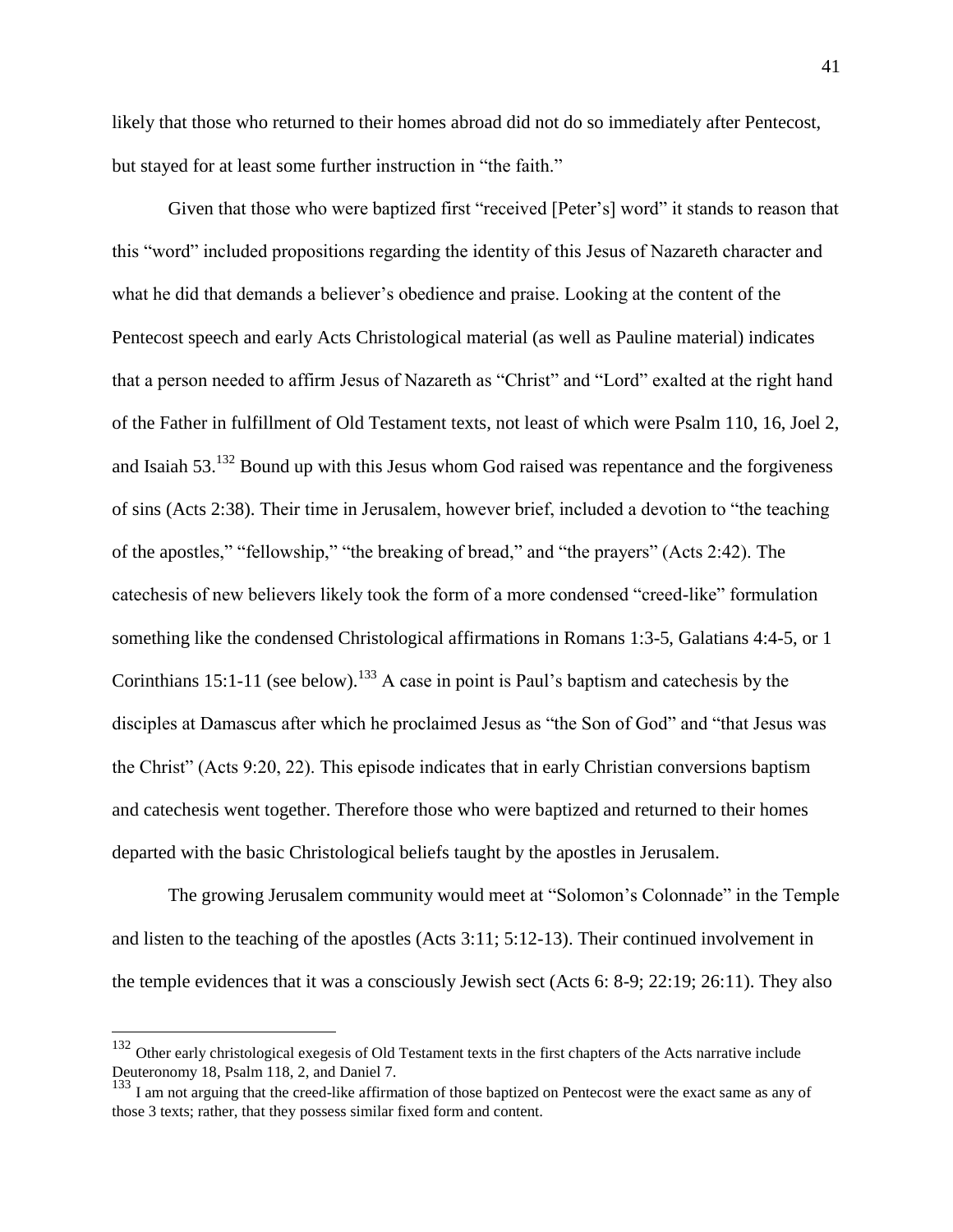likely that those who returned to their homes abroad did not do so immediately after Pentecost, but stayed for at least some further instruction in "the faith."

Given that those who were baptized first "received [Peter's] word" it stands to reason that this "word" included propositions regarding the identity of this Jesus of Nazareth character and what he did that demands a believer's obedience and praise. Looking at the content of the Pentecost speech and early Acts Christological material (as well as Pauline material) indicates that a person needed to affirm Jesus of Nazareth as "Christ" and "Lord" exalted at the right hand of the Father in fulfillment of Old Testament texts, not least of which were Psalm 110, 16, Joel 2, and Isaiah 53.[132] Bound up with this Jesus whom God raised was repentance and the forgiveness of sins (Acts 2:38). Their time in Jerusalem, however brief, included a devotion to "the teaching of the apostles," "fellowship," "the breaking of bread," and "the prayers" (Acts 2:42). The catechesis of new believers likely took the form of a more condensed "creed-like" formulation something like the condensed Christological affirmations in Romans 1:3-5, Galatians 4:4-5, or 1 Corinthians 15:1-11 (see below).[133] A case in point is Paul's baptism and catechesis by the disciples at Damascus after which he proclaimed Jesus as "the Son of God" and "that Jesus was the Christ" (Acts 9:20, 22). This episode indicates that in early Christian conversions baptism and catechesis went together. Therefore those who were baptized and returned to their homes departed with the basic Christological beliefs taught by the apostles in Jerusalem.

The growing Jerusalem community would meet at "Solomon's Colonnade" in the Temple and listen to the teaching of the apostles (Acts 3:11; 5:12-13). Their continued involvement in the temple evidences that it was a consciously Jewish sect (Acts 6: 8-9; 22:19; 26:11). They also

---

[132] Other early christological exegesis of Old Testament texts in the first chapters of the Acts narrative include Deuteronomy 18, Psalm 118, 2, and Daniel 7.

[133] I am not arguing that the creed-like affirmation of those baptized on Pentecost were the exact same as any of those 3 texts; rather, that they possess similar fixed form and content.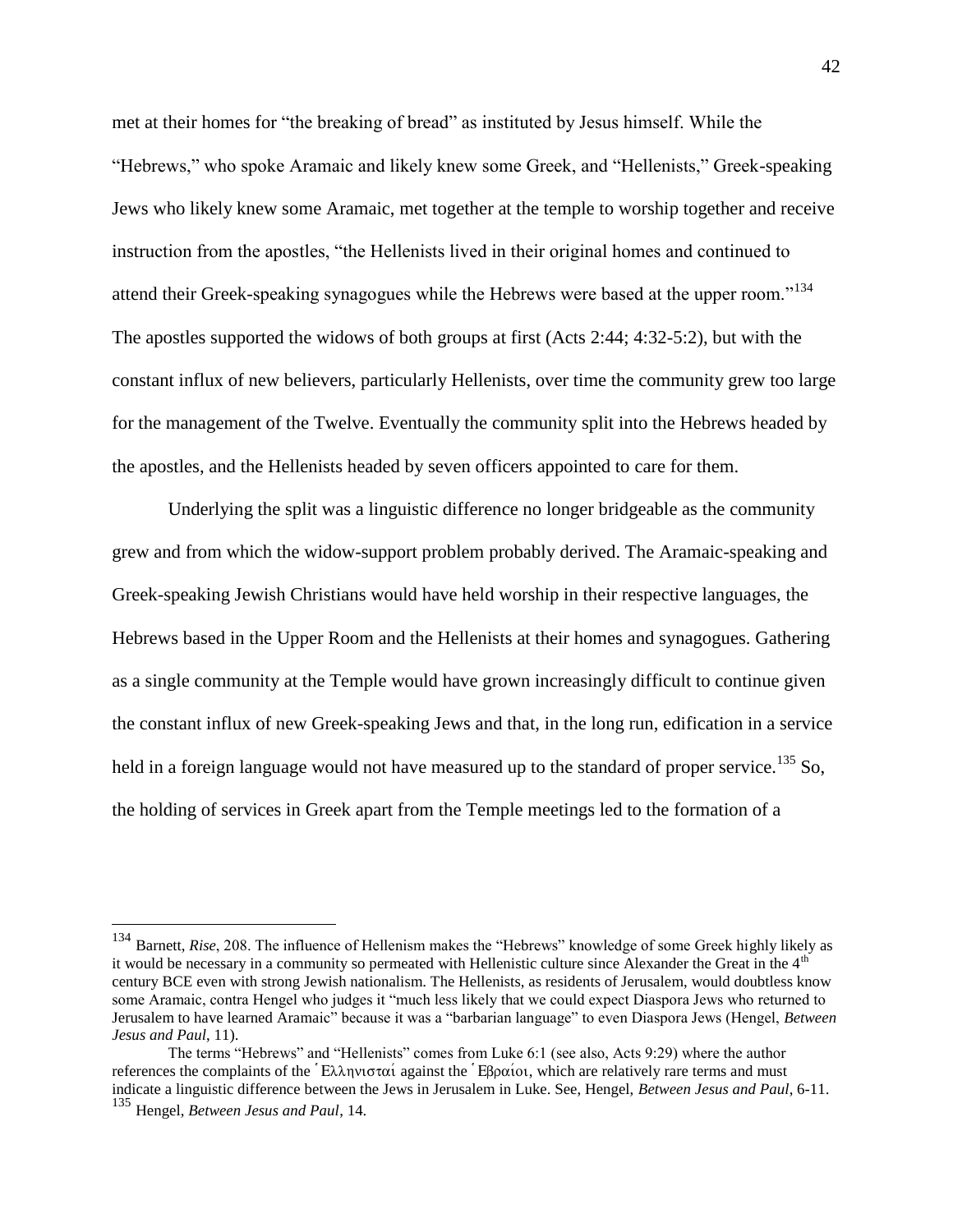met at their homes for "the breaking of bread" as instituted by Jesus himself. While the "Hebrews," who spoke Aramaic and likely knew some Greek, and "Hellenists," Greek-speaking Jews who likely knew some Aramaic, met together at the temple to worship together and receive instruction from the apostles, "the Hellenists lived in their original homes and continued to attend their Greek-speaking synagogues while the Hebrews were based at the upper room."[134] The apostles supported the widows of both groups at first (Acts 2:44; 4:32-5:2), but with the constant influx of new believers, particularly Hellenists, over time the community grew too large for the management of the Twelve. Eventually the community split into the Hebrews headed by the apostles, and the Hellenists headed by seven officers appointed to care for them.

Underlying the split was a linguistic difference no longer bridgeable as the community grew and from which the widow-support problem probably derived. The Aramaic-speaking and Greek-speaking Jewish Christians would have held worship in their respective languages, the Hebrews based in the Upper Room and the Hellenists at their homes and synagogues. Gathering as a single community at the Temple would have grown increasingly difficult to continue given the constant influx of new Greek-speaking Jews and that, in the long run, edification in a service held in a foreign language would not have measured up to the standard of proper service.[135] So, the holding of services in Greek apart from the Temple meetings led to the formation of a

---

[134] Barnett, *Rise*, 208. The influence of Hellenism makes the "Hebrews" knowledge of some Greek highly likely as it would be necessary in a community so permeated with Hellenistic culture since Alexander the Great in the 4th century BCE even with strong Jewish nationalism. The Hellenists, as residents of Jerusalem, would doubtless know some Aramaic, contra Hengel who judges it "much less likely that we could expect Diaspora Jews who returned to Jerusalem to have learned Aramaic" because it was a "barbarian language" to even Diaspora Jews (Hengel, *Between Jesus and Paul*, 11).

The terms "Hebrews" and "Hellenists" comes from Luke 6:1 (see also, Acts 9:29) where the author references the complaints of the ῾Ελληνισταί against the ῾Εβραίοι, which are relatively rare terms and must indicate a linguistic difference between the Jews in Jerusalem in Luke. See, Hengel, *Between Jesus and Paul*, 6-11.

[135] Hengel, *Between Jesus and Paul*, 14.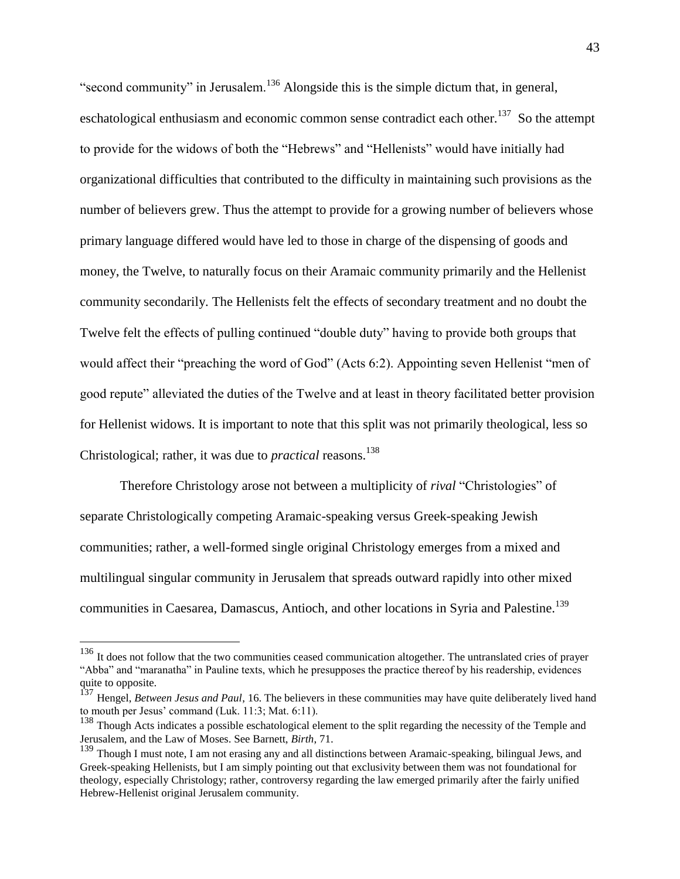"second community" in Jerusalem.[136] Alongside this is the simple dictum that, in general, eschatological enthusiasm and economic common sense contradict each other.[137] So the attempt to provide for the widows of both the "Hebrews" and "Hellenists" would have initially had organizational difficulties that contributed to the difficulty in maintaining such provisions as the number of believers grew. Thus the attempt to provide for a growing number of believers whose primary language differed would have led to those in charge of the dispensing of goods and money, the Twelve, to naturally focus on their Aramaic community primarily and the Hellenist community secondarily. The Hellenists felt the effects of secondary treatment and no doubt the Twelve felt the effects of pulling continued "double duty" having to provide both groups that would affect their "preaching the word of God" (Acts 6:2). Appointing seven Hellenist "men of good repute" alleviated the duties of the Twelve and at least in theory facilitated better provision for Hellenist widows. It is important to note that this split was not primarily theological, less so Christological; rather, it was due to *practical* reasons.[138]

Therefore Christology arose not between a multiplicity of *rival* "Christologies" of separate Christologically competing Aramaic-speaking versus Greek-speaking Jewish communities; rather, a well-formed single original Christology emerges from a mixed and multilingual singular community in Jerusalem that spreads outward rapidly into other mixed communities in Caesarea, Damascus, Antioch, and other locations in Syria and Palestine.[139]

---

[136] It does not follow that the two communities ceased communication altogether. The untranslated cries of prayer "Abba" and "maranatha" in Pauline texts, which he presupposes the practice thereof by his readership, evidences quite to opposite.

[137] Hengel, *Between Jesus and Paul*, 16. The believers in these communities may have quite deliberately lived hand to mouth per Jesus' command (Luk. 11:3; Mat. 6:11).

[138] Though Acts indicates a possible eschatological element to the split regarding the necessity of the Temple and Jerusalem, and the Law of Moses. See Barnett, *Birth*, 71.

[139] Though I must note, I am not erasing any and all distinctions between Aramaic-speaking, bilingual Jews, and Greek-speaking Hellenists, but I am simply pointing out that exclusivity between them was not foundational for theology, especially Christology; rather, controversy regarding the law emerged primarily after the fairly unified Hebrew-Hellenist original Jerusalem community.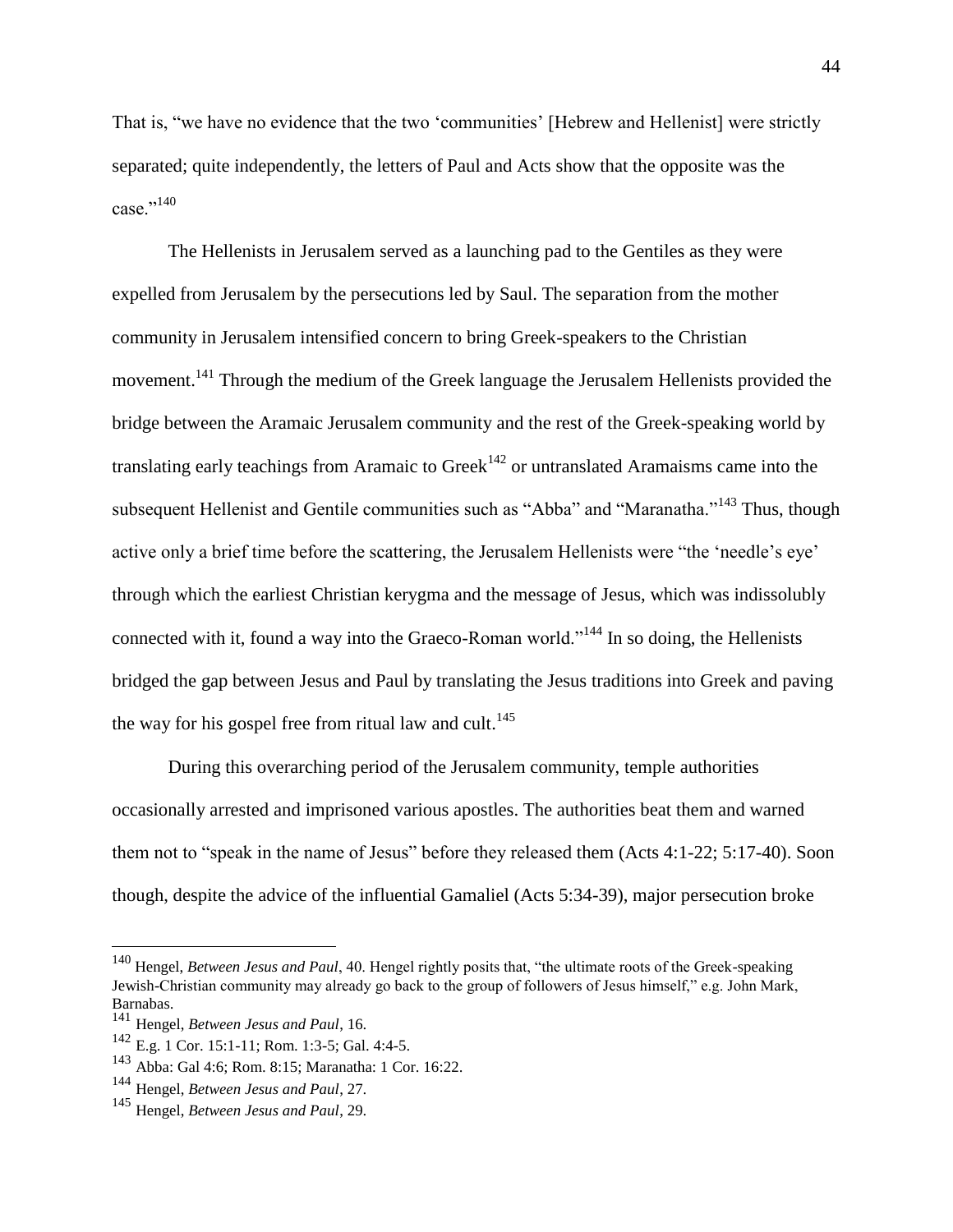That is, "we have no evidence that the two 'communities' [Hebrew and Hellenist] were strictly separated; quite independently, the letters of Paul and Acts show that the opposite was the case."[140]

The Hellenists in Jerusalem served as a launching pad to the Gentiles as they were expelled from Jerusalem by the persecutions led by Saul. The separation from the mother community in Jerusalem intensified concern to bring Greek-speakers to the Christian movement.[141] Through the medium of the Greek language the Jerusalem Hellenists provided the bridge between the Aramaic Jerusalem community and the rest of the Greek-speaking world by translating early teachings from Aramaic to Greek[142] or untranslated Aramaisms came into the subsequent Hellenist and Gentile communities such as "Abba" and "Maranatha."[143] Thus, though active only a brief time before the scattering, the Jerusalem Hellenists were "the 'needle's eye' through which the earliest Christian kerygma and the message of Jesus, which was indissolubly connected with it, found a way into the Graeco-Roman world."[144] In so doing, the Hellenists bridged the gap between Jesus and Paul by translating the Jesus traditions into Greek and paving the way for his gospel free from ritual law and cult.[145]

During this overarching period of the Jerusalem community, temple authorities occasionally arrested and imprisoned various apostles. The authorities beat them and warned them not to "speak in the name of Jesus" before they released them (Acts 4:1-22; 5:17-40). Soon though, despite the advice of the influential Gamaliel (Acts 5:34-39), major persecution broke

---

[140] Hengel, *Between Jesus and Paul*, 40. Hengel rightly posits that, "the ultimate roots of the Greek-speaking Jewish-Christian community may already go back to the group of followers of Jesus himself," e.g. John Mark, Barnabas.

[141] Hengel, *Between Jesus and Paul*, 16.

[142] E.g. 1 Cor. 15:1-11; Rom. 1:3-5; Gal. 4:4-5.

[143] Abba: Gal 4:6; Rom. 8:15; Maranatha: 1 Cor. 16:22.

[144] Hengel, *Between Jesus and Paul*, 27.

[145] Hengel, *Between Jesus and Paul*, 29.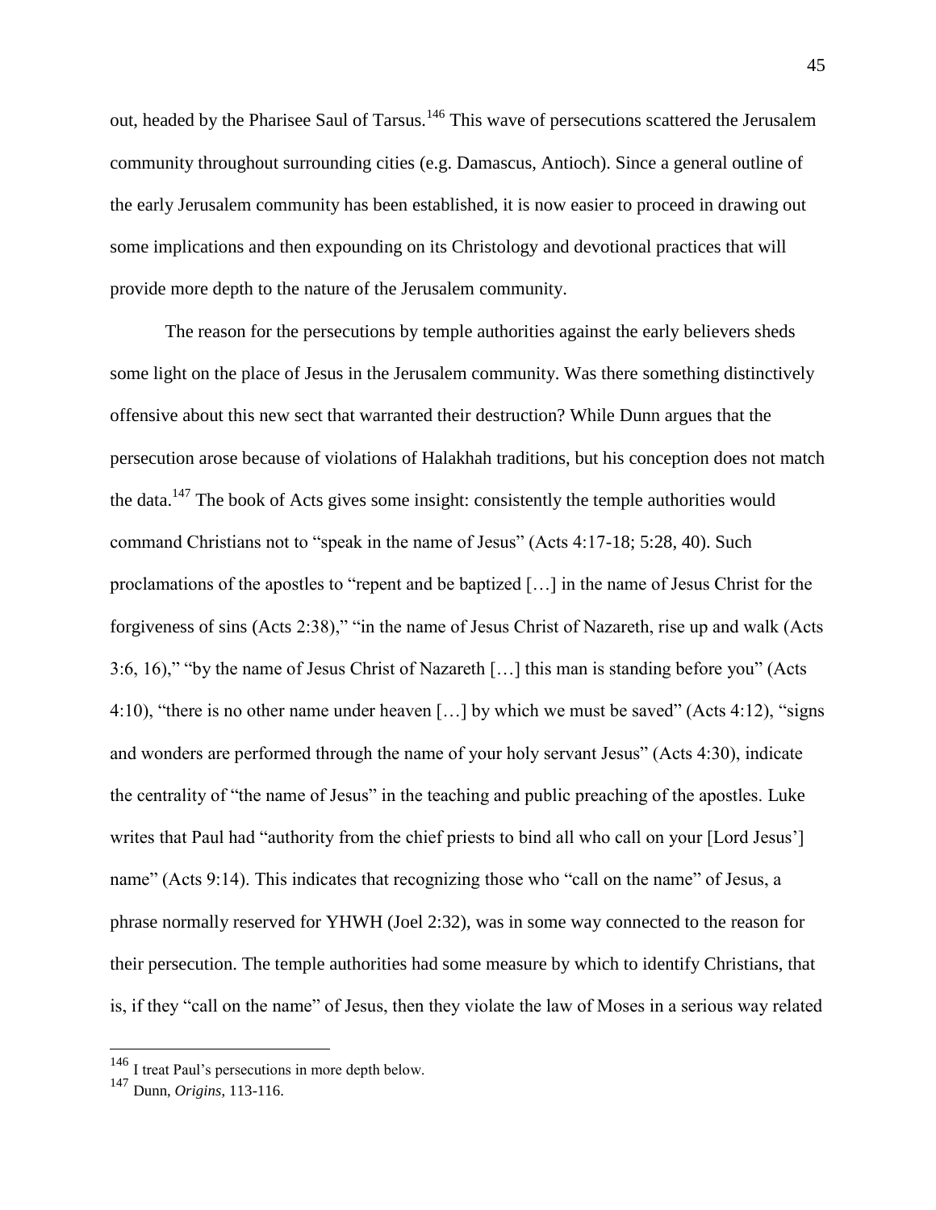out, headed by the Pharisee Saul of Tarsus.[146] This wave of persecutions scattered the Jerusalem community throughout surrounding cities (e.g. Damascus, Antioch). Since a general outline of the early Jerusalem community has been established, it is now easier to proceed in drawing out some implications and then expounding on its Christology and devotional practices that will provide more depth to the nature of the Jerusalem community.

The reason for the persecutions by temple authorities against the early believers sheds some light on the place of Jesus in the Jerusalem community. Was there something distinctively offensive about this new sect that warranted their destruction? While Dunn argues that the persecution arose because of violations of Halakhah traditions, but his conception does not match the data.[147] The book of Acts gives some insight: consistently the temple authorities would command Christians not to "speak in the name of Jesus" (Acts 4:17-18; 5:28, 40). Such proclamations of the apostles to "repent and be baptized […] in the name of Jesus Christ for the forgiveness of sins (Acts 2:38)," "in the name of Jesus Christ of Nazareth, rise up and walk (Acts 3:6, 16)," "by the name of Jesus Christ of Nazareth […] this man is standing before you" (Acts 4:10), "there is no other name under heaven […] by which we must be saved" (Acts 4:12), "signs and wonders are performed through the name of your holy servant Jesus" (Acts 4:30), indicate the centrality of "the name of Jesus" in the teaching and public preaching of the apostles. Luke writes that Paul had "authority from the chief priests to bind all who call on your [Lord Jesus'] name" (Acts 9:14). This indicates that recognizing those who "call on the name" of Jesus, a phrase normally reserved for YHWH (Joel 2:32), was in some way connected to the reason for their persecution. The temple authorities had some measure by which to identify Christians, that is, if they "call on the name" of Jesus, then they violate the law of Moses in a serious way related

---

[146] I treat Paul's persecutions in more depth below.

[147] Dunn, *Origins*, 113-116.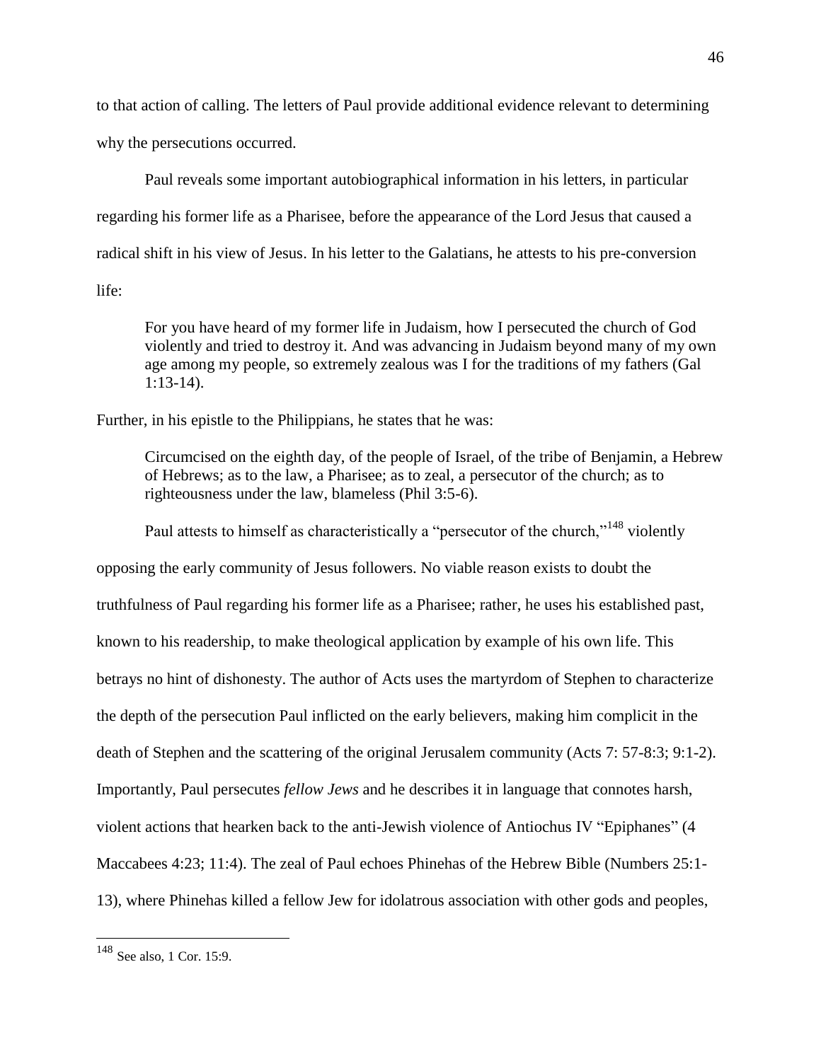to that action of calling. The letters of Paul provide additional evidence relevant to determining why the persecutions occurred.

Paul reveals some important autobiographical information in his letters, in particular regarding his former life as a Pharisee, before the appearance of the Lord Jesus that caused a radical shift in his view of Jesus. In his letter to the Galatians, he attests to his pre-conversion life:

> For you have heard of my former life in Judaism, how I persecuted the church of God violently and tried to destroy it. And was advancing in Judaism beyond many of my own age among my people, so extremely zealous was I for the traditions of my fathers (Gal 1:13-14).

Further, in his epistle to the Philippians, he states that he was:

> Circumcised on the eighth day, of the people of Israel, of the tribe of Benjamin, a Hebrew of Hebrews; as to the law, a Pharisee; as to zeal, a persecutor of the church; as to righteousness under the law, blameless (Phil 3:5-6).

Paul attests to himself as characteristically a "persecutor of the church,"[148] violently opposing the early community of Jesus followers. No viable reason exists to doubt the truthfulness of Paul regarding his former life as a Pharisee; rather, he uses his established past, known to his readership, to make theological application by example of his own life. This betrays no hint of dishonesty. The author of Acts uses the martyrdom of Stephen to characterize the depth of the persecution Paul inflicted on the early believers, making him complicit in the death of Stephen and the scattering of the original Jerusalem community (Acts 7: 57-8:3; 9:1-2). Importantly, Paul persecutes *fellow Jews* and he describes it in language that connotes harsh, violent actions that hearken back to the anti-Jewish violence of Antiochus IV "Epiphanes" (4 Maccabees 4:23; 11:4). The zeal of Paul echoes Phinehas of the Hebrew Bible (Numbers 25:1-13), where Phinehas killed a fellow Jew for idolatrous association with other gods and peoples,

---

[148] See also, 1 Cor. 15:9.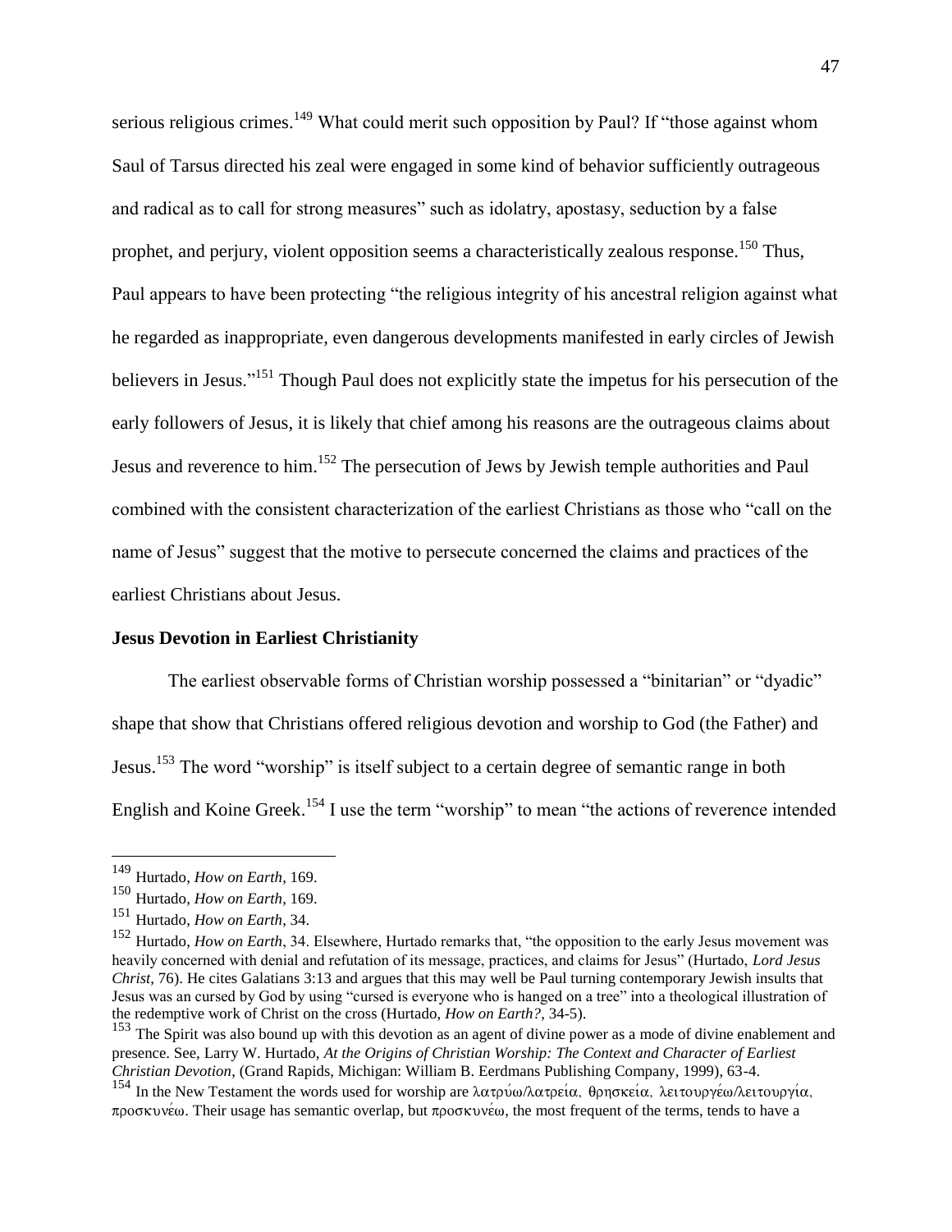serious religious crimes.[149] What could merit such opposition by Paul? If "those against whom Saul of Tarsus directed his zeal were engaged in some kind of behavior sufficiently outrageous and radical as to call for strong measures" such as idolatry, apostasy, seduction by a false prophet, and perjury, violent opposition seems a characteristically zealous response.[150] Thus, Paul appears to have been protecting "the religious integrity of his ancestral religion against what he regarded as inappropriate, even dangerous developments manifested in early circles of Jewish believers in Jesus."[151] Though Paul does not explicitly state the impetus for his persecution of the early followers of Jesus, it is likely that chief among his reasons are the outrageous claims about Jesus and reverence to him.[152] The persecution of Jews by Jewish temple authorities and Paul combined with the consistent characterization of the earliest Christians as those who "call on the name of Jesus" suggest that the motive to persecute concerned the claims and practices of the earliest Christians about Jesus.

**Jesus Devotion in Earliest Christianity**

The earliest observable forms of Christian worship possessed a "binitarian" or "dyadic" shape that show that Christians offered religious devotion and worship to God (the Father) and Jesus.[153] The word "worship" is itself subject to a certain degree of semantic range in both English and Koine Greek.[154] I use the term "worship" to mean "the actions of reverence intended

---

[149] Hurtado, *How on Earth*, 169.

[150] Hurtado, *How on Earth*, 169.

[151] Hurtado, *How on Earth*, 34.

[152] Hurtado, *How on Earth*, 34. Elsewhere, Hurtado remarks that, "the opposition to the early Jesus movement was heavily concerned with denial and refutation of its message, practices, and claims for Jesus" (Hurtado, *Lord Jesus Christ*, 76). He cites Galatians 3:13 and argues that this may well be Paul turning contemporary Jewish insults that Jesus was an cursed by God by using "cursed is everyone who is hanged on a tree" into a theological illustration of the redemptive work of Christ on the cross (Hurtado, *How on Earth?*, 34-5).

[153] The Spirit was also bound up with this devotion as an agent of divine power as a mode of divine enablement and presence. See, Larry W. Hurtado, *At the Origins of Christian Worship: The Context and Character of Earliest Christian Devotion*, (Grand Rapids, Michigan: William B. Eerdmans Publishing Company, 1999), 63-4.

[154] In the New Testament the words used for worship are λατρύω/λατρεία, θρησκεία, λειτουργέω/λειτουργία, προσκυνέω. Their usage has semantic overlap, but προσκυνέω, the most frequent of the terms, tends to have a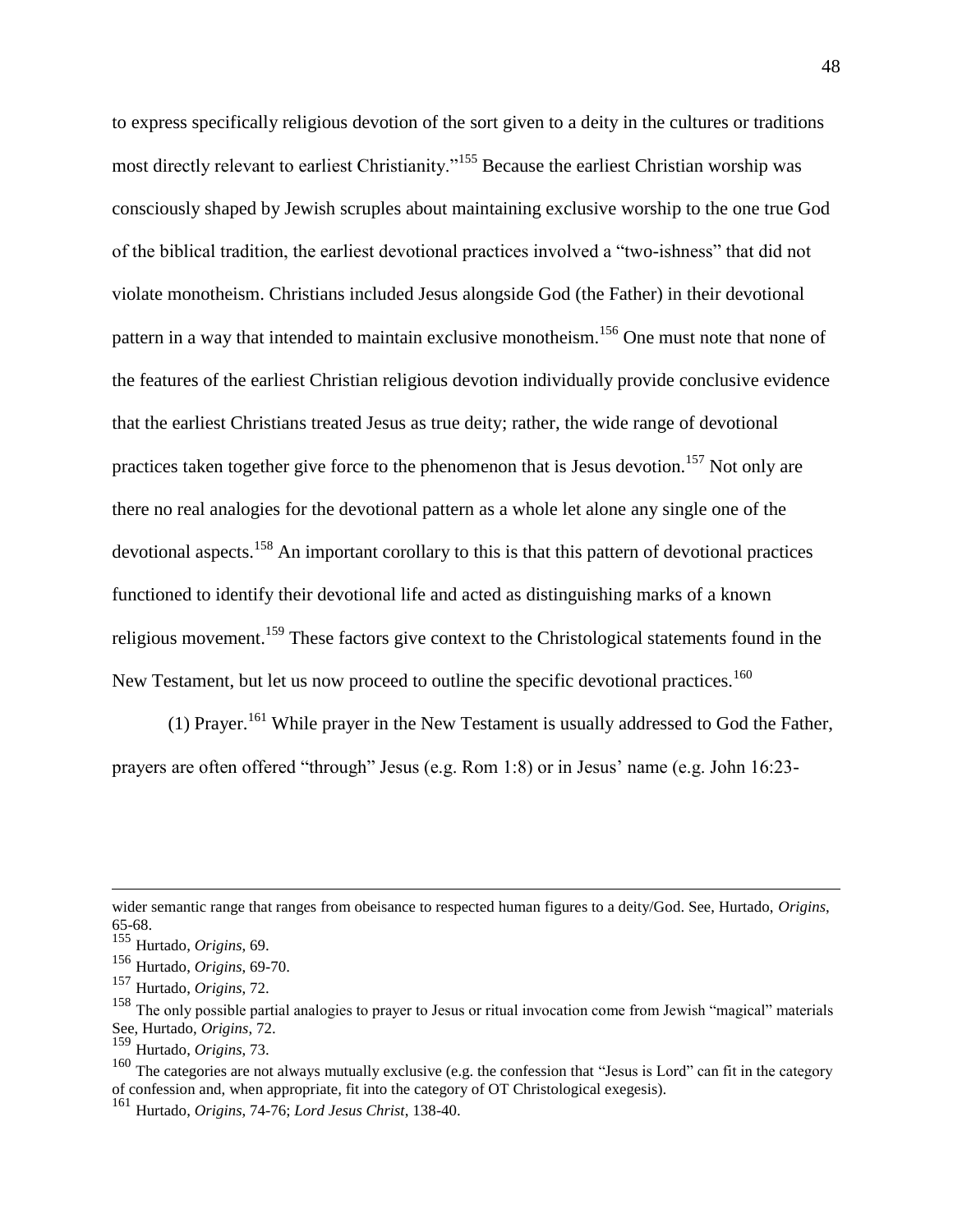to express specifically religious devotion of the sort given to a deity in the cultures or traditions most directly relevant to earliest Christianity."[155] Because the earliest Christian worship was consciously shaped by Jewish scruples about maintaining exclusive worship to the one true God of the biblical tradition, the earliest devotional practices involved a "two-ishness" that did not violate monotheism. Christians included Jesus alongside God (the Father) in their devotional pattern in a way that intended to maintain exclusive monotheism.[156] One must note that none of the features of the earliest Christian religious devotion individually provide conclusive evidence that the earliest Christians treated Jesus as true deity; rather, the wide range of devotional practices taken together give force to the phenomenon that is Jesus devotion.[157] Not only are there no real analogies for the devotional pattern as a whole let alone any single one of the devotional aspects.[158] An important corollary to this is that this pattern of devotional practices functioned to identify their devotional life and acted as distinguishing marks of a known religious movement.[159] These factors give context to the Christological statements found in the New Testament, but let us now proceed to outline the specific devotional practices.[160]

(1) Prayer.[161] While prayer in the New Testament is usually addressed to God the Father, prayers are often offered "through" Jesus (e.g. Rom 1:8) or in Jesus' name (e.g. John 16:23-

---

wider semantic range that ranges from obeisance to respected human figures to a deity/God. See, Hurtado, *Origins*, 65-68.

[155] Hurtado, *Origins*, 69.

[156] Hurtado, *Origins*, 69-70.

[157] Hurtado, *Origins*, 72.

[158] The only possible partial analogies to prayer to Jesus or ritual invocation come from Jewish "magical" materials See, Hurtado, *Origins*, 72.

[159] Hurtado, *Origins*, 73.

[160] The categories are not always mutually exclusive (e.g. the confession that "Jesus is Lord" can fit in the category of confession and, when appropriate, fit into the category of OT Christological exegesis).

[161] Hurtado, *Origins*, 74-76; *Lord Jesus Christ*, 138-40.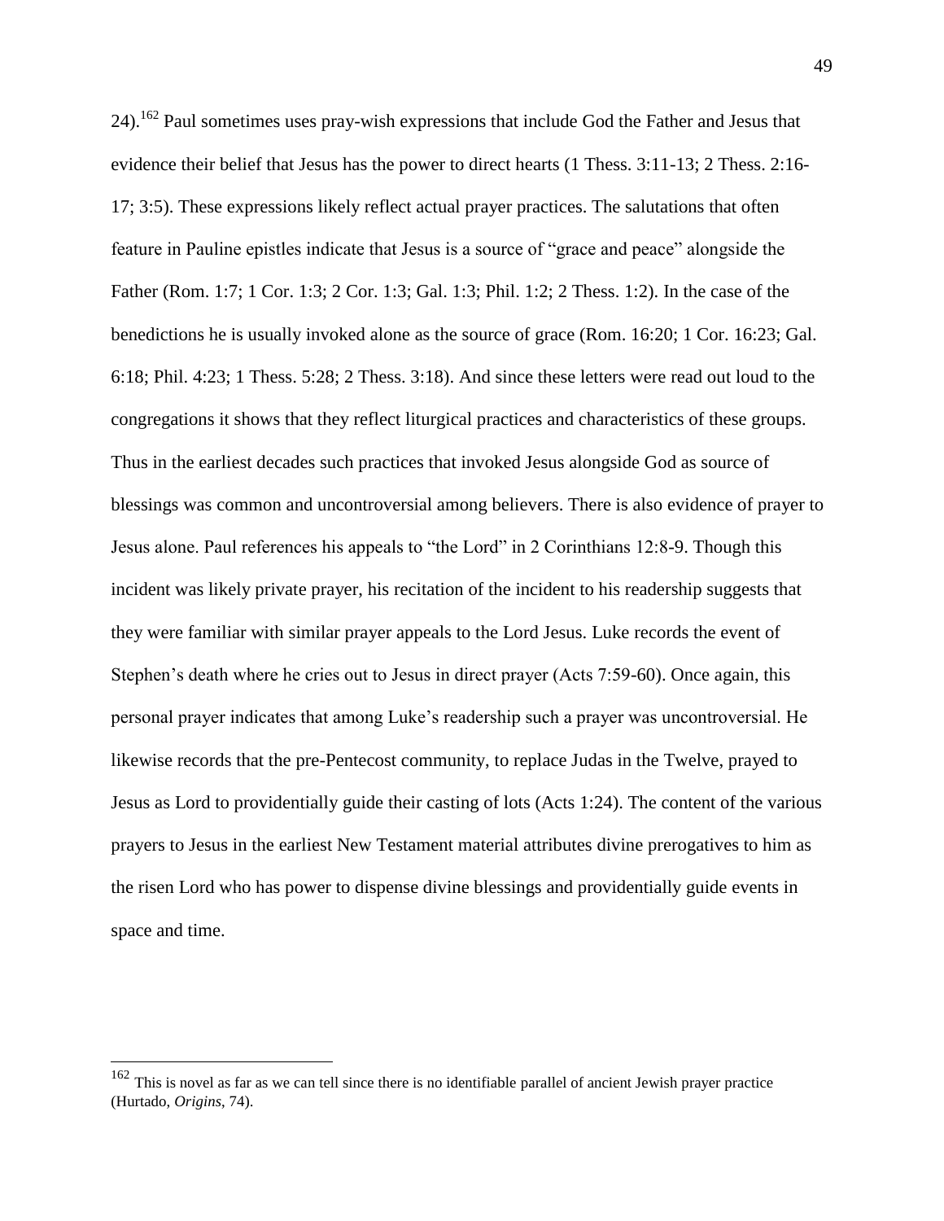24).[162] Paul sometimes uses pray-wish expressions that include God the Father and Jesus that evidence their belief that Jesus has the power to direct hearts (1 Thess. 3:11-13; 2 Thess. 2:16-17; 3:5). These expressions likely reflect actual prayer practices. The salutations that often feature in Pauline epistles indicate that Jesus is a source of "grace and peace" alongside the Father (Rom. 1:7; 1 Cor. 1:3; 2 Cor. 1:3; Gal. 1:3; Phil. 1:2; 2 Thess. 1:2). In the case of the benedictions he is usually invoked alone as the source of grace (Rom. 16:20; 1 Cor. 16:23; Gal. 6:18; Phil. 4:23; 1 Thess. 5:28; 2 Thess. 3:18). And since these letters were read out loud to the congregations it shows that they reflect liturgical practices and characteristics of these groups. Thus in the earliest decades such practices that invoked Jesus alongside God as source of blessings was common and uncontroversial among believers. There is also evidence of prayer to Jesus alone. Paul references his appeals to "the Lord" in 2 Corinthians 12:8-9. Though this incident was likely private prayer, his recitation of the incident to his readership suggests that they were familiar with similar prayer appeals to the Lord Jesus. Luke records the event of Stephen's death where he cries out to Jesus in direct prayer (Acts 7:59-60). Once again, this personal prayer indicates that among Luke's readership such a prayer was uncontroversial. He likewise records that the pre-Pentecost community, to replace Judas in the Twelve, prayed to Jesus as Lord to providentially guide their casting of lots (Acts 1:24). The content of the various prayers to Jesus in the earliest New Testament material attributes divine prerogatives to him as the risen Lord who has power to dispense divine blessings and providentially guide events in space and time.

---

[162] This is novel as far as we can tell since there is no identifiable parallel of ancient Jewish prayer practice (Hurtado, *Origins*, 74).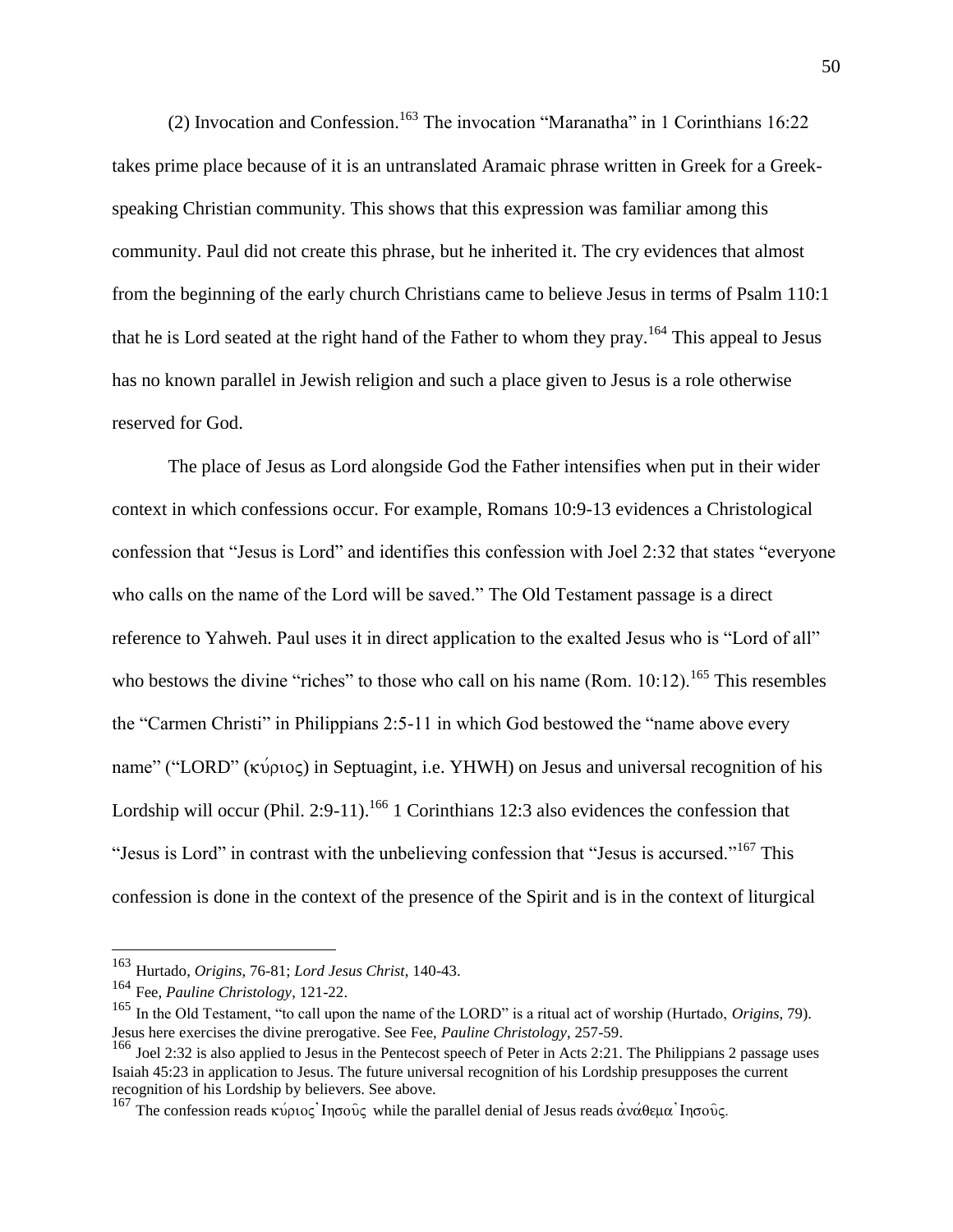(2) Invocation and Confession.[163] The invocation "Maranatha" in 1 Corinthians 16:22 takes prime place because of it is an untranslated Aramaic phrase written in Greek for a Greek-speaking Christian community. This shows that this expression was familiar among this community. Paul did not create this phrase, but he inherited it. The cry evidences that almost from the beginning of the early church Christians came to believe Jesus in terms of Psalm 110:1 that he is Lord seated at the right hand of the Father to whom they pray.[164] This appeal to Jesus has no known parallel in Jewish religion and such a place given to Jesus is a role otherwise reserved for God.

The place of Jesus as Lord alongside God the Father intensifies when put in their wider context in which confessions occur. For example, Romans 10:9-13 evidences a Christological confession that "Jesus is Lord" and identifies this confession with Joel 2:32 that states "everyone who calls on the name of the Lord will be saved." The Old Testament passage is a direct reference to Yahweh. Paul uses it in direct application to the exalted Jesus who is "Lord of all" who bestows the divine "riches" to those who call on his name (Rom. 10:12).[165] This resembles the "Carmen Christi" in Philippians 2:5-11 in which God bestowed the "name above every name" ("LORD" (κύριος) in Septuagint, i.e. YHWH) on Jesus and universal recognition of his Lordship will occur (Phil. 2:9-11).[166] 1 Corinthians 12:3 also evidences the confession that "Jesus is Lord" in contrast with the unbelieving confession that "Jesus is accursed."[167] This confession is done in the context of the presence of the Spirit and is in the context of liturgical

---

[163] Hurtado, *Origins*, 76-81; *Lord Jesus Christ*, 140-43.

[164] Fee, *Pauline Christology*, 121-22.

[165] In the Old Testament, "to call upon the name of the LORD" is a ritual act of worship (Hurtado, *Origins*, 79). Jesus here exercises the divine prerogative. See Fee, *Pauline Christology*, 257-59.

[166] Joel 2:32 is also applied to Jesus in the Pentecost speech of Peter in Acts 2:21. The Philippians 2 passage uses Isaiah 45:23 in application to Jesus. The future universal recognition of his Lordship presupposes the current recognition of his Lordship by believers. See above.

[167] The confession reads κύριος Ἰησοῦς while the parallel denial of Jesus reads ἀνάθεμα Ἰησοῦς.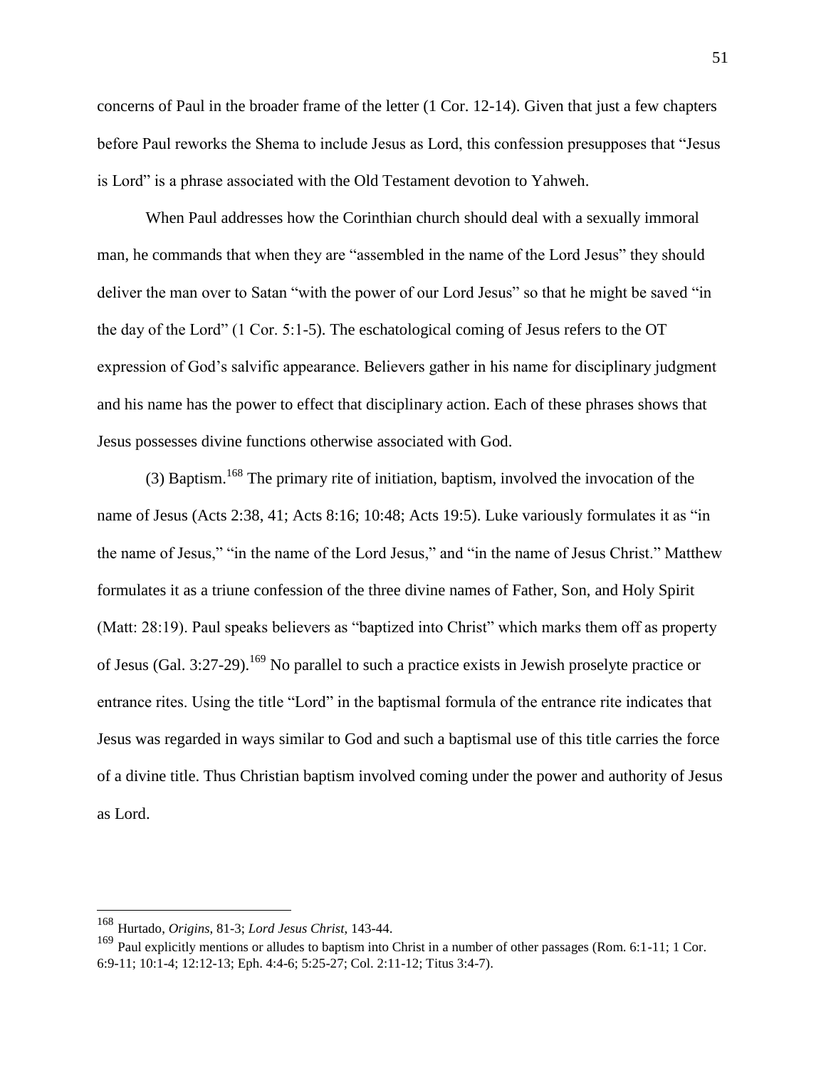concerns of Paul in the broader frame of the letter (1 Cor. 12-14). Given that just a few chapters before Paul reworks the Shema to include Jesus as Lord, this confession presupposes that "Jesus is Lord" is a phrase associated with the Old Testament devotion to Yahweh.

When Paul addresses how the Corinthian church should deal with a sexually immoral man, he commands that when they are "assembled in the name of the Lord Jesus" they should deliver the man over to Satan "with the power of our Lord Jesus" so that he might be saved "in the day of the Lord" (1 Cor. 5:1-5). The eschatological coming of Jesus refers to the OT expression of God's salvific appearance. Believers gather in his name for disciplinary judgment and his name has the power to effect that disciplinary action. Each of these phrases shows that Jesus possesses divine functions otherwise associated with God.

(3) Baptism.[168] The primary rite of initiation, baptism, involved the invocation of the name of Jesus (Acts 2:38, 41; Acts 8:16; 10:48; Acts 19:5). Luke variously formulates it as "in the name of Jesus," "in the name of the Lord Jesus," and "in the name of Jesus Christ." Matthew formulates it as a triune confession of the three divine names of Father, Son, and Holy Spirit (Matt: 28:19). Paul speaks believers as "baptized into Christ" which marks them off as property of Jesus (Gal. 3:27-29).[169] No parallel to such a practice exists in Jewish proselyte practice or entrance rites. Using the title "Lord" in the baptismal formula of the entrance rite indicates that Jesus was regarded in ways similar to God and such a baptismal use of this title carries the force of a divine title. Thus Christian baptism involved coming under the power and authority of Jesus as Lord.

---

[168] Hurtado, *Origins*, 81-3; *Lord Jesus Christ*, 143-44.

[169] Paul explicitly mentions or alludes to baptism into Christ in a number of other passages (Rom. 6:1-11; 1 Cor. 6:9-11; 10:1-4; 12:12-13; Eph. 4:4-6; 5:25-27; Col. 2:11-12; Titus 3:4-7).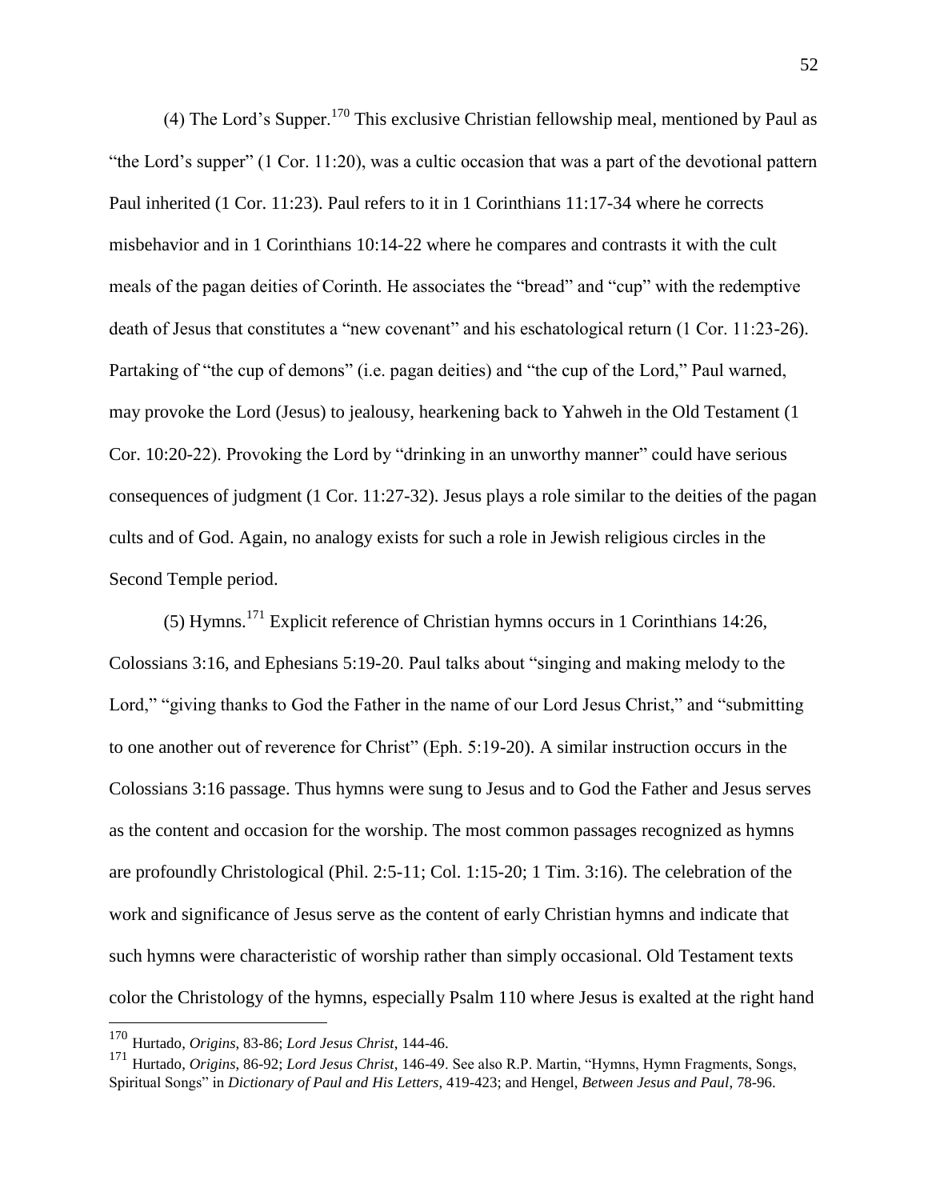(4) The Lord's Supper.[170] This exclusive Christian fellowship meal, mentioned by Paul as "the Lord's supper" (1 Cor. 11:20), was a cultic occasion that was a part of the devotional pattern Paul inherited (1 Cor. 11:23). Paul refers to it in 1 Corinthians 11:17-34 where he corrects misbehavior and in 1 Corinthians 10:14-22 where he compares and contrasts it with the cult meals of the pagan deities of Corinth. He associates the "bread" and "cup" with the redemptive death of Jesus that constitutes a "new covenant" and his eschatological return (1 Cor. 11:23-26). Partaking of "the cup of demons" (i.e. pagan deities) and "the cup of the Lord," Paul warned, may provoke the Lord (Jesus) to jealousy, hearkening back to Yahweh in the Old Testament (1 Cor. 10:20-22). Provoking the Lord by "drinking in an unworthy manner" could have serious consequences of judgment (1 Cor. 11:27-32). Jesus plays a role similar to the deities of the pagan cults and of God. Again, no analogy exists for such a role in Jewish religious circles in the Second Temple period.

(5) Hymns.[171] Explicit reference of Christian hymns occurs in 1 Corinthians 14:26, Colossians 3:16, and Ephesians 5:19-20. Paul talks about "singing and making melody to the Lord," "giving thanks to God the Father in the name of our Lord Jesus Christ," and "submitting to one another out of reverence for Christ" (Eph. 5:19-20). A similar instruction occurs in the Colossians 3:16 passage. Thus hymns were sung to Jesus and to God the Father and Jesus serves as the content and occasion for the worship. The most common passages recognized as hymns are profoundly Christological (Phil. 2:5-11; Col. 1:15-20; 1 Tim. 3:16). The celebration of the work and significance of Jesus serve as the content of early Christian hymns and indicate that such hymns were characteristic of worship rather than simply occasional. Old Testament texts color the Christology of the hymns, especially Psalm 110 where Jesus is exalted at the right hand

---

[170] Hurtado, *Origins*, 83-86; *Lord Jesus Christ*, 144-46.

[171] Hurtado, *Origins*, 86-92; *Lord Jesus Christ*, 146-49. See also R.P. Martin, "Hymns, Hymn Fragments, Songs, Spiritual Songs" in *Dictionary of Paul and His Letters*, 419-423; and Hengel, *Between Jesus and Paul*, 78-96.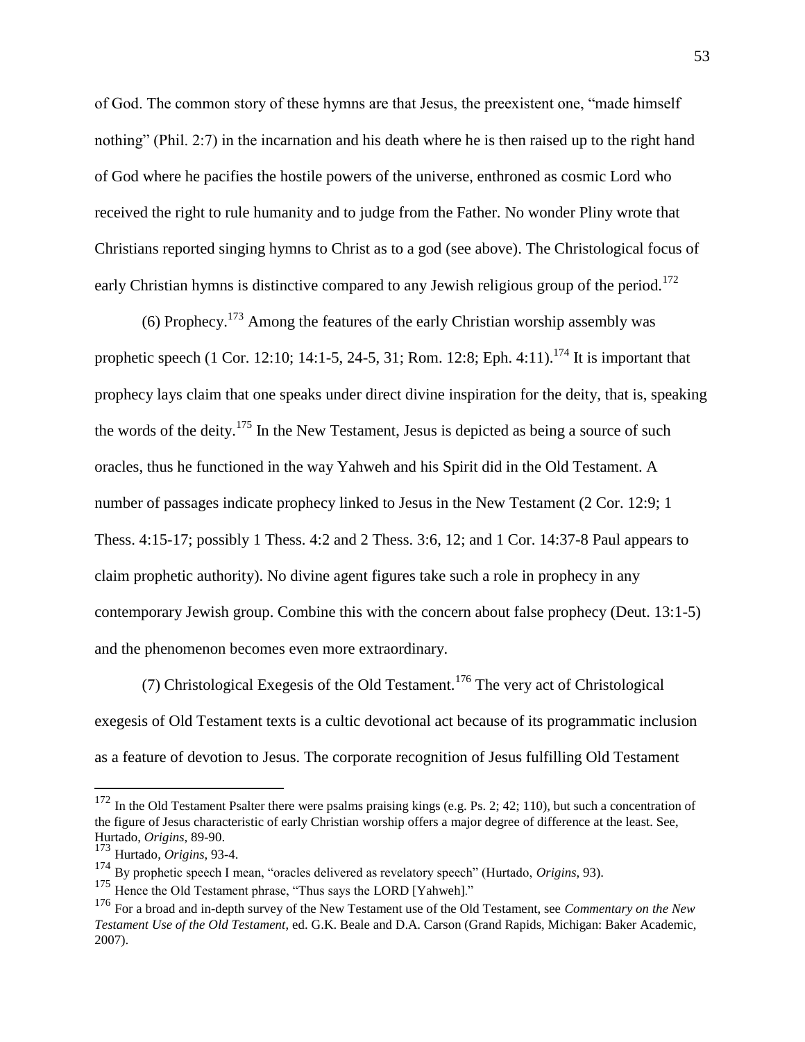of God. The common story of these hymns are that Jesus, the preexistent one, "made himself nothing" (Phil. 2:7) in the incarnation and his death where he is then raised up to the right hand of God where he pacifies the hostile powers of the universe, enthroned as cosmic Lord who received the right to rule humanity and to judge from the Father. No wonder Pliny wrote that Christians reported singing hymns to Christ as to a god (see above). The Christological focus of early Christian hymns is distinctive compared to any Jewish religious group of the period.[172]

(6) Prophecy.[173] Among the features of the early Christian worship assembly was prophetic speech (1 Cor. 12:10; 14:1-5, 24-5, 31; Rom. 12:8; Eph. 4:11).[174] It is important that prophecy lays claim that one speaks under direct divine inspiration for the deity, that is, speaking the words of the deity.[175] In the New Testament, Jesus is depicted as being a source of such oracles, thus he functioned in the way Yahweh and his Spirit did in the Old Testament. A number of passages indicate prophecy linked to Jesus in the New Testament (2 Cor. 12:9; 1 Thess. 4:15-17; possibly 1 Thess. 4:2 and 2 Thess. 3:6, 12; and 1 Cor. 14:37-8 Paul appears to claim prophetic authority). No divine agent figures take such a role in prophecy in any contemporary Jewish group. Combine this with the concern about false prophecy (Deut. 13:1-5) and the phenomenon becomes even more extraordinary.

(7) Christological Exegesis of the Old Testament.[176] The very act of Christological exegesis of Old Testament texts is a cultic devotional act because of its programmatic inclusion as a feature of devotion to Jesus. The corporate recognition of Jesus fulfilling Old Testament

---

[172] In the Old Testament Psalter there were psalms praising kings (e.g. Ps. 2; 42; 110), but such a concentration of the figure of Jesus characteristic of early Christian worship offers a major degree of difference at the least. See, Hurtado, *Origins*, 89-90.

[173] Hurtado, *Origins*, 93-4.

[174] By prophetic speech I mean, "oracles delivered as revelatory speech" (Hurtado, *Origins*, 93).

[175] Hence the Old Testament phrase, "Thus says the LORD [Yahweh]."

[176] For a broad and in-depth survey of the New Testament use of the Old Testament, see *Commentary on the New Testament Use of the Old Testament*, ed. G.K. Beale and D.A. Carson (Grand Rapids, Michigan: Baker Academic, 2007).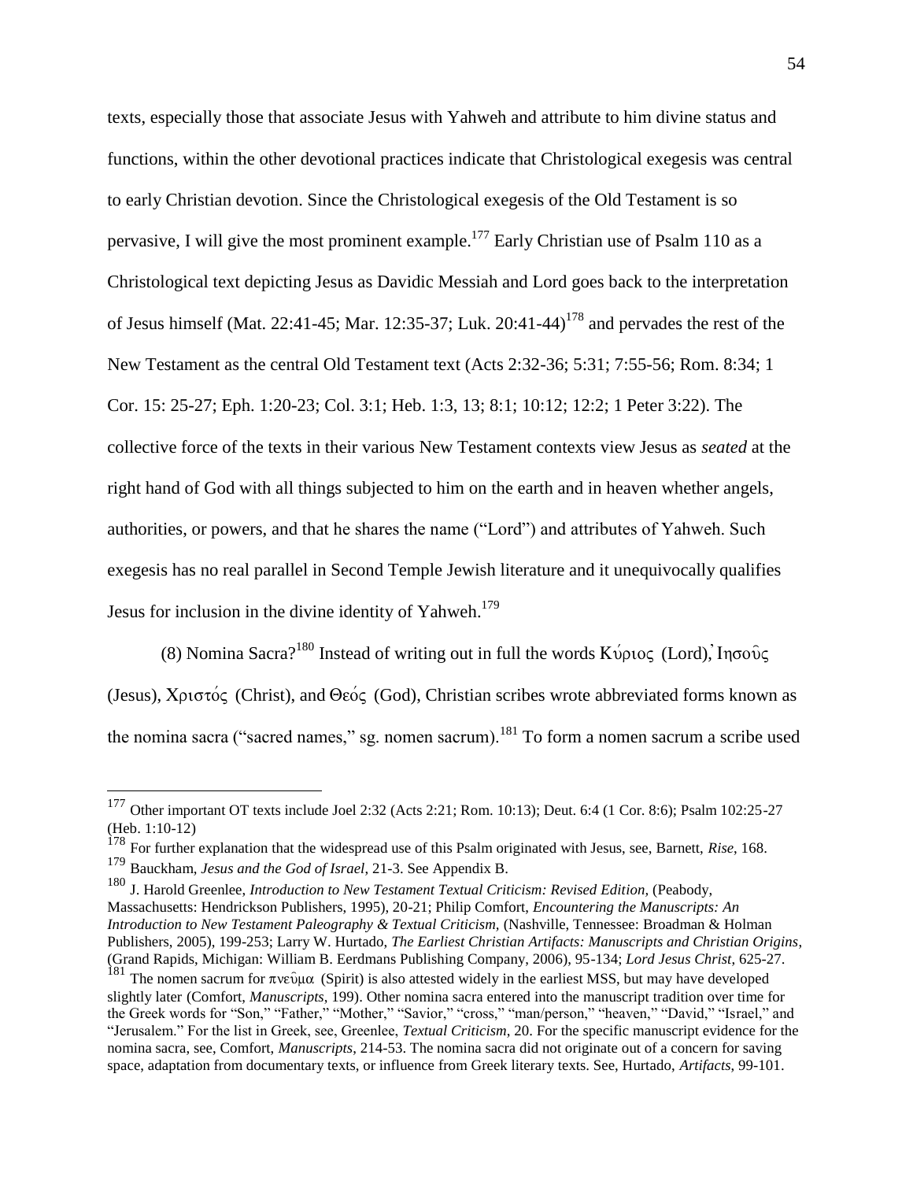texts, especially those that associate Jesus with Yahweh and attribute to him divine status and functions, within the other devotional practices indicate that Christological exegesis was central to early Christian devotion. Since the Christological exegesis of the Old Testament is so pervasive, I will give the most prominent example.[177] Early Christian use of Psalm 110 as a Christological text depicting Jesus as Davidic Messiah and Lord goes back to the interpretation of Jesus himself (Mat. 22:41-45; Mar. 12:35-37; Luk. 20:41-44)[178] and pervades the rest of the New Testament as the central Old Testament text (Acts 2:32-36; 5:31; 7:55-56; Rom. 8:34; 1 Cor. 15: 25-27; Eph. 1:20-23; Col. 3:1; Heb. 1:3, 13; 8:1; 10:12; 12:2; 1 Peter 3:22). The collective force of the texts in their various New Testament contexts view Jesus as *seated* at the right hand of God with all things subjected to him on the earth and in heaven whether angels, authorities, or powers, and that he shares the name ("Lord") and attributes of Yahweh. Such exegesis has no real parallel in Second Temple Jewish literature and it unequivocally qualifies Jesus for inclusion in the divine identity of Yahweh.[179]

(8) Nomina Sacra?[180] Instead of writing out in full the words Κύριος (Lord), Ἰησοῦς (Jesus), Χριστός (Christ), and Θεός (God), Christian scribes wrote abbreviated forms known as the nomina sacra ("sacred names," sg. nomen sacrum).[181] To form a nomen sacrum a scribe used

---

[177] Other important OT texts include Joel 2:32 (Acts 2:21; Rom. 10:13); Deut. 6:4 (1 Cor. 8:6); Psalm 102:25-27 (Heb. 1:10-12)

[178] For further explanation that the widespread use of this Psalm originated with Jesus, see, Barnett, *Rise*, 168.

[179] Bauckham, *Jesus and the God of Israel*, 21-3. See Appendix B.

[180] J. Harold Greenlee, *Introduction to New Testament Textual Criticism: Revised Edition*, (Peabody, Massachusetts: Hendrickson Publishers, 1995), 20-21; Philip Comfort, *Encountering the Manuscripts: An Introduction to New Testament Paleography & Textual Criticism*, (Nashville, Tennessee: Broadman & Holman Publishers, 2005), 199-253; Larry W. Hurtado, *The Earliest Christian Artifacts: Manuscripts and Christian Origins*, (Grand Rapids, Michigan: William B. Eerdmans Publishing Company, 2006), 95-134; *Lord Jesus Christ*, 625-27.

[181] The nomen sacrum for πνεῦμα (Spirit) is also attested widely in the earliest MSS, but may have developed slightly later (Comfort, *Manuscripts*, 199). Other nomina sacra entered into the manuscript tradition over time for the Greek words for "Son," "Father," "Mother," "Savior," "cross," "man/person," "heaven," "David," "Israel," and "Jerusalem." For the list in Greek, see, Greenlee, *Textual Criticism*, 20. For the specific manuscript evidence for the nomina sacra, see, Comfort, *Manuscripts*, 214-53. The nomina sacra did not originate out of a concern for saving space, adaptation from documentary texts, or influence from Greek literary texts. See, Hurtado, *Artifacts*, 99-101.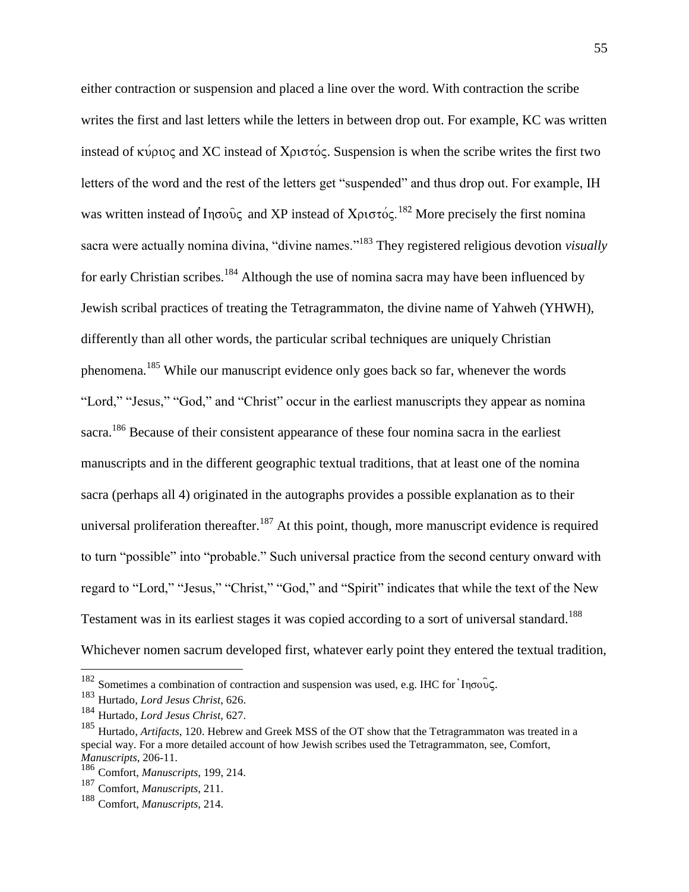either contraction or suspension and placed a line over the word. With contraction the scribe writes the first and last letters while the letters in between drop out. For example, KC was written instead of κύριος and XC instead of Χριστός. Suspension is when the scribe writes the first two letters of the word and the rest of the letters get "suspended" and thus drop out. For example, IH was written instead of Ἰησοῦς and XP instead of Χριστός.[182] More precisely the first nomina sacra were actually nomina divina, "divine names."[183] They registered religious devotion *visually* for early Christian scribes.[184] Although the use of nomina sacra may have been influenced by Jewish scribal practices of treating the Tetragrammaton, the divine name of Yahweh (YHWH), differently than all other words, the particular scribal techniques are uniquely Christian phenomena.[185] While our manuscript evidence only goes back so far, whenever the words "Lord," "Jesus," "God," and "Christ" occur in the earliest manuscripts they appear as nomina sacra.[186] Because of their consistent appearance of these four nomina sacra in the earliest manuscripts and in the different geographic textual traditions, that at least one of the nomina sacra (perhaps all 4) originated in the autographs provides a possible explanation as to their universal proliferation thereafter.[187] At this point, though, more manuscript evidence is required to turn "possible" into "probable." Such universal practice from the second century onward with regard to "Lord," "Jesus," "Christ," "God," and "Spirit" indicates that while the text of the New Testament was in its earliest stages it was copied according to a sort of universal standard.[188] Whichever nomen sacrum developed first, whatever early point they entered the textual tradition,

---

[182] Sometimes a combination of contraction and suspension was used, e.g. IHC for Ἰησοῦς.

[183] Hurtado, *Lord Jesus Christ*, 626.

[184] Hurtado, *Lord Jesus Christ*, 627.

[185] Hurtado, *Artifacts*, 120. Hebrew and Greek MSS of the OT show that the Tetragrammaton was treated in a special way. For a more detailed account of how Jewish scribes used the Tetragrammaton, see, Comfort, *Manuscripts*, 206-11.

[186] Comfort, *Manuscripts*, 199, 214.

[187] Comfort, *Manuscripts*, 211.

[188] Comfort, *Manuscripts*, 214.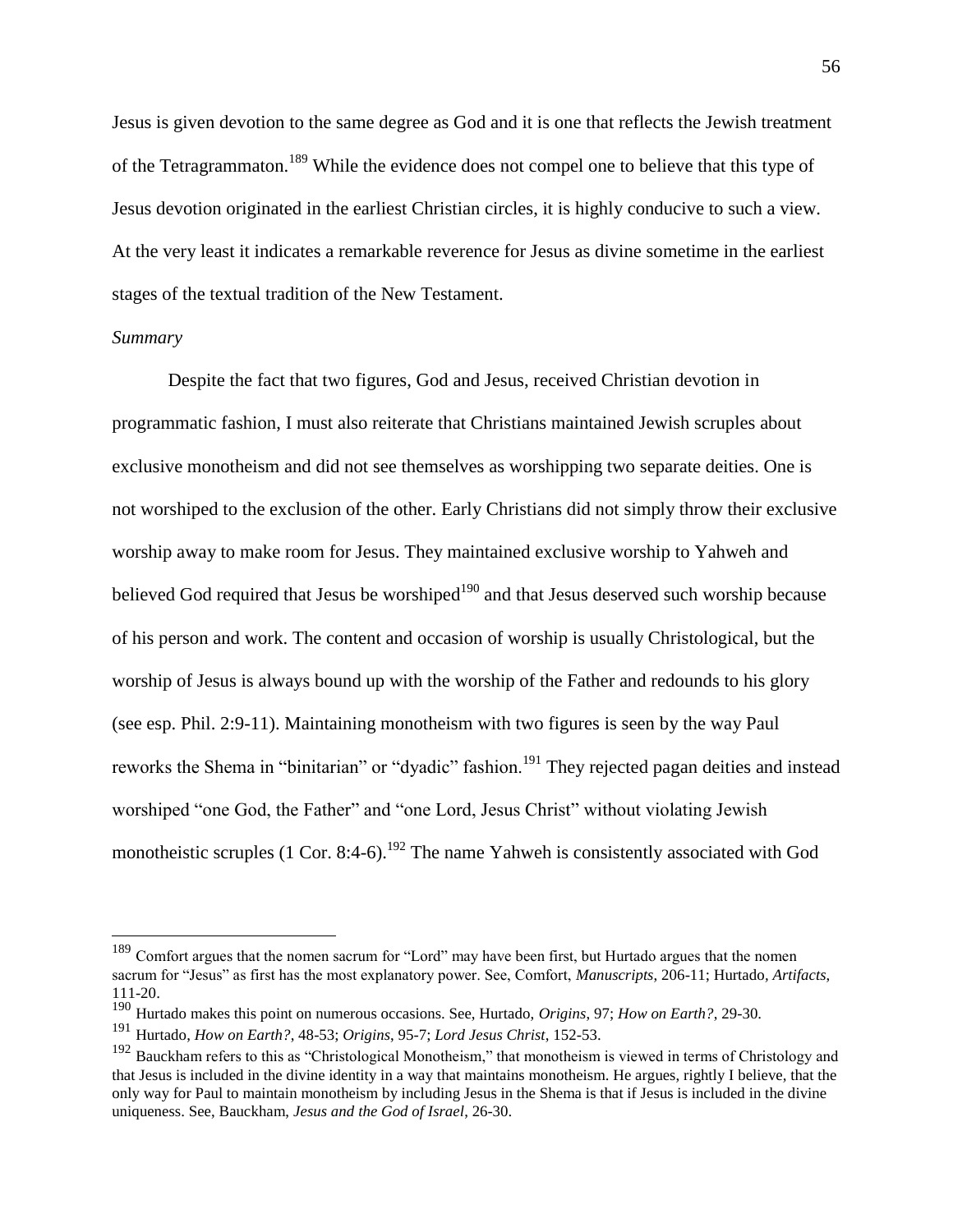Jesus is given devotion to the same degree as God and it is one that reflects the Jewish treatment of the Tetragrammaton.[189] While the evidence does not compel one to believe that this type of Jesus devotion originated in the earliest Christian circles, it is highly conducive to such a view. At the very least it indicates a remarkable reverence for Jesus as divine sometime in the earliest stages of the textual tradition of the New Testament.

*Summary*

Despite the fact that two figures, God and Jesus, received Christian devotion in programmatic fashion, I must also reiterate that Christians maintained Jewish scruples about exclusive monotheism and did not see themselves as worshipping two separate deities. One is not worshiped to the exclusion of the other. Early Christians did not simply throw their exclusive worship away to make room for Jesus. They maintained exclusive worship to Yahweh and believed God required that Jesus be worshiped[190] and that Jesus deserved such worship because of his person and work. The content and occasion of worship is usually Christological, but the worship of Jesus is always bound up with the worship of the Father and redounds to his glory (see esp. Phil. 2:9-11). Maintaining monotheism with two figures is seen by the way Paul reworks the Shema in "binitarian" or "dyadic" fashion.[191] They rejected pagan deities and instead worshiped "one God, the Father" and "one Lord, Jesus Christ" without violating Jewish monotheistic scruples (1 Cor. 8:4-6).[192] The name Yahweh is consistently associated with God

---

[189] Comfort argues that the nomen sacrum for "Lord" may have been first, but Hurtado argues that the nomen sacrum for "Jesus" as first has the most explanatory power. See, Comfort, *Manuscripts,* 206-11; Hurtado, *Artifacts,* 111-20.

[190] Hurtado makes this point on numerous occasions. See, Hurtado, *Origins,* 97; *How on Earth?*, 29-30.

[191] Hurtado, *How on Earth?*, 48-53; *Origins*, 95-7; *Lord Jesus Christ*, 152-53.

[192] Bauckham refers to this as "Christological Monotheism," that monotheism is viewed in terms of Christology and that Jesus is included in the divine identity in a way that maintains monotheism. He argues, rightly I believe, that the only way for Paul to maintain monotheism by including Jesus in the Shema is that if Jesus is included in the divine uniqueness. See, Bauckham, *Jesus and the God of Israel*, 26-30.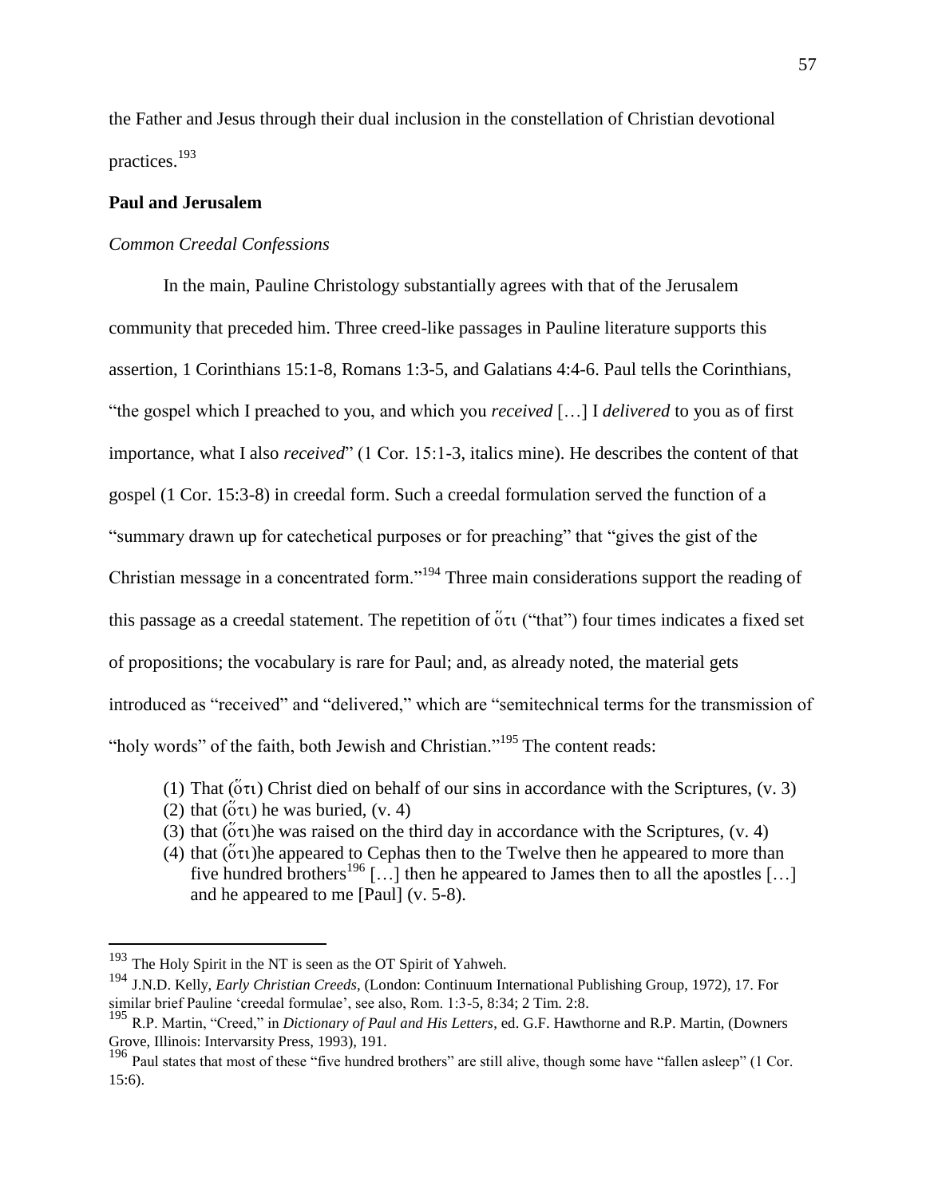the Father and Jesus through their dual inclusion in the constellation of Christian devotional practices.[193]

## Paul and Jerusalem

### *Common Creedal Confessions*

In the main, Pauline Christology substantially agrees with that of the Jerusalem community that preceded him. Three creed-like passages in Pauline literature supports this assertion, 1 Corinthians 15:1-8, Romans 1:3-5, and Galatians 4:4-6. Paul tells the Corinthians, "the gospel which I preached to you, and which you *received* […] I *delivered* to you as of first importance, what I also *received*" (1 Cor. 15:1-3, italics mine). He describes the content of that gospel (1 Cor. 15:3-8) in creedal form. Such a creedal formulation served the function of a "summary drawn up for catechetical purposes or for preaching" that "gives the gist of the Christian message in a concentrated form."[194] Three main considerations support the reading of this passage as a creedal statement. The repetition of ὅτι ("that") four times indicates a fixed set of propositions; the vocabulary is rare for Paul; and, as already noted, the material gets introduced as "received" and "delivered," which are "semitechnical terms for the transmission of "holy words" of the faith, both Jewish and Christian."[195] The content reads:

(1) That (ὅτι) Christ died on behalf of our sins in accordance with the Scriptures, (v. 3)
(2) that (ὅτι) he was buried, (v. 4)
(3) that (ὅτι)he was raised on the third day in accordance with the Scriptures, (v. 4)
(4) that (ὅτι)he appeared to Cephas then to the Twelve then he appeared to more than five hundred brothers[196] […] then he appeared to James then to all the apostles […] and he appeared to me [Paul] (v. 5-8).

---

[193] The Holy Spirit in the NT is seen as the OT Spirit of Yahweh.

[194] J.N.D. Kelly, *Early Christian Creeds*, (London: Continuum International Publishing Group, 1972), 17. For similar brief Pauline 'creedal formulae', see also, Rom. 1:3-5, 8:34; 2 Tim. 2:8.

[195] R.P. Martin, "Creed," in *Dictionary of Paul and His Letters*, ed. G.F. Hawthorne and R.P. Martin, (Downers Grove, Illinois: Intervarsity Press, 1993), 191.

[196] Paul states that most of these "five hundred brothers" are still alive, though some have "fallen asleep" (1 Cor. 15:6).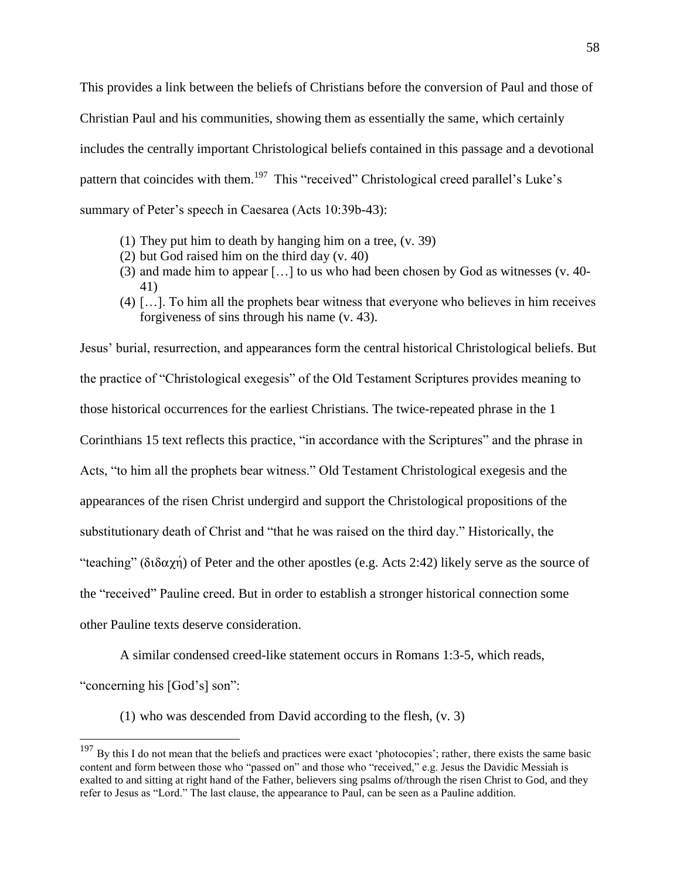This provides a link between the beliefs of Christians before the conversion of Paul and those of Christian Paul and his communities, showing them as essentially the same, which certainly includes the centrally important Christological beliefs contained in this passage and a devotional pattern that coincides with them.[197] This "received" Christological creed parallel's Luke's summary of Peter's speech in Caesarea (Acts 10:39b-43):

(1) They put him to death by hanging him on a tree, (v. 39)
(2) but God raised him on the third day (v. 40)
(3) and made him to appear […] to us who had been chosen by God as witnesses (v. 40-41)
(4) […]. To him all the prophets bear witness that everyone who believes in him receives forgiveness of sins through his name (v. 43).

Jesus' burial, resurrection, and appearances form the central historical Christological beliefs. But the practice of "Christological exegesis" of the Old Testament Scriptures provides meaning to those historical occurrences for the earliest Christians. The twice-repeated phrase in the 1 Corinthians 15 text reflects this practice, "in accordance with the Scriptures" and the phrase in Acts, "to him all the prophets bear witness." Old Testament Christological exegesis and the appearances of the risen Christ undergird and support the Christological propositions of the substitutionary death of Christ and "that he was raised on the third day." Historically, the "teaching" (διδαχή) of Peter and the other apostles (e.g. Acts 2:42) likely serve as the source of the "received" Pauline creed. But in order to establish a stronger historical connection some other Pauline texts deserve consideration.

A similar condensed creed-like statement occurs in Romans 1:3-5, which reads, "concerning his [God's] son":

(1) who was descended from David according to the flesh, (v. 3)

---

[197] By this I do not mean that the beliefs and practices were exact 'photocopies'; rather, there exists the same basic content and form between those who "passed on" and those who "received," e.g. Jesus the Davidic Messiah is exalted to and sitting at right hand of the Father, believers sing psalms of/through the risen Christ to God, and they refer to Jesus as "Lord." The last clause, the appearance to Paul, can be seen as a Pauline addition.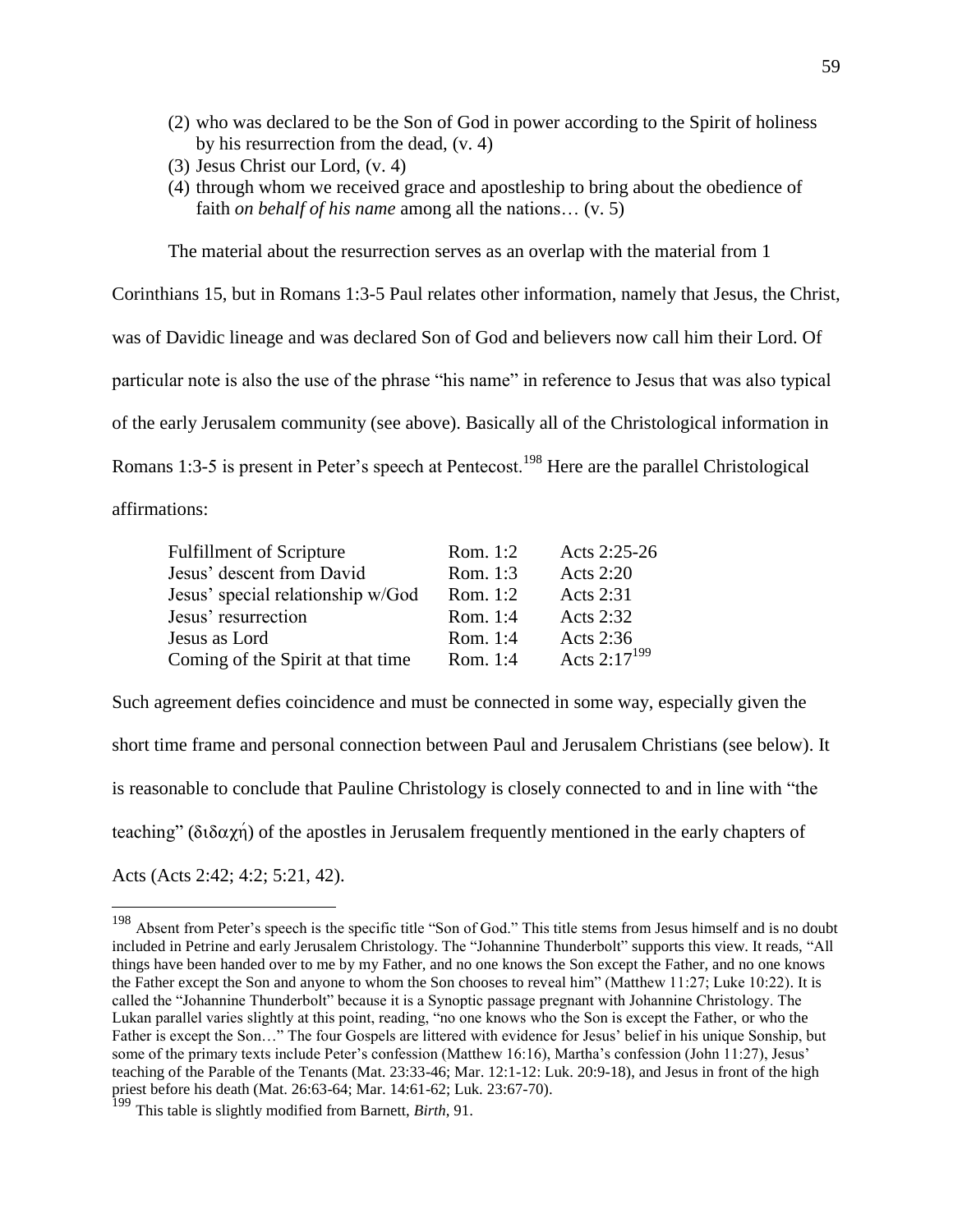(2) who was declared to be the Son of God in power according to the Spirit of holiness by his resurrection from the dead, (v. 4)
(3) Jesus Christ our Lord, (v. 4)
(4) through whom we received grace and apostleship to bring about the obedience of faith *on behalf of his name* among all the nations… (v. 5)

The material about the resurrection serves as an overlap with the material from 1 Corinthians 15, but in Romans 1:3-5 Paul relates other information, namely that Jesus, the Christ, was of Davidic lineage and was declared Son of God and believers now call him their Lord. Of particular note is also the use of the phrase "his name" in reference to Jesus that was also typical of the early Jerusalem community (see above). Basically all of the Christological information in Romans 1:3-5 is present in Peter's speech at Pentecost.[198] Here are the parallel Christological affirmations:

| | | |
|---|---|---|
| Fulfillment of Scripture | Rom. 1:2 | Acts 2:25-26 |
| Jesus' descent from David | Rom. 1:3 | Acts 2:20 |
| Jesus' special relationship w/God | Rom. 1:2 | Acts 2:31 |
| Jesus' resurrection | Rom. 1:4 | Acts 2:32 |
| Jesus as Lord | Rom. 1:4 | Acts 2:36 |
| Coming of the Spirit at that time | Rom. 1:4 | Acts 2:17[199] |

Such agreement defies coincidence and must be connected in some way, especially given the short time frame and personal connection between Paul and Jerusalem Christians (see below). It is reasonable to conclude that Pauline Christology is closely connected to and in line with "the teaching" (διδαχή) of the apostles in Jerusalem frequently mentioned in the early chapters of Acts (Acts 2:42; 4:2; 5:21, 42).

---

[198] Absent from Peter's speech is the specific title "Son of God." This title stems from Jesus himself and is no doubt included in Petrine and early Jerusalem Christology. The "Johannine Thunderbolt" supports this view. It reads, "All things have been handed over to me by my Father, and no one knows the Son except the Father, and no one knows the Father except the Son and anyone to whom the Son chooses to reveal him" (Matthew 11:27; Luke 10:22). It is called the "Johannine Thunderbolt" because it is a Synoptic passage pregnant with Johannine Christology. The Lukan parallel varies slightly at this point, reading, "no one knows who the Son is except the Father, or who the Father is except the Son…" The four Gospels are littered with evidence for Jesus' belief in his unique Sonship, but some of the primary texts include Peter's confession (Matthew 16:16), Martha's confession (John 11:27), Jesus' teaching of the Parable of the Tenants (Mat. 23:33-46; Mar. 12:1-12: Luk. 20:9-18), and Jesus in front of the high priest before his death (Mat. 26:63-64; Mar. 14:61-62; Luk. 23:67-70).

[199] This table is slightly modified from Barnett, *Birth*, 91.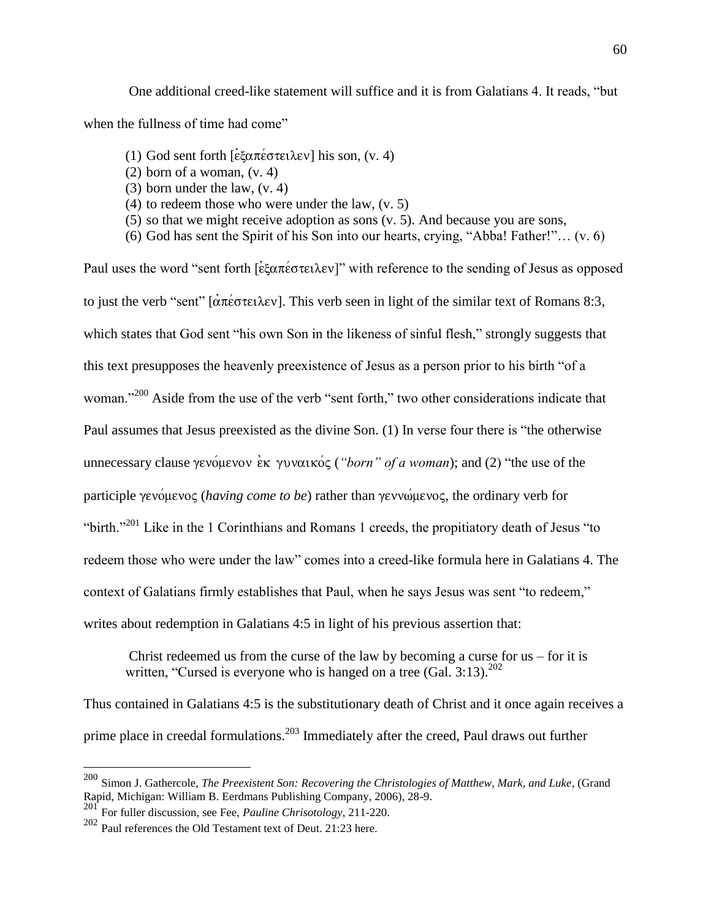One additional creed-like statement will suffice and it is from Galatians 4. It reads, "but when the fullness of time had come"

> (1) God sent forth [ἐξαπέστειλεν] his son, (v. 4)
> (2) born of a woman, (v. 4)
> (3) born under the law, (v. 4)
> (4) to redeem those who were under the law, (v. 5)
> (5) so that we might receive adoption as sons (v. 5). And because you are sons,
> (6) God has sent the Spirit of his Son into our hearts, crying, "Abba! Father!"… (v. 6)

Paul uses the word "sent forth [ἐξαπέστειλεν]" with reference to the sending of Jesus as opposed to just the verb "sent" [ἀπέστειλεν]. This verb seen in light of the similar text of Romans 8:3, which states that God sent "his own Son in the likeness of sinful flesh," strongly suggests that this text presupposes the heavenly preexistence of Jesus as a person prior to his birth "of a woman."[200] Aside from the use of the verb "sent forth," two other considerations indicate that Paul assumes that Jesus preexisted as the divine Son. (1) In verse four there is "the otherwise unnecessary clause γενόμενον ἐκ γυναικός (*"born" of a woman*); and (2) "the use of the participle γενόμενος (*having come to be*) rather than γεννώμενος, the ordinary verb for "birth."[201] Like in the 1 Corinthians and Romans 1 creeds, the propitiatory death of Jesus "to redeem those who were under the law" comes into a creed-like formula here in Galatians 4. The context of Galatians firmly establishes that Paul, when he says Jesus was sent "to redeem," writes about redemption in Galatians 4:5 in light of his previous assertion that:

> Christ redeemed us from the curse of the law by becoming a curse for us – for it is written, "Cursed is everyone who is hanged on a tree (Gal. 3:13).[202]

Thus contained in Galatians 4:5 is the substitutionary death of Christ and it once again receives a prime place in creedal formulations.[203] Immediately after the creed, Paul draws out further

---

[200] Simon J. Gathercole, *The Preexistent Son: Recovering the Christologies of Matthew, Mark, and Luke*, (Grand Rapid, Michigan: William B. Eerdmans Publishing Company, 2006), 28-9.

[201] For fuller discussion, see Fee, *Pauline Chrisotology*, 211-220.

[202] Paul references the Old Testament text of Deut. 21:23 here.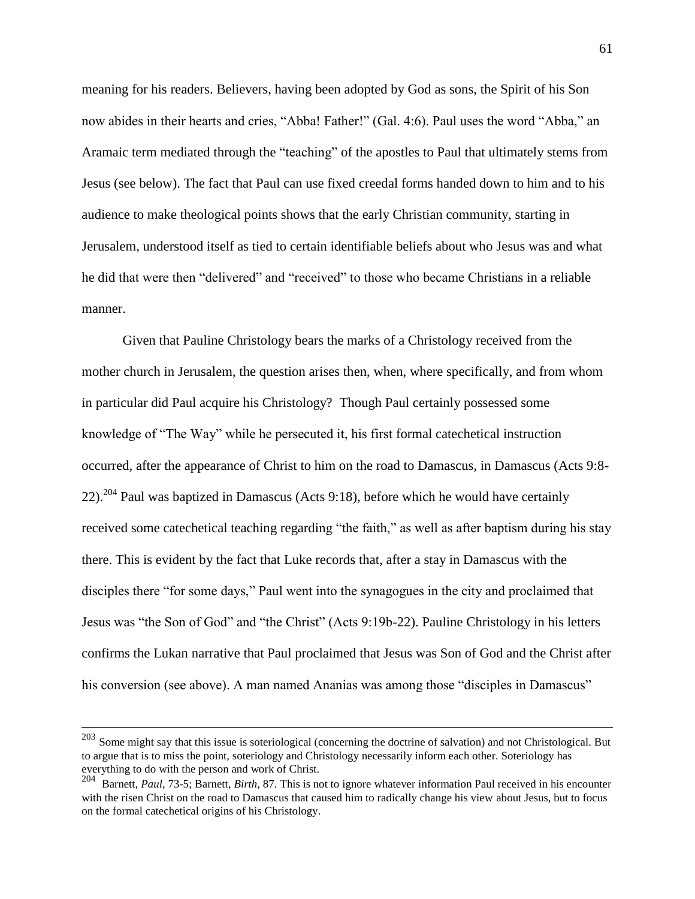meaning for his readers. Believers, having been adopted by God as sons, the Spirit of his Son now abides in their hearts and cries, "Abba! Father!" (Gal. 4:6). Paul uses the word "Abba," an Aramaic term mediated through the "teaching" of the apostles to Paul that ultimately stems from Jesus (see below). The fact that Paul can use fixed creedal forms handed down to him and to his audience to make theological points shows that the early Christian community, starting in Jerusalem, understood itself as tied to certain identifiable beliefs about who Jesus was and what he did that were then "delivered" and "received" to those who became Christians in a reliable manner.

Given that Pauline Christology bears the marks of a Christology received from the mother church in Jerusalem, the question arises then, when, where specifically, and from whom in particular did Paul acquire his Christology? Though Paul certainly possessed some knowledge of "The Way" while he persecuted it, his first formal catechetical instruction occurred, after the appearance of Christ to him on the road to Damascus, in Damascus (Acts 9:8-22).[204] Paul was baptized in Damascus (Acts 9:18), before which he would have certainly received some catechetical teaching regarding "the faith," as well as after baptism during his stay there. This is evident by the fact that Luke records that, after a stay in Damascus with the disciples there "for some days," Paul went into the synagogues in the city and proclaimed that Jesus was "the Son of God" and "the Christ" (Acts 9:19b-22). Pauline Christology in his letters confirms the Lukan narrative that Paul proclaimed that Jesus was Son of God and the Christ after his conversion (see above). A man named Ananias was among those "disciples in Damascus"

---

[203] Some might say that this issue is soteriological (concerning the doctrine of salvation) and not Christological. But to argue that is to miss the point, soteriology and Christology necessarily inform each other. Soteriology has everything to do with the person and work of Christ.

[204] Barnett, *Paul*, 73-5; Barnett, *Birth*, 87. This is not to ignore whatever information Paul received in his encounter with the risen Christ on the road to Damascus that caused him to radically change his view about Jesus, but to focus on the formal catechetical origins of his Christology.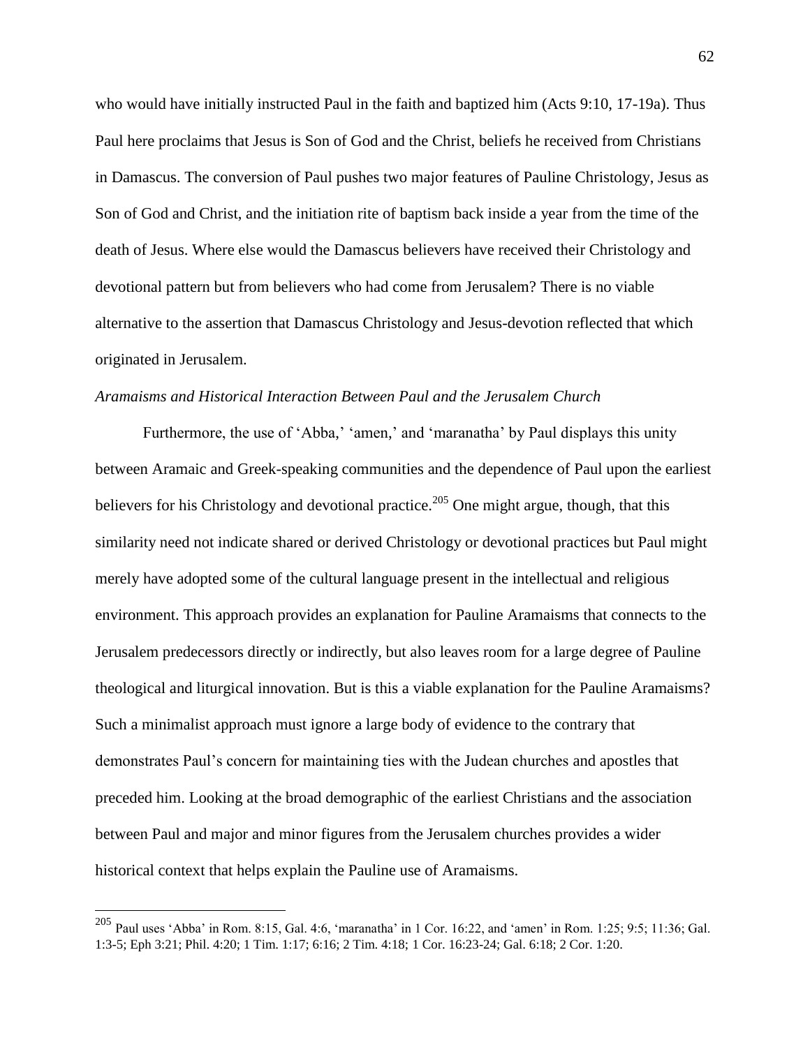who would have initially instructed Paul in the faith and baptized him (Acts 9:10, 17-19a). Thus Paul here proclaims that Jesus is Son of God and the Christ, beliefs he received from Christians in Damascus. The conversion of Paul pushes two major features of Pauline Christology, Jesus as Son of God and Christ, and the initiation rite of baptism back inside a year from the time of the death of Jesus. Where else would the Damascus believers have received their Christology and devotional pattern but from believers who had come from Jerusalem? There is no viable alternative to the assertion that Damascus Christology and Jesus-devotion reflected that which originated in Jerusalem.

*Aramaisms and Historical Interaction Between Paul and the Jerusalem Church*

Furthermore, the use of 'Abba,' 'amen,' and 'maranatha' by Paul displays this unity between Aramaic and Greek-speaking communities and the dependence of Paul upon the earliest believers for his Christology and devotional practice.[205] One might argue, though, that this similarity need not indicate shared or derived Christology or devotional practices but Paul might merely have adopted some of the cultural language present in the intellectual and religious environment. This approach provides an explanation for Pauline Aramaisms that connects to the Jerusalem predecessors directly or indirectly, but also leaves room for a large degree of Pauline theological and liturgical innovation. But is this a viable explanation for the Pauline Aramaisms? Such a minimalist approach must ignore a large body of evidence to the contrary that demonstrates Paul's concern for maintaining ties with the Judean churches and apostles that preceded him. Looking at the broad demographic of the earliest Christians and the association between Paul and major and minor figures from the Jerusalem churches provides a wider historical context that helps explain the Pauline use of Aramaisms.

---

[205] Paul uses 'Abba' in Rom. 8:15, Gal. 4:6, 'maranatha' in 1 Cor. 16:22, and 'amen' in Rom. 1:25; 9:5; 11:36; Gal. 1:3-5; Eph 3:21; Phil. 4:20; 1 Tim. 1:17; 6:16; 2 Tim. 4:18; 1 Cor. 16:23-24; Gal. 6:18; 2 Cor. 1:20.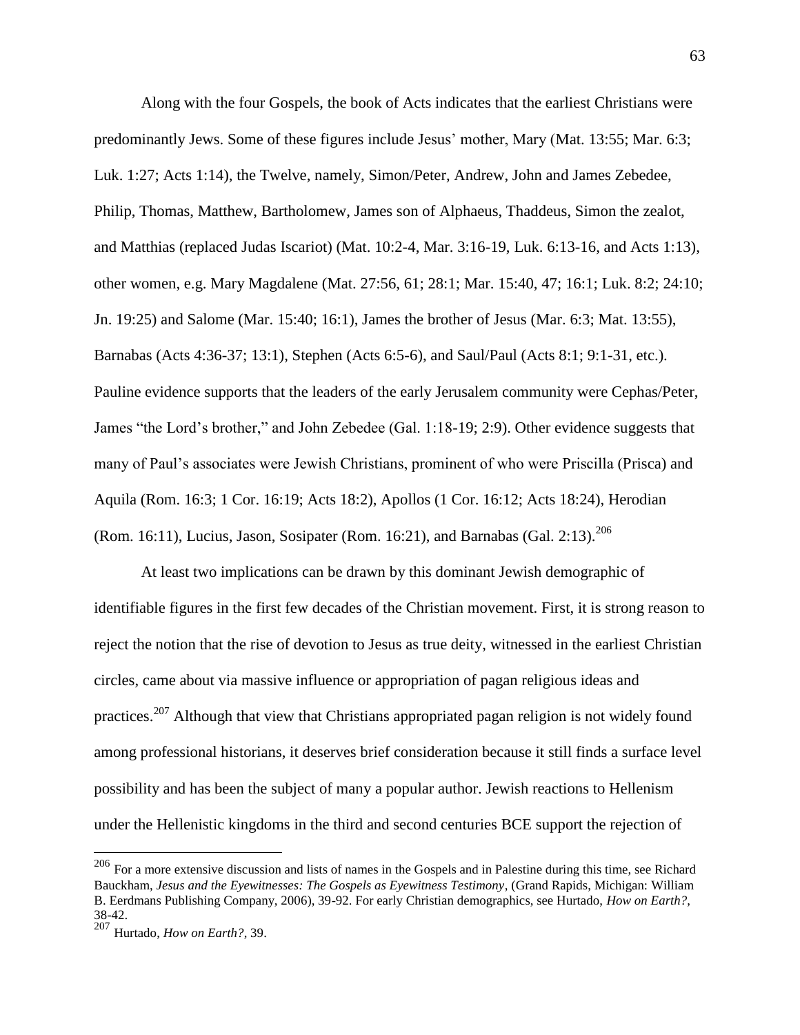Along with the four Gospels, the book of Acts indicates that the earliest Christians were predominantly Jews. Some of these figures include Jesus' mother, Mary (Mat. 13:55; Mar. 6:3; Luk. 1:27; Acts 1:14), the Twelve, namely, Simon/Peter, Andrew, John and James Zebedee, Philip, Thomas, Matthew, Bartholomew, James son of Alphaeus, Thaddeus, Simon the zealot, and Matthias (replaced Judas Iscariot) (Mat. 10:2-4, Mar. 3:16-19, Luk. 6:13-16, and Acts 1:13), other women, e.g. Mary Magdalene (Mat. 27:56, 61; 28:1; Mar. 15:40, 47; 16:1; Luk. 8:2; 24:10; Jn. 19:25) and Salome (Mar. 15:40; 16:1), James the brother of Jesus (Mar. 6:3; Mat. 13:55), Barnabas (Acts 4:36-37; 13:1), Stephen (Acts 6:5-6), and Saul/Paul (Acts 8:1; 9:1-31, etc.). Pauline evidence supports that the leaders of the early Jerusalem community were Cephas/Peter, James "the Lord's brother," and John Zebedee (Gal. 1:18-19; 2:9). Other evidence suggests that many of Paul's associates were Jewish Christians, prominent of who were Priscilla (Prisca) and Aquila (Rom. 16:3; 1 Cor. 16:19; Acts 18:2), Apollos (1 Cor. 16:12; Acts 18:24), Herodian (Rom. 16:11), Lucius, Jason, Sosipater (Rom. 16:21), and Barnabas (Gal. 2:13).[206]

At least two implications can be drawn by this dominant Jewish demographic of identifiable figures in the first few decades of the Christian movement. First, it is strong reason to reject the notion that the rise of devotion to Jesus as true deity, witnessed in the earliest Christian circles, came about via massive influence or appropriation of pagan religious ideas and practices.[207] Although that view that Christians appropriated pagan religion is not widely found among professional historians, it deserves brief consideration because it still finds a surface level possibility and has been the subject of many a popular author. Jewish reactions to Hellenism under the Hellenistic kingdoms in the third and second centuries BCE support the rejection of

---

[206] For a more extensive discussion and lists of names in the Gospels and in Palestine during this time, see Richard Bauckham, *Jesus and the Eyewitnesses: The Gospels as Eyewitness Testimony*, (Grand Rapids, Michigan: William B. Eerdmans Publishing Company, 2006), 39-92. For early Christian demographics, see Hurtado, *How on Earth?*, 38-42.

[207] Hurtado, *How on Earth?*, 39.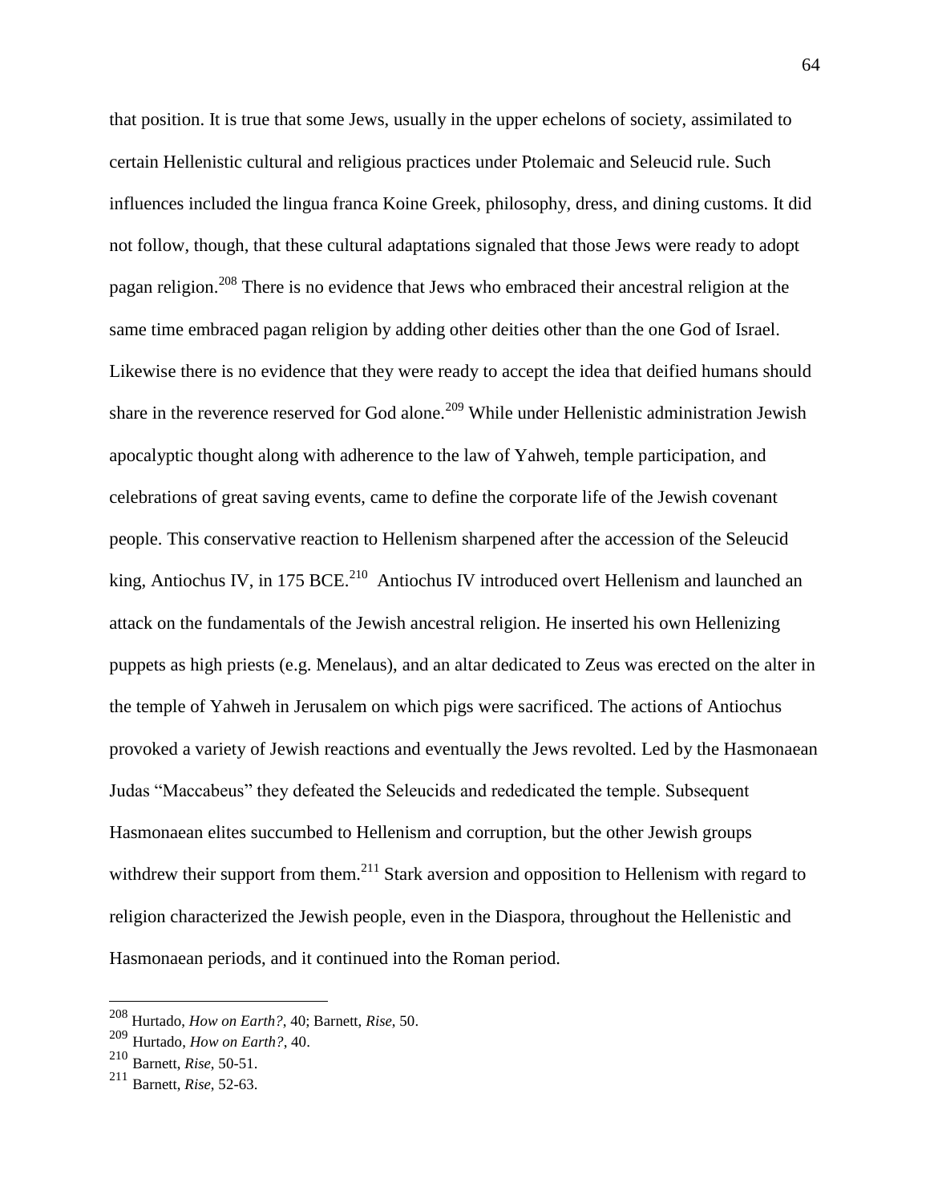that position. It is true that some Jews, usually in the upper echelons of society, assimilated to certain Hellenistic cultural and religious practices under Ptolemaic and Seleucid rule. Such influences included the lingua franca Koine Greek, philosophy, dress, and dining customs. It did not follow, though, that these cultural adaptations signaled that those Jews were ready to adopt pagan religion.[208] There is no evidence that Jews who embraced their ancestral religion at the same time embraced pagan religion by adding other deities other than the one God of Israel. Likewise there is no evidence that they were ready to accept the idea that deified humans should share in the reverence reserved for God alone.[209] While under Hellenistic administration Jewish apocalyptic thought along with adherence to the law of Yahweh, temple participation, and celebrations of great saving events, came to define the corporate life of the Jewish covenant people. This conservative reaction to Hellenism sharpened after the accession of the Seleucid king, Antiochus IV, in 175 BCE.[210] Antiochus IV introduced overt Hellenism and launched an attack on the fundamentals of the Jewish ancestral religion. He inserted his own Hellenizing puppets as high priests (e.g. Menelaus), and an altar dedicated to Zeus was erected on the alter in the temple of Yahweh in Jerusalem on which pigs were sacrificed. The actions of Antiochus provoked a variety of Jewish reactions and eventually the Jews revolted. Led by the Hasmonaean Judas "Maccabeus" they defeated the Seleucids and rededicated the temple. Subsequent Hasmonaean elites succumbed to Hellenism and corruption, but the other Jewish groups withdrew their support from them.[211] Stark aversion and opposition to Hellenism with regard to religion characterized the Jewish people, even in the Diaspora, throughout the Hellenistic and Hasmonaean periods, and it continued into the Roman period.

---

[208] Hurtado, *How on Earth?*, 40; Barnett, *Rise*, 50.

[209] Hurtado, *How on Earth?*, 40.

[210] Barnett, *Rise*, 50-51.

[211] Barnett, *Rise*, 52-63.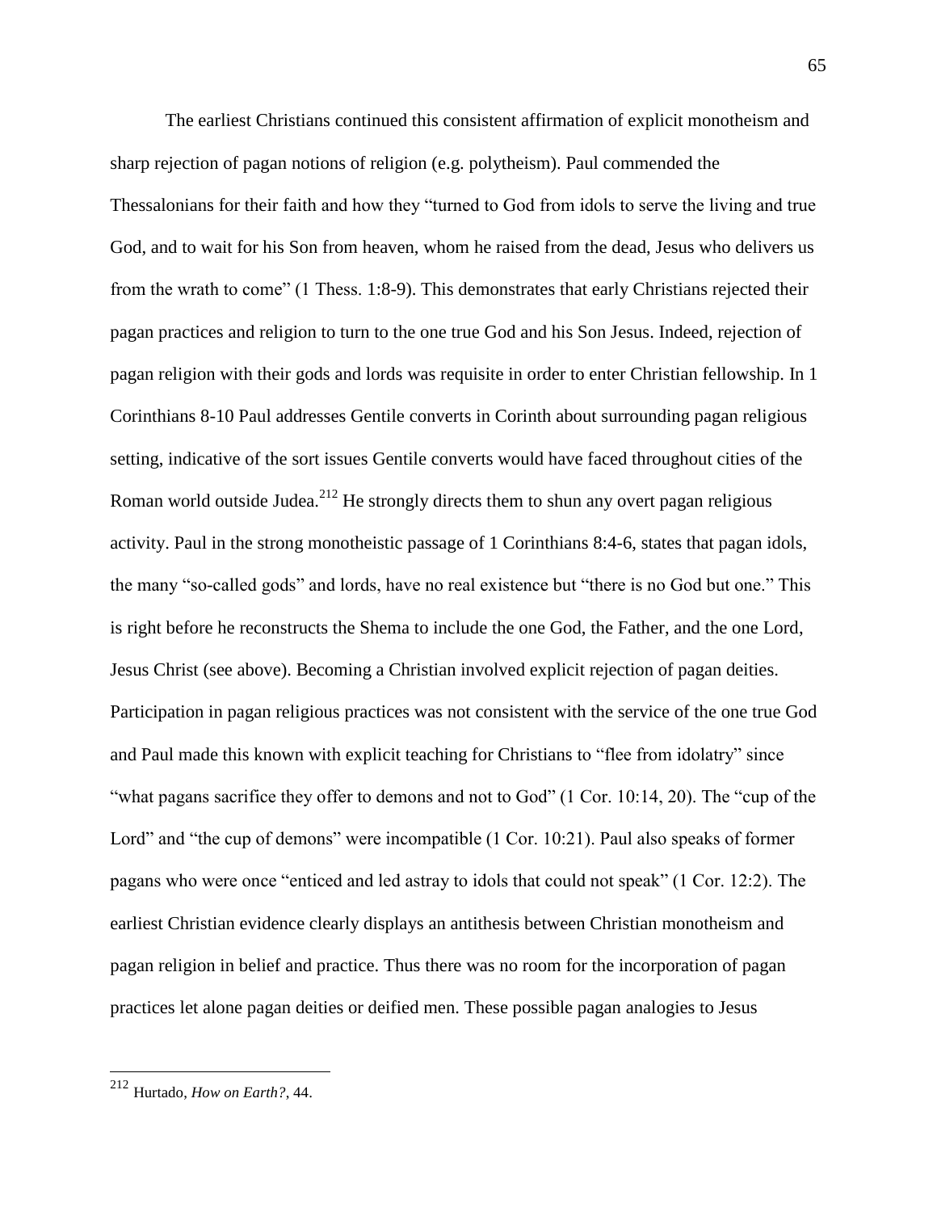The earliest Christians continued this consistent affirmation of explicit monotheism and sharp rejection of pagan notions of religion (e.g. polytheism). Paul commended the Thessalonians for their faith and how they "turned to God from idols to serve the living and true God, and to wait for his Son from heaven, whom he raised from the dead, Jesus who delivers us from the wrath to come" (1 Thess. 1:8-9). This demonstrates that early Christians rejected their pagan practices and religion to turn to the one true God and his Son Jesus. Indeed, rejection of pagan religion with their gods and lords was requisite in order to enter Christian fellowship. In 1 Corinthians 8-10 Paul addresses Gentile converts in Corinth about surrounding pagan religious setting, indicative of the sort issues Gentile converts would have faced throughout cities of the Roman world outside Judea.[212] He strongly directs them to shun any overt pagan religious activity. Paul in the strong monotheistic passage of 1 Corinthians 8:4-6, states that pagan idols, the many "so-called gods" and lords, have no real existence but "there is no God but one." This is right before he reconstructs the Shema to include the one God, the Father, and the one Lord, Jesus Christ (see above). Becoming a Christian involved explicit rejection of pagan deities. Participation in pagan religious practices was not consistent with the service of the one true God and Paul made this known with explicit teaching for Christians to "flee from idolatry" since "what pagans sacrifice they offer to demons and not to God" (1 Cor. 10:14, 20). The "cup of the Lord" and "the cup of demons" were incompatible (1 Cor. 10:21). Paul also speaks of former pagans who were once "enticed and led astray to idols that could not speak" (1 Cor. 12:2). The earliest Christian evidence clearly displays an antithesis between Christian monotheism and pagan religion in belief and practice. Thus there was no room for the incorporation of pagan practices let alone pagan deities or deified men. These possible pagan analogies to Jesus

---

[212] Hurtado, *How on Earth?*, 44.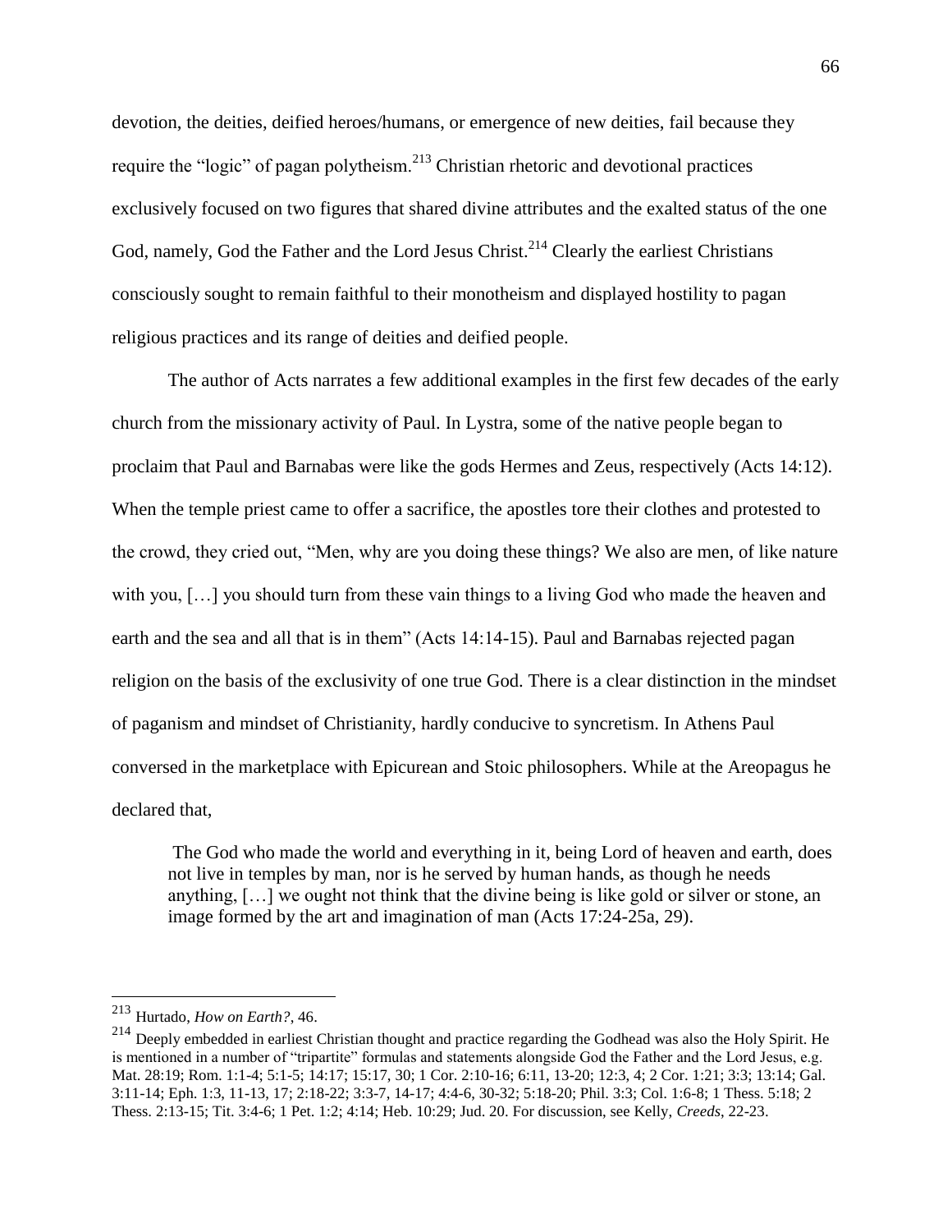devotion, the deities, deified heroes/humans, or emergence of new deities, fail because they require the "logic" of pagan polytheism.[213] Christian rhetoric and devotional practices exclusively focused on two figures that shared divine attributes and the exalted status of the one God, namely, God the Father and the Lord Jesus Christ.[214] Clearly the earliest Christians consciously sought to remain faithful to their monotheism and displayed hostility to pagan religious practices and its range of deities and deified people.

The author of Acts narrates a few additional examples in the first few decades of the early church from the missionary activity of Paul. In Lystra, some of the native people began to proclaim that Paul and Barnabas were like the gods Hermes and Zeus, respectively (Acts 14:12). When the temple priest came to offer a sacrifice, the apostles tore their clothes and protested to the crowd, they cried out, "Men, why are you doing these things? We also are men, of like nature with you, […] you should turn from these vain things to a living God who made the heaven and earth and the sea and all that is in them" (Acts 14:14-15). Paul and Barnabas rejected pagan religion on the basis of the exclusivity of one true God. There is a clear distinction in the mindset of paganism and mindset of Christianity, hardly conducive to syncretism. In Athens Paul conversed in the marketplace with Epicurean and Stoic philosophers. While at the Areopagus he declared that,

> The God who made the world and everything in it, being Lord of heaven and earth, does not live in temples by man, nor is he served by human hands, as though he needs anything, […] we ought not think that the divine being is like gold or silver or stone, an image formed by the art and imagination of man (Acts 17:24-25a, 29).

---

[213] Hurtado, *How on Earth?*, 46.

[214] Deeply embedded in earliest Christian thought and practice regarding the Godhead was also the Holy Spirit. He is mentioned in a number of "tripartite" formulas and statements alongside God the Father and the Lord Jesus, e.g. Mat. 28:19; Rom. 1:1-4; 5:1-5; 14:17; 15:17, 30; 1 Cor. 2:10-16; 6:11, 13-20; 12:3, 4; 2 Cor. 1:21; 3:3; 13:14; Gal. 3:11-14; Eph. 1:3, 11-13, 17; 2:18-22; 3:3-7, 14-17; 4:4-6, 30-32; 5:18-20; Phil. 3:3; Col. 1:6-8; 1 Thess. 5:18; 2 Thess. 2:13-15; Tit. 3:4-6; 1 Pet. 1:2; 4:14; Heb. 10:29; Jud. 20. For discussion, see Kelly, *Creeds*, 22-23.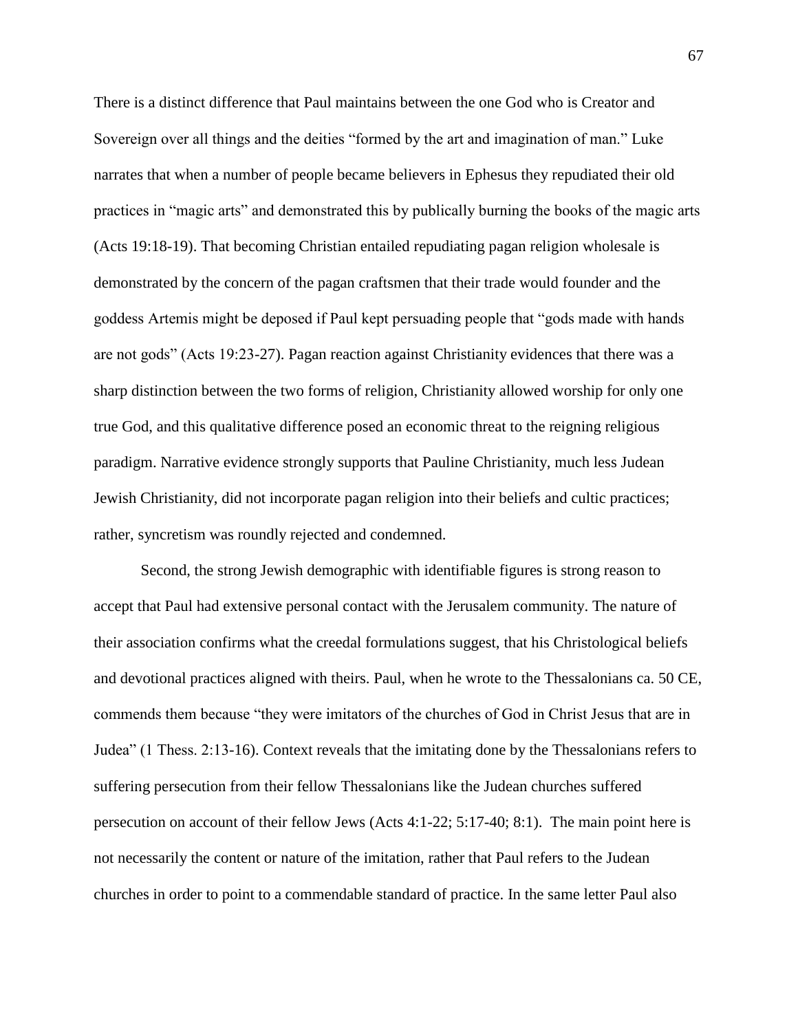There is a distinct difference that Paul maintains between the one God who is Creator and Sovereign over all things and the deities "formed by the art and imagination of man." Luke narrates that when a number of people became believers in Ephesus they repudiated their old practices in "magic arts" and demonstrated this by publically burning the books of the magic arts (Acts 19:18-19). That becoming Christian entailed repudiating pagan religion wholesale is demonstrated by the concern of the pagan craftsmen that their trade would founder and the goddess Artemis might be deposed if Paul kept persuading people that "gods made with hands are not gods" (Acts 19:23-27). Pagan reaction against Christianity evidences that there was a sharp distinction between the two forms of religion, Christianity allowed worship for only one true God, and this qualitative difference posed an economic threat to the reigning religious paradigm. Narrative evidence strongly supports that Pauline Christianity, much less Judean Jewish Christianity, did not incorporate pagan religion into their beliefs and cultic practices; rather, syncretism was roundly rejected and condemned.

Second, the strong Jewish demographic with identifiable figures is strong reason to accept that Paul had extensive personal contact with the Jerusalem community. The nature of their association confirms what the creedal formulations suggest, that his Christological beliefs and devotional practices aligned with theirs. Paul, when he wrote to the Thessalonians ca. 50 CE, commends them because "they were imitators of the churches of God in Christ Jesus that are in Judea" (1 Thess. 2:13-16). Context reveals that the imitating done by the Thessalonians refers to suffering persecution from their fellow Thessalonians like the Judean churches suffered persecution on account of their fellow Jews (Acts 4:1-22; 5:17-40; 8:1). The main point here is not necessarily the content or nature of the imitation, rather that Paul refers to the Judean churches in order to point to a commendable standard of practice. In the same letter Paul also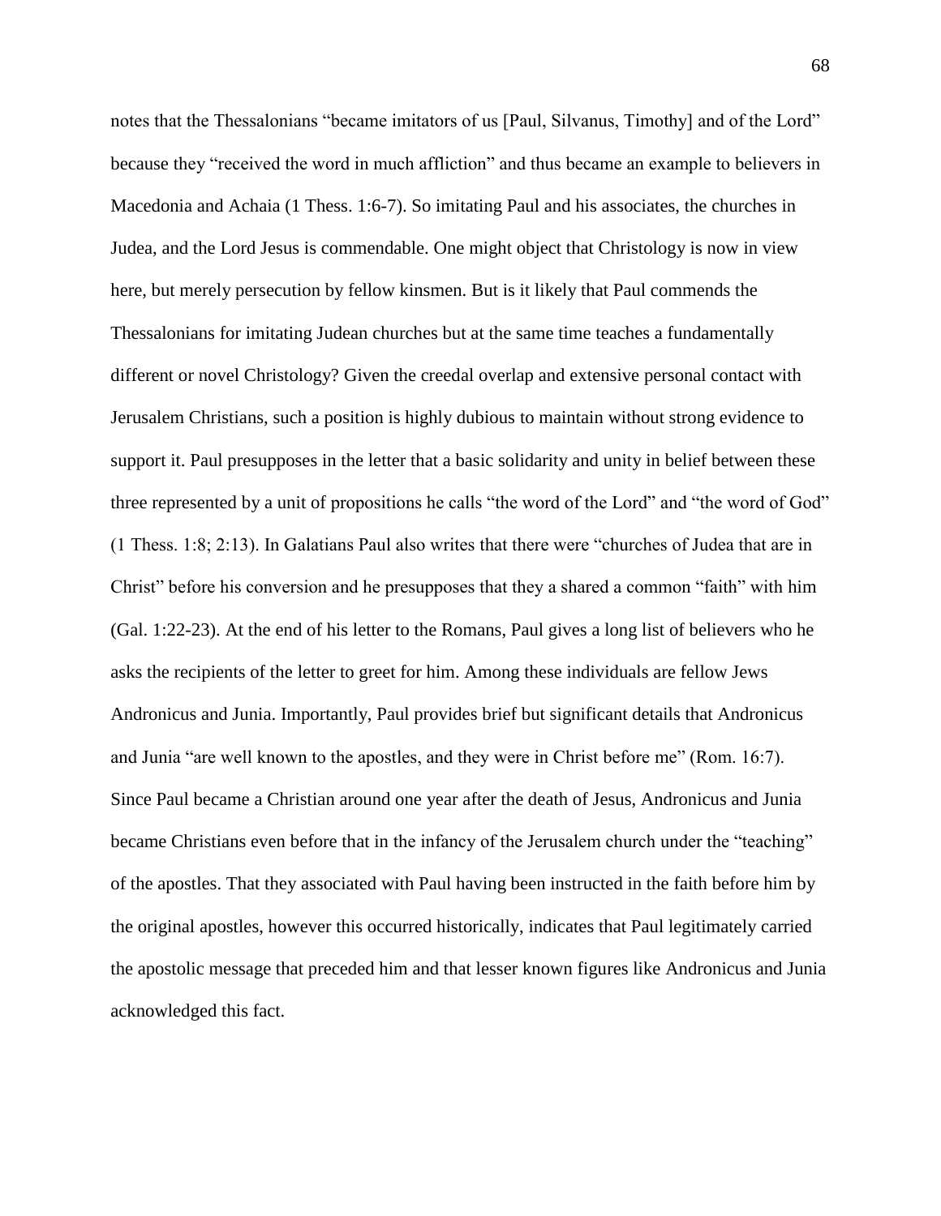notes that the Thessalonians "became imitators of us [Paul, Silvanus, Timothy] and of the Lord" because they "received the word in much affliction" and thus became an example to believers in Macedonia and Achaia (1 Thess. 1:6-7). So imitating Paul and his associates, the churches in Judea, and the Lord Jesus is commendable. One might object that Christology is now in view here, but merely persecution by fellow kinsmen. But is it likely that Paul commends the Thessalonians for imitating Judean churches but at the same time teaches a fundamentally different or novel Christology? Given the creedal overlap and extensive personal contact with Jerusalem Christians, such a position is highly dubious to maintain without strong evidence to support it. Paul presupposes in the letter that a basic solidarity and unity in belief between these three represented by a unit of propositions he calls "the word of the Lord" and "the word of God" (1 Thess. 1:8; 2:13). In Galatians Paul also writes that there were "churches of Judea that are in Christ" before his conversion and he presupposes that they a shared a common "faith" with him (Gal. 1:22-23). At the end of his letter to the Romans, Paul gives a long list of believers who he asks the recipients of the letter to greet for him. Among these individuals are fellow Jews Andronicus and Junia. Importantly, Paul provides brief but significant details that Andronicus and Junia "are well known to the apostles, and they were in Christ before me" (Rom. 16:7). Since Paul became a Christian around one year after the death of Jesus, Andronicus and Junia became Christians even before that in the infancy of the Jerusalem church under the "teaching" of the apostles. That they associated with Paul having been instructed in the faith before him by the original apostles, however this occurred historically, indicates that Paul legitimately carried the apostolic message that preceded him and that lesser known figures like Andronicus and Junia acknowledged this fact.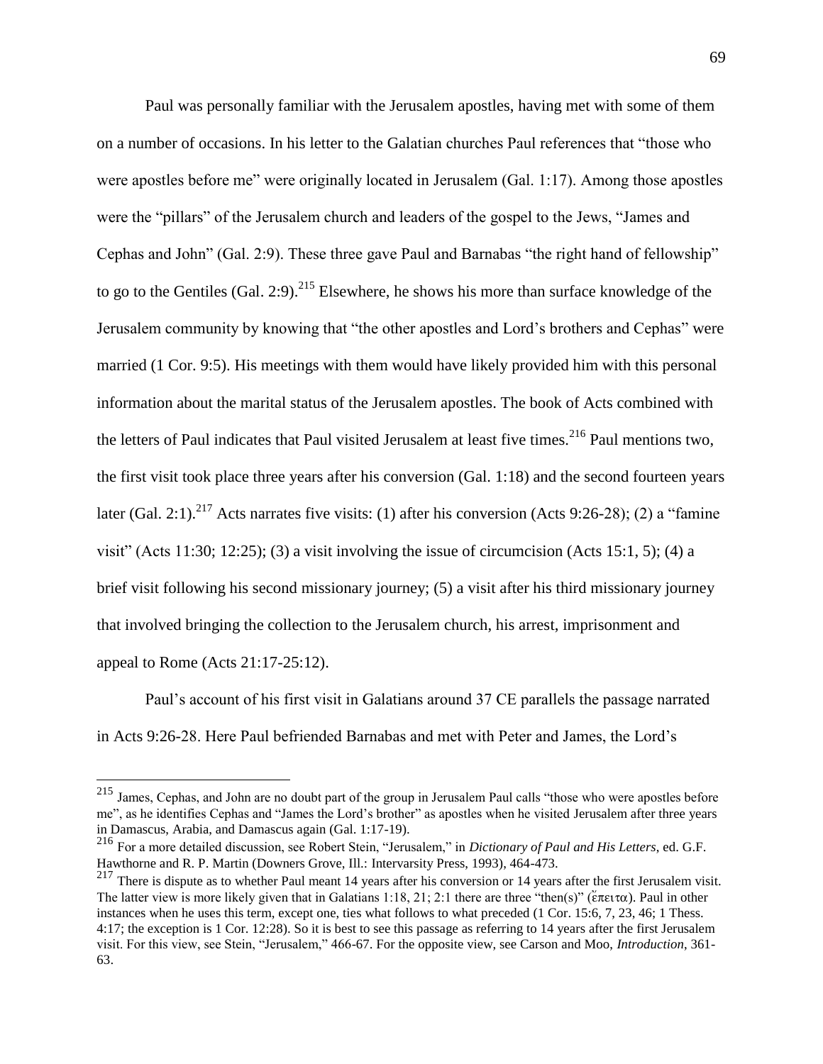Paul was personally familiar with the Jerusalem apostles, having met with some of them on a number of occasions. In his letter to the Galatian churches Paul references that "those who were apostles before me" were originally located in Jerusalem (Gal. 1:17). Among those apostles were the "pillars" of the Jerusalem church and leaders of the gospel to the Jews, "James and Cephas and John" (Gal. 2:9). These three gave Paul and Barnabas "the right hand of fellowship" to go to the Gentiles (Gal. 2:9).[215] Elsewhere, he shows his more than surface knowledge of the Jerusalem community by knowing that "the other apostles and Lord's brothers and Cephas" were married (1 Cor. 9:5). His meetings with them would have likely provided him with this personal information about the marital status of the Jerusalem apostles. The book of Acts combined with the letters of Paul indicates that Paul visited Jerusalem at least five times.[216] Paul mentions two, the first visit took place three years after his conversion (Gal. 1:18) and the second fourteen years later (Gal. 2:1).[217] Acts narrates five visits: (1) after his conversion (Acts 9:26-28); (2) a "famine visit" (Acts 11:30; 12:25); (3) a visit involving the issue of circumcision (Acts 15:1, 5); (4) a brief visit following his second missionary journey; (5) a visit after his third missionary journey that involved bringing the collection to the Jerusalem church, his arrest, imprisonment and appeal to Rome (Acts 21:17-25:12).

Paul's account of his first visit in Galatians around 37 CE parallels the passage narrated in Acts 9:26-28. Here Paul befriended Barnabas and met with Peter and James, the Lord's

---

[215] James, Cephas, and John are no doubt part of the group in Jerusalem Paul calls "those who were apostles before me", as he identifies Cephas and "James the Lord's brother" as apostles when he visited Jerusalem after three years in Damascus, Arabia, and Damascus again (Gal. 1:17-19).

[216] For a more detailed discussion, see Robert Stein, "Jerusalem," in *Dictionary of Paul and His Letters*, ed. G.F. Hawthorne and R. P. Martin (Downers Grove, Ill.: Intervarsity Press, 1993), 464-473.

[217] There is dispute as to whether Paul meant 14 years after his conversion or 14 years after the first Jerusalem visit. The latter view is more likely given that in Galatians 1:18, 21; 2:1 there are three "then(s)" (ἔπειτα). Paul in other instances when he uses this term, except one, ties what follows to what preceded (1 Cor. 15:6, 7, 23, 46; 1 Thess. 4:17; the exception is 1 Cor. 12:28). So it is best to see this passage as referring to 14 years after the first Jerusalem visit. For this view, see Stein, "Jerusalem," 466-67. For the opposite view, see Carson and Moo, *Introduction*, 361-63.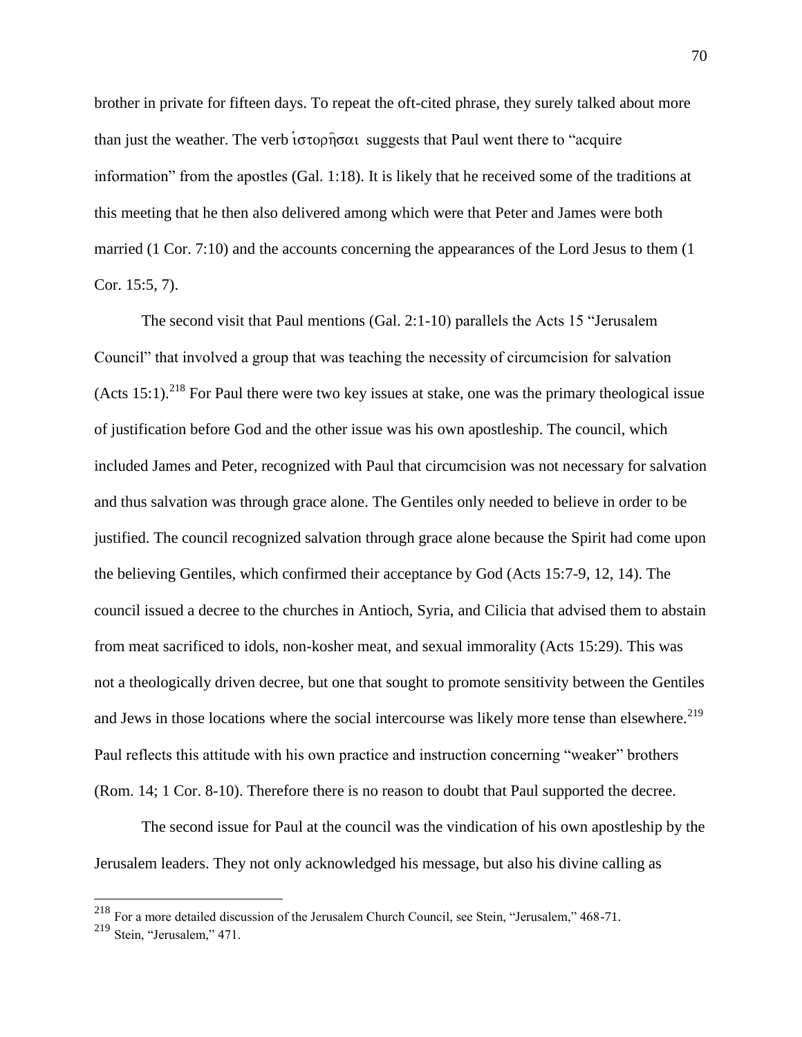brother in private for fifteen days. To repeat the oft-cited phrase, they surely talked about more than just the weather. The verb ἱστορῆσαι suggests that Paul went there to "acquire information" from the apostles (Gal. 1:18). It is likely that he received some of the traditions at this meeting that he then also delivered among which were that Peter and James were both married (1 Cor. 7:10) and the accounts concerning the appearances of the Lord Jesus to them (1 Cor. 15:5, 7).

The second visit that Paul mentions (Gal. 2:1-10) parallels the Acts 15 "Jerusalem Council" that involved a group that was teaching the necessity of circumcision for salvation (Acts 15:1).[218] For Paul there were two key issues at stake, one was the primary theological issue of justification before God and the other issue was his own apostleship. The council, which included James and Peter, recognized with Paul that circumcision was not necessary for salvation and thus salvation was through grace alone. The Gentiles only needed to believe in order to be justified. The council recognized salvation through grace alone because the Spirit had come upon the believing Gentiles, which confirmed their acceptance by God (Acts 15:7-9, 12, 14). The council issued a decree to the churches in Antioch, Syria, and Cilicia that advised them to abstain from meat sacrificed to idols, non-kosher meat, and sexual immorality (Acts 15:29). This was not a theologically driven decree, but one that sought to promote sensitivity between the Gentiles and Jews in those locations where the social intercourse was likely more tense than elsewhere.[219] Paul reflects this attitude with his own practice and instruction concerning "weaker" brothers (Rom. 14; 1 Cor. 8-10). Therefore there is no reason to doubt that Paul supported the decree.

The second issue for Paul at the council was the vindication of his own apostleship by the Jerusalem leaders. They not only acknowledged his message, but also his divine calling as

---

[218] For a more detailed discussion of the Jerusalem Church Council, see Stein, "Jerusalem," 468-71.

[219] Stein, "Jerusalem," 471.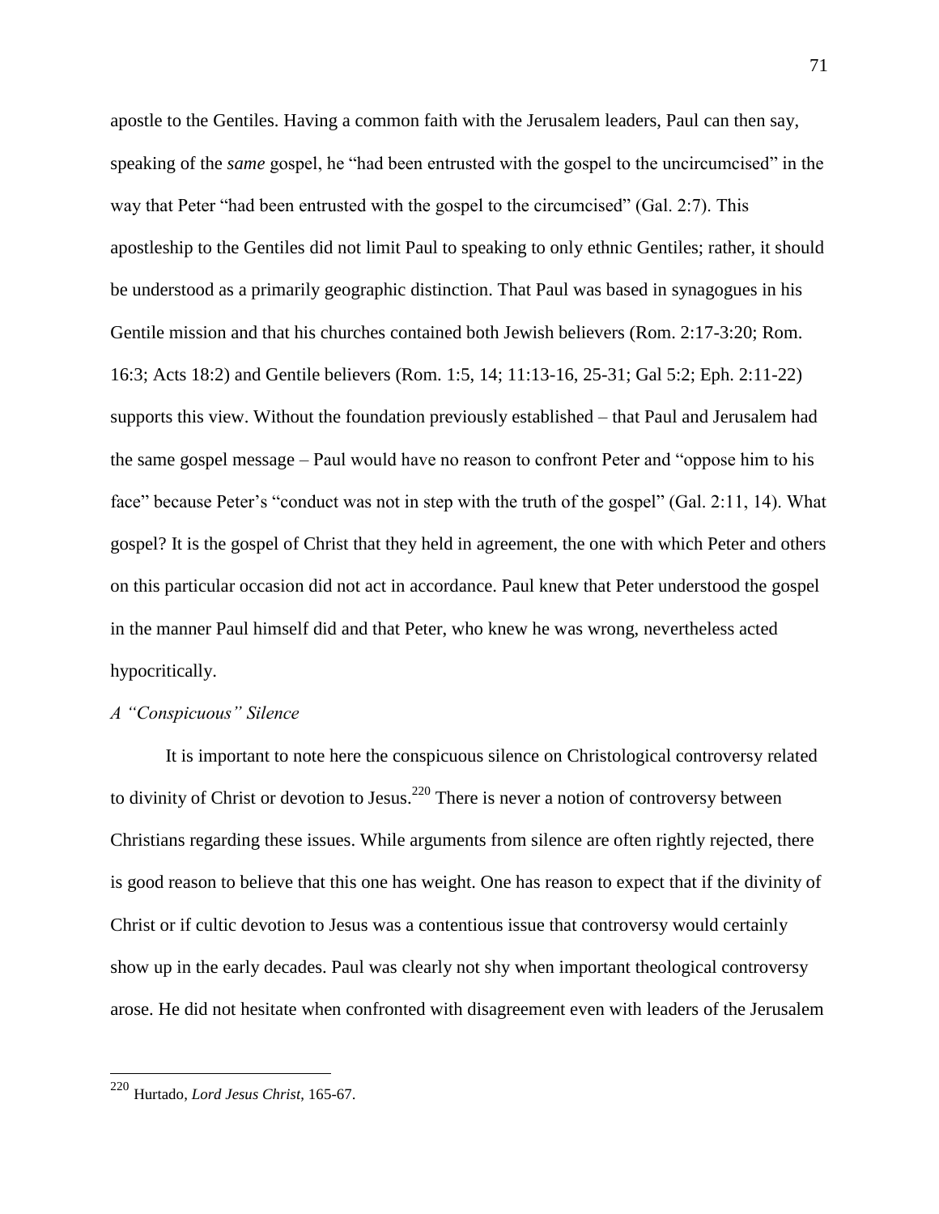apostle to the Gentiles. Having a common faith with the Jerusalem leaders, Paul can then say, speaking of the *same* gospel, he "had been entrusted with the gospel to the uncircumcised" in the way that Peter "had been entrusted with the gospel to the circumcised" (Gal. 2:7). This apostleship to the Gentiles did not limit Paul to speaking to only ethnic Gentiles; rather, it should be understood as a primarily geographic distinction. That Paul was based in synagogues in his Gentile mission and that his churches contained both Jewish believers (Rom. 2:17-3:20; Rom. 16:3; Acts 18:2) and Gentile believers (Rom. 1:5, 14; 11:13-16, 25-31; Gal 5:2; Eph. 2:11-22) supports this view. Without the foundation previously established – that Paul and Jerusalem had the same gospel message – Paul would have no reason to confront Peter and "oppose him to his face" because Peter's "conduct was not in step with the truth of the gospel" (Gal. 2:11, 14). What gospel? It is the gospel of Christ that they held in agreement, the one with which Peter and others on this particular occasion did not act in accordance. Paul knew that Peter understood the gospel in the manner Paul himself did and that Peter, who knew he was wrong, nevertheless acted hypocritically.

### *A "Conspicuous" Silence*

It is important to note here the conspicuous silence on Christological controversy related to divinity of Christ or devotion to Jesus.[220] There is never a notion of controversy between Christians regarding these issues. While arguments from silence are often rightly rejected, there is good reason to believe that this one has weight. One has reason to expect that if the divinity of Christ or if cultic devotion to Jesus was a contentious issue that controversy would certainly show up in the early decades. Paul was clearly not shy when important theological controversy arose. He did not hesitate when confronted with disagreement even with leaders of the Jerusalem

---

[220] Hurtado, *Lord Jesus Christ*, 165-67.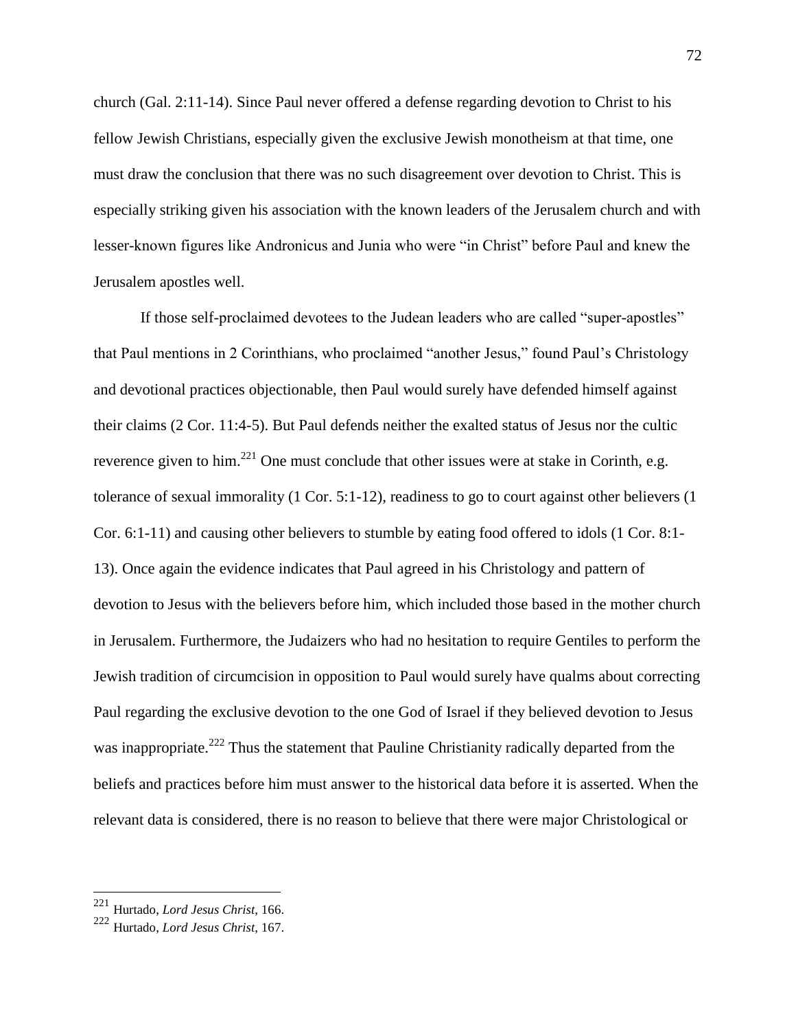church (Gal. 2:11-14). Since Paul never offered a defense regarding devotion to Christ to his fellow Jewish Christians, especially given the exclusive Jewish monotheism at that time, one must draw the conclusion that there was no such disagreement over devotion to Christ. This is especially striking given his association with the known leaders of the Jerusalem church and with lesser-known figures like Andronicus and Junia who were "in Christ" before Paul and knew the Jerusalem apostles well.

If those self-proclaimed devotees to the Judean leaders who are called "super-apostles" that Paul mentions in 2 Corinthians, who proclaimed "another Jesus," found Paul's Christology and devotional practices objectionable, then Paul would surely have defended himself against their claims (2 Cor. 11:4-5). But Paul defends neither the exalted status of Jesus nor the cultic reverence given to him.[221] One must conclude that other issues were at stake in Corinth, e.g. tolerance of sexual immorality (1 Cor. 5:1-12), readiness to go to court against other believers (1 Cor. 6:1-11) and causing other believers to stumble by eating food offered to idols (1 Cor. 8:1-13). Once again the evidence indicates that Paul agreed in his Christology and pattern of devotion to Jesus with the believers before him, which included those based in the mother church in Jerusalem. Furthermore, the Judaizers who had no hesitation to require Gentiles to perform the Jewish tradition of circumcision in opposition to Paul would surely have qualms about correcting Paul regarding the exclusive devotion to the one God of Israel if they believed devotion to Jesus was inappropriate.[222] Thus the statement that Pauline Christianity radically departed from the beliefs and practices before him must answer to the historical data before it is asserted. When the relevant data is considered, there is no reason to believe that there were major Christological or

---

[221] Hurtado, *Lord Jesus Christ*, 166.

[222] Hurtado, *Lord Jesus Christ*, 167.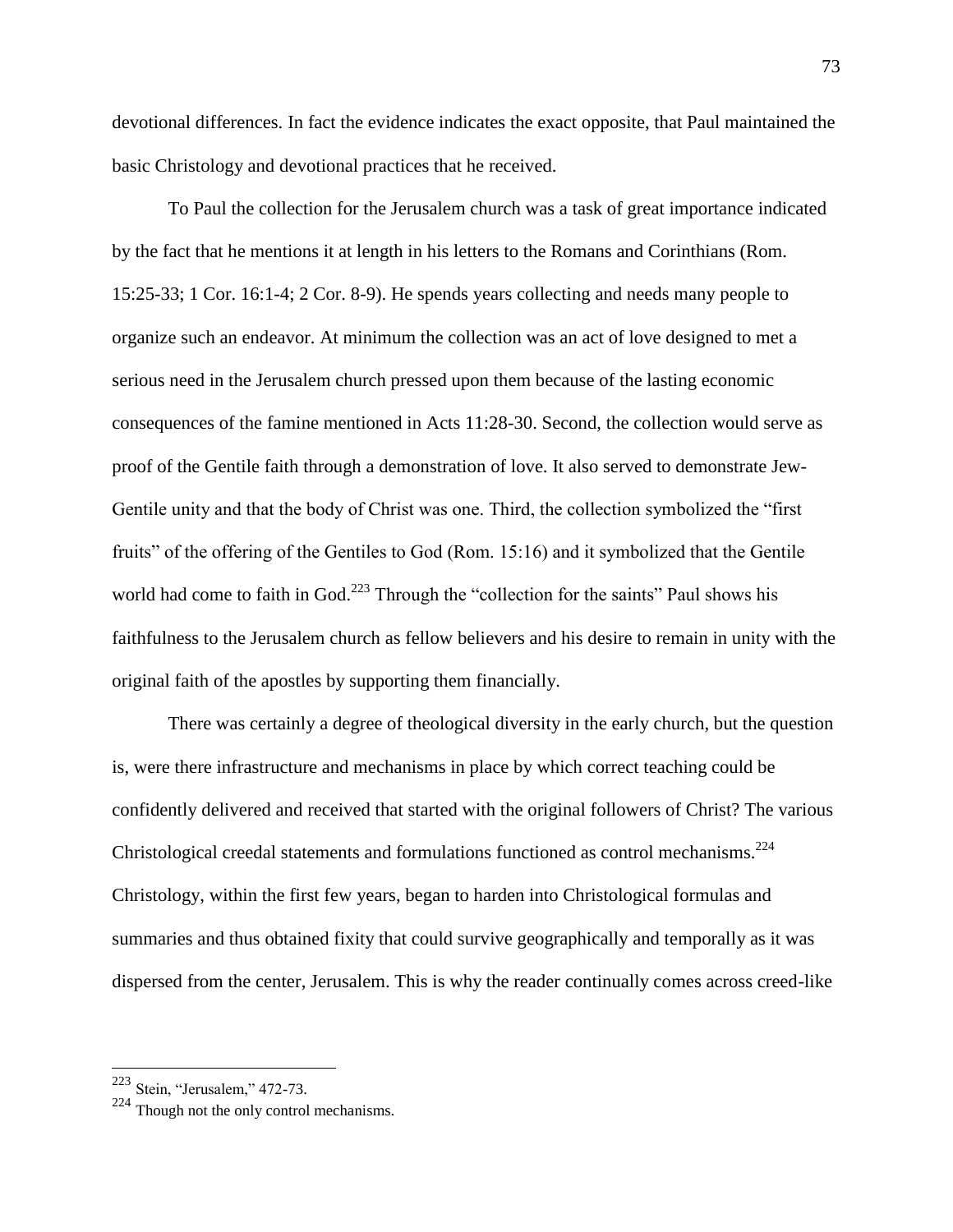devotional differences. In fact the evidence indicates the exact opposite, that Paul maintained the basic Christology and devotional practices that he received.

To Paul the collection for the Jerusalem church was a task of great importance indicated by the fact that he mentions it at length in his letters to the Romans and Corinthians (Rom. 15:25-33; 1 Cor. 16:1-4; 2 Cor. 8-9). He spends years collecting and needs many people to organize such an endeavor. At minimum the collection was an act of love designed to met a serious need in the Jerusalem church pressed upon them because of the lasting economic consequences of the famine mentioned in Acts 11:28-30. Second, the collection would serve as proof of the Gentile faith through a demonstration of love. It also served to demonstrate Jew-Gentile unity and that the body of Christ was one. Third, the collection symbolized the "first fruits" of the offering of the Gentiles to God (Rom. 15:16) and it symbolized that the Gentile world had come to faith in God.[223] Through the "collection for the saints" Paul shows his faithfulness to the Jerusalem church as fellow believers and his desire to remain in unity with the original faith of the apostles by supporting them financially.

There was certainly a degree of theological diversity in the early church, but the question is, were there infrastructure and mechanisms in place by which correct teaching could be confidently delivered and received that started with the original followers of Christ? The various Christological creedal statements and formulations functioned as control mechanisms.[224] Christology, within the first few years, began to harden into Christological formulas and summaries and thus obtained fixity that could survive geographically and temporally as it was dispersed from the center, Jerusalem. This is why the reader continually comes across creed-like

---

[223] Stein, "Jerusalem," 472-73.

[224] Though not the only control mechanisms.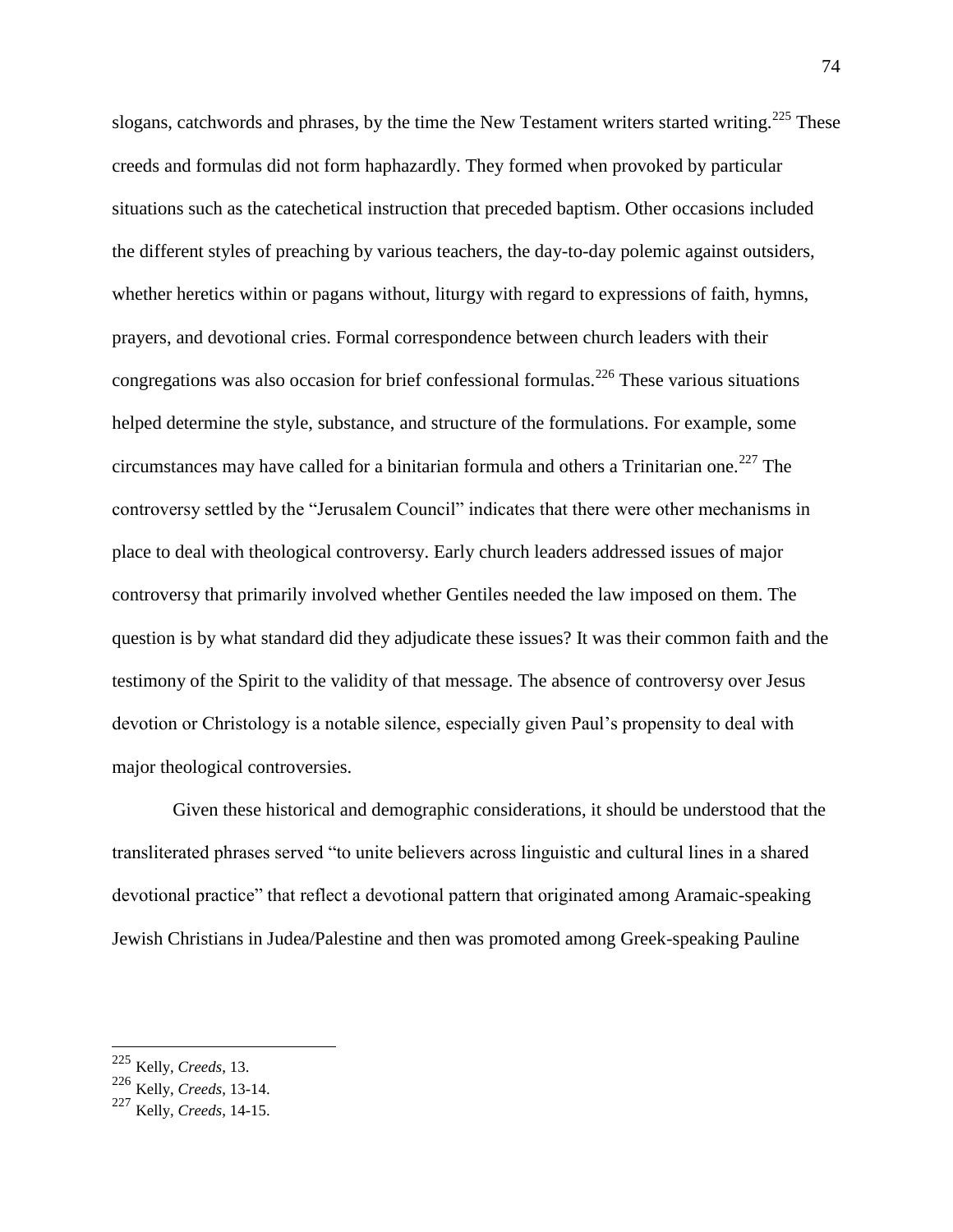slogans, catchwords and phrases, by the time the New Testament writers started writing.[225] These creeds and formulas did not form haphazardly. They formed when provoked by particular situations such as the catechetical instruction that preceded baptism. Other occasions included the different styles of preaching by various teachers, the day-to-day polemic against outsiders, whether heretics within or pagans without, liturgy with regard to expressions of faith, hymns, prayers, and devotional cries. Formal correspondence between church leaders with their congregations was also occasion for brief confessional formulas.[226] These various situations helped determine the style, substance, and structure of the formulations. For example, some circumstances may have called for a binitarian formula and others a Trinitarian one.[227] The controversy settled by the "Jerusalem Council" indicates that there were other mechanisms in place to deal with theological controversy. Early church leaders addressed issues of major controversy that primarily involved whether Gentiles needed the law imposed on them. The question is by what standard did they adjudicate these issues? It was their common faith and the testimony of the Spirit to the validity of that message. The absence of controversy over Jesus devotion or Christology is a notable silence, especially given Paul's propensity to deal with major theological controversies.

Given these historical and demographic considerations, it should be understood that the transliterated phrases served "to unite believers across linguistic and cultural lines in a shared devotional practice" that reflect a devotional pattern that originated among Aramaic-speaking Jewish Christians in Judea/Palestine and then was promoted among Greek-speaking Pauline

---

[225] Kelly, *Creeds*, 13.

[226] Kelly, *Creeds*, 13-14.

[227] Kelly, *Creeds*, 14-15.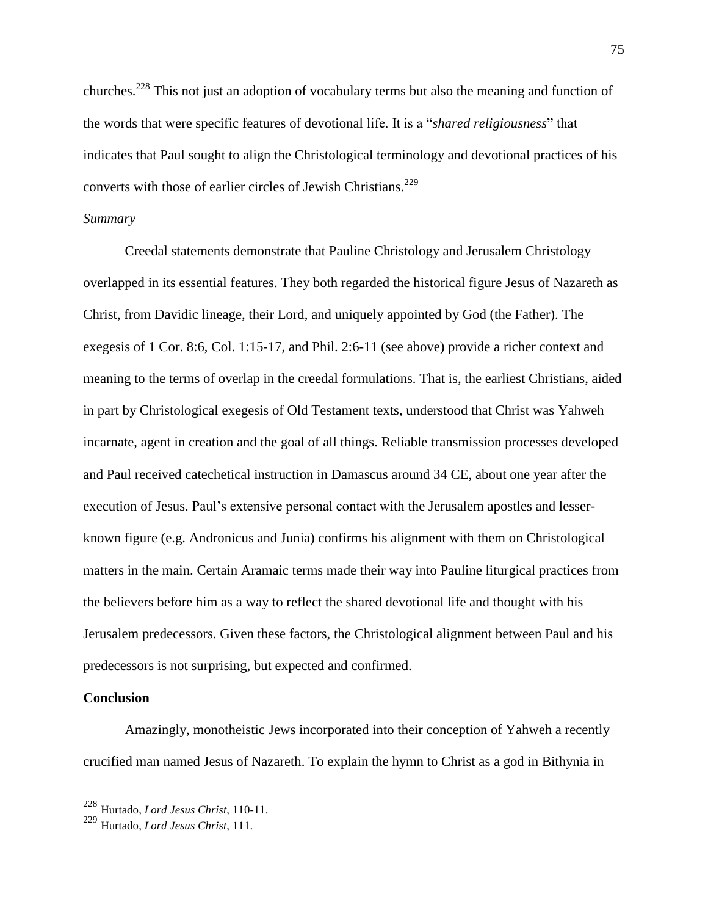churches.[228] This not just an adoption of vocabulary terms but also the meaning and function of the words that were specific features of devotional life. It is a "*shared religiousness*" that indicates that Paul sought to align the Christological terminology and devotional practices of his converts with those of earlier circles of Jewish Christians.[229]

*Summary*

Creedal statements demonstrate that Pauline Christology and Jerusalem Christology overlapped in its essential features. They both regarded the historical figure Jesus of Nazareth as Christ, from Davidic lineage, their Lord, and uniquely appointed by God (the Father). The exegesis of 1 Cor. 8:6, Col. 1:15-17, and Phil. 2:6-11 (see above) provide a richer context and meaning to the terms of overlap in the creedal formulations. That is, the earliest Christians, aided in part by Christological exegesis of Old Testament texts, understood that Christ was Yahweh incarnate, agent in creation and the goal of all things. Reliable transmission processes developed and Paul received catechetical instruction in Damascus around 34 CE, about one year after the execution of Jesus. Paul's extensive personal contact with the Jerusalem apostles and lesser-known figure (e.g. Andronicus and Junia) confirms his alignment with them on Christological matters in the main. Certain Aramaic terms made their way into Pauline liturgical practices from the believers before him as a way to reflect the shared devotional life and thought with his Jerusalem predecessors. Given these factors, the Christological alignment between Paul and his predecessors is not surprising, but expected and confirmed.

**Conclusion**

Amazingly, monotheistic Jews incorporated into their conception of Yahweh a recently crucified man named Jesus of Nazareth. To explain the hymn to Christ as a god in Bithynia in

[228] Hurtado, *Lord Jesus Christ*, 110-11.

[229] Hurtado, *Lord Jesus Christ*, 111.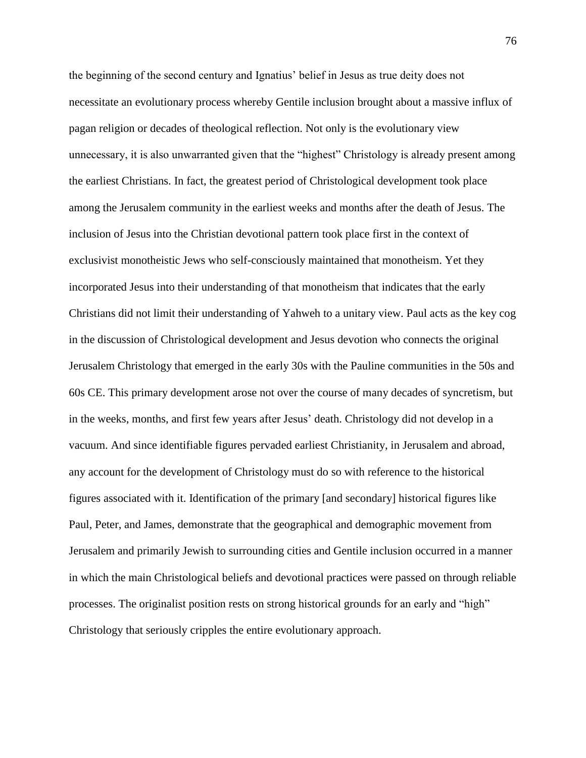the beginning of the second century and Ignatius' belief in Jesus as true deity does not necessitate an evolutionary process whereby Gentile inclusion brought about a massive influx of pagan religion or decades of theological reflection. Not only is the evolutionary view unnecessary, it is also unwarranted given that the "highest" Christology is already present among the earliest Christians. In fact, the greatest period of Christological development took place among the Jerusalem community in the earliest weeks and months after the death of Jesus. The inclusion of Jesus into the Christian devotional pattern took place first in the context of exclusivist monotheistic Jews who self-consciously maintained that monotheism. Yet they incorporated Jesus into their understanding of that monotheism that indicates that the early Christians did not limit their understanding of Yahweh to a unitary view. Paul acts as the key cog in the discussion of Christological development and Jesus devotion who connects the original Jerusalem Christology that emerged in the early 30s with the Pauline communities in the 50s and 60s CE. This primary development arose not over the course of many decades of syncretism, but in the weeks, months, and first few years after Jesus' death. Christology did not develop in a vacuum. And since identifiable figures pervaded earliest Christianity, in Jerusalem and abroad, any account for the development of Christology must do so with reference to the historical figures associated with it. Identification of the primary [and secondary] historical figures like Paul, Peter, and James, demonstrate that the geographical and demographic movement from Jerusalem and primarily Jewish to surrounding cities and Gentile inclusion occurred in a manner in which the main Christological beliefs and devotional practices were passed on through reliable processes. The originalist position rests on strong historical grounds for an early and "high" Christology that seriously cripples the entire evolutionary approach.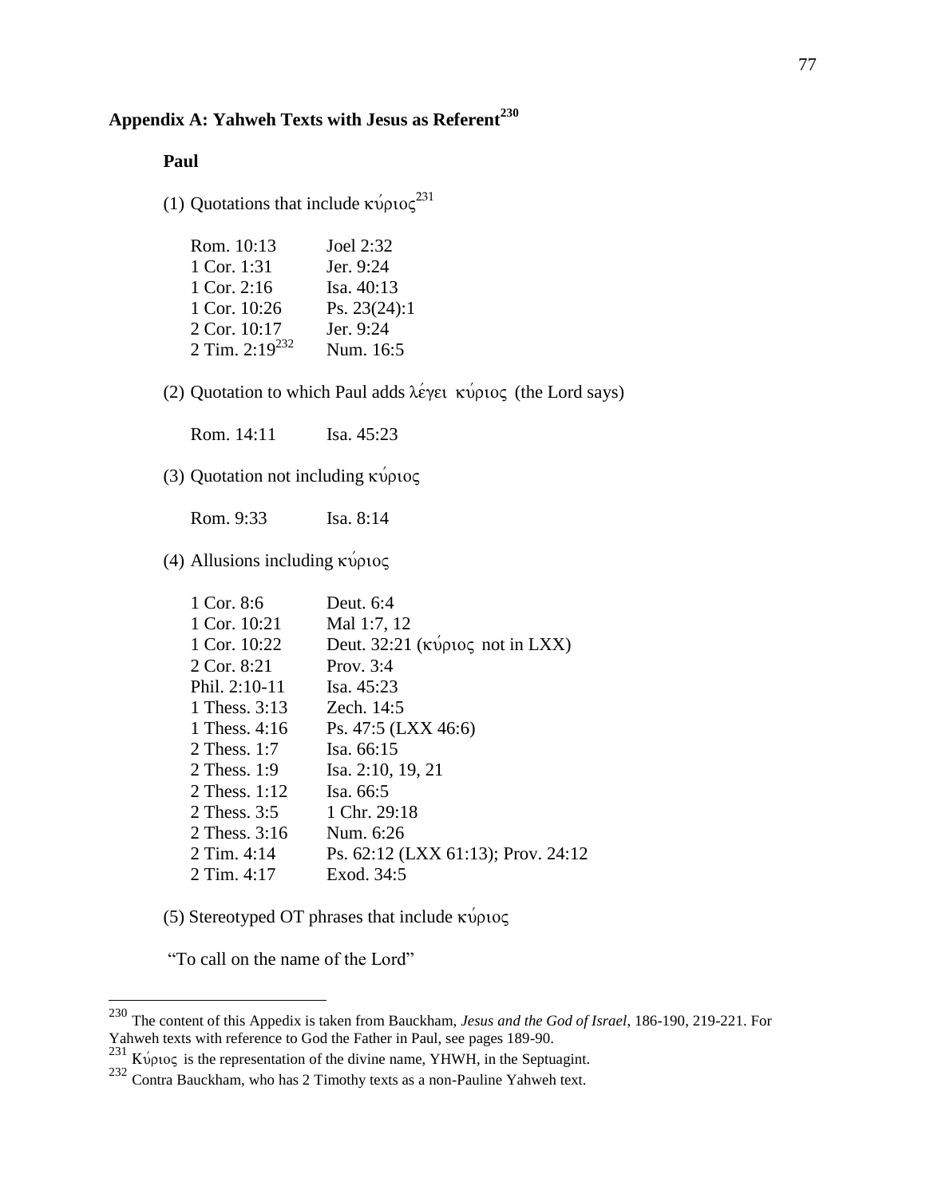## Appendix A: Yahweh Texts with Jesus as Referent[230]

### Paul

(1) Quotations that include κύριος[231]

| | |
|---|---|
| Rom. 10:13 | Joel 2:32 |
| 1 Cor. 1:31 | Jer. 9:24 |
| 1 Cor. 2:16 | Isa. 40:13 |
| 1 Cor. 10:26 | Ps. 23(24):1 |
| 2 Cor. 10:17 | Jer. 9:24 |
| 2 Tim. 2:19[232] | Num. 16:5 |

(2) Quotation to which Paul adds λέγει κύριος (the Lord says)

| | |
|---|---|
| Rom. 14:11 | Isa. 45:23 |

(3) Quotation not including κύριος

| | |
|---|---|
| Rom. 9:33 | Isa. 8:14 |

(4) Allusions including κύριος

| | |
|---|---|
| 1 Cor. 8:6 | Deut. 6:4 |
| 1 Cor. 10:21 | Mal 1:7, 12 |
| 1 Cor. 10:22 | Deut. 32:21 (κύριος not in LXX) |
| 2 Cor. 8:21 | Prov. 3:4 |
| Phil. 2:10-11 | Isa. 45:23 |
| 1 Thess. 3:13 | Zech. 14:5 |
| 1 Thess. 4:16 | Ps. 47:5 (LXX 46:6) |
| 2 Thess. 1:7 | Isa. 66:15 |
| 2 Thess. 1:9 | Isa. 2:10, 19, 21 |
| 2 Thess. 1:12 | Isa. 66:5 |
| 2 Thess. 3:5 | 1 Chr. 29:18 |
| 2 Thess. 3:16 | Num. 6:26 |
| 2 Tim. 4:14 | Ps. 62:12 (LXX 61:13); Prov. 24:12 |
| 2 Tim. 4:17 | Exod. 34:5 |

(5) Stereotyped OT phrases that include κύριος

"To call on the name of the Lord"

---

[230] The content of this Appedix is taken from Bauckham, *Jesus and the God of Israel*, 186-190, 219-221. For Yahweh texts with reference to God the Father in Paul, see pages 189-90.

[231] Κύριος is the representation of the divine name, YHWH, in the Septuagint.

[232] Contra Bauckham, who has 2 Timothy texts as a non-Pauline Yahweh text.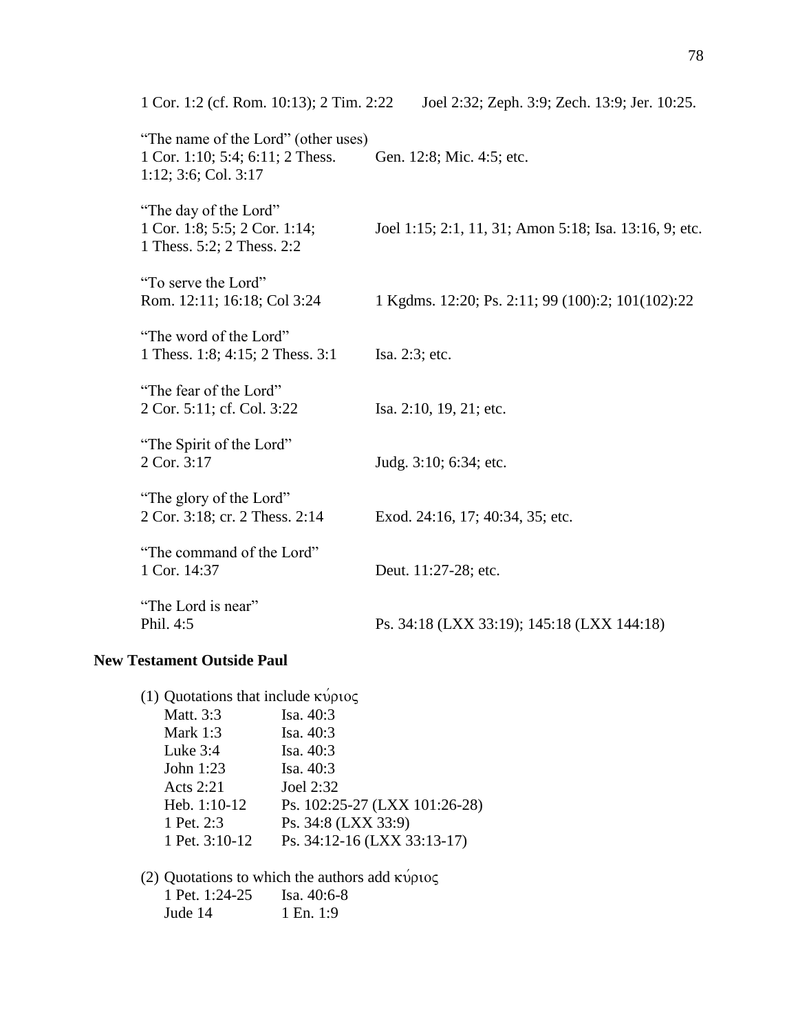| | |
|---|---|
| 1 Cor. 1:2 (cf. Rom. 10:13); 2 Tim. 2:22 | Joel 2:32; Zeph. 3:9; Zech. 13:9; Jer. 10:25. |
| “The name of the Lord” (other uses) | |
| 1 Cor. 1:10; 5:4; 6:11; 2 Thess. 1:12; 3:6; Col. 3:17 | Gen. 12:8; Mic. 4:5; etc. |
| “The day of the Lord” | |
| 1 Cor. 1:8; 5:5; 2 Cor. 1:14; 1 Thess. 5:2; 2 Thess. 2:2 | Joel 1:15; 2:1, 11, 31; Amon 5:18; Isa. 13:16, 9; etc. |
| “To serve the Lord” | |
| Rom. 12:11; 16:18; Col 3:24 | 1 Kgdms. 12:20; Ps. 2:11; 99 (100):2; 101(102):22 |
| “The word of the Lord” | |
| 1 Thess. 1:8; 4:15; 2 Thess. 3:1 | Isa. 2:3; etc. |
| “The fear of the Lord” | |
| 2 Cor. 5:11; cf. Col. 3:22 | Isa. 2:10, 19, 21; etc. |
| “The Spirit of the Lord” | |
| 2 Cor. 3:17 | Judg. 3:10; 6:34; etc. |
| “The glory of the Lord” | |
| 2 Cor. 3:18; cr. 2 Thess. 2:14 | Exod. 24:16, 17; 40:34, 35; etc. |
| “The command of the Lord” | |
| 1 Cor. 14:37 | Deut. 11:27-28; etc. |
| “The Lord is near” | |
| Phil. 4:5 | Ps. 34:18 (LXX 33:19); 145:18 (LXX 144:18) |

**New Testament Outside Paul**

(1) Quotations that include κύριος

| | |
|---|---|
| Matt. 3:3 | Isa. 40:3 |
| Mark 1:3 | Isa. 40:3 |
| Luke 3:4 | Isa. 40:3 |
| John 1:23 | Isa. 40:3 |
| Acts 2:21 | Joel 2:32 |
| Heb. 1:10-12 | Ps. 102:25-27 (LXX 101:26-28) |
| 1 Pet. 2:3 | Ps. 34:8 (LXX 33:9) |
| 1 Pet. 3:10-12 | Ps. 34:12-16 (LXX 33:13-17) |

(2) Quotations to which the authors add κύριος

| | |
|---|---|
| 1 Pet. 1:24-25 | Isa. 40:6-8 |
| Jude 14 | 1 En. 1:9 |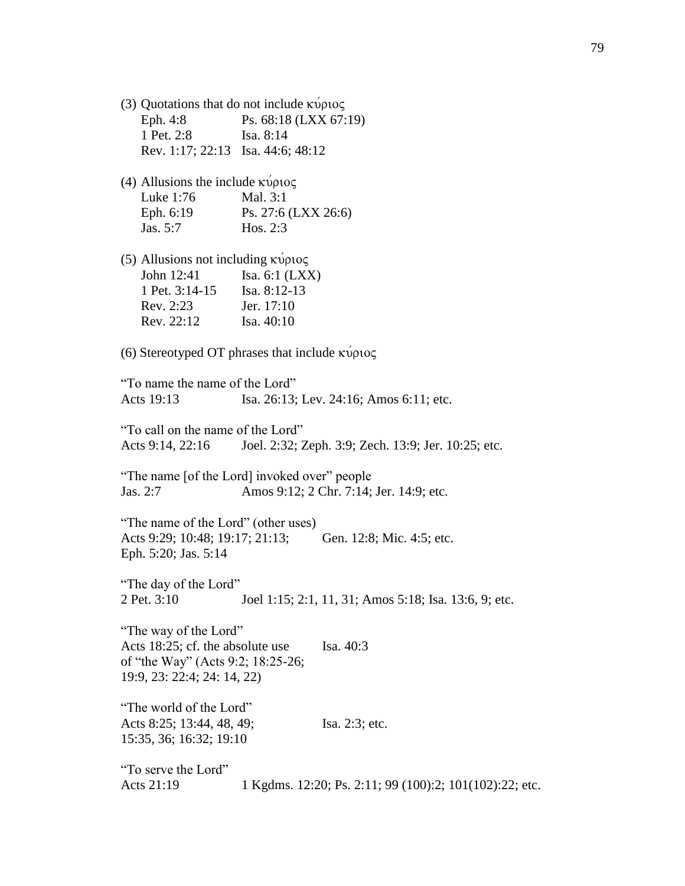(3) Quotations that do not include κύριος

| | |
|---|---|
| Eph. 4:8 | Ps. 68:18 (LXX 67:19) |
| 1 Pet. 2:8 | Isa. 8:14 |
| Rev. 1:17; 22:13 | Isa. 44:6; 48:12 |

(4) Allusions the include κύριος

| | |
|---|---|
| Luke 1:76 | Mal. 3:1 |
| Eph. 6:19 | Ps. 27:6 (LXX 26:6) |
| Jas. 5:7 | Hos. 2:3 |

(5) Allusions not including κύριος

| | |
|---|---|
| John 12:41 | Isa. 6:1 (LXX) |
| 1 Pet. 3:14-15 | Isa. 8:12-13 |
| Rev. 2:23 | Jer. 17:10 |
| Rev. 22:12 | Isa. 40:10 |

(6) Stereotyped OT phrases that include κύριος

"To name the name of the Lord"

| | |
|---|---|
| Acts 19:13 | Isa. 26:13; Lev. 24:16; Amos 6:11; etc. |

"To call on the name of the Lord"

| | |
|---|---|
| Acts 9:14, 22:16 | Joel. 2:32; Zeph. 3:9; Zech. 13:9; Jer. 10:25; etc. |

"The name [of the Lord] invoked over" people

| | |
|---|---|
| Jas. 2:7 | Amos 9:12; 2 Chr. 7:14; Jer. 14:9; etc. |

"The name of the Lord" (other uses)

| | |
|---|---|
| Acts 9:29; 10:48; 19:17; 21:13; Eph. 5:20; Jas. 5:14 | Gen. 12:8; Mic. 4:5; etc. |

"The day of the Lord"

| | |
|---|---|
| 2 Pet. 3:10 | Joel 1:15; 2:1, 11, 31; Amos 5:18; Isa. 13:6, 9; etc. |

"The way of the Lord"

| | |
|---|---|
| Acts 18:25; cf. the absolute use of "the Way" (Acts 9:2; 18:25-26; 19:9, 23: 22:4; 24: 14, 22) | Isa. 40:3 |

"The world of the Lord"

| | |
|---|---|
| Acts 8:25; 13:44, 48, 49; 15:35, 36; 16:32; 19:10 | Isa. 2:3; etc. |

"To serve the Lord"

| | |
|---|---|
| Acts 21:19 | 1 Kgdms. 12:20; Ps. 2:11; 99 (100):2; 101(102):22; etc. |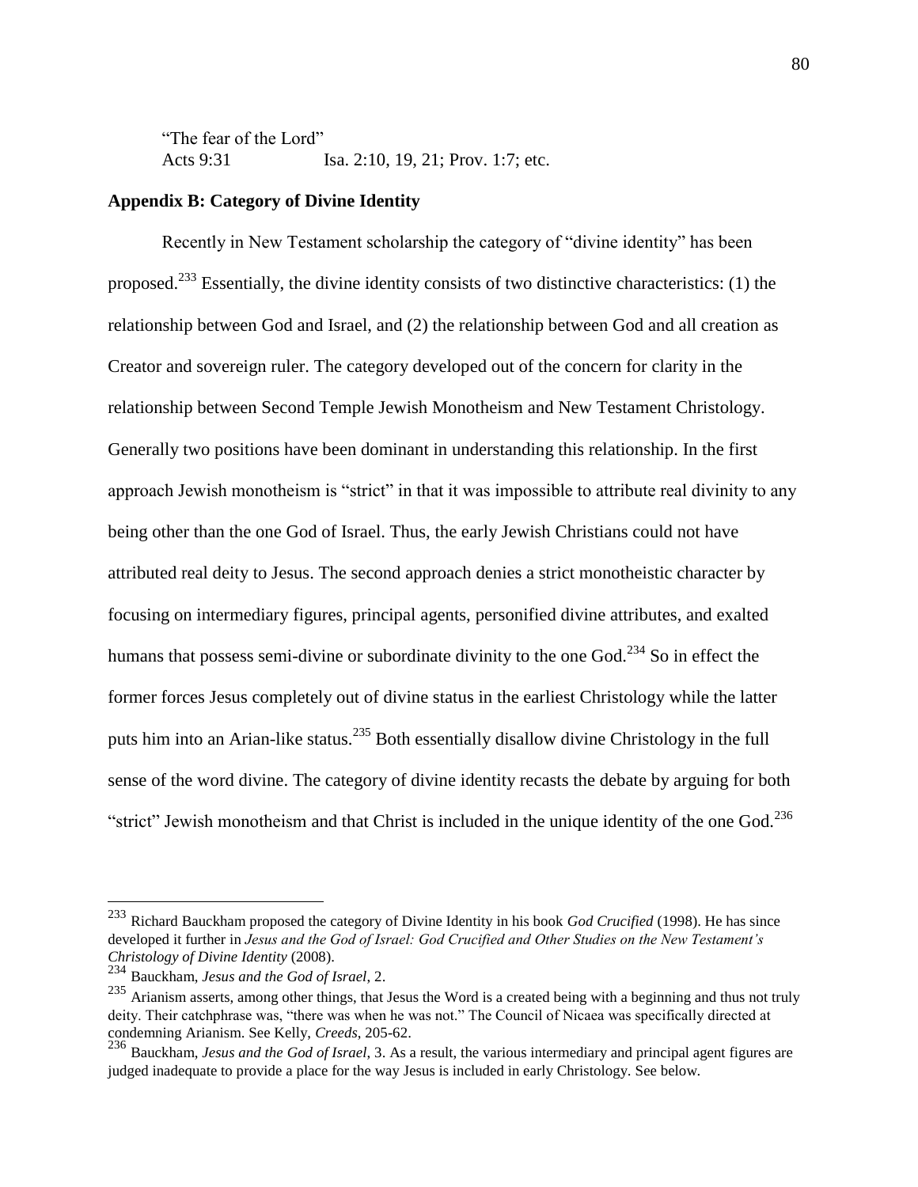"The fear of the Lord"
Acts 9:31 Isa. 2:10, 19, 21; Prov. 1:7; etc.

## Appendix B: Category of Divine Identity

Recently in New Testament scholarship the category of "divine identity" has been proposed.[233] Essentially, the divine identity consists of two distinctive characteristics: (1) the relationship between God and Israel, and (2) the relationship between God and all creation as Creator and sovereign ruler. The category developed out of the concern for clarity in the relationship between Second Temple Jewish Monotheism and New Testament Christology. Generally two positions have been dominant in understanding this relationship. In the first approach Jewish monotheism is "strict" in that it was impossible to attribute real divinity to any being other than the one God of Israel. Thus, the early Jewish Christians could not have attributed real deity to Jesus. The second approach denies a strict monotheistic character by focusing on intermediary figures, principal agents, personified divine attributes, and exalted humans that possess semi-divine or subordinate divinity to the one God.[234] So in effect the former forces Jesus completely out of divine status in the earliest Christology while the latter puts him into an Arian-like status.[235] Both essentially disallow divine Christology in the full sense of the word divine. The category of divine identity recasts the debate by arguing for both "strict" Jewish monotheism and that Christ is included in the unique identity of the one God.[236]

---

[233] Richard Bauckham proposed the category of Divine Identity in his book *God Crucified* (1998). He has since developed it further in *Jesus and the God of Israel: God Crucified and Other Studies on the New Testament's Christology of Divine Identity* (2008).

[234] Bauckham, *Jesus and the God of Israel*, 2.

[235] Arianism asserts, among other things, that Jesus the Word is a created being with a beginning and thus not truly deity. Their catchphrase was, "there was when he was not." The Council of Nicaea was specifically directed at condemning Arianism. See Kelly, *Creeds*, 205-62.

[236] Bauckham, *Jesus and the God of Israel*, 3. As a result, the various intermediary and principal agent figures are judged inadequate to provide a place for the way Jesus is included in early Christology. See below.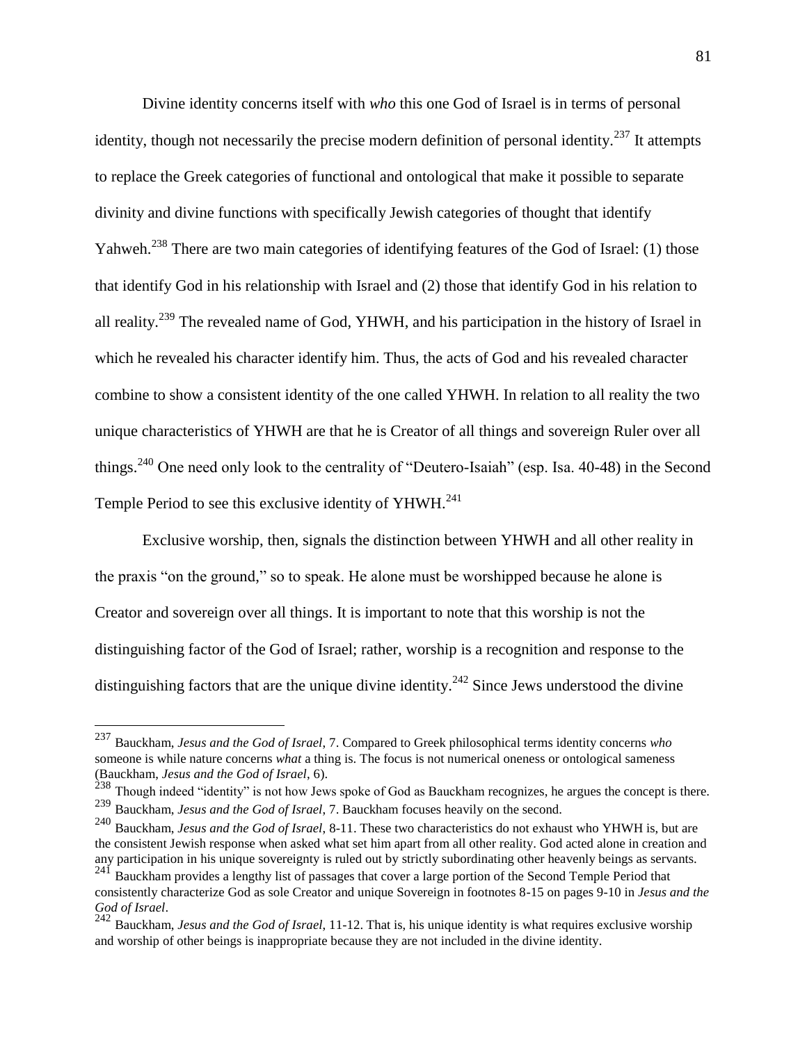Divine identity concerns itself with *who* this one God of Israel is in terms of personal identity, though not necessarily the precise modern definition of personal identity.[237] It attempts to replace the Greek categories of functional and ontological that make it possible to separate divinity and divine functions with specifically Jewish categories of thought that identify Yahweh.[238] There are two main categories of identifying features of the God of Israel: (1) those that identify God in his relationship with Israel and (2) those that identify God in his relation to all reality.[239] The revealed name of God, YHWH, and his participation in the history of Israel in which he revealed his character identify him. Thus, the acts of God and his revealed character combine to show a consistent identity of the one called YHWH. In relation to all reality the two unique characteristics of YHWH are that he is Creator of all things and sovereign Ruler over all things.[240] One need only look to the centrality of "Deutero-Isaiah" (esp. Isa. 40-48) in the Second Temple Period to see this exclusive identity of YHWH.[241]

Exclusive worship, then, signals the distinction between YHWH and all other reality in the praxis "on the ground," so to speak. He alone must be worshipped because he alone is Creator and sovereign over all things. It is important to note that this worship is not the distinguishing factor of the God of Israel; rather, worship is a recognition and response to the distinguishing factors that are the unique divine identity.[242] Since Jews understood the divine

---

[237] Bauckham, *Jesus and the God of Israel*, 7. Compared to Greek philosophical terms identity concerns *who* someone is while nature concerns *what* a thing is. The focus is not numerical oneness or ontological sameness (Bauckham, *Jesus and the God of Israel*, 6).

[238] Though indeed "identity" is not how Jews spoke of God as Bauckham recognizes, he argues the concept is there.

[239] Bauckham, *Jesus and the God of Israel*, 7. Bauckham focuses heavily on the second.

[240] Bauckham, *Jesus and the God of Israel*, 8-11. These two characteristics do not exhaust who YHWH is, but are the consistent Jewish response when asked what set him apart from all other reality. God acted alone in creation and any participation in his unique sovereignty is ruled out by strictly subordinating other heavenly beings as servants.

[241] Bauckham provides a lengthy list of passages that cover a large portion of the Second Temple Period that consistently characterize God as sole Creator and unique Sovereign in footnotes 8-15 on pages 9-10 in *Jesus and the God of Israel*.

[242] Bauckham, *Jesus and the God of Israel*, 11-12. That is, his unique identity is what requires exclusive worship and worship of other beings is inappropriate because they are not included in the divine identity.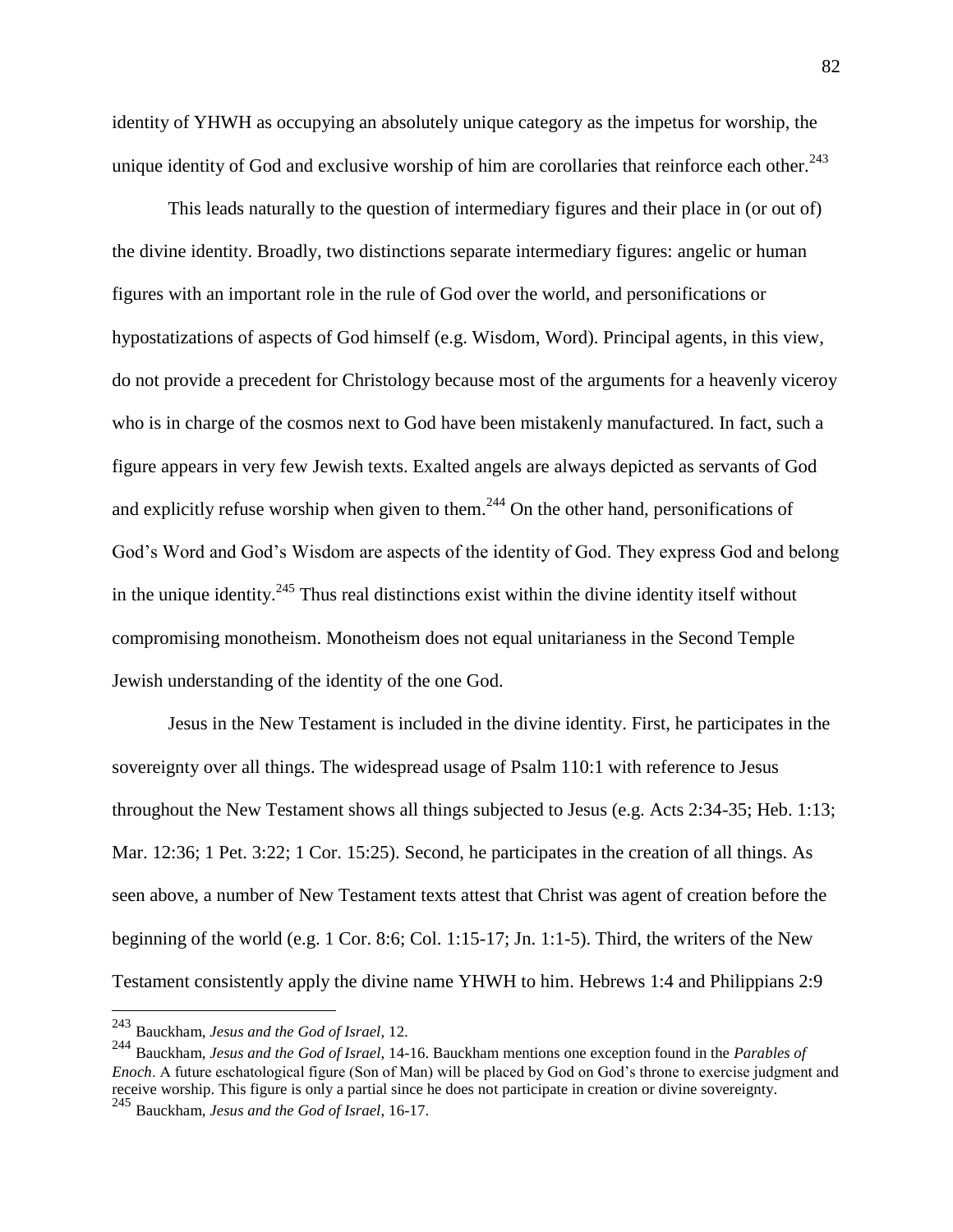identity of YHWH as occupying an absolutely unique category as the impetus for worship, the unique identity of God and exclusive worship of him are corollaries that reinforce each other.[243]

This leads naturally to the question of intermediary figures and their place in (or out of) the divine identity. Broadly, two distinctions separate intermediary figures: angelic or human figures with an important role in the rule of God over the world, and personifications or hypostatizations of aspects of God himself (e.g. Wisdom, Word). Principal agents, in this view, do not provide a precedent for Christology because most of the arguments for a heavenly viceroy who is in charge of the cosmos next to God have been mistakenly manufactured. In fact, such a figure appears in very few Jewish texts. Exalted angels are always depicted as servants of God and explicitly refuse worship when given to them.[244] On the other hand, personifications of God's Word and God's Wisdom are aspects of the identity of God. They express God and belong in the unique identity.[245] Thus real distinctions exist within the divine identity itself without compromising monotheism. Monotheism does not equal unitarianess in the Second Temple Jewish understanding of the identity of the one God.

Jesus in the New Testament is included in the divine identity. First, he participates in the sovereignty over all things. The widespread usage of Psalm 110:1 with reference to Jesus throughout the New Testament shows all things subjected to Jesus (e.g. Acts 2:34-35; Heb. 1:13; Mar. 12:36; 1 Pet. 3:22; 1 Cor. 15:25). Second, he participates in the creation of all things. As seen above, a number of New Testament texts attest that Christ was agent of creation before the beginning of the world (e.g. 1 Cor. 8:6; Col. 1:15-17; Jn. 1:1-5). Third, the writers of the New Testament consistently apply the divine name YHWH to him. Hebrews 1:4 and Philippians 2:9

---

[243] Bauckham, *Jesus and the God of Israel*, 12.

[244] Bauckham, *Jesus and the God of Israel*, 14-16. Bauckham mentions one exception found in the *Parables of Enoch*. A future eschatological figure (Son of Man) will be placed by God on God's throne to exercise judgment and receive worship. This figure is only a partial since he does not participate in creation or divine sovereignty.

[245] Bauckham, *Jesus and the God of Israel*, 16-17.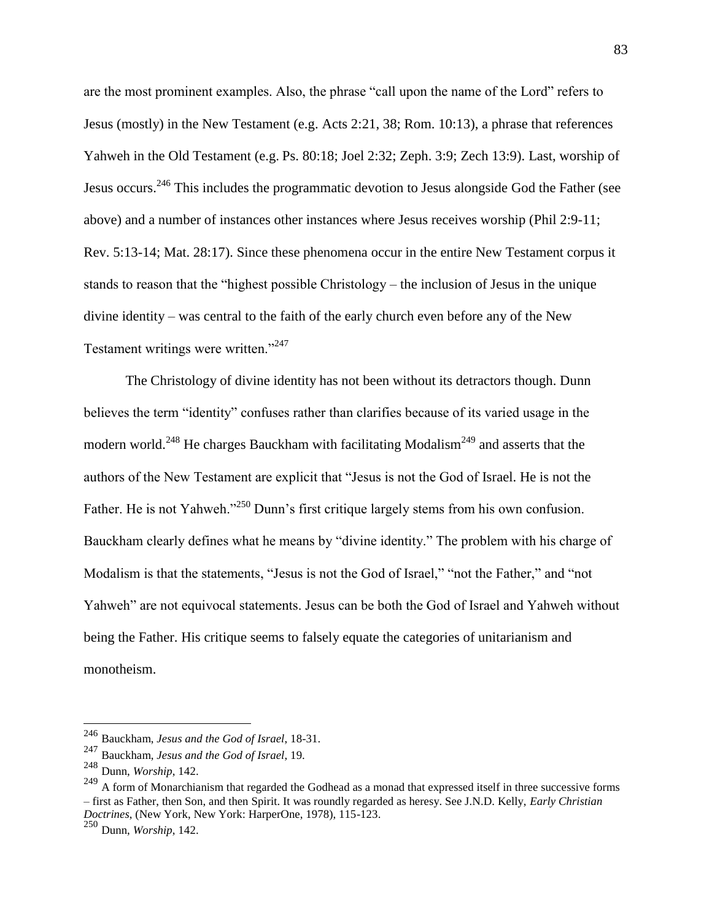are the most prominent examples. Also, the phrase "call upon the name of the Lord" refers to Jesus (mostly) in the New Testament (e.g. Acts 2:21, 38; Rom. 10:13), a phrase that references Yahweh in the Old Testament (e.g. Ps. 80:18; Joel 2:32; Zeph. 3:9; Zech 13:9). Last, worship of Jesus occurs.[246] This includes the programmatic devotion to Jesus alongside God the Father (see above) and a number of instances other instances where Jesus receives worship (Phil 2:9-11; Rev. 5:13-14; Mat. 28:17). Since these phenomena occur in the entire New Testament corpus it stands to reason that the "highest possible Christology – the inclusion of Jesus in the unique divine identity – was central to the faith of the early church even before any of the New Testament writings were written."[247]

The Christology of divine identity has not been without its detractors though. Dunn believes the term "identity" confuses rather than clarifies because of its varied usage in the modern world.[248] He charges Bauckham with facilitating Modalism[249] and asserts that the authors of the New Testament are explicit that "Jesus is not the God of Israel. He is not the Father. He is not Yahweh."[250] Dunn's first critique largely stems from his own confusion. Bauckham clearly defines what he means by "divine identity." The problem with his charge of Modalism is that the statements, "Jesus is not the God of Israel," "not the Father," and "not Yahweh" are not equivocal statements. Jesus can be both the God of Israel and Yahweh without being the Father. His critique seems to falsely equate the categories of unitarianism and monotheism.

---

[246] Bauckham, *Jesus and the God of Israel*, 18-31.

[247] Bauckham, *Jesus and the God of Israel*, 19.

[248] Dunn, *Worship*, 142.

[249] A form of Monarchianism that regarded the Godhead as a monad that expressed itself in three successive forms – first as Father, then Son, and then Spirit. It was roundly regarded as heresy. See J.N.D. Kelly, *Early Christian Doctrines*, (New York, New York: HarperOne, 1978), 115-123.

[250] Dunn, *Worship*, 142.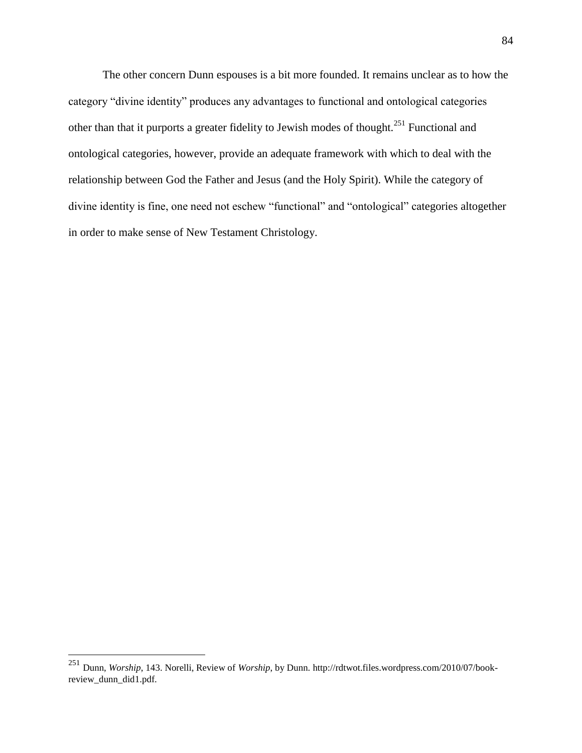The other concern Dunn espouses is a bit more founded. It remains unclear as to how the category "divine identity" produces any advantages to functional and ontological categories other than that it purports a greater fidelity to Jewish modes of thought.[251] Functional and ontological categories, however, provide an adequate framework with which to deal with the relationship between God the Father and Jesus (and the Holy Spirit). While the category of divine identity is fine, one need not eschew "functional" and "ontological" categories altogether in order to make sense of New Testament Christology.

---

[251] Dunn, *Worship*, 143. Norelli, Review of *Worship*, by Dunn. http://rdtwot.files.wordpress.com/2010/07/book-review_dunn_did1.pdf.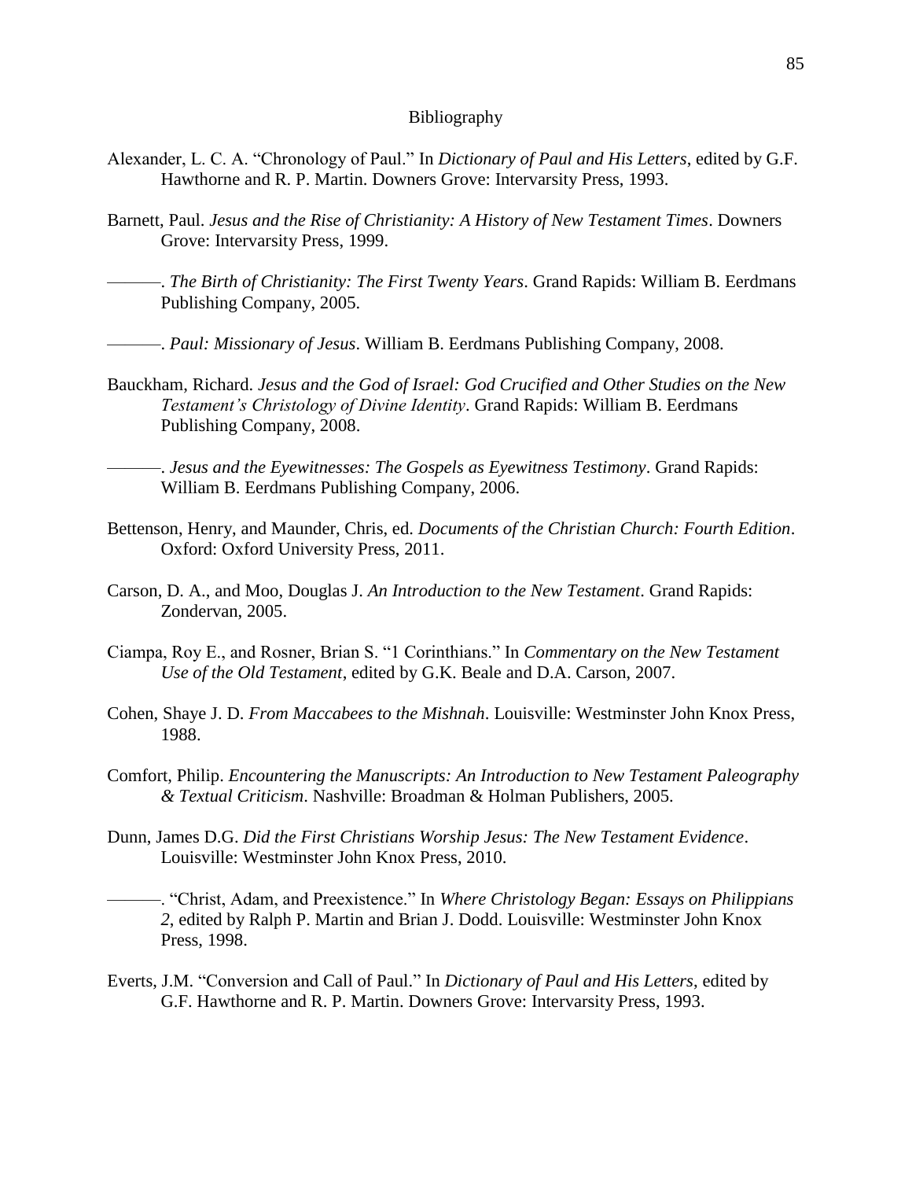# Bibliography

Alexander, L. C. A. "Chronology of Paul." In *Dictionary of Paul and His Letters*, edited by G.F. Hawthorne and R. P. Martin. Downers Grove: Intervarsity Press, 1993.

Barnett, Paul. *Jesus and the Rise of Christianity: A History of New Testament Times*. Downers Grove: Intervarsity Press, 1999.

———. *The Birth of Christianity: The First Twenty Years*. Grand Rapids: William B. Eerdmans Publishing Company, 2005.

———. *Paul: Missionary of Jesus*. William B. Eerdmans Publishing Company, 2008.

Bauckham, Richard. *Jesus and the God of Israel: God Crucified and Other Studies on the New Testament's Christology of Divine Identity*. Grand Rapids: William B. Eerdmans Publishing Company, 2008.

———. *Jesus and the Eyewitnesses: The Gospels as Eyewitness Testimony*. Grand Rapids: William B. Eerdmans Publishing Company, 2006.

Bettenson, Henry, and Maunder, Chris, ed. *Documents of the Christian Church: Fourth Edition*. Oxford: Oxford University Press, 2011.

Carson, D. A., and Moo, Douglas J. *An Introduction to the New Testament*. Grand Rapids: Zondervan, 2005.

Ciampa, Roy E., and Rosner, Brian S. "1 Corinthians." In *Commentary on the New Testament Use of the Old Testament*, edited by G.K. Beale and D.A. Carson, 2007.

Cohen, Shaye J. D. *From Maccabees to the Mishnah*. Louisville: Westminster John Knox Press, 1988.

Comfort, Philip. *Encountering the Manuscripts: An Introduction to New Testament Paleography & Textual Criticism*. Nashville: Broadman & Holman Publishers, 2005.

Dunn, James D.G. *Did the First Christians Worship Jesus: The New Testament Evidence*. Louisville: Westminster John Knox Press, 2010.

———. "Christ, Adam, and Preexistence." In *Where Christology Began: Essays on Philippians 2*, edited by Ralph P. Martin and Brian J. Dodd. Louisville: Westminster John Knox Press, 1998.

Everts, J.M. "Conversion and Call of Paul." In *Dictionary of Paul and His Letters*, edited by G.F. Hawthorne and R. P. Martin. Downers Grove: Intervarsity Press, 1993.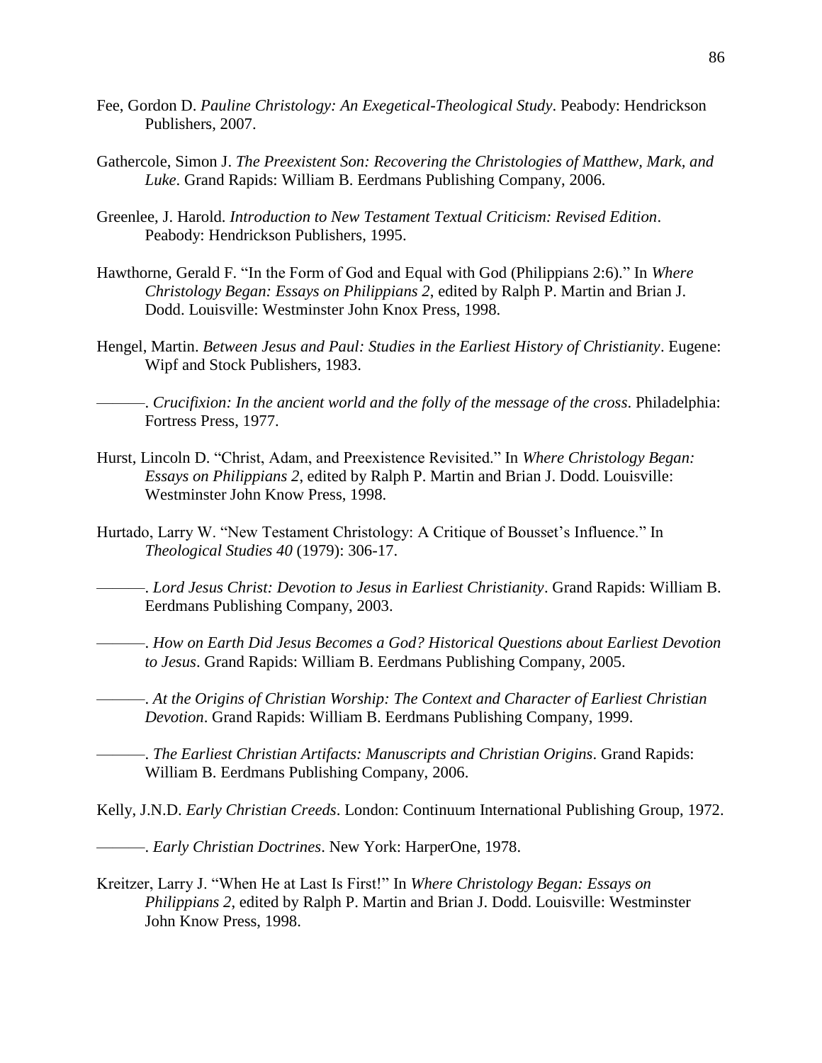Fee, Gordon D. *Pauline Christology: An Exegetical-Theological Study*. Peabody: Hendrickson Publishers, 2007.

Gathercole, Simon J. *The Preexistent Son: Recovering the Christologies of Matthew, Mark, and Luke*. Grand Rapids: William B. Eerdmans Publishing Company, 2006.

Greenlee, J. Harold. *Introduction to New Testament Textual Criticism: Revised Edition*. Peabody: Hendrickson Publishers, 1995.

Hawthorne, Gerald F. "In the Form of God and Equal with God (Philippians 2:6)." In *Where Christology Began: Essays on Philippians 2*, edited by Ralph P. Martin and Brian J. Dodd. Louisville: Westminster John Knox Press, 1998.

Hengel, Martin. *Between Jesus and Paul: Studies in the Earliest History of Christianity*. Eugene: Wipf and Stock Publishers, 1983.

———. *Crucifixion: In the ancient world and the folly of the message of the cross*. Philadelphia: Fortress Press, 1977.

Hurst, Lincoln D. "Christ, Adam, and Preexistence Revisited." In *Where Christology Began: Essays on Philippians 2*, edited by Ralph P. Martin and Brian J. Dodd. Louisville: Westminster John Know Press, 1998.

Hurtado, Larry W. "New Testament Christology: A Critique of Bousset's Influence." In *Theological Studies 40* (1979): 306-17.

———. *Lord Jesus Christ: Devotion to Jesus in Earliest Christianity*. Grand Rapids: William B. Eerdmans Publishing Company, 2003.

———. *How on Earth Did Jesus Becomes a God? Historical Questions about Earliest Devotion to Jesus*. Grand Rapids: William B. Eerdmans Publishing Company, 2005.

———. *At the Origins of Christian Worship: The Context and Character of Earliest Christian Devotion*. Grand Rapids: William B. Eerdmans Publishing Company, 1999.

———. *The Earliest Christian Artifacts: Manuscripts and Christian Origins*. Grand Rapids: William B. Eerdmans Publishing Company, 2006.

Kelly, J.N.D. *Early Christian Creeds*. London: Continuum International Publishing Group, 1972.

———. *Early Christian Doctrines*. New York: HarperOne, 1978.

Kreitzer, Larry J. "When He at Last Is First!" In *Where Christology Began: Essays on Philippians 2*, edited by Ralph P. Martin and Brian J. Dodd. Louisville: Westminster John Know Press, 1998.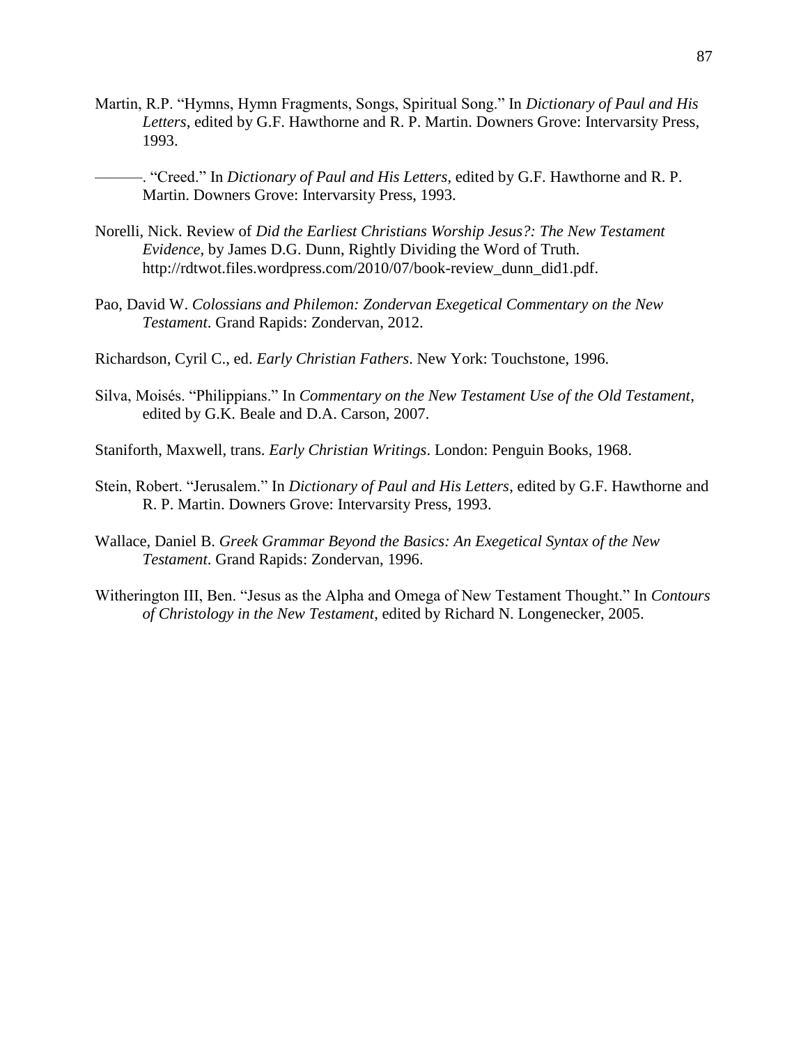Martin, R.P. "Hymns, Hymn Fragments, Songs, Spiritual Song." In *Dictionary of Paul and His Letters*, edited by G.F. Hawthorne and R. P. Martin. Downers Grove: Intervarsity Press, 1993.

———. "Creed." In *Dictionary of Paul and His Letters*, edited by G.F. Hawthorne and R. P. Martin. Downers Grove: Intervarsity Press, 1993.

Norelli, Nick. Review of *Did the Earliest Christians Worship Jesus?: The New Testament Evidence*, by James D.G. Dunn, Rightly Dividing the Word of Truth. http://rdtwot.files.wordpress.com/2010/07/book-review_dunn_did1.pdf.

Pao, David W. *Colossians and Philemon: Zondervan Exegetical Commentary on the New Testament*. Grand Rapids: Zondervan, 2012.

Richardson, Cyril C., ed. *Early Christian Fathers*. New York: Touchstone, 1996.

Silva, Moisés. "Philippians." In *Commentary on the New Testament Use of the Old Testament*, edited by G.K. Beale and D.A. Carson, 2007.

Staniforth, Maxwell, trans. *Early Christian Writings*. London: Penguin Books, 1968.

Stein, Robert. "Jerusalem." In *Dictionary of Paul and His Letters*, edited by G.F. Hawthorne and R. P. Martin. Downers Grove: Intervarsity Press, 1993.

Wallace, Daniel B. *Greek Grammar Beyond the Basics: An Exegetical Syntax of the New Testament*. Grand Rapids: Zondervan, 1996.

Witherington III, Ben. "Jesus as the Alpha and Omega of New Testament Thought." In *Contours of Christology in the New Testament*, edited by Richard N. Longenecker, 2005.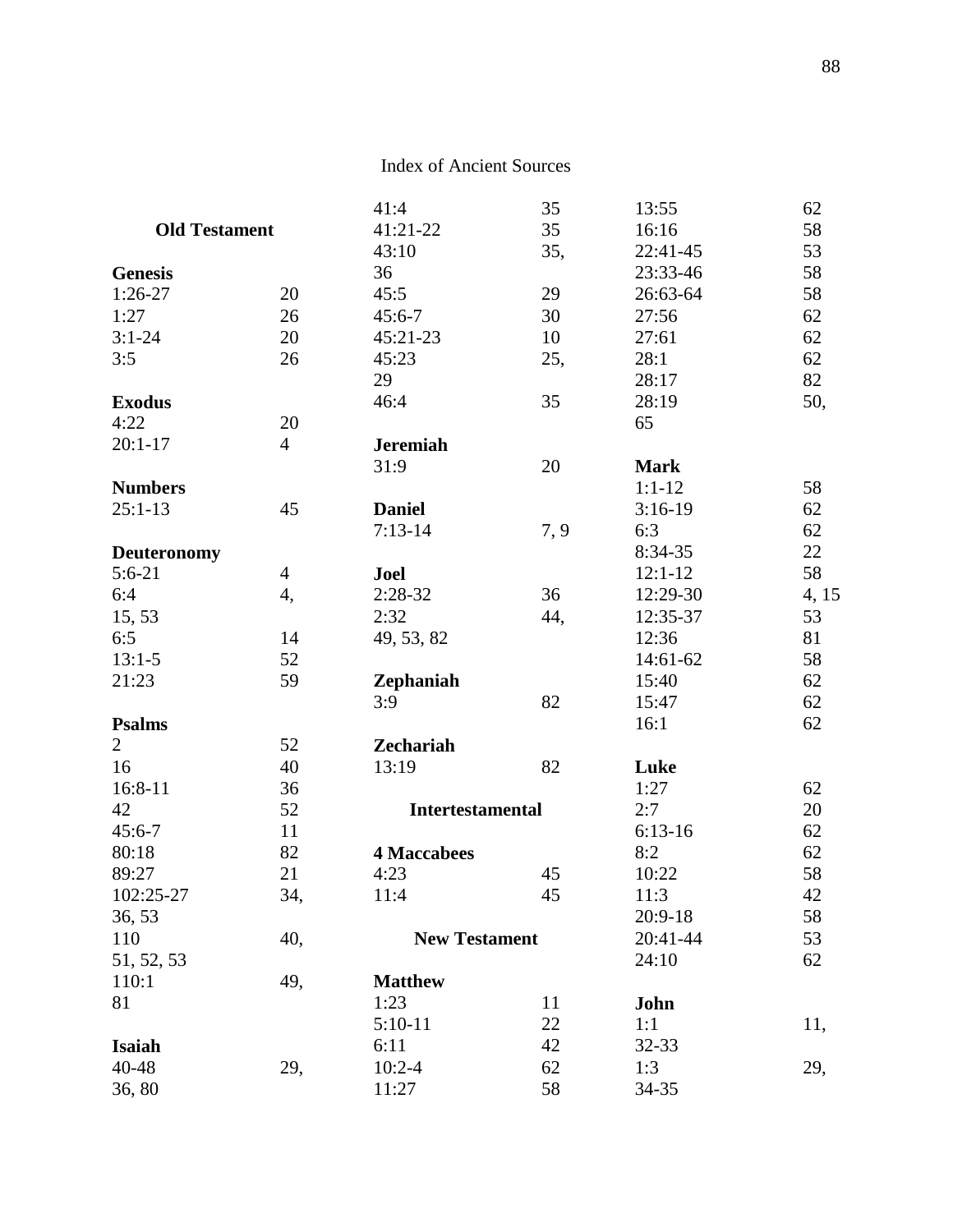# Index of Ancient Sources

## Old Testament

**Genesis**
1:26-27 20
1:27 26
3:1-24 20
3:5 26

**Exodus**
4:22 20
20:1-17 4

**Numbers**
25:1-13 45

**Deuteronomy**
5:6-21 4
6:4 4, 15, 53
6:5 14
13:1-5 52
21:23 59

**Psalms**
2 52
16 40
16:8-11 36
42 52
45:6-7 11
80:18 82
89:27 21
102:25-27 34, 36, 53
110 40, 51, 52, 53
110:1 49, 81

**Isaiah**
40-48 29, 36, 80
41:4 35
41:21-22 35
43:10 35, 36
45:5 29
45:6-7 30
45:21-23 10
45:23 25, 29
46:4 35

**Jeremiah**
31:9 20

**Daniel**
7:13-14 7, 9

**Joel**
2:28-32 36
2:32 44, 49, 53, 82

**Zephaniah**
3:9 82

**Zechariah**
13:19 82

## Intertestamental

**4 Maccabees**
4:23 45
11:4 45

## New Testament

**Matthew**
1:23 11
5:10-11 22
6:11 42
10:2-4 62
11:27 58
13:55 62
16:16 58
22:41-45 53
23:33-46 58
26:63-64 58
27:56 62
27:61 62
28:1 62
28:17 82
28:19 50, 65

**Mark**
1:1-12 58
3:16-19 62
6:3 62
8:34-35 22
12:1-12 58
12:29-30 4, 15
12:35-37 53
12:36 81
14:61-62 58
15:40 62
15:47 62
16:1 62

**Luke**
1:27 62
2:7 20
6:13-16 62
8:2 62
10:22 58
11:3 42
20:9-18 58
20:41-44 53
24:10 62

**John**
1:1 11, 32-33
1:3 29, 34-35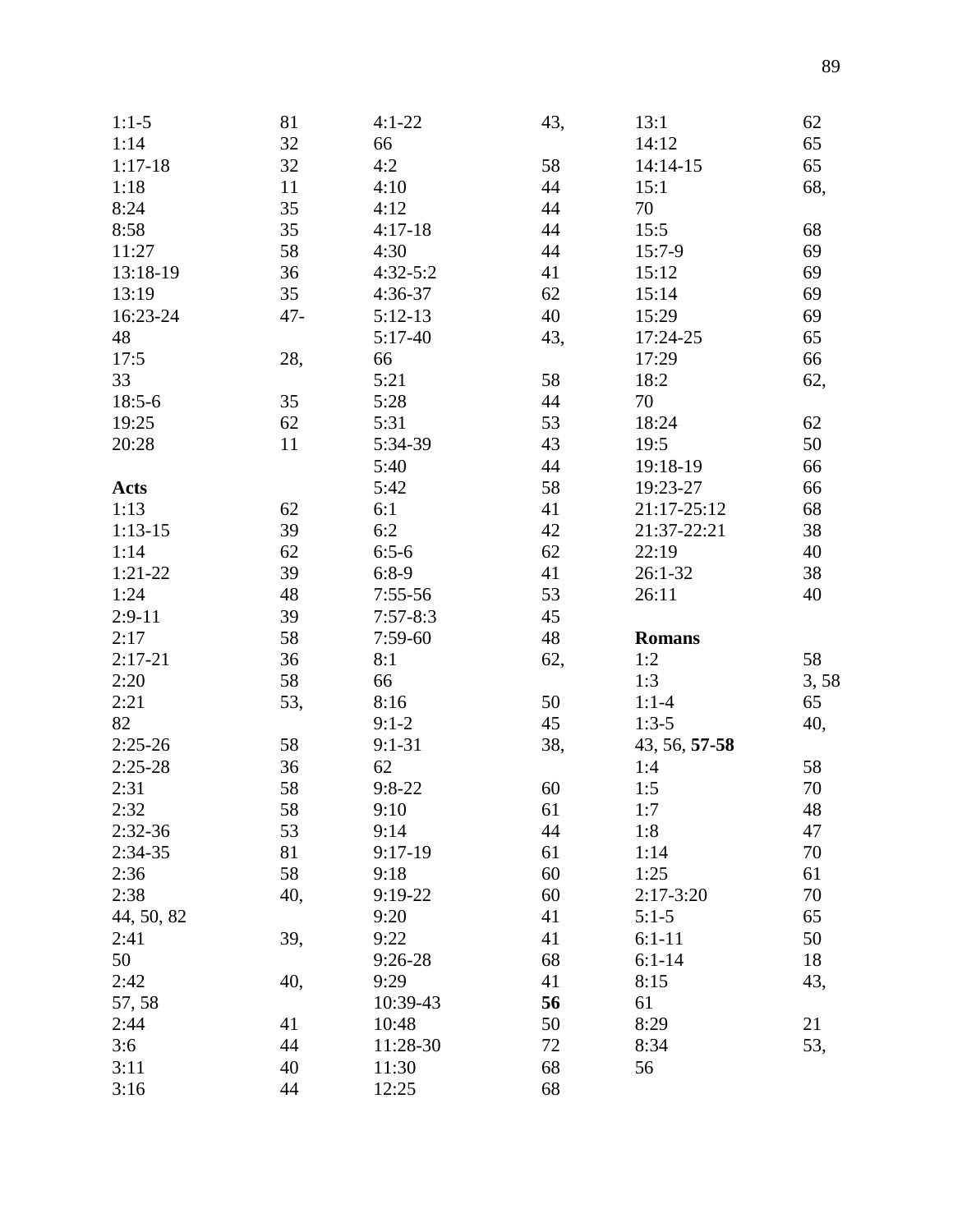1:1-5 81
1:14 32
1:17-18 32
1:18 11
8:24 35
8:58 35
11:27 58
13:18-19 36
13:19 35
16:23-24 47-48
17:5 28, 33
18:5-6 35
19:25 62
20:28 11

**Acts**

1:13 62
1:13-15 39
1:14 62
1:21-22 39
1:24 48
2:9-11 39
2:17 58
2:17-21 36
2:20 58
2:21 53, 82
2:25-26 58
2:25-28 36
2:31 58
2:32 58
2:32-36 53
2:34-35 81
2:36 58
2:38 40, 44, 50, 82
2:41 39, 50
2:42 40, 57, 58
2:44 41
3:6 44
3:11 40
3:16 44
4:1-22 43, 66
4:2 58
4:10 44
4:12 44
4:17-18 44
4:30 44
4:32-5:2 41
4:36-37 62
5:12-13 40
5:17-40 43, 66
5:21 58
5:28 44
5:31 53
5:34-39 43
5:40 44
5:42 58
6:1 41
6:2 42
6:5-6 62
6:8-9 41
7:55-56 53
7:57-8:3 45
7:59-60 48
8:1 62, 66
8:16 50
9:1-2 45
9:1-31 38, 62
9:8-22 60
9:10 61
9:14 44
9:17-19 61
9:18 60
9:19-22 60
9:20 41
9:22 41
9:26-28 68
9:29 41
10:39-43 **56**
10:48 50
11:28-30 72
11:30 68
12:25 68
13:1 62
14:12 65
14:14-15 65
15:1 68, 70
15:5 68
15:7-9 69
15:12 69
15:14 69
15:29 69
17:24-25 65
17:29 66
18:2 62, 70
18:24 62
19:5 50
19:18-19 66
19:23-27 66
21:17-25:12 68
21:37-22:21 38
22:19 40
26:1-32 38
26:11 40

**Romans**

1:2 58
1:3 3, 58
1:1-4 65
1:3-5 40, 43, 56, **57-58**
1:4 58
1:5 70
1:7 48
1:8 47
1:14 70
1:25 61
2:17-3:20 70
5:1-5 65
6:1-11 50
6:1-14 18
8:15 43, 61
8:29 21
8:34 53, 56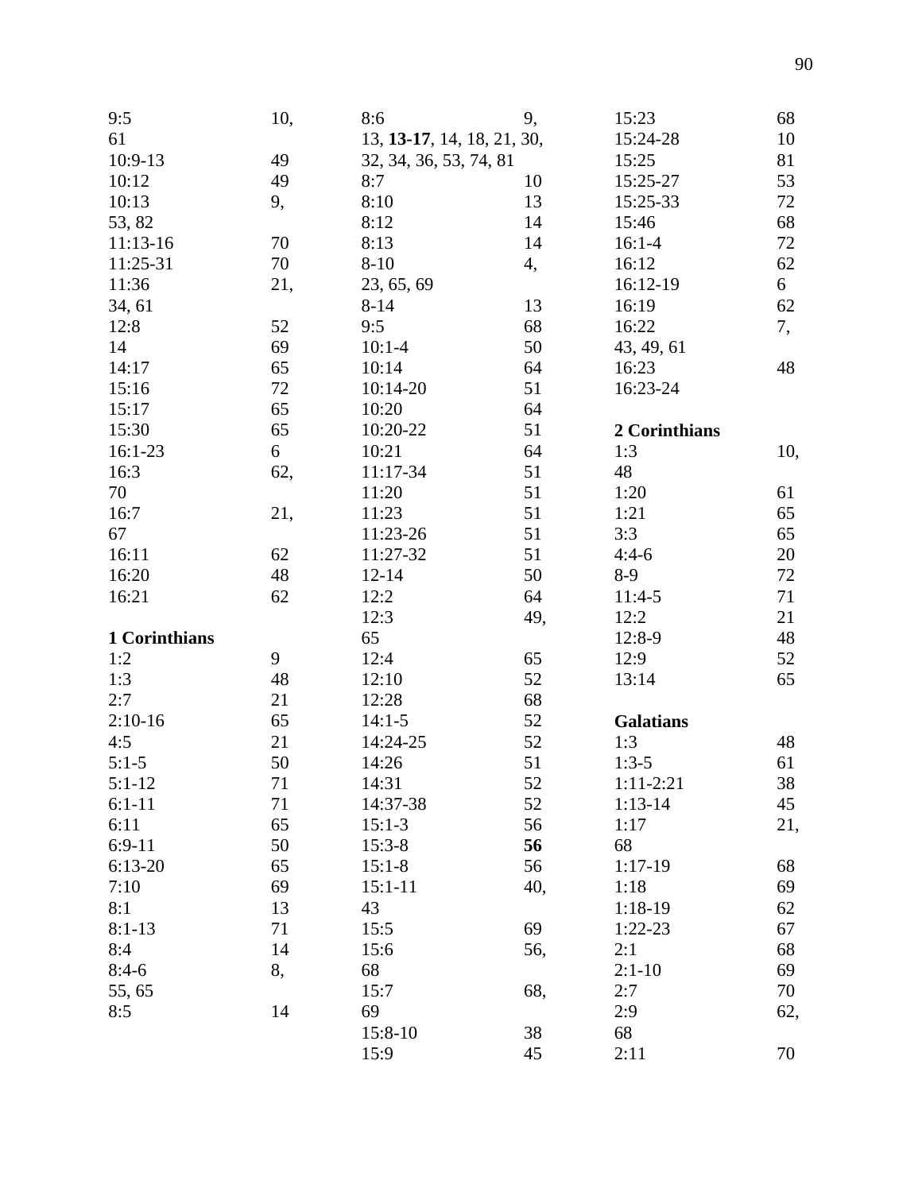9:5 10, 61
10:9-13 49
10:12 49
10:13 9, 53, 82
11:13-16 70
11:25-31 70
11:36 21, 34, 61
12:8 52
14 69
14:17 65
15:16 72
15:17 65
15:30 65
16:1-23 6
16:3 62, 70
16:7 21, 67
16:11 62
16:20 48
16:21 62

**1 Corinthians**
1:2 9
1:3 48
2:7 21
2:10-16 65
4:5 21
5:1-5 50
5:1-12 71
6:1-11 71
6:11 65
6:9-11 50
6:13-20 65
7:10 69
8:1 13
8:1-13 71
8:4 14
8:4-6 8, 55, 65
8:5 14
8:6 9, 13, **13-17**, 14, 18, 21, 30, 32, 34, 36, 53, 74, 81
8:7 10
8:10 13
8:12 14
8:13 14
8-10 4, 23, 65, 69
8-14 13
9:5 68
10:1-4 50
10:14 64
10:14-20 51
10:20 64
10:20-22 51
10:21 64
11:17-34 51
11:20 51
11:23 51
11:23-26 51
11:27-32 51
12-14 50
12:2 64
12:3 49, 65
12:4 65
12:10 52
12:28 68
14:1-5 52
14:24-25 52
14:26 51
14:31 52
14:37-38 52
15:1-3 56
15:3-8 **56**
15:1-8 56
15:1-11 40, 43
15:5 69
15:6 56, 68
15:7 68, 69
15:8-10 38
15:9 45
15:23 68
15:24-28 10
15:25 81
15:25-27 53
15:25-33 72
15:46 68
16:1-4 72
16:12 62
16:12-19 6
16:19 62
16:22 7, 43, 49, 61
16:23 48
16:23-24

**2 Corinthians**
1:3 10, 48
1:20 61
1:21 65
3:3 65
4:4-6 20
8-9 72
11:4-5 71
12:2 21
12:8-9 48
12:9 52
13:14 65

**Galatians**
1:3 48
1:3-5 61
1:11-2:21 38
1:13-14 45
1:17 21, 68
1:17-19 68
1:18 69
1:18-19 62
1:22-23 67
2:1 68
2:1-10 69
2:7 70
2:9 62, 68
2:11 70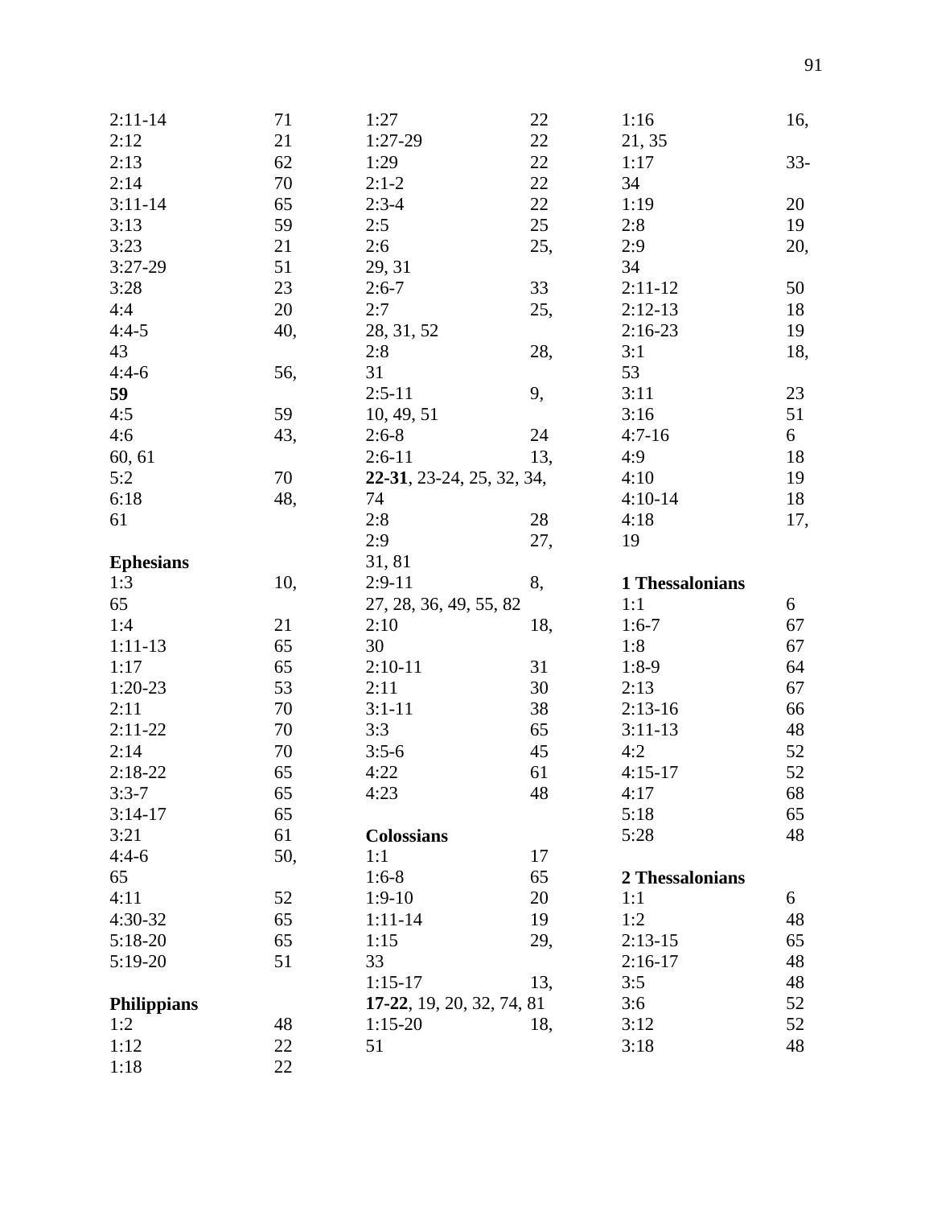2:11-14 71
2:12 21
2:13 62
2:14 70
3:11-14 65
3:13 59
3:23 21
3:27-29 51
3:28 23
4:4 20
4:4-5 40, 43
4:4-6 56, **59**
4:5 59
4:6 43, 60, 61
5:2 70
6:18 48, 61

**Ephesians**
1:3 10, 65
1:4 21
1:11-13 65
1:17 65
1:20-23 53
2:11 70
2:11-22 70
2:14 70
2:18-22 65
3:3-7 65
3:14-17 65
3:21 61
4:4-6 50, 65
4:11 52
4:30-32 65
5:18-20 65
5:19-20 51

**Philippians**
1:2 48
1:12 22
1:18 22
1:27 22
1:27-29 22
1:29 22
2:1-2 22
2:3-4 22
2:5 25
2:6 25, 29, 31
2:6-7 33
2:7 25, 28, 31, 52
2:8 28, 31
2:5-11 9, 10, 49, 51
2:6-8 24
2:6-11 13, **22-31**, 23-24, 25, 32, 34, 74
2:8 28
2:9 27, 31, 81
2:9-11 8, 27, 28, 36, 49, 55, 82
2:10 18, 30
2:10-11 31
2:11 30
3:1-11 38
3:3 65
3:5-6 45
4:22 61
4:23 48

**Colossians**
1:1 17
1:6-8 65
1:9-10 20
1:11-14 19
1:15 29, 33
1:15-17 13, **17-22**, 19, 20, 32, 74, 81
1:15-20 18, 51
1:16 16, 21, 35
1:17 33-34
1:19 20
2:8 19
2:9 20, 34
2:11-12 50
2:12-13 18
2:16-23 19
3:1 18, 53
3:11 23
3:16 51
4:7-16 6
4:9 18
4:10 19
4:10-14 18
4:18 17, 19

**1 Thessalonians**
1:1 6
1:6-7 67
1:8 67
1:8-9 64
2:13 67
2:13-16 66
3:11-13 48
4:2 52
4:15-17 52
4:17 68
5:18 65
5:28 48

**2 Thessalonians**
1:1 6
1:2 48
2:13-15 65
2:16-17 48
3:5 48
3:6 52
3:12 52
3:18 48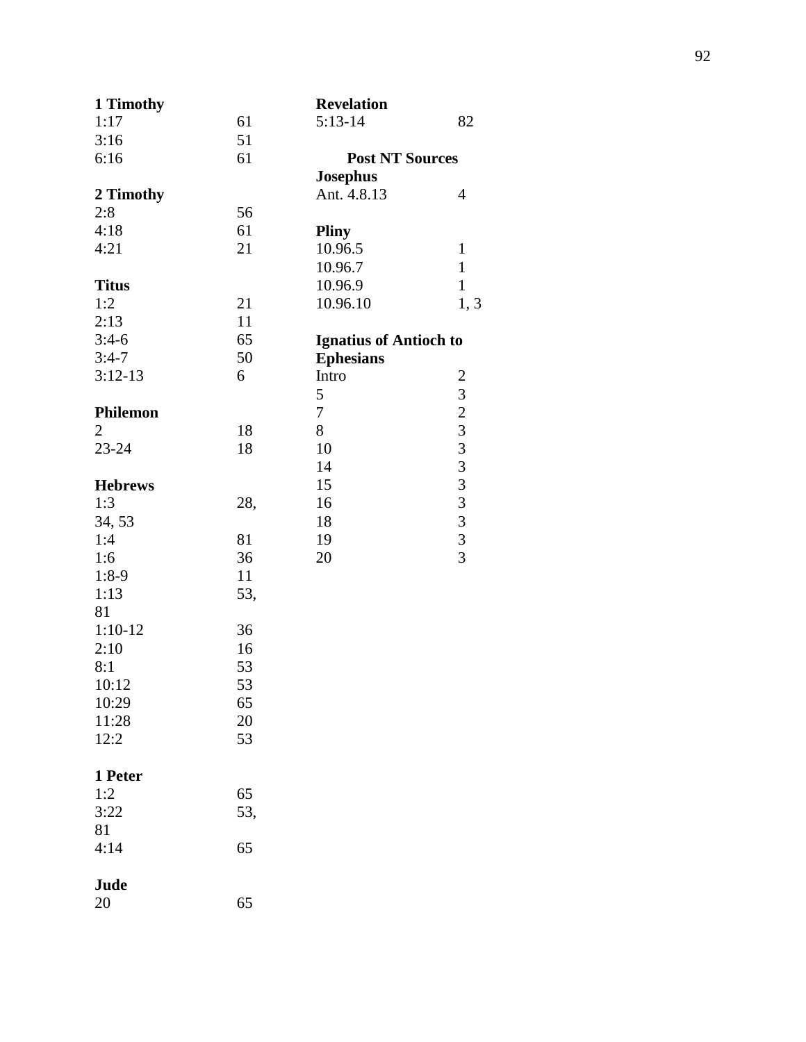**1 Timothy**

| | |
|---|---|
| 1:17 | 61 |
| 3:16 | 51 |
| 6:16 | 61 |

**2 Timothy**

| | |
|---|---|
| 2:8 | 56 |
| 4:18 | 61 |
| 4:21 | 21 |

**Titus**

| | |
|---|---|
| 1:2 | 21 |
| 2:13 | 11 |
| 3:4-6 | 65 |
| 3:4-7 | 50 |
| 3:12-13 | 6 |

**Philemon**

| | |
|---|---|
| 2 | 18 |
| 23-24 | 18 |

**Hebrews**

| | |
|---|---|
| 1:3 | 28, 34, 53 |
| 1:4 | 81 |
| 1:6 | 36 |
| 1:8-9 | 11 |
| 1:13 | 53, 81 |
| 1:10-12 | 36 |
| 2:10 | 16 |
| 8:1 | 53 |
| 10:12 | 53 |
| 10:29 | 65 |
| 11:28 | 20 |
| 12:2 | 53 |

**1 Peter**

| | |
|---|---|
| 1:2 | 65 |
| 3:22 | 53, 81 |
| 4:14 | 65 |

**Jude**

| | |
|---|---|
| 20 | 65 |

**Revelation**

| | |
|---|---|
| 5:13-14 | 82 |

## Post NT Sources

**Josephus**

| | |
|---|---|
| Ant. 4.8.13 | 4 |

**Pliny**

| | |
|---|---|
| 10.96.5 | 1 |
| 10.96.7 | 1 |
| 10.96.9 | 1 |
| 10.96.10 | 1, 3 |

**Ignatius of Antioch to Ephesians**

| | |
|---|---|
| Intro | 2 |
| 5 | 3 |
| 7 | 2 |
| 8 | 3 |
| 10 | 3 |
| 14 | 3 |
| 15 | 3 |
| 16 | 3 |
| 18 | 3 |
| 19 | 3 |
| 20 | 3 |